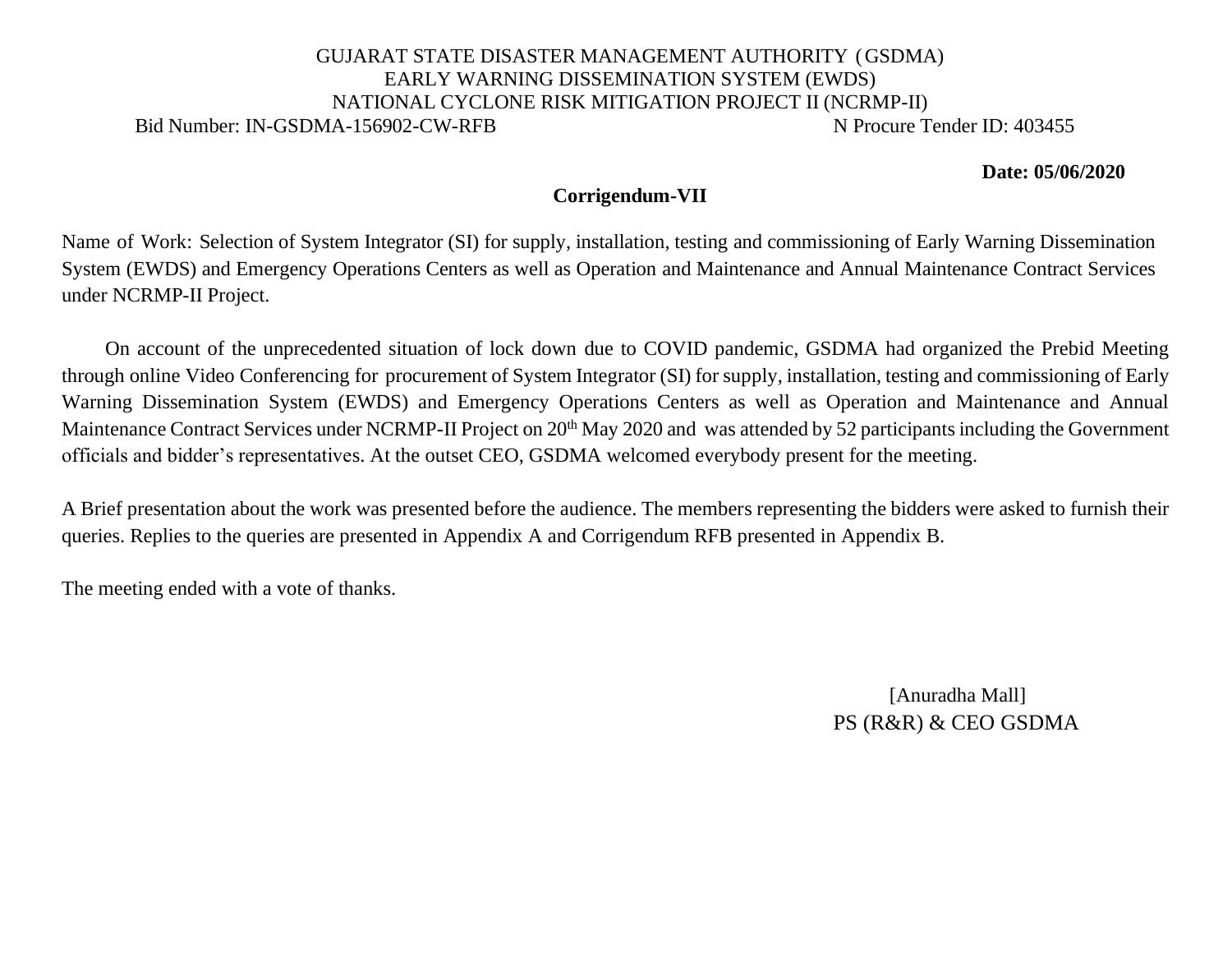GUJARAT STATE DISASTER MANAGEMENT AUTHORITY (GSDMA)
EARLY WARNING DISSEMINATION SYSTEM (EWDS)
NATIONAL CYCLONE RISK MITIGATION PROJECT II (NCRMP-II)

Bid Number: IN-GSDMA-156902-CW-RFB N Procure Tender ID: 403455

**Date: 05/06/2020**

**Corrigendum-VII**

Name of Work: Selection of System Integrator (SI) for supply, installation, testing and commissioning of Early Warning Dissemination System (EWDS) and Emergency Operations Centers as well as Operation and Maintenance and Annual Maintenance Contract Services under NCRMP-II Project.

On account of the unprecedented situation of lock down due to COVID pandemic, GSDMA had organized the Prebid Meeting through online Video Conferencing for procurement of System Integrator (SI) for supply, installation, testing and commissioning of Early Warning Dissemination System (EWDS) and Emergency Operations Centers as well as Operation and Maintenance and Annual Maintenance Contract Services under NCRMP-II Project on 20th May 2020 and was attended by 52 participants including the Government officials and bidder's representatives. At the outset CEO, GSDMA welcomed everybody present for the meeting.

A Brief presentation about the work was presented before the audience. The members representing the bidders were asked to furnish their queries. Replies to the queries are presented in Appendix A and Corrigendum RFB presented in Appendix B.

The meeting ended with a vote of thanks.

[Anuradha Mall]
PS (R&R) & CEO GSDMA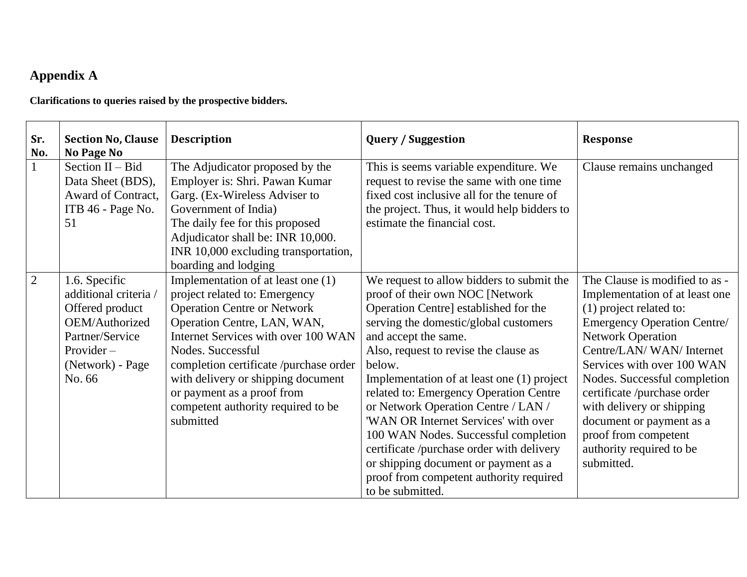## Appendix A

**Clarifications to queries raised by the prospective bidders.**

| Sr. No. | Section No, Clause No Page No | Description | Query / Suggestion | Response |
|---|---|---|---|---|
| 1 | Section II – Bid Data Sheet (BDS), Award of Contract, ITB 46 - Page No. 51 | The Adjudicator proposed by the Employer is: Shri. Pawan Kumar Garg. (Ex-Wireless Adviser to Government of India)<br>The daily fee for this proposed Adjudicator shall be: INR 10,000. INR 10,000 excluding transportation, boarding and lodging | This is seems variable expenditure. We request to revise the same with one time fixed cost inclusive all for the tenure of the project. Thus, it would help bidders to estimate the financial cost. | Clause remains unchanged |
| 2 | 1.6. Specific additional criteria / Offered product OEM/Authorized Partner/Service Provider – (Network) - Page No. 66 | Implementation of at least one (1) project related to: Emergency Operation Centre or Network Operation Centre, LAN, WAN, Internet Services with over 100 WAN Nodes. Successful completion certificate /purchase order with delivery or shipping document or payment as a proof from competent authority required to be submitted | We request to allow bidders to submit the proof of their own NOC [Network Operation Centre] established for the serving the domestic/global customers and accept the same.<br>Also, request to revise the clause as below.<br>Implementation of at least one (1) project related to: Emergency Operation Centre or Network Operation Centre / LAN / 'WAN OR Internet Services' with over 100 WAN Nodes. Successful completion certificate /purchase order with delivery or shipping document or payment as a proof from competent authority required to be submitted. | The Clause is modified to as - Implementation of at least one (1) project related to: Emergency Operation Centre/ Network Operation Centre/LAN/ WAN/ Internet Services with over 100 WAN Nodes. Successful completion certificate /purchase order with delivery or shipping document or payment as a proof from competent authority required to be submitted. |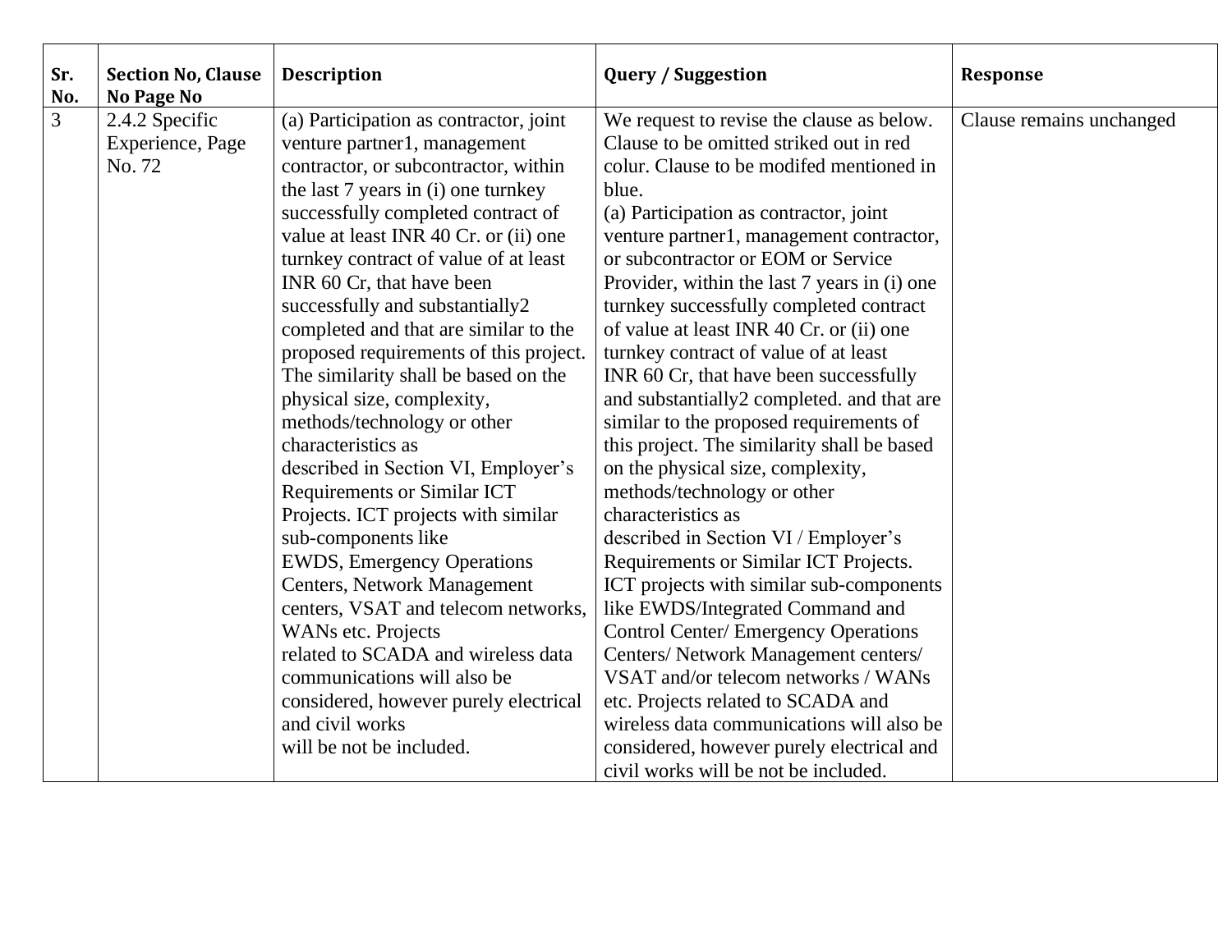| Sr. No. | Section No, Clause No Page No | Description | Query / Suggestion | Response |
|---|---|---|---|---|
| 3 | 2.4.2 Specific Experience, Page No. 72 | (a) Participation as contractor, joint venture partner1, management contractor, or subcontractor, within the last 7 years in (i) one turnkey successfully completed contract of value at least INR 40 Cr. or (ii) one turnkey contract of value of at least INR 60 Cr, that have been successfully and substantially2 completed and that are similar to the proposed requirements of this project. The similarity shall be based on the physical size, complexity, methods/technology or other characteristics as described in Section VI, Employer's Requirements or Similar ICT Projects. ICT projects with similar sub-components like EWDS, Emergency Operations Centers, Network Management centers, VSAT and telecom networks, WANs etc. Projects related to SCADA and wireless data communications will also be considered, however purely electrical and civil works will be not be included. | We request to revise the clause as below. Clause to be omitted striked out in red colur. Clause to be modifed mentioned in blue.<br>(a) Participation as contractor, joint venture partner1, management contractor, or subcontractor or EOM or Service Provider, within the last 7 years in (i) one turnkey successfully completed contract of value at least INR 40 Cr. or (ii) one turnkey contract of value of at least INR 60 Cr, that have been successfully and substantially2 completed. and that are similar to the proposed requirements of this project. The similarity shall be based on the physical size, complexity, methods/technology or other characteristics as described in Section VI / Employer's Requirements or Similar ICT Projects. ICT projects with similar sub-components like EWDS/Integrated Command and Control Center/ Emergency Operations Centers/ Network Management centers/ VSAT and/or telecom networks / WANs etc. Projects related to SCADA and wireless data communications will also be considered, however purely electrical and civil works will be not be included. | Clause remains unchanged |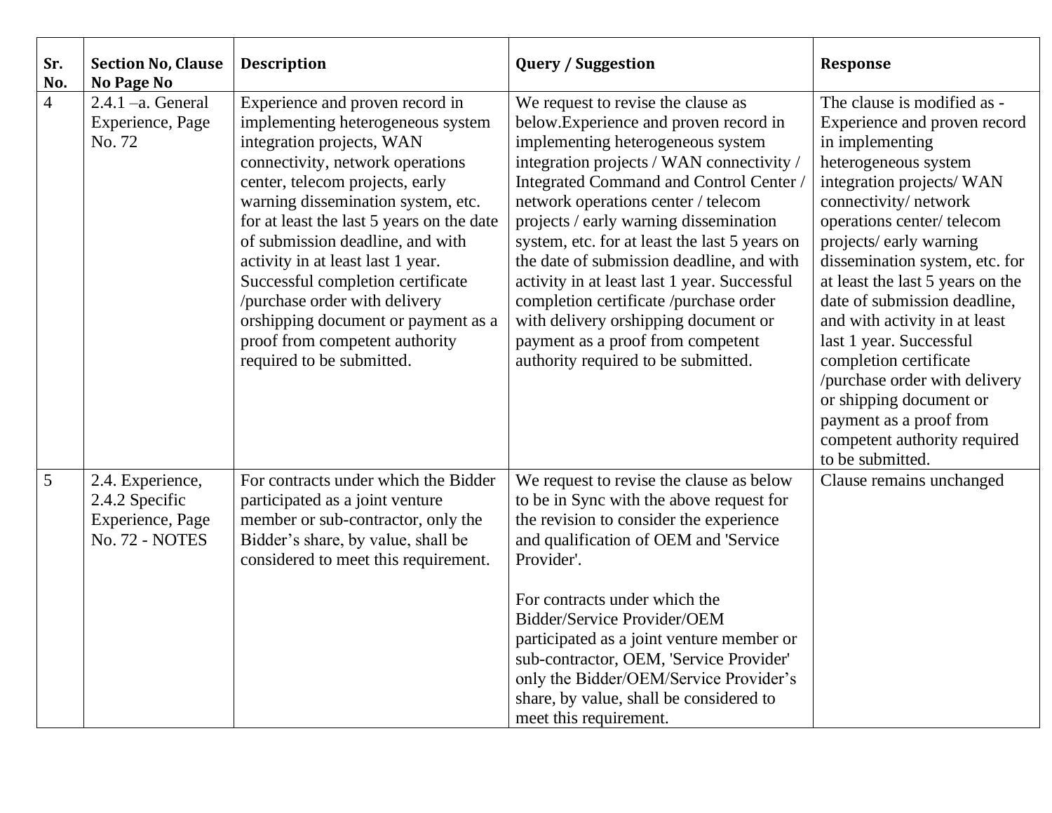| Sr. No. | Section No, Clause No Page No | Description | Query / Suggestion | Response |
|---|---|---|---|---|
| 4 | 2.4.1 –a. General Experience, Page No. 72 | Experience and proven record in implementing heterogeneous system integration projects, WAN connectivity, network operations center, telecom projects, early warning dissemination system, etc. for at least the last 5 years on the date of submission deadline, and with activity in at least last 1 year. Successful completion certificate /purchase order with delivery orshipping document or payment as a proof from competent authority required to be submitted. | We request to revise the clause as below.Experience and proven record in implementing heterogeneous system integration projects / WAN connectivity / Integrated Command and Control Center / network operations center / telecom projects / early warning dissemination system, etc. for at least the last 5 years on the date of submission deadline, and with activity in at least last 1 year. Successful completion certificate /purchase order with delivery orshipping document or payment as a proof from competent authority required to be submitted. | The clause is modified as - Experience and proven record in implementing heterogeneous system integration projects/ WAN connectivity/ network operations center/ telecom projects/ early warning dissemination system, etc. for at least the last 5 years on the date of submission deadline, and with activity in at least last 1 year. Successful completion certificate /purchase order with delivery or shipping document or payment as a proof from competent authority required to be submitted. |
| 5 | 2.4. Experience, 2.4.2 Specific Experience, Page No. 72 - NOTES | For contracts under which the Bidder participated as a joint venture member or sub-contractor, only the Bidder's share, by value, shall be considered to meet this requirement. | We request to revise the clause as below to be in Sync with the above request for the revision to consider the experience and qualification of OEM and 'Service Provider'.<br><br>For contracts under which the Bidder/Service Provider/OEM participated as a joint venture member or sub-contractor, OEM, 'Service Provider' only the Bidder/OEM/Service Provider's share, by value, shall be considered to meet this requirement. | Clause remains unchanged |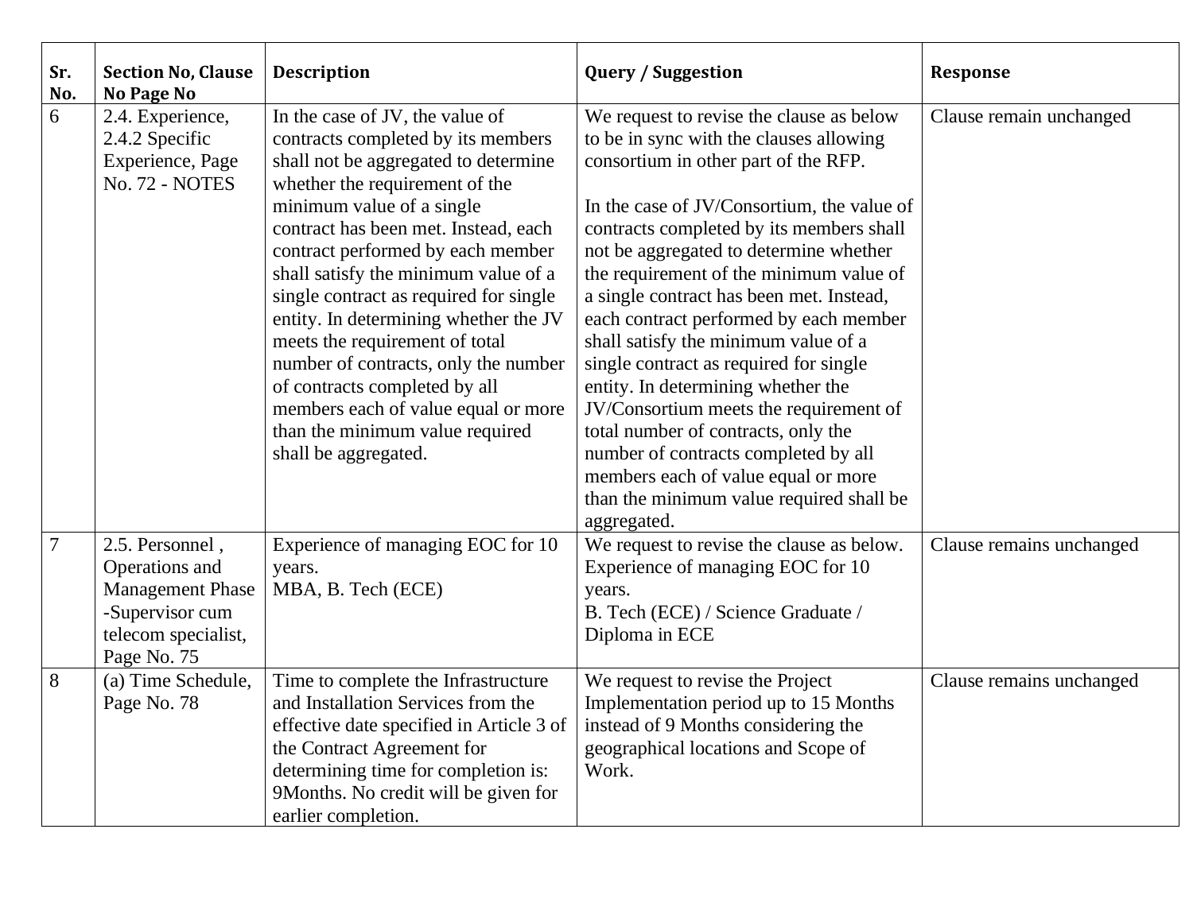| Sr. No. | Section No, Clause No Page No | Description | Query / Suggestion | Response |
|---|---|---|---|---|
| 6 | 2.4. Experience, 2.4.2 Specific Experience, Page No. 72 - NOTES | In the case of JV, the value of contracts completed by its members shall not be aggregated to determine whether the requirement of the minimum value of a single contract has been met. Instead, each contract performed by each member shall satisfy the minimum value of a single contract as required for single entity. In determining whether the JV meets the requirement of total number of contracts, only the number of contracts completed by all members each of value equal or more than the minimum value required shall be aggregated. | We request to revise the clause as below to be in sync with the clauses allowing consortium in other part of the RFP.<br><br>In the case of JV/Consortium, the value of contracts completed by its members shall not be aggregated to determine whether the requirement of the minimum value of a single contract has been met. Instead, each contract performed by each member shall satisfy the minimum value of a single contract as required for single entity. In determining whether the JV/Consortium meets the requirement of total number of contracts, only the number of contracts completed by all members each of value equal or more than the minimum value required shall be aggregated. | Clause remain unchanged |
| 7 | 2.5. Personnel , Operations and Management Phase -Supervisor cum telecom specialist, Page No. 75 | Experience of managing EOC for 10 years.<br>MBA, B. Tech (ECE) | We request to revise the clause as below.<br>Experience of managing EOC for 10 years.<br>B. Tech (ECE) / Science Graduate / Diploma in ECE | Clause remains unchanged |
| 8 | (a) Time Schedule, Page No. 78 | Time to complete the Infrastructure and Installation Services from the effective date specified in Article 3 of the Contract Agreement for determining time for completion is: 9Months. No credit will be given for earlier completion. | We request to revise the Project Implementation period up to 15 Months instead of 9 Months considering the geographical locations and Scope of Work. | Clause remains unchanged |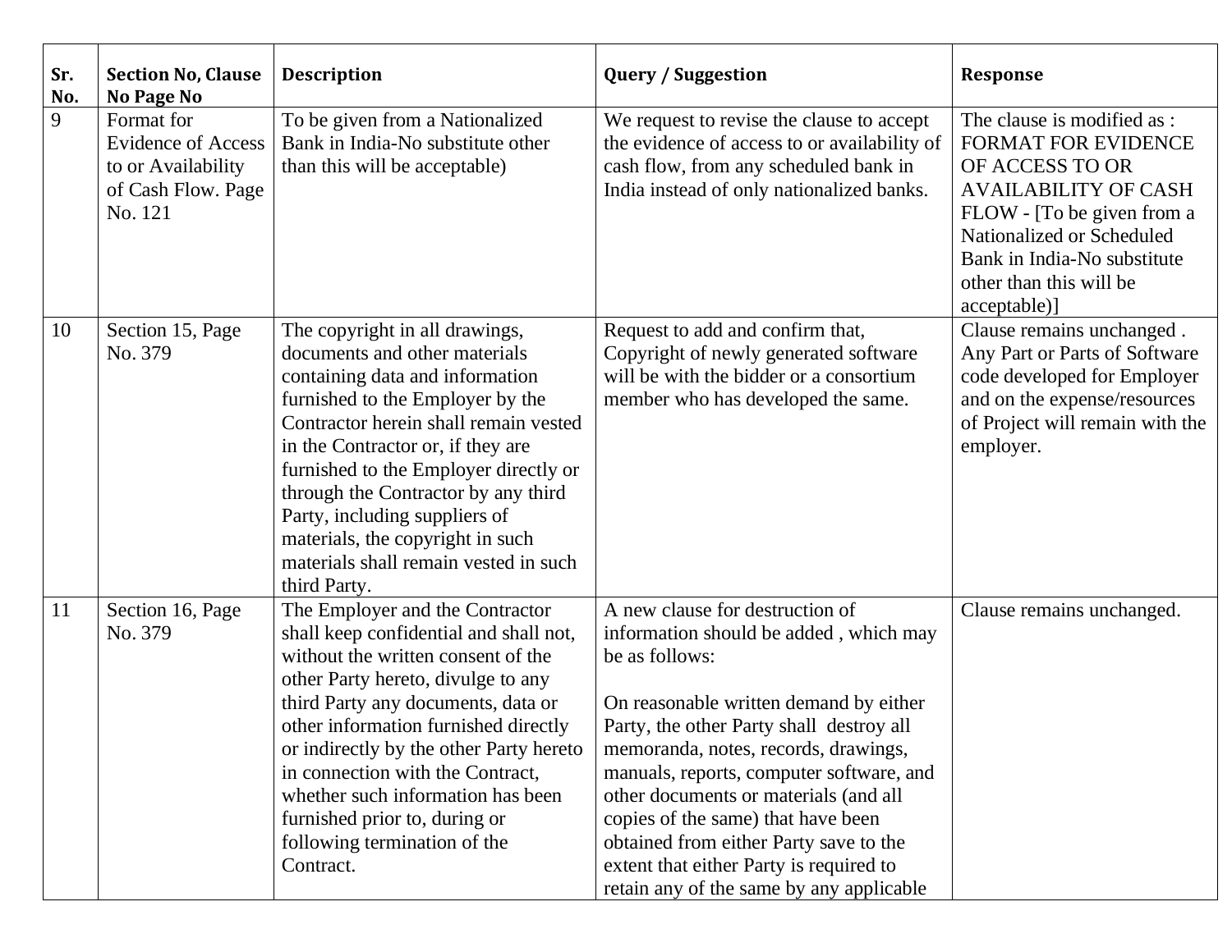| Sr. No. | Section No, Clause No Page No | Description | Query / Suggestion | Response |
|---|---|---|---|---|
| 9 | Format for Evidence of Access to or Availability of Cash Flow. Page No. 121 | To be given from a Nationalized Bank in India-No substitute other than this will be acceptable) | We request to revise the clause to accept the evidence of access to or availability of cash flow, from any scheduled bank in India instead of only nationalized banks. | The clause is modified as : FORMAT FOR EVIDENCE OF ACCESS TO OR AVAILABILITY OF CASH FLOW - [To be given from a Nationalized or Scheduled Bank in India-No substitute other than this will be acceptable)] |
| 10 | Section 15, Page No. 379 | The copyright in all drawings, documents and other materials containing data and information furnished to the Employer by the Contractor herein shall remain vested in the Contractor or, if they are furnished to the Employer directly or through the Contractor by any third Party, including suppliers of materials, the copyright in such materials shall remain vested in such third Party. | Request to add and confirm that, Copyright of newly generated software will be with the bidder or a consortium member who has developed the same. | Clause remains unchanged . Any Part or Parts of Software code developed for Employer and on the expense/resources of Project will remain with the employer. |
| 11 | Section 16, Page No. 379 | The Employer and the Contractor shall keep confidential and shall not, without the written consent of the other Party hereto, divulge to any third Party any documents, data or other information furnished directly or indirectly by the other Party hereto in connection with the Contract, whether such information has been furnished prior to, during or following termination of the Contract. | A new clause for destruction of information should be added , which may be as follows:<br><br>On reasonable written demand by either Party, the other Party shall destroy all memoranda, notes, records, drawings, manuals, reports, computer software, and other documents or materials (and all copies of the same) that have been obtained from either Party save to the extent that either Party is required to retain any of the same by any applicable | Clause remains unchanged. |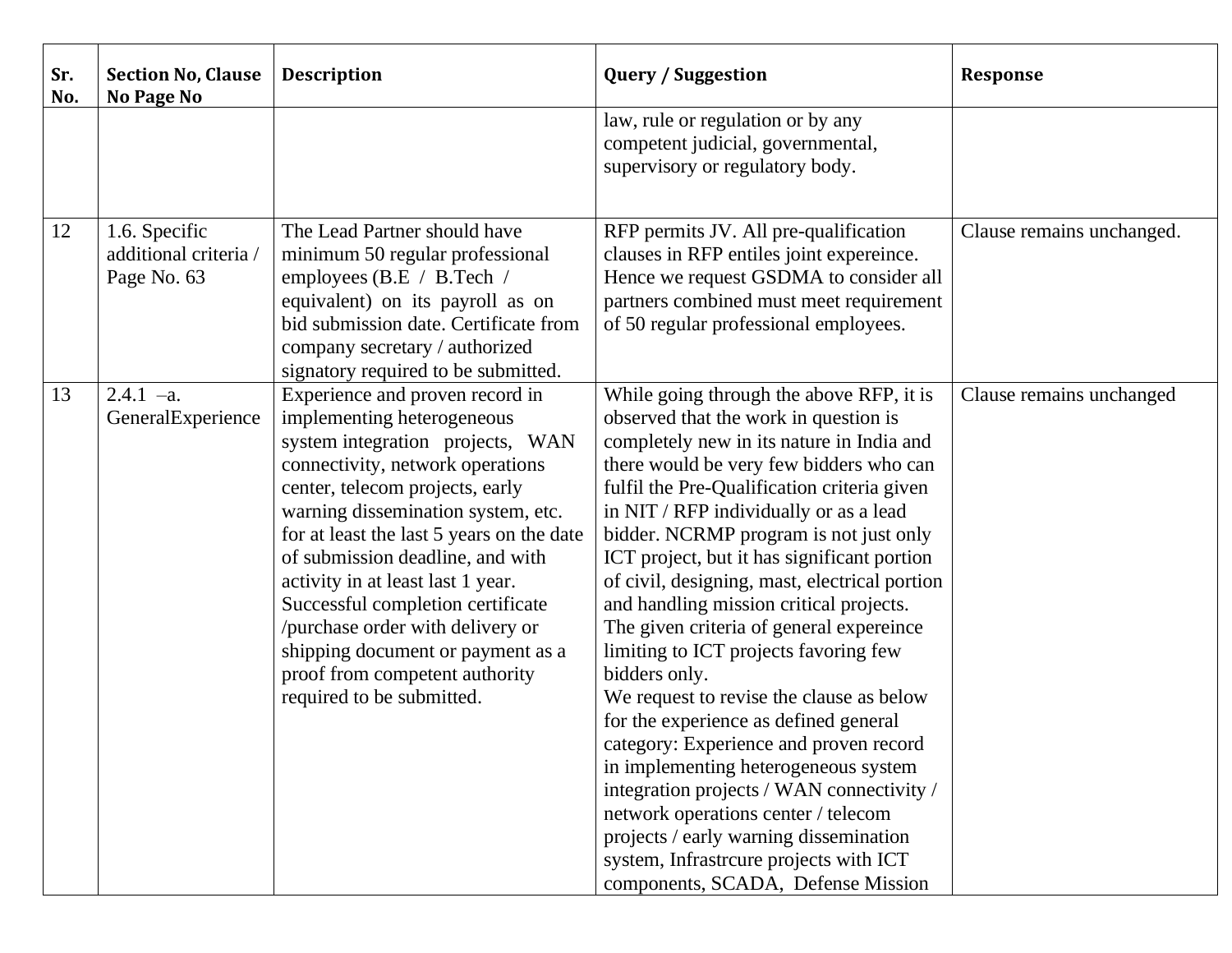| Sr. No. | Section No, Clause No Page No | Description | Query / Suggestion | Response |
|---|---|---|---|---|
| | | | law, rule or regulation or by any competent judicial, governmental, supervisory or regulatory body. | |
| 12 | 1.6. Specific additional criteria / Page No. 63 | The Lead Partner should have minimum 50 regular professional employees (B.E / B.Tech / equivalent) on its payroll as on bid submission date. Certificate from company secretary / authorized signatory required to be submitted. | RFP permits JV. All pre-qualification clauses in RFP entiles joint expereince. Hence we request GSDMA to consider all partners combined must meet requirement of 50 regular professional employees. | Clause remains unchanged. |
| 13 | 2.4.1 –a. GeneralExperience | Experience and proven record in implementing heterogeneous system integration projects, WAN connectivity, network operations center, telecom projects, early warning dissemination system, etc. for at least the last 5 years on the date of submission deadline, and with activity in at least last 1 year. Successful completion certificate /purchase order with delivery or shipping document or payment as a proof from competent authority required to be submitted. | While going through the above RFP, it is observed that the work in question is completely new in its nature in India and there would be very few bidders who can fulfil the Pre-Qualification criteria given in NIT / RFP individually or as a lead bidder. NCRMP program is not just only ICT project, but it has significant portion of civil, designing, mast, electrical portion and handling mission critical projects. The given criteria of general expereince limiting to ICT projects favoring few bidders only.<br>We request to revise the clause as below for the experience as defined general category: Experience and proven record in implementing heterogeneous system integration projects / WAN connectivity / network operations center / telecom projects / early warning dissemination system, Infrastrcure projects with ICT components, SCADA, Defense Mission | Clause remains unchanged |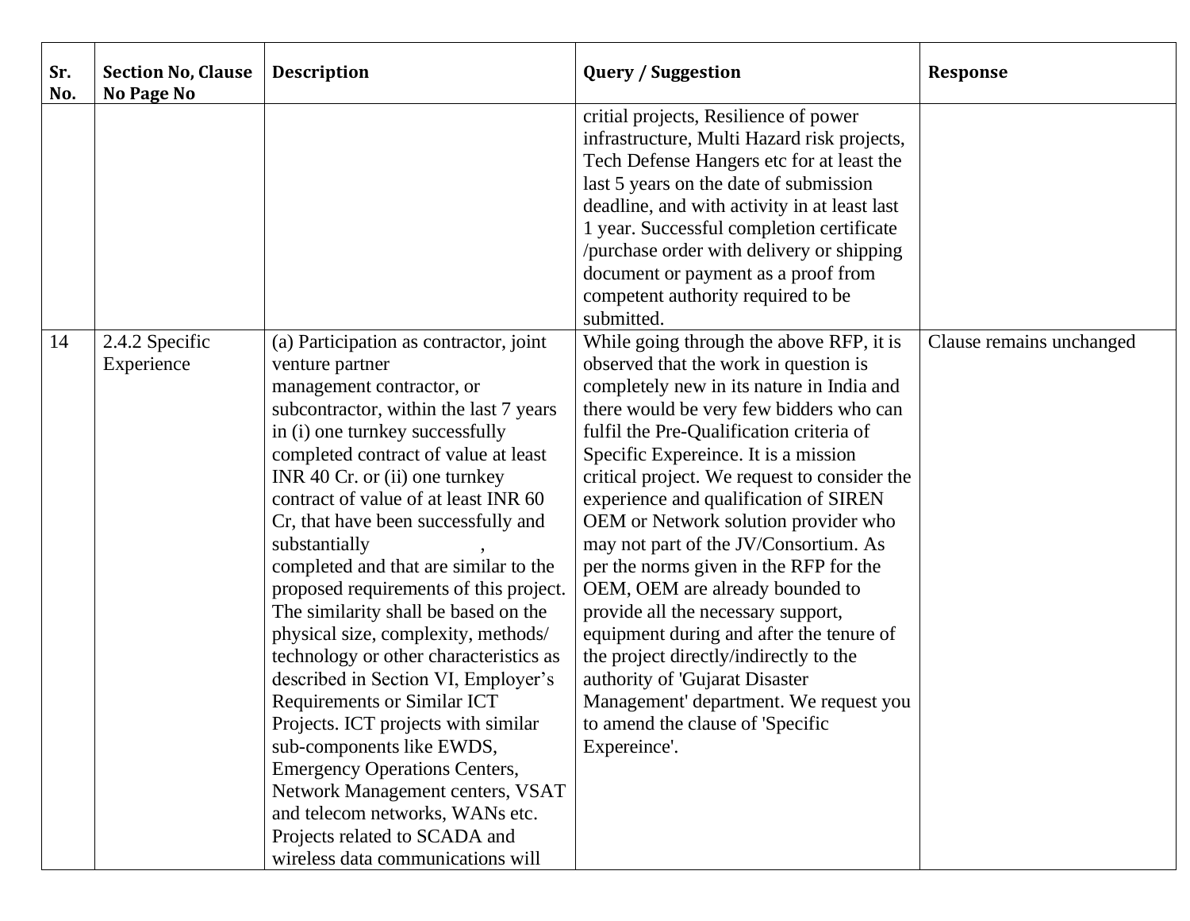| Sr. No. | Section No, Clause No Page No | Description | Query / Suggestion | Response |
|---|---|---|---|---|
| | | | critial projects, Resilience of power infrastructure, Multi Hazard risk projects, Tech Defense Hangers etc for at least the last 5 years on the date of submission deadline, and with activity in at least last 1 year. Successful completion certificate /purchase order with delivery or shipping document or payment as a proof from competent authority required to be submitted. | |
| 14 | 2.4.2 Specific Experience | (a) Participation as contractor, joint venture partner management contractor, or subcontractor, within the last 7 years in (i) one turnkey successfully completed contract of value at least INR 40 Cr. or (ii) one turnkey contract of value of at least INR 60 Cr, that have been successfully and substantially , completed and that are similar to the proposed requirements of this project. The similarity shall be based on the physical size, complexity, methods/ technology or other characteristics as described in Section VI, Employer's Requirements or Similar ICT Projects. ICT projects with similar sub-components like EWDS, Emergency Operations Centers, Network Management centers, VSAT and telecom networks, WANs etc. Projects related to SCADA and wireless data communications will | While going through the above RFP, it is observed that the work in question is completely new in its nature in India and there would be very few bidders who can fulfil the Pre-Qualification criteria of Specific Expereince. It is a mission critical project. We request to consider the experience and qualification of SIREN OEM or Network solution provider who may not part of the JV/Consortium. As per the norms given in the RFP for the OEM, OEM are already bounded to provide all the necessary support, equipment during and after the tenure of the project directly/indirectly to the authority of 'Gujarat Disaster Management' department. We request you to amend the clause of 'Specific Expereince'. | Clause remains unchanged |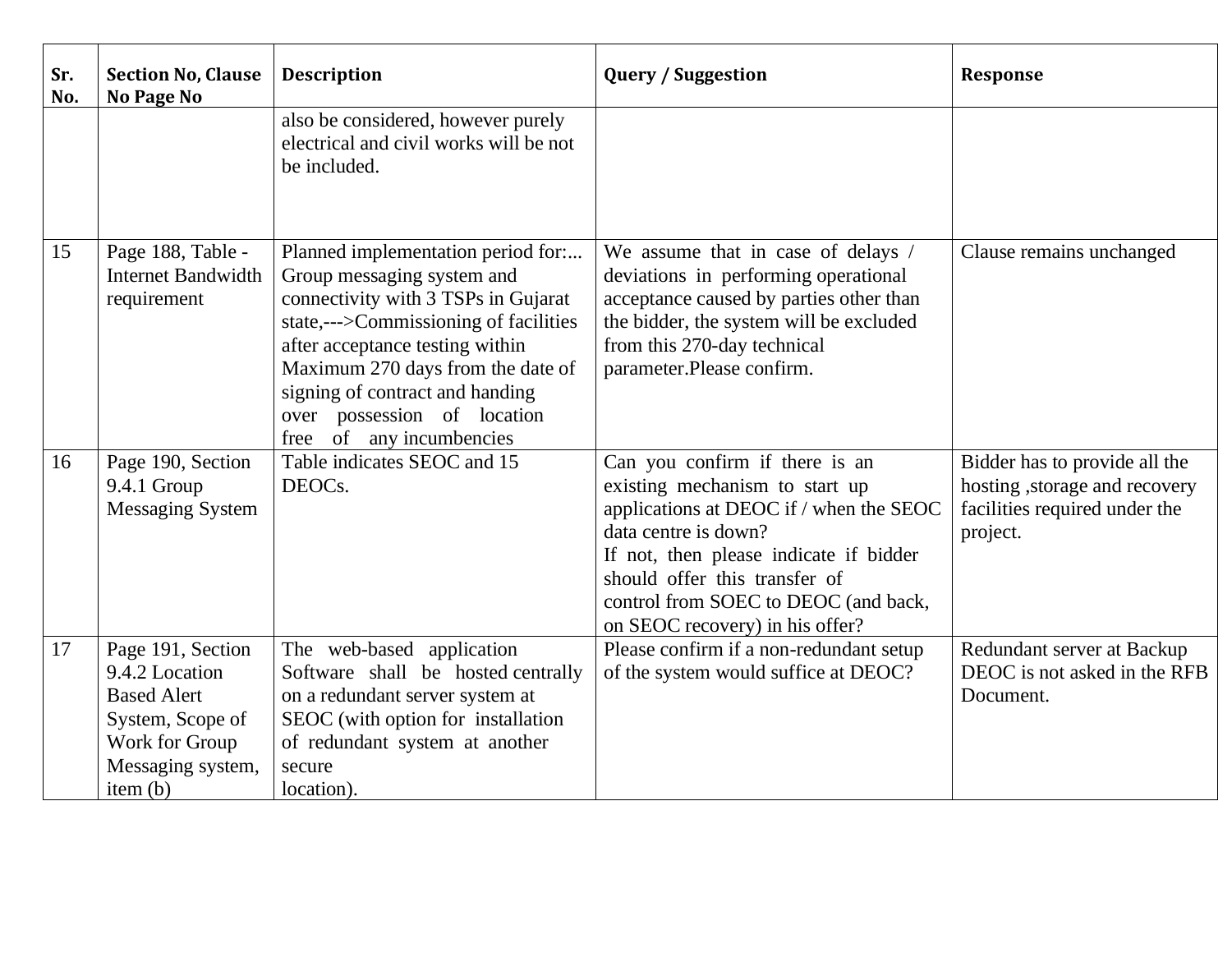| Sr. No. | Section No, Clause No Page No | Description | Query / Suggestion | Response |
|---|---|---|---|---|
| | | also be considered, however purely electrical and civil works will be not be included. | | |
| 15 | Page 188, Table - Internet Bandwidth requirement | Planned implementation period for:... Group messaging system and connectivity with 3 TSPs in Gujarat state,--->Commissioning of facilities after acceptance testing within Maximum 270 days from the date of signing of contract and handing over possession of location free of any incumbencies | We assume that in case of delays / deviations in performing operational acceptance caused by parties other than the bidder, the system will be excluded from this 270-day technical parameter.Please confirm. | Clause remains unchanged |
| 16 | Page 190, Section 9.4.1 Group Messaging System | Table indicates SEOC and 15 DEOCs. | Can you confirm if there is an existing mechanism to start up applications at DEOC if / when the SEOC data centre is down?<br>If not, then please indicate if bidder should offer this transfer of control from SOEC to DEOC (and back, on SEOC recovery) in his offer? | Bidder has to provide all the hosting ,storage and recovery facilities required under the project. |
| 17 | Page 191, Section 9.4.2 Location Based Alert System, Scope of Work for Group Messaging system, item (b) | The web-based application Software shall be hosted centrally on a redundant server system at SEOC (with option for installation of redundant system at another secure location). | Please confirm if a non-redundant setup of the system would suffice at DEOC? | Redundant server at Backup DEOC is not asked in the RFB Document. |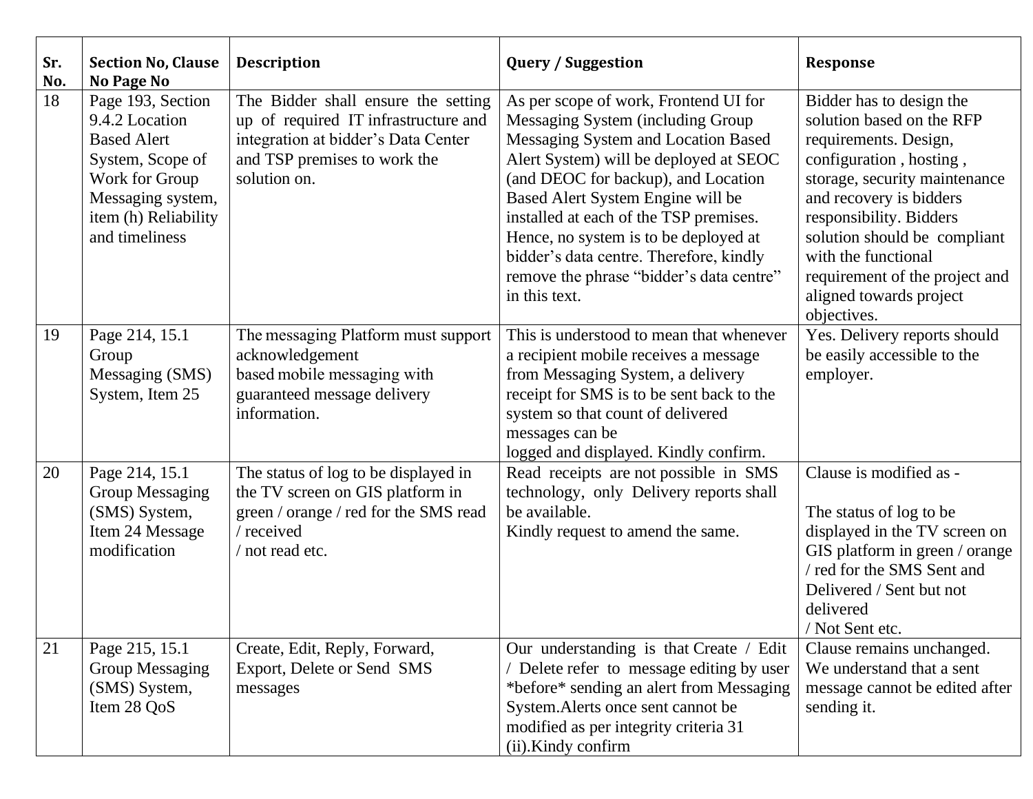| Sr. No. | Section No, Clause No Page No | Description | Query / Suggestion | Response |
|---|---|---|---|---|
| 18 | Page 193, Section 9.4.2 Location Based Alert System, Scope of Work for Group Messaging system, item (h) Reliability and timeliness | The Bidder shall ensure the setting up of required IT infrastructure and integration at bidder's Data Center and TSP premises to work the solution on. | As per scope of work, Frontend UI for Messaging System (including Group Messaging System and Location Based Alert System) will be deployed at SEOC (and DEOC for backup), and Location Based Alert System Engine will be installed at each of the TSP premises. Hence, no system is to be deployed at bidder's data centre. Therefore, kindly remove the phrase "bidder's data centre" in this text. | Bidder has to design the solution based on the RFP requirements. Design, configuration , hosting , storage, security maintenance and recovery is bidders responsibility. Bidders solution should be compliant with the functional requirement of the project and aligned towards project objectives. |
| 19 | Page 214, 15.1 Group Messaging (SMS) System, Item 25 | The messaging Platform must support acknowledgement based mobile messaging with guaranteed message delivery information. | This is understood to mean that whenever a recipient mobile receives a message from Messaging System, a delivery receipt for SMS is to be sent back to the system so that count of delivered messages can be logged and displayed. Kindly confirm. | Yes. Delivery reports should be easily accessible to the employer. |
| 20 | Page 214, 15.1 Group Messaging (SMS) System, Item 24 Message modification | The status of log to be displayed in the TV screen on GIS platform in green / orange / red for the SMS read / received / not read etc. | Read receipts are not possible in SMS technology, only Delivery reports shall be available. Kindly request to amend the same. | Clause is modified as - <br><br> The status of log to be displayed in the TV screen on GIS platform in green / orange / red for the SMS Sent and Delivered / Sent but not delivered / Not Sent etc. |
| 21 | Page 215, 15.1 Group Messaging (SMS) System, Item 28 QoS | Create, Edit, Reply, Forward, Export, Delete or Send SMS messages | Our understanding is that Create / Edit / Delete refer to message editing by user *before* sending an alert from Messaging System.Alerts once sent cannot be modified as per integrity criteria 31 (ii).Kindy confirm | Clause remains unchanged. We understand that a sent message cannot be edited after sending it. |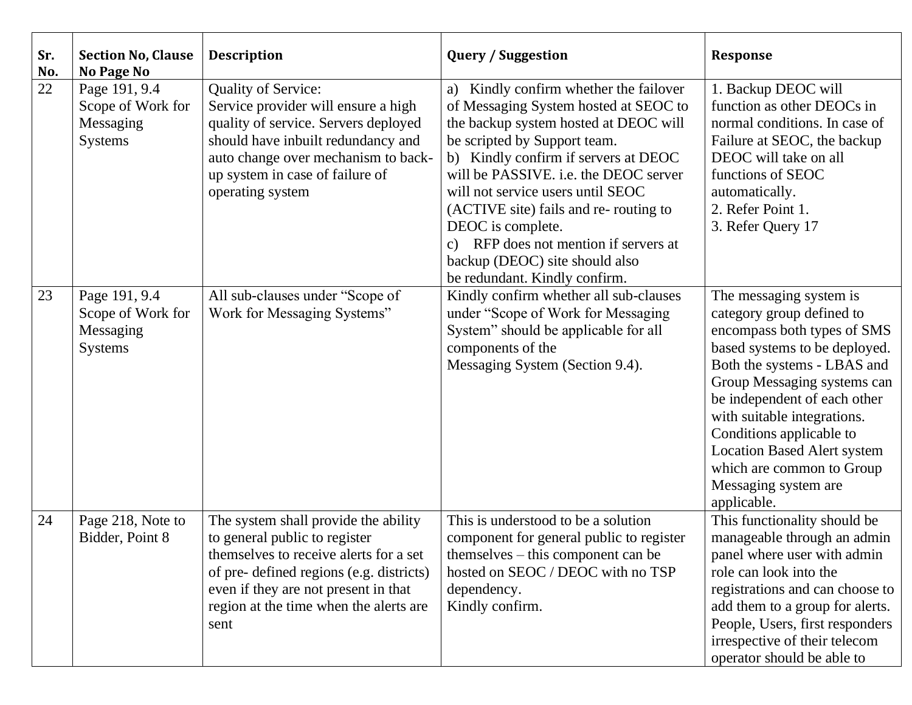| Sr. No. | Section No, Clause No Page No | Description | Query / Suggestion | Response |
|---|---|---|---|---|
| 22 | Page 191, 9.4 Scope of Work for Messaging Systems | Quality of Service:<br>Service provider will ensure a high quality of service. Servers deployed should have inbuilt redundancy and auto change over mechanism to back-up system in case of failure of operating system | a) Kindly confirm whether the failover of Messaging System hosted at SEOC to the backup system hosted at DEOC will be scripted by Support team.<br>b) Kindly confirm if servers at DEOC will be PASSIVE. i.e. the DEOC server will not service users until SEOC (ACTIVE site) fails and re- routing to DEOC is complete.<br>c) RFP does not mention if servers at backup (DEOC) site should also be redundant. Kindly confirm. | 1. Backup DEOC will function as other DEOCs in normal conditions. In case of Failure at SEOC, the backup DEOC will take on all functions of SEOC automatically.<br>2. Refer Point 1.<br>3. Refer Query 17 |
| 23 | Page 191, 9.4 Scope of Work for Messaging Systems | All sub-clauses under "Scope of Work for Messaging Systems" | Kindly confirm whether all sub-clauses under "Scope of Work for Messaging System" should be applicable for all components of the Messaging System (Section 9.4). | The messaging system is category group defined to encompass both types of SMS based systems to be deployed. Both the systems - LBAS and Group Messaging systems can be independent of each other with suitable integrations. Conditions applicable to Location Based Alert system which are common to Group Messaging system are applicable. |
| 24 | Page 218, Note to Bidder, Point 8 | The system shall provide the ability to general public to register themselves to receive alerts for a set of pre- defined regions (e.g. districts) even if they are not present in that region at the time when the alerts are sent | This is understood to be a solution component for general public to register themselves – this component can be hosted on SEOC / DEOC with no TSP dependency.<br>Kindly confirm. | This functionality should be manageable through an admin panel where user with admin role can look into the registrations and can choose to add them to a group for alerts. People, Users, first responders irrespective of their telecom operator should be able to |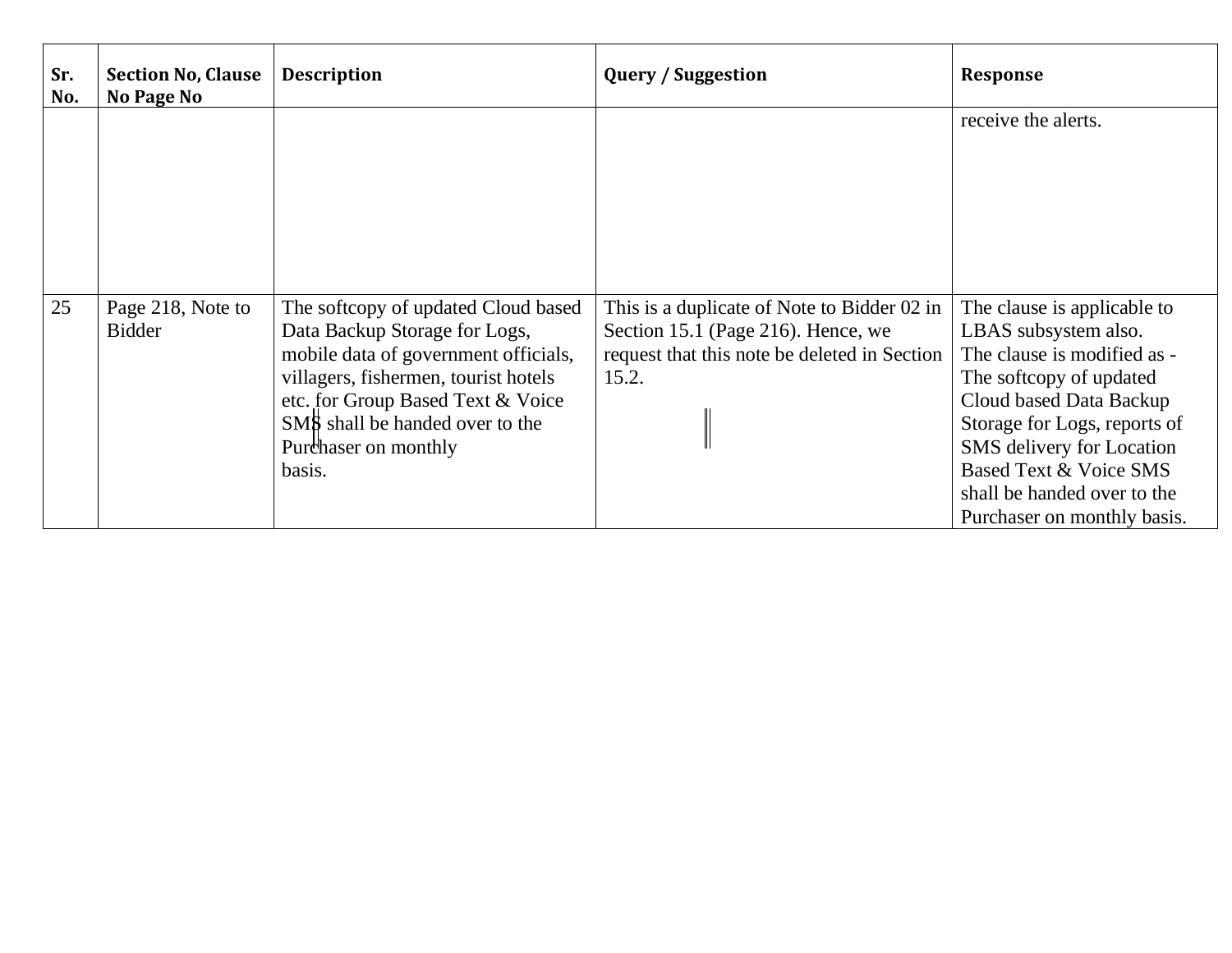| Sr. No. | Section No, Clause No Page No | Description | Query / Suggestion | Response |
|---|---|---|---|---|
| | | | | receive the alerts. |
| 25 | Page 218, Note to Bidder | The softcopy of updated Cloud based Data Backup Storage for Logs, mobile data of government officials, villagers, fishermen, tourist hotels etc. for Group Based Text & Voice SMS shall be handed over to the Purchaser on monthly basis. | This is a duplicate of Note to Bidder 02 in Section 15.1 (Page 216). Hence, we request that this note be deleted in Section 15.2. | The clause is applicable to LBAS subsystem also. The clause is modified as - The softcopy of updated Cloud based Data Backup Storage for Logs, reports of SMS delivery for Location Based Text & Voice SMS shall be handed over to the Purchaser on monthly basis. |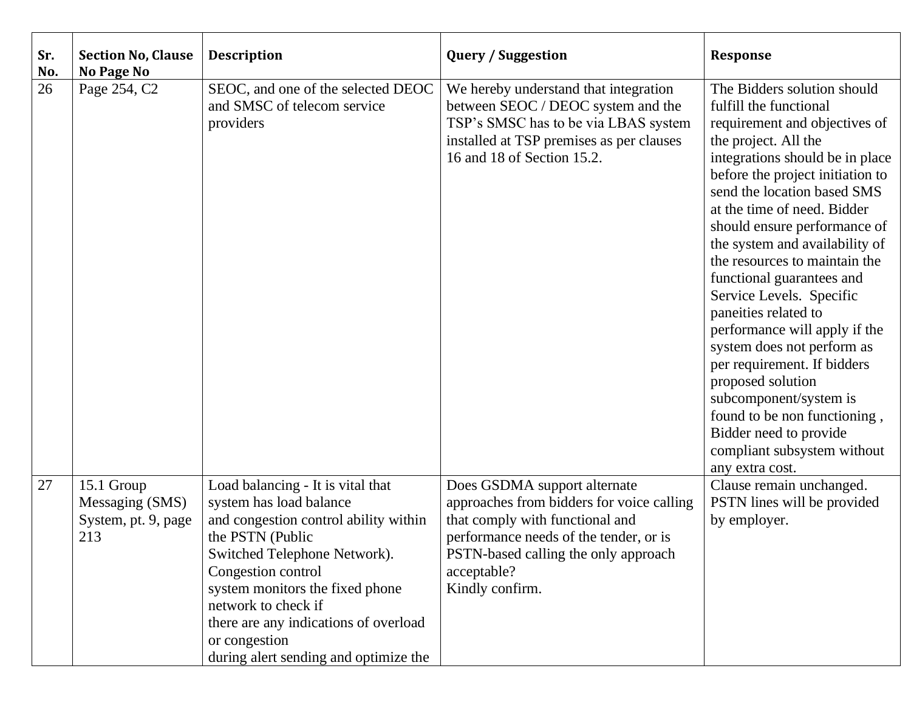| Sr. No. | Section No, Clause No Page No | Description | Query / Suggestion | Response |
|---|---|---|---|---|
| 26 | Page 254, C2 | SEOC, and one of the selected DEOC and SMSC of telecom service providers | We hereby understand that integration between SEOC / DEOC system and the TSP's SMSC has to be via LBAS system installed at TSP premises as per clauses 16 and 18 of Section 15.2. | The Bidders solution should fulfill the functional requirement and objectives of the project. All the integrations should be in place before the project initiation to send the location based SMS at the time of need. Bidder should ensure performance of the system and availability of the resources to maintain the functional guarantees and Service Levels. Specific paneities related to performance will apply if the system does not perform as per requirement. If bidders proposed solution subcomponent/system is found to be non functioning , Bidder need to provide compliant subsystem without any extra cost. |
| 27 | 15.1 Group Messaging (SMS) System, pt. 9, page 213 | Load balancing - It is vital that system has load balance and congestion control ability within the PSTN (Public Switched Telephone Network). Congestion control system monitors the fixed phone network to check if there are any indications of overload or congestion during alert sending and optimize the | Does GSDMA support alternate approaches from bidders for voice calling that comply with functional and performance needs of the tender, or is PSTN-based calling the only approach acceptable?<br>Kindly confirm. | Clause remain unchanged. PSTN lines will be provided by employer. |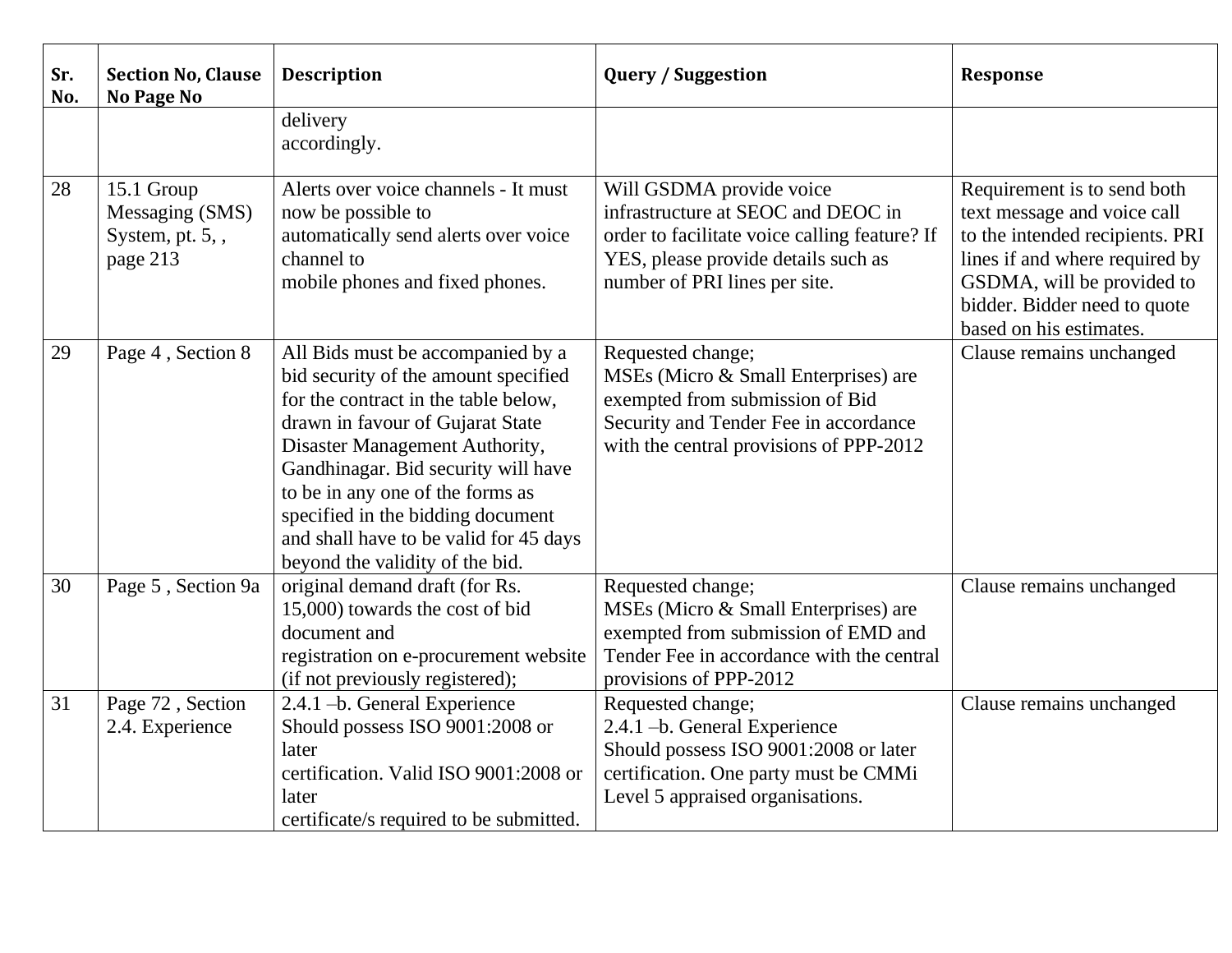| Sr. No. | Section No, Clause No Page No | Description | Query / Suggestion | Response |
|---|---|---|---|---|
| | | delivery accordingly. | | |
| 28 | 15.1 Group Messaging (SMS) System, pt. 5, , page 213 | Alerts over voice channels - It must now be possible to automatically send alerts over voice channel to mobile phones and fixed phones. | Will GSDMA provide voice infrastructure at SEOC and DEOC in order to facilitate voice calling feature? If YES, please provide details such as number of PRI lines per site. | Requirement is to send both text message and voice call to the intended recipients. PRI lines if and where required by GSDMA, will be provided to bidder. Bidder need to quote based on his estimates. |
| 29 | Page 4 , Section 8 | All Bids must be accompanied by a bid security of the amount specified for the contract in the table below, drawn in favour of Gujarat State Disaster Management Authority, Gandhinagar. Bid security will have to be in any one of the forms as specified in the bidding document and shall have to be valid for 45 days beyond the validity of the bid. | Requested change;<br>MSEs (Micro & Small Enterprises) are exempted from submission of Bid Security and Tender Fee in accordance with the central provisions of PPP-2012 | Clause remains unchanged |
| 30 | Page 5 , Section 9a | original demand draft (for Rs. 15,000) towards the cost of bid document and registration on e-procurement website (if not previously registered); | Requested change;<br>MSEs (Micro & Small Enterprises) are exempted from submission of EMD and Tender Fee in accordance with the central provisions of PPP-2012 | Clause remains unchanged |
| 31 | Page 72 , Section 2.4. Experience | 2.4.1 –b. General Experience<br>Should possess ISO 9001:2008 or later certification. Valid ISO 9001:2008 or later certificate/s required to be submitted. | Requested change;<br>2.4.1 –b. General Experience<br>Should possess ISO 9001:2008 or later certification. One party must be CMMi Level 5 appraised organisations. | Clause remains unchanged |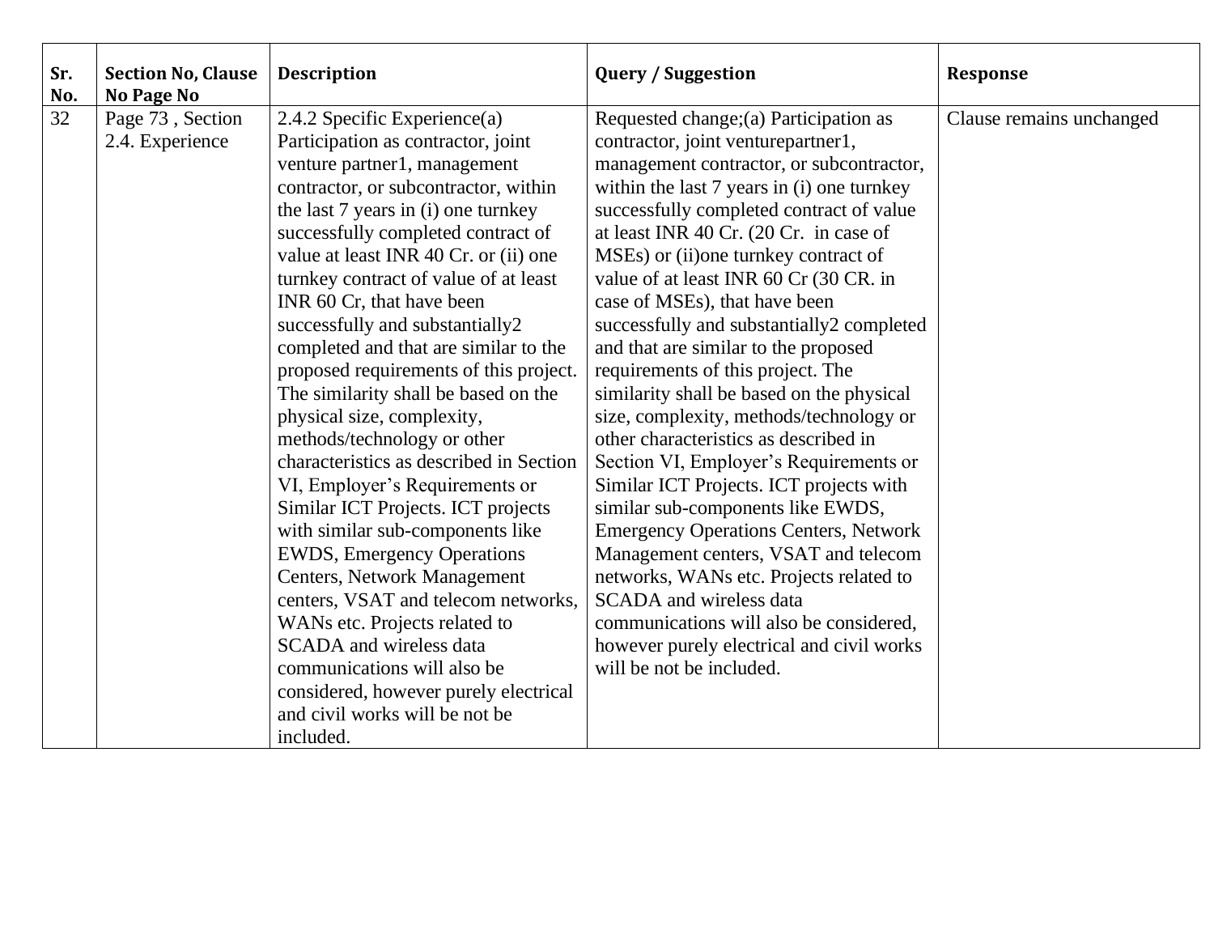| Sr. No. | Section No, Clause No Page No | Description | Query / Suggestion | Response |
|---|---|---|---|---|
| 32 | Page 73 , Section 2.4. Experience | 2.4.2 Specific Experience(a) Participation as contractor, joint venture partner1, management contractor, or subcontractor, within the last 7 years in (i) one turnkey successfully completed contract of value at least INR 40 Cr. or (ii) one turnkey contract of value of at least INR 60 Cr, that have been successfully and substantially2 completed and that are similar to the proposed requirements of this project. The similarity shall be based on the physical size, complexity, methods/technology or other characteristics as described in Section VI, Employer's Requirements or Similar ICT Projects. ICT projects with similar sub-components like EWDS, Emergency Operations Centers, Network Management centers, VSAT and telecom networks, WANs etc. Projects related to SCADA and wireless data communications will also be considered, however purely electrical and civil works will be not be included. | Requested change;(a) Participation as contractor, joint venturepartner1, management contractor, or subcontractor, within the last 7 years in (i) one turnkey successfully completed contract of value at least INR 40 Cr. (20 Cr. in case of MSEs) or (ii)one turnkey contract of value of at least INR 60 Cr (30 CR. in case of MSEs), that have been successfully and substantially2 completed and that are similar to the proposed requirements of this project. The similarity shall be based on the physical size, complexity, methods/technology or other characteristics as described in Section VI, Employer's Requirements or Similar ICT Projects. ICT projects with similar sub-components like EWDS, Emergency Operations Centers, Network Management centers, VSAT and telecom networks, WANs etc. Projects related to SCADA and wireless data communications will also be considered, however purely electrical and civil works will be not be included. | Clause remains unchanged |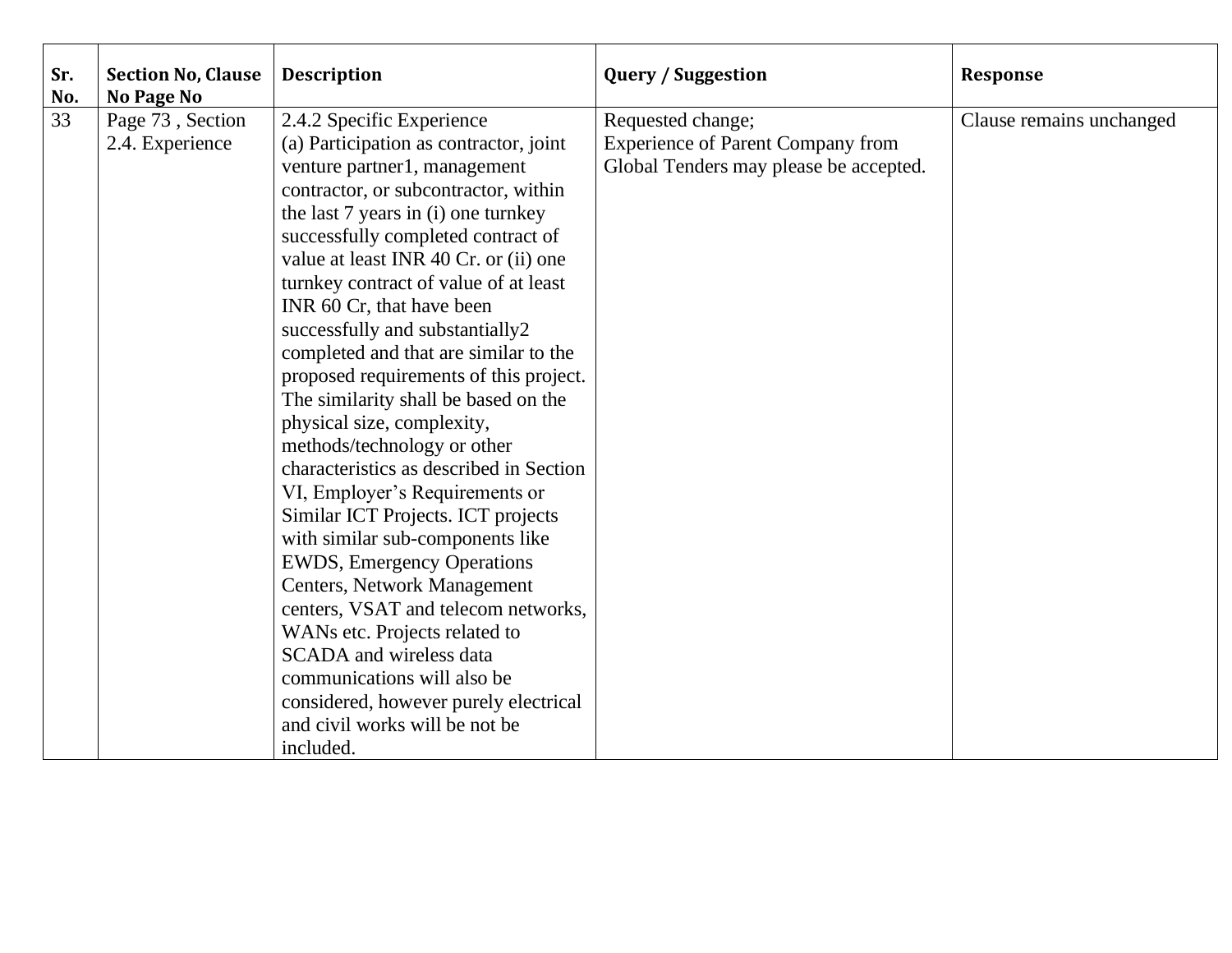| Sr. No. | Section No, Clause No Page No | Description | Query / Suggestion | Response |
|---|---|---|---|---|
| 33 | Page 73 , Section 2.4. Experience | 2.4.2 Specific Experience<br>(a) Participation as contractor, joint venture partner1, management contractor, or subcontractor, within the last 7 years in (i) one turnkey successfully completed contract of value at least INR 40 Cr. or (ii) one turnkey contract of value of at least INR 60 Cr, that have been successfully and substantially2 completed and that are similar to the proposed requirements of this project. The similarity shall be based on the physical size, complexity, methods/technology or other characteristics as described in Section VI, Employer's Requirements or Similar ICT Projects. ICT projects with similar sub-components like EWDS, Emergency Operations Centers, Network Management centers, VSAT and telecom networks, WANs etc. Projects related to SCADA and wireless data communications will also be considered, however purely electrical and civil works will be not be included. | Requested change;<br>Experience of Parent Company from Global Tenders may please be accepted. | Clause remains unchanged |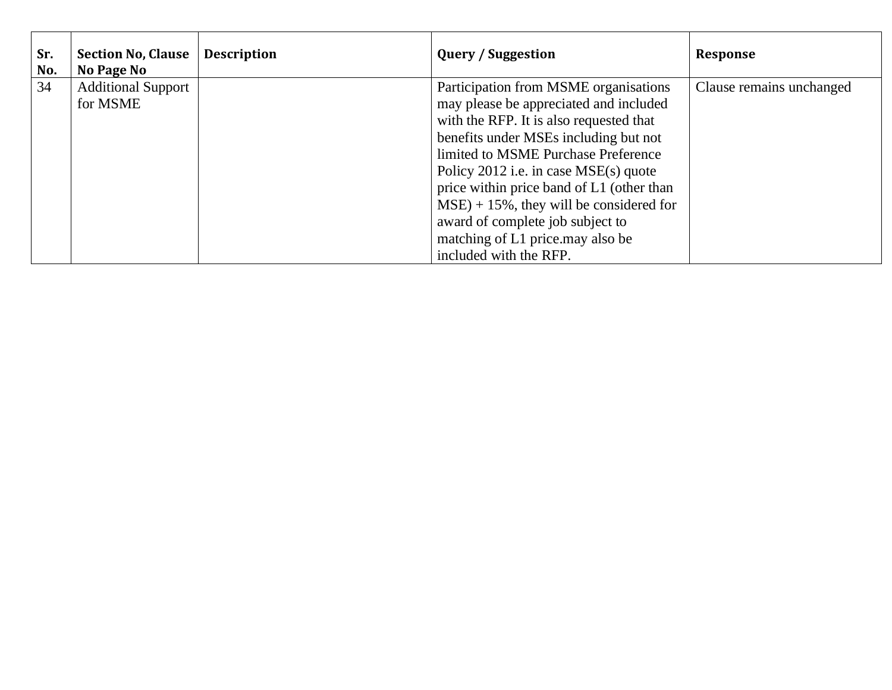| Sr. No. | Section No, Clause No Page No | Description | Query / Suggestion | Response |
|---|---|---|---|---|
| 34 | Additional Support for MSME | | Participation from MSME organisations may please be appreciated and included with the RFP. It is also requested that benefits under MSEs including but not limited to MSME Purchase Preference Policy 2012 i.e. in case MSE(s) quote price within price band of L1 (other than MSE) + 15%, they will be considered for award of complete job subject to matching of L1 price.may also be included with the RFP. | Clause remains unchanged |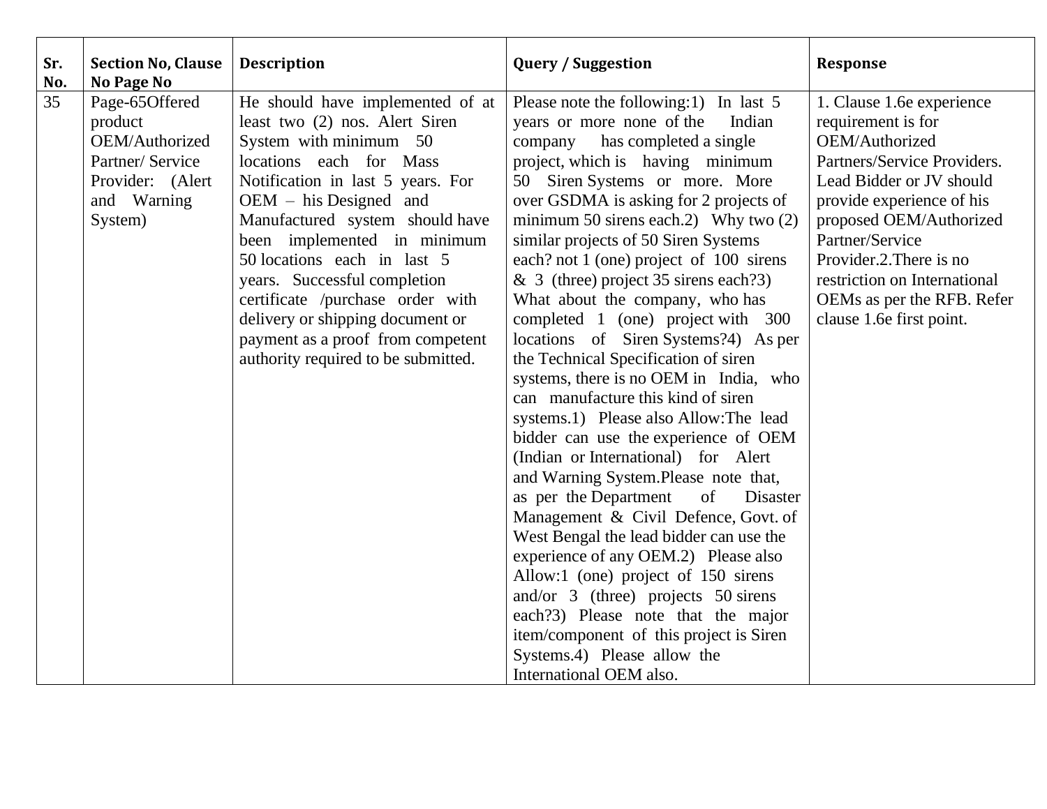| Sr. No. | Section No, Clause No Page No | Description | Query / Suggestion | Response |
|---|---|---|---|---|
| 35 | Page-65Offered product OEM/Authorized Partner/ Service Provider: (Alert and Warning System) | He should have implemented of at least two (2) nos. Alert Siren System with minimum 50 locations each for Mass Notification in last 5 years. For OEM – his Designed and Manufactured system should have been implemented in minimum 50 locations each in last 5 years. Successful completion certificate /purchase order with delivery or shipping document or payment as a proof from competent authority required to be submitted. | Please note the following:1) In last 5 years or more none of the Indian company has completed a single project, which is having minimum 50 Siren Systems or more. More over GSDMA is asking for 2 projects of minimum 50 sirens each.2) Why two (2) similar projects of 50 Siren Systems each? not 1 (one) project of 100 sirens & 3 (three) project 35 sirens each?3) What about the company, who has completed 1 (one) project with 300 locations of Siren Systems?4) As per the Technical Specification of siren systems, there is no OEM in India, who can manufacture this kind of siren systems.1) Please also Allow:The lead bidder can use the experience of OEM (Indian or International) for Alert and Warning System.Please note that, as per the Department of Disaster Management & Civil Defence, Govt. of West Bengal the lead bidder can use the experience of any OEM.2) Please also Allow:1 (one) project of 150 sirens and/or 3 (three) projects 50 sirens each?3) Please note that the major item/component of this project is Siren Systems.4) Please allow the International OEM also. | 1. Clause 1.6e experience requirement is for OEM/Authorized Partners/Service Providers. Lead Bidder or JV should provide experience of his proposed OEM/Authorized Partner/Service Provider.2.There is no restriction on International OEMs as per the RFB. Refer clause 1.6e first point. |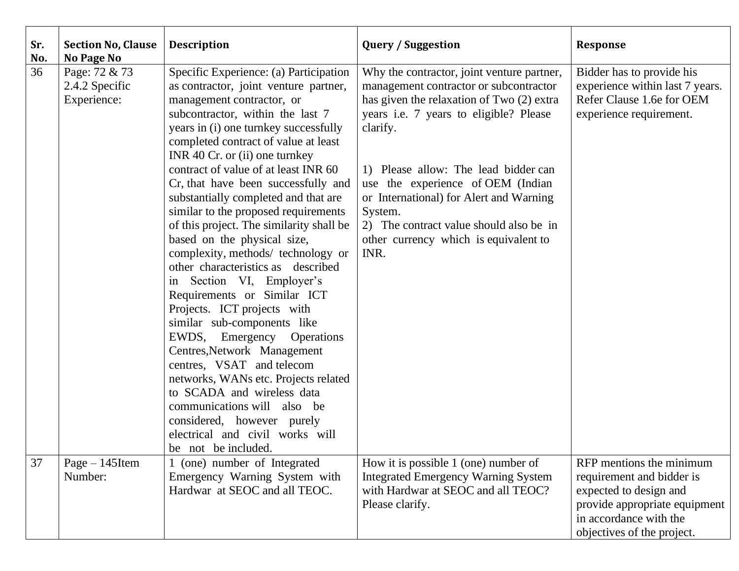| Sr. No. | Section No, Clause No Page No | Description | Query / Suggestion | Response |
| --- | --- | --- | --- | --- |
| 36 | Page: 72 & 73 2.4.2 Specific Experience: | Specific Experience: (a) Participation as contractor, joint venture partner, management contractor, or subcontractor, within the last 7 years in (i) one turnkey successfully completed contract of value at least INR 40 Cr. or (ii) one turnkey contract of value of at least INR 60 Cr, that have been successfully and substantially completed and that are similar to the proposed requirements of this project. The similarity shall be based on the physical size, complexity, methods/ technology or other characteristics as described in Section VI, Employer's Requirements or Similar ICT Projects. ICT projects with similar sub-components like EWDS, Emergency Operations Centres,Network Management centres, VSAT and telecom networks, WANs etc. Projects related to SCADA and wireless data communications will also be considered, however purely electrical and civil works will be not be included. | Why the contractor, joint venture partner, management contractor or subcontractor has given the relaxation of Two (2) extra years i.e. 7 years to eligible? Please clarify.<br><br>1) Please allow: The lead bidder can use the experience of OEM (Indian or International) for Alert and Warning System.<br>2) The contract value should also be in other currency which is equivalent to INR. | Bidder has to provide his experience within last 7 years. Refer Clause 1.6e for OEM experience requirement. |
| 37 | Page – 145Item Number: | 1 (one) number of Integrated Emergency Warning System with Hardwar at SEOC and all TEOC. | How it is possible 1 (one) number of Integrated Emergency Warning System with Hardwar at SEOC and all TEOC? Please clarify. | RFP mentions the minimum requirement and bidder is expected to design and provide appropriate equipment in accordance with the objectives of the project. |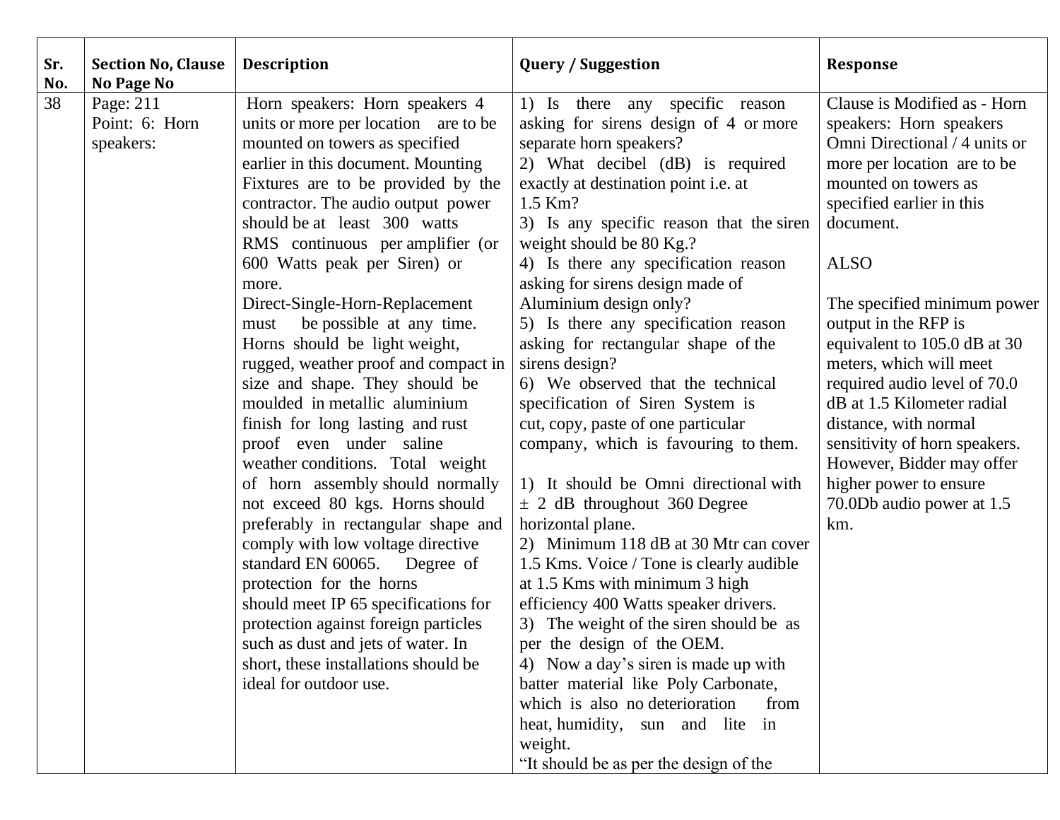| Sr. No. | Section No, Clause No Page No | Description | Query / Suggestion | Response |
|---|---|---|---|---|
| 38 | Page: 211<br>Point: 6: Horn speakers: | Horn speakers: Horn speakers 4 units or more per location are to be mounted on towers as specified earlier in this document. Mounting Fixtures are to be provided by the contractor. The audio output power should be at least 300 watts RMS continuous per amplifier (or 600 Watts peak per Siren) or more.<br>Direct-Single-Horn-Replacement must be possible at any time. Horns should be light weight, rugged, weather proof and compact in size and shape. They should be moulded in metallic aluminium finish for long lasting and rust proof even under saline weather conditions. Total weight of horn assembly should normally not exceed 80 kgs. Horns should preferably in rectangular shape and comply with low voltage directive standard EN 60065. Degree of protection for the horns should meet IP 65 specifications for protection against foreign particles such as dust and jets of water. In short, these installations should be ideal for outdoor use. | 1) Is there any specific reason asking for sirens design of 4 or more separate horn speakers?<br>2) What decibel (dB) is required exactly at destination point i.e. at 1.5 Km?<br>3) Is any specific reason that the siren weight should be 80 Kg.?<br>4) Is there any specification reason asking for sirens design made of Aluminium design only?<br>5) Is there any specification reason asking for rectangular shape of the sirens design?<br>6) We observed that the technical specification of Siren System is cut, copy, paste of one particular company, which is favouring to them.<br><br>1) It should be Omni directional with ± 2 dB throughout 360 Degree horizontal plane.<br>2) Minimum 118 dB at 30 Mtr can cover 1.5 Kms. Voice / Tone is clearly audible at 1.5 Kms with minimum 3 high efficiency 400 Watts speaker drivers.<br>3) The weight of the siren should be as per the design of the OEM.<br>4) Now a day's siren is made up with batter material like Poly Carbonate, which is also no deterioration from heat, humidity, sun and lite in weight.<br>"It should be as per the design of the | Clause is Modified as - Horn speakers: Horn speakers Omni Directional / 4 units or more per location are to be mounted on towers as specified earlier in this document.<br><br>ALSO<br><br>The specified minimum power output in the RFP is equivalent to 105.0 dB at 30 meters, which will meet required audio level of 70.0 dB at 1.5 Kilometer radial distance, with normal sensitivity of horn speakers. However, Bidder may offer higher power to ensure 70.0Db audio power at 1.5 km. |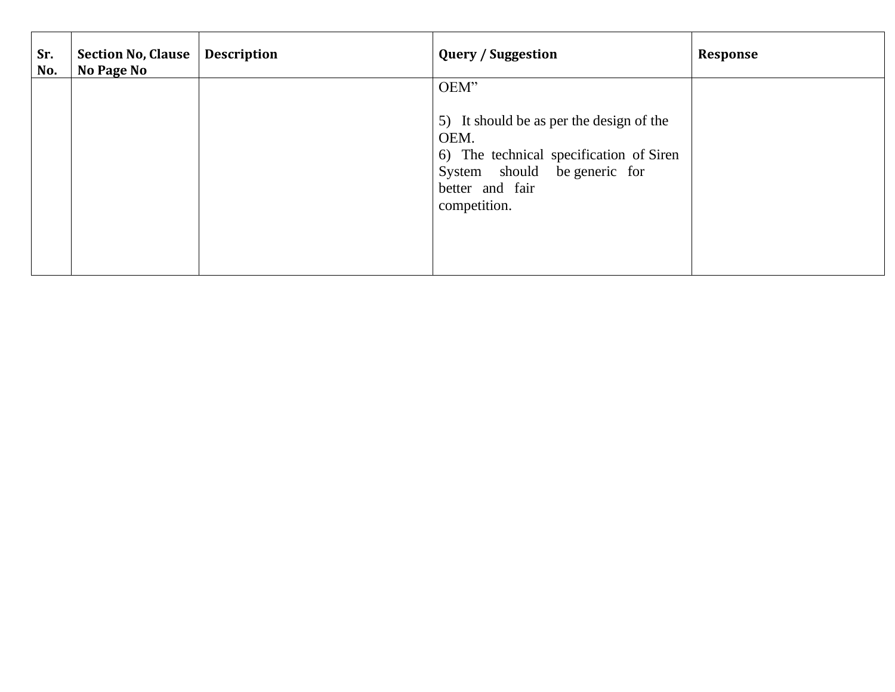| Sr. No. | Section No, Clause No Page No | Description | Query / Suggestion | Response |
|---|---|---|---|---|
| | | | OEM”<br><br>5) It should be as per the design of the OEM.<br>6) The technical specification of Siren System should be generic for better and fair competition. | |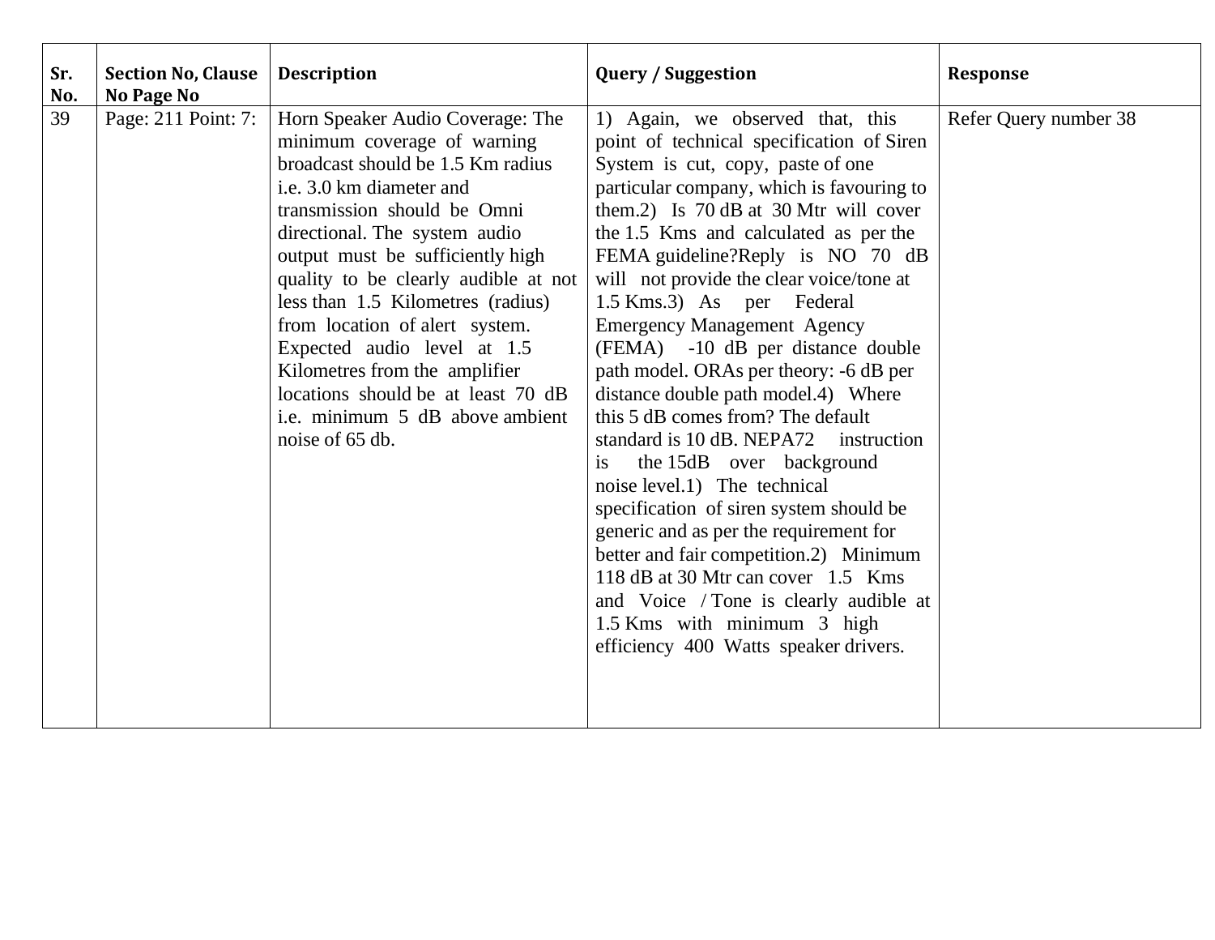| Sr. No. | Section No, Clause No Page No | Description | Query / Suggestion | Response |
|---|---|---|---|---|
| 39 | Page: 211 Point: 7: | Horn Speaker Audio Coverage: The minimum coverage of warning broadcast should be 1.5 Km radius i.e. 3.0 km diameter and transmission should be Omni directional. The system audio output must be sufficiently high quality to be clearly audible at not less than 1.5 Kilometres (radius) from location of alert system. Expected audio level at 1.5 Kilometres from the amplifier locations should be at least 70 dB i.e. minimum 5 dB above ambient noise of 65 db. | 1) Again, we observed that, this point of technical specification of Siren System is cut, copy, paste of one particular company, which is favouring to them.2) Is 70 dB at 30 Mtr will cover the 1.5 Kms and calculated as per the FEMA guideline?Reply is NO 70 dB will not provide the clear voice/tone at 1.5 Kms.3) As per Federal Emergency Management Agency (FEMA) -10 dB per distance double path model. ORAs per theory: -6 dB per distance double path model.4) Where this 5 dB comes from? The default standard is 10 dB. NEPA72 instruction is the 15dB over background noise level.1) The technical specification of siren system should be generic and as per the requirement for better and fair competition.2) Minimum 118 dB at 30 Mtr can cover 1.5 Kms and Voice / Tone is clearly audible at 1.5 Kms with minimum 3 high efficiency 400 Watts speaker drivers. | Refer Query number 38 |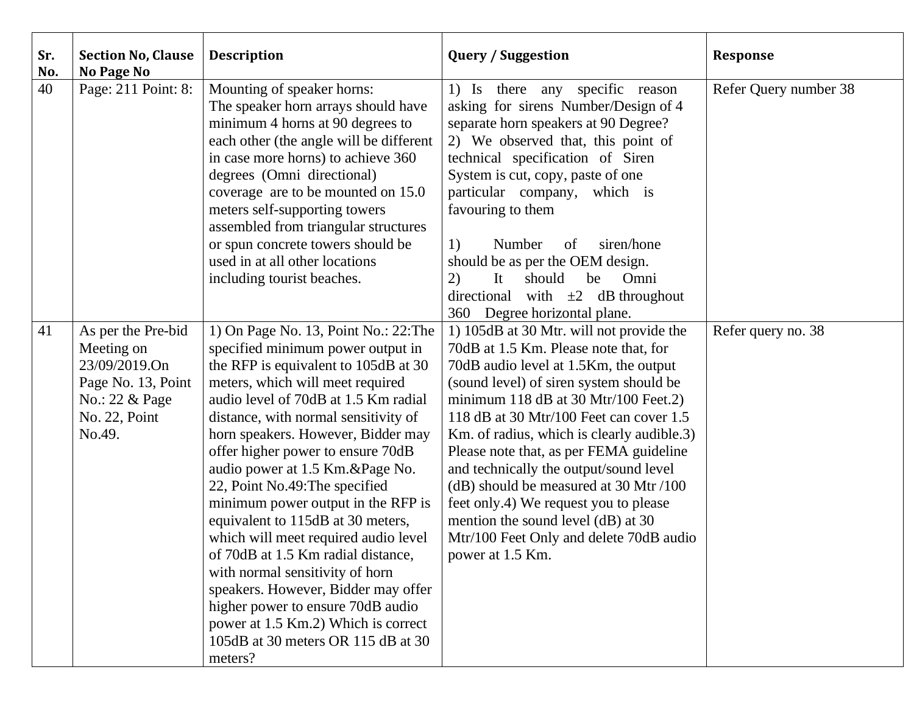| Sr. No. | Section No, Clause No Page No | Description | Query / Suggestion | Response |
|---|---|---|---|---|
| 40 | Page: 211 Point: 8: | Mounting of speaker horns: The speaker horn arrays should have minimum 4 horns at 90 degrees to each other (the angle will be different in case more horns) to achieve 360 degrees (Omni directional) coverage are to be mounted on 15.0 meters self-supporting towers assembled from triangular structures or spun concrete towers should be used in at all other locations including tourist beaches. | 1) Is there any specific reason asking for sirens Number/Design of 4 separate horn speakers at 90 Degree?<br>2) We observed that, this point of technical specification of Siren System is cut, copy, paste of one particular company, which is favouring to them<br><br>1) Number of siren/hone should be as per the OEM design.<br>2) It should be Omni directional with ±2 dB throughout 360 Degree horizontal plane. | Refer Query number 38 |
| 41 | As per the Pre-bid Meeting on 23/09/2019.On Page No. 13, Point No.: 22 & Page No. 22, Point No.49. | 1) On Page No. 13, Point No.: 22:The specified minimum power output in the RFP is equivalent to 105dB at 30 meters, which will meet required audio level of 70dB at 1.5 Km radial distance, with normal sensitivity of horn speakers. However, Bidder may offer higher power to ensure 70dB audio power at 1.5 Km.&Page No. 22, Point No.49:The specified minimum power output in the RFP is equivalent to 115dB at 30 meters, which will meet required audio level of 70dB at 1.5 Km radial distance, with normal sensitivity of horn speakers. However, Bidder may offer higher power to ensure 70dB audio power at 1.5 Km.2) Which is correct 105dB at 30 meters OR 115 dB at 30 meters? | 1) 105dB at 30 Mtr. will not provide the 70dB at 1.5 Km. Please note that, for 70dB audio level at 1.5Km, the output (sound level) of siren system should be minimum 118 dB at 30 Mtr/100 Feet.2) 118 dB at 30 Mtr/100 Feet can cover 1.5 Km. of radius, which is clearly audible.3) Please note that, as per FEMA guideline and technically the output/sound level (dB) should be measured at 30 Mtr /100 feet only.4) We request you to please mention the sound level (dB) at 30 Mtr/100 Feet Only and delete 70dB audio power at 1.5 Km. | Refer query no. 38 |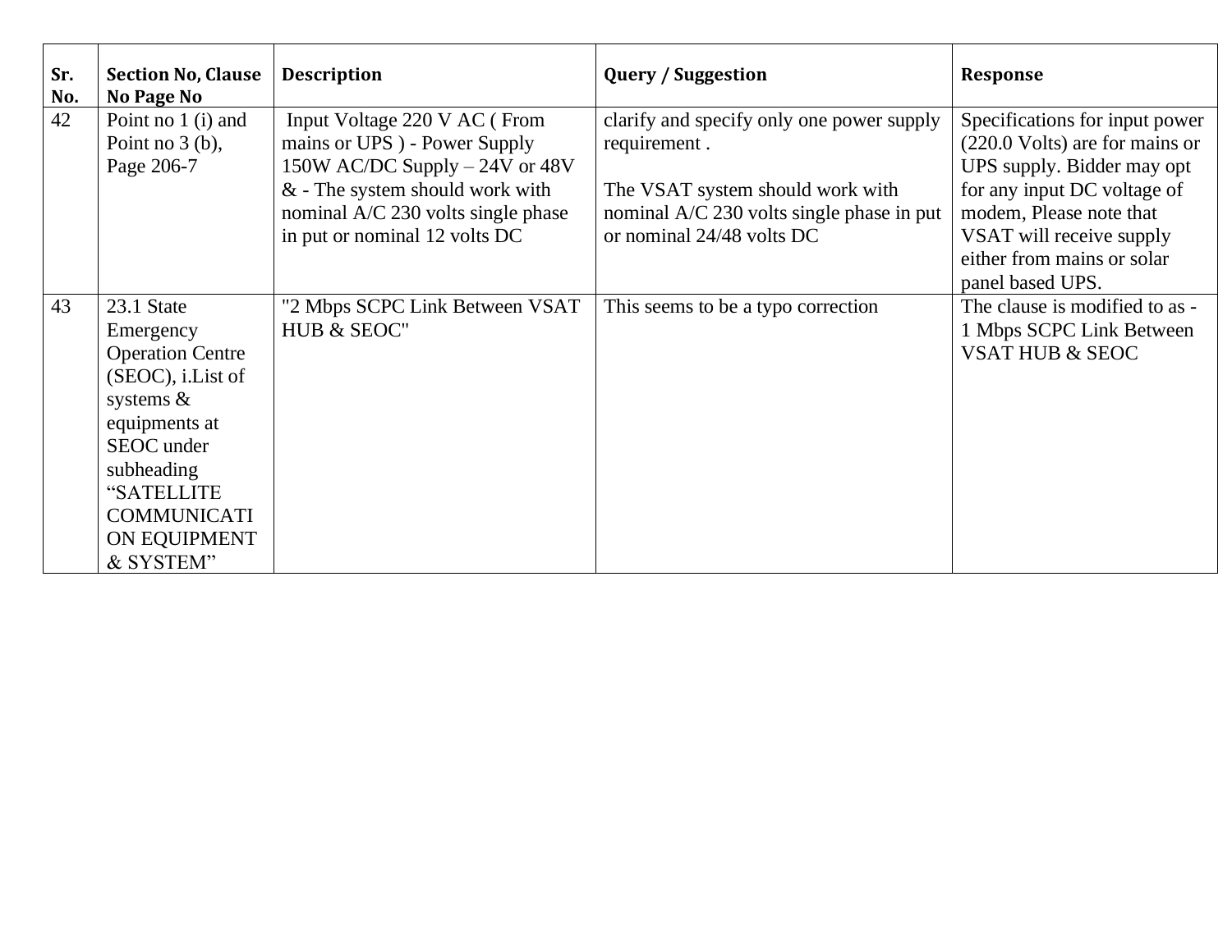| Sr. No. | Section No, Clause No Page No | Description | Query / Suggestion | Response |
|---|---|---|---|---|
| 42 | Point no 1 (i) and Point no 3 (b), Page 206-7 | Input Voltage 220 V AC ( From mains or UPS ) - Power Supply 150W AC/DC Supply – 24V or 48V & - The system should work with nominal A/C 230 volts single phase in put or nominal 12 volts DC | clarify and specify only one power supply requirement .<br><br>The VSAT system should work with nominal A/C 230 volts single phase in put or nominal 24/48 volts DC | Specifications for input power (220.0 Volts) are for mains or UPS supply. Bidder may opt for any input DC voltage of modem, Please note that VSAT will receive supply either from mains or solar panel based UPS. |
| 43 | 23.1 State Emergency Operation Centre (SEOC), i.List of systems & equipments at SEOC under subheading “SATELLITE COMMUNICATION EQUIPMENT & SYSTEM” | "2 Mbps SCPC Link Between VSAT HUB & SEOC" | This seems to be a typo correction | The clause is modified to as - 1 Mbps SCPC Link Between VSAT HUB & SEOC |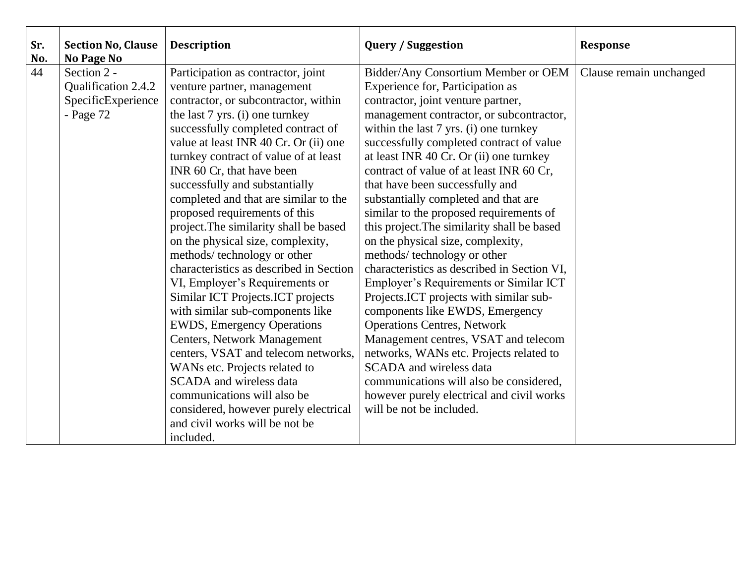| Sr. No. | Section No, Clause No Page No | Description | Query / Suggestion | Response |
|---|---|---|---|---|
| 44 | Section 2 - Qualification 2.4.2 SpecificExperience - Page 72 | Participation as contractor, joint venture partner, management contractor, or subcontractor, within the last 7 yrs. (i) one turnkey successfully completed contract of value at least INR 40 Cr. Or (ii) one turnkey contract of value of at least INR 60 Cr, that have been successfully and substantially completed and that are similar to the proposed requirements of this project.The similarity shall be based on the physical size, complexity, methods/ technology or other characteristics as described in Section VI, Employer's Requirements or Similar ICT Projects.ICT projects with similar sub-components like EWDS, Emergency Operations Centers, Network Management centers, VSAT and telecom networks, WANs etc. Projects related to SCADA and wireless data communications will also be considered, however purely electrical and civil works will be not be included. | Bidder/Any Consortium Member or OEM Experience for, Participation as contractor, joint venture partner, management contractor, or subcontractor, within the last 7 yrs. (i) one turnkey successfully completed contract of value at least INR 40 Cr. Or (ii) one turnkey contract of value of at least INR 60 Cr, that have been successfully and substantially completed and that are similar to the proposed requirements of this project.The similarity shall be based on the physical size, complexity, methods/ technology or other characteristics as described in Section VI, Employer's Requirements or Similar ICT Projects.ICT projects with similar sub-components like EWDS, Emergency Operations Centres, Network Management centres, VSAT and telecom networks, WANs etc. Projects related to SCADA and wireless data communications will also be considered, however purely electrical and civil works will be not be included. | Clause remain unchanged |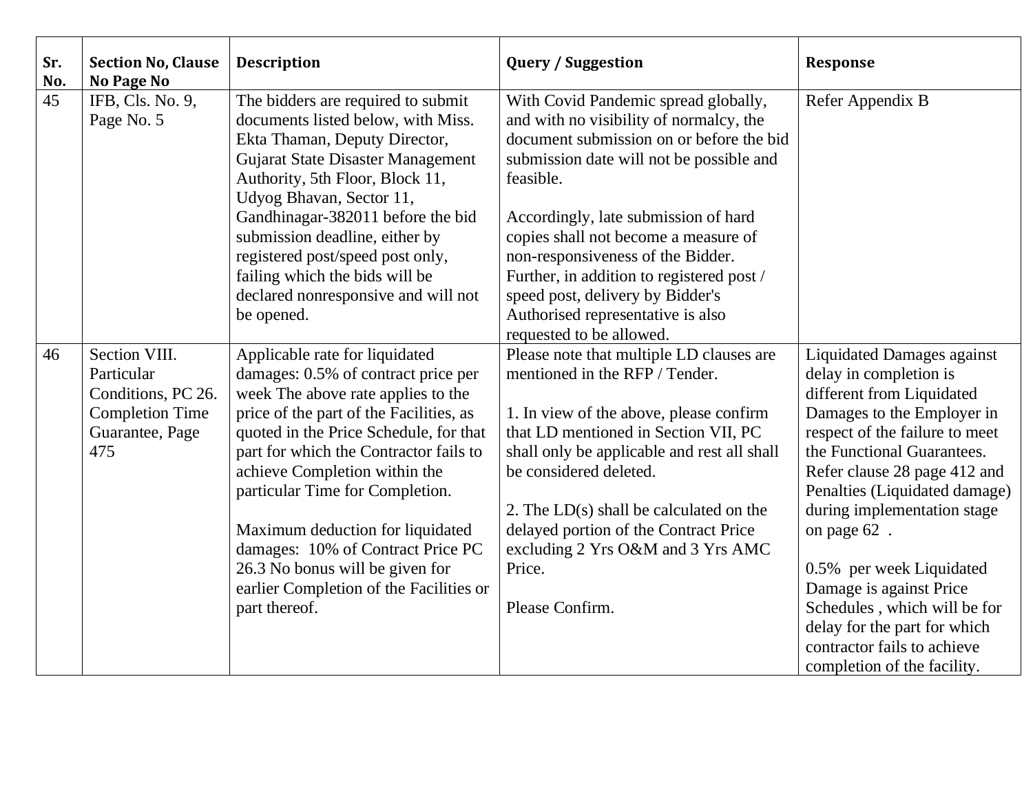| Sr. No. | Section No, Clause No Page No | Description | Query / Suggestion | Response |
|---|---|---|---|---|
| 45 | IFB, Cls. No. 9, Page No. 5 | The bidders are required to submit documents listed below, with Miss. Ekta Thaman, Deputy Director, Gujarat State Disaster Management Authority, 5th Floor, Block 11, Udyog Bhavan, Sector 11, Gandhinagar-382011 before the bid submission deadline, either by registered post/speed post only, failing which the bids will be declared nonresponsive and will not be opened. | With Covid Pandemic spread globally, and with no visibility of normalcy, the document submission on or before the bid submission date will not be possible and feasible.<br><br>Accordingly, late submission of hard copies shall not become a measure of non-responsiveness of the Bidder. Further, in addition to registered post / speed post, delivery by Bidder's Authorised representative is also requested to be allowed. | Refer Appendix B |
| 46 | Section VIII. Particular Conditions, PC 26. Completion Time Guarantee, Page 475 | Applicable rate for liquidated damages: 0.5% of contract price per week The above rate applies to the price of the part of the Facilities, as quoted in the Price Schedule, for that part for which the Contractor fails to achieve Completion within the particular Time for Completion.<br><br>Maximum deduction for liquidated damages: 10% of Contract Price PC 26.3 No bonus will be given for earlier Completion of the Facilities or part thereof. | Please note that multiple LD clauses are mentioned in the RFP / Tender.<br><br>1. In view of the above, please confirm that LD mentioned in Section VII, PC shall only be applicable and rest all shall be considered deleted.<br><br>2. The LD(s) shall be calculated on the delayed portion of the Contract Price excluding 2 Yrs O&M and 3 Yrs AMC Price.<br><br>Please Confirm. | Liquidated Damages against delay in completion is different from Liquidated Damages to the Employer in respect of the failure to meet the Functional Guarantees. Refer clause 28 page 412 and Penalties (Liquidated damage) during implementation stage on page 62 .<br><br>0.5% per week Liquidated Damage is against Price Schedules , which will be for delay for the part for which contractor fails to achieve completion of the facility. |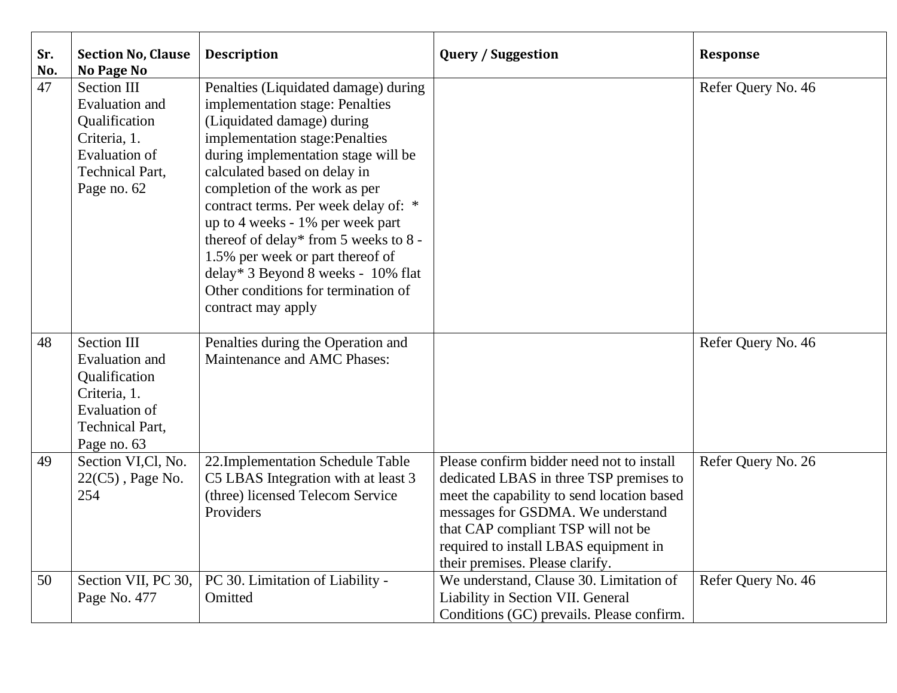| Sr. No. | Section No, Clause No Page No | Description | Query / Suggestion | Response |
|---|---|---|---|---|
| 47 | Section III Evaluation and Qualification Criteria, 1. Evaluation of Technical Part, Page no. 62 | Penalties (Liquidated damage) during implementation stage: Penalties (Liquidated damage) during implementation stage:Penalties during implementation stage will be calculated based on delay in completion of the work as per contract terms. Per week delay of: * up to 4 weeks - 1% per week part thereof of delay* from 5 weeks to 8 - 1.5% per week or part thereof of delay* 3 Beyond 8 weeks - 10% flat Other conditions for termination of contract may apply | | Refer Query No. 46 |
| 48 | Section III Evaluation and Qualification Criteria, 1. Evaluation of Technical Part, Page no. 63 | Penalties during the Operation and Maintenance and AMC Phases: | | Refer Query No. 46 |
| 49 | Section VI,Cl, No. 22(C5) , Page No. 254 | 22.Implementation Schedule Table C5 LBAS Integration with at least 3 (three) licensed Telecom Service Providers | Please confirm bidder need not to install dedicated LBAS in three TSP premises to meet the capability to send location based messages for GSDMA. We understand that CAP compliant TSP will not be required to install LBAS equipment in their premises. Please clarify. | Refer Query No. 26 |
| 50 | Section VII, PC 30, Page No. 477 | PC 30. Limitation of Liability - Omitted | We understand, Clause 30. Limitation of Liability in Section VII. General Conditions (GC) prevails. Please confirm. | Refer Query No. 46 |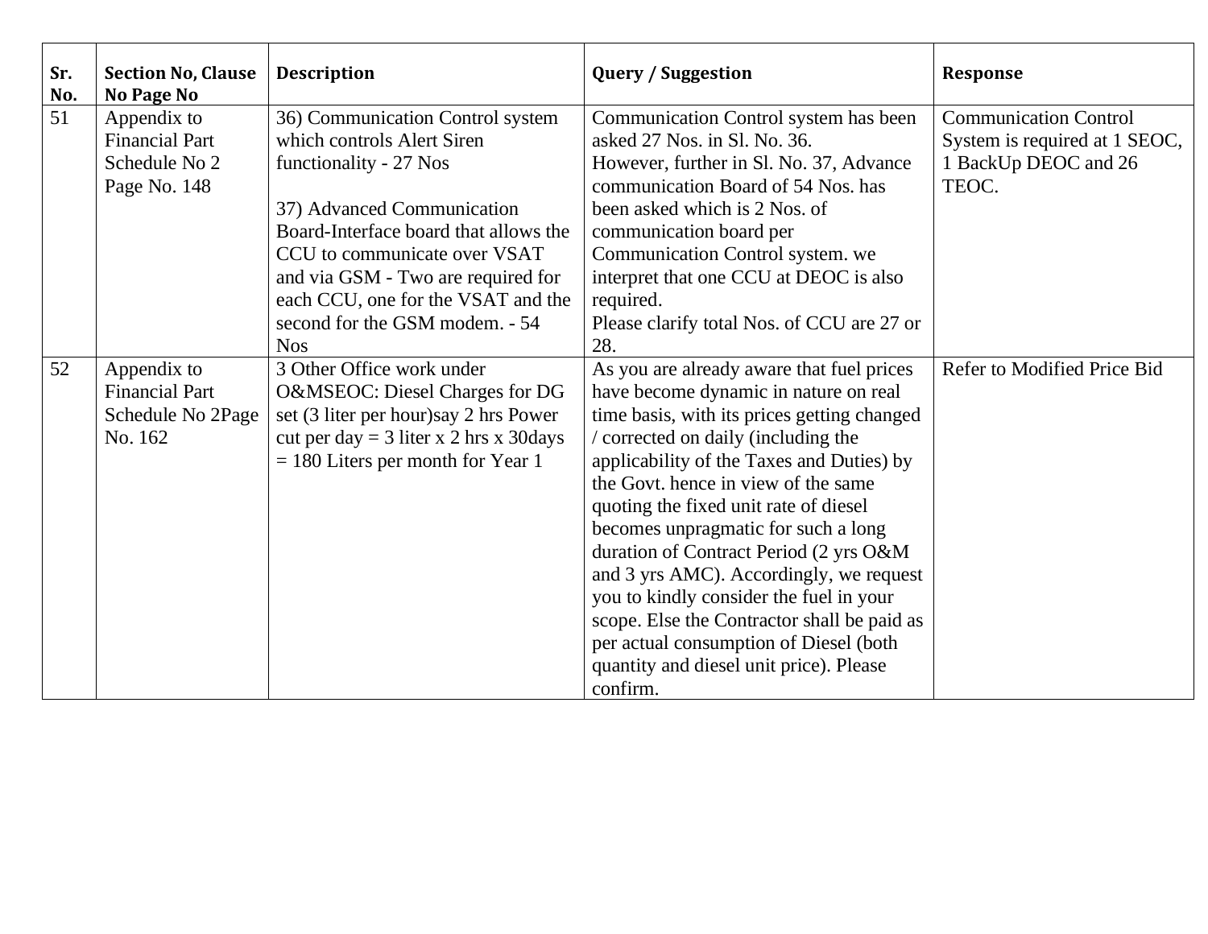| Sr. No. | Section No, Clause No Page No | Description | Query / Suggestion | Response |
|---|---|---|---|---|
| 51 | Appendix to Financial Part Schedule No 2 Page No. 148 | 36) Communication Control system which controls Alert Siren functionality - 27 Nos<br><br>37) Advanced Communication Board-Interface board that allows the CCU to communicate over VSAT and via GSM - Two are required for each CCU, one for the VSAT and the second for the GSM modem. - 54 Nos | Communication Control system has been asked 27 Nos. in Sl. No. 36.<br>However, further in Sl. No. 37, Advance communication Board of 54 Nos. has been asked which is 2 Nos. of communication board per Communication Control system. we interpret that one CCU at DEOC is also required.<br>Please clarify total Nos. of CCU are 27 or 28. | Communication Control System is required at 1 SEOC, 1 BackUp DEOC and 26 TEOC. |
| 52 | Appendix to Financial Part Schedule No 2Page No. 162 | 3 Other Office work under O&MSEOC: Diesel Charges for DG set (3 liter per hour)say 2 hrs Power cut per day = 3 liter x 2 hrs x 30days = 180 Liters per month for Year 1 | As you are already aware that fuel prices have become dynamic in nature on real time basis, with its prices getting changed / corrected on daily (including the applicability of the Taxes and Duties) by the Govt. hence in view of the same quoting the fixed unit rate of diesel becomes unpragmatic for such a long duration of Contract Period (2 yrs O&M and 3 yrs AMC). Accordingly, we request you to kindly consider the fuel in your scope. Else the Contractor shall be paid as per actual consumption of Diesel (both quantity and diesel unit price). Please confirm. | Refer to Modified Price Bid |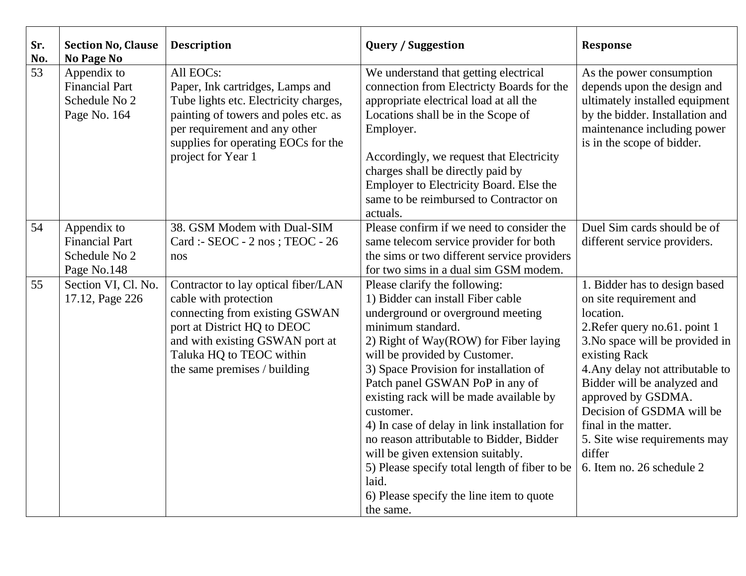| Sr. No. | Section No, Clause No Page No | Description | Query / Suggestion | Response |
|---|---|---|---|---|
| 53 | Appendix to Financial Part Schedule No 2 Page No. 164 | All EOCs:<br>Paper, Ink cartridges, Lamps and Tube lights etc. Electricity charges, painting of towers and poles etc. as per requirement and any other supplies for operating EOCs for the project for Year 1 | We understand that getting electrical connection from Electricty Boards for the appropriate electrical load at all the Locations shall be in the Scope of Employer.<br><br>Accordingly, we request that Electricity charges shall be directly paid by Employer to Electricity Board. Else the same to be reimbursed to Contractor on actuals. | As the power consumption depends upon the design and ultimately installed equipment by the bidder. Installation and maintenance including power is in the scope of bidder. |
| 54 | Appendix to Financial Part Schedule No 2 Page No.148 | 38. GSM Modem with Dual-SIM Card :- SEOC - 2 nos ; TEOC - 26 nos | Please confirm if we need to consider the same telecom service provider for both the sims or two different service providers for two sims in a dual sim GSM modem. | Duel Sim cards should be of different service providers. |
| 55 | Section VI, Cl. No. 17.12, Page 226 | Contractor to lay optical fiber/LAN cable with protection connecting from existing GSWAN port at District HQ to DEOC and with existing GSWAN port at Taluka HQ to TEOC within the same premises / building | Please clarify the following:<br>1) Bidder can install Fiber cable underground or overground meeting minimum standard.<br>2) Right of Way(ROW) for Fiber laying will be provided by Customer.<br>3) Space Provision for installation of Patch panel GSWAN PoP in any of existing rack will be made available by customer.<br>4) In case of delay in link installation for no reason attributable to Bidder, Bidder will be given extension suitably.<br>5) Please specify total length of fiber to be laid.<br>6) Please specify the line item to quote the same. | 1. Bidder has to design based on site requirement and location.<br>2.Refer query no.61. point 1<br>3.No space will be provided in existing Rack<br>4.Any delay not attributable to Bidder will be analyzed and approved by GSDMA. Decision of GSDMA will be final in the matter.<br>5. Site wise requirements may differ<br>6. Item no. 26 schedule 2 |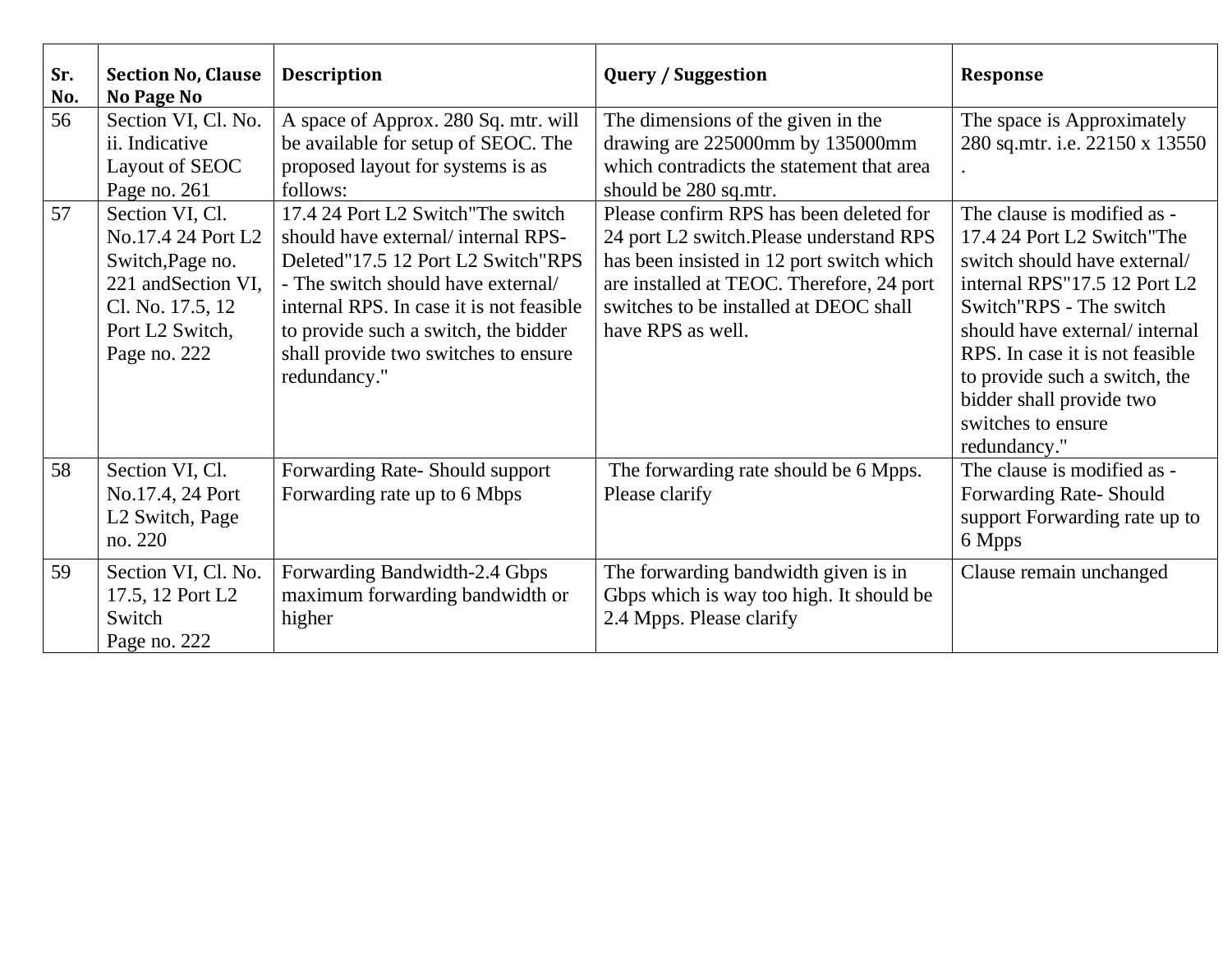| Sr. No. | Section No, Clause No Page No | Description | Query / Suggestion | Response |
|---|---|---|---|---|
| 56 | Section VI, Cl. No. ii. Indicative Layout of SEOC Page no. 261 | A space of Approx. 280 Sq. mtr. will be available for setup of SEOC. The proposed layout for systems is as follows: | The dimensions of the given in the drawing are 225000mm by 135000mm which contradicts the statement that area should be 280 sq.mtr. | The space is Approximately 280 sq.mtr. i.e. 22150 x 13550 . |
| 57 | Section VI, Cl. No.17.4 24 Port L2 Switch,Page no. 221 andSection VI, Cl. No. 17.5, 12 Port L2 Switch, Page no. 222 | 17.4 24 Port L2 Switch"The switch should have external/ internal RPS- Deleted"17.5 12 Port L2 Switch"RPS - The switch should have external/ internal RPS. In case it is not feasible to provide such a switch, the bidder shall provide two switches to ensure redundancy." | Please confirm RPS has been deleted for 24 port L2 switch.Please understand RPS has been insisted in 12 port switch which are installed at TEOC. Therefore, 24 port switches to be installed at DEOC shall have RPS as well. | The clause is modified as - 17.4 24 Port L2 Switch"The switch should have external/ internal RPS"17.5 12 Port L2 Switch"RPS - The switch should have external/ internal RPS. In case it is not feasible to provide such a switch, the bidder shall provide two switches to ensure redundancy." |
| 58 | Section VI, Cl. No.17.4, 24 Port L2 Switch, Page no. 220 | Forwarding Rate- Should support Forwarding rate up to 6 Mbps | The forwarding rate should be 6 Mpps. Please clarify | The clause is modified as - Forwarding Rate- Should support Forwarding rate up to 6 Mpps |
| 59 | Section VI, Cl. No. 17.5, 12 Port L2 Switch Page no. 222 | Forwarding Bandwidth-2.4 Gbps maximum forwarding bandwidth or higher | The forwarding bandwidth given is in Gbps which is way too high. It should be 2.4 Mpps. Please clarify | Clause remain unchanged |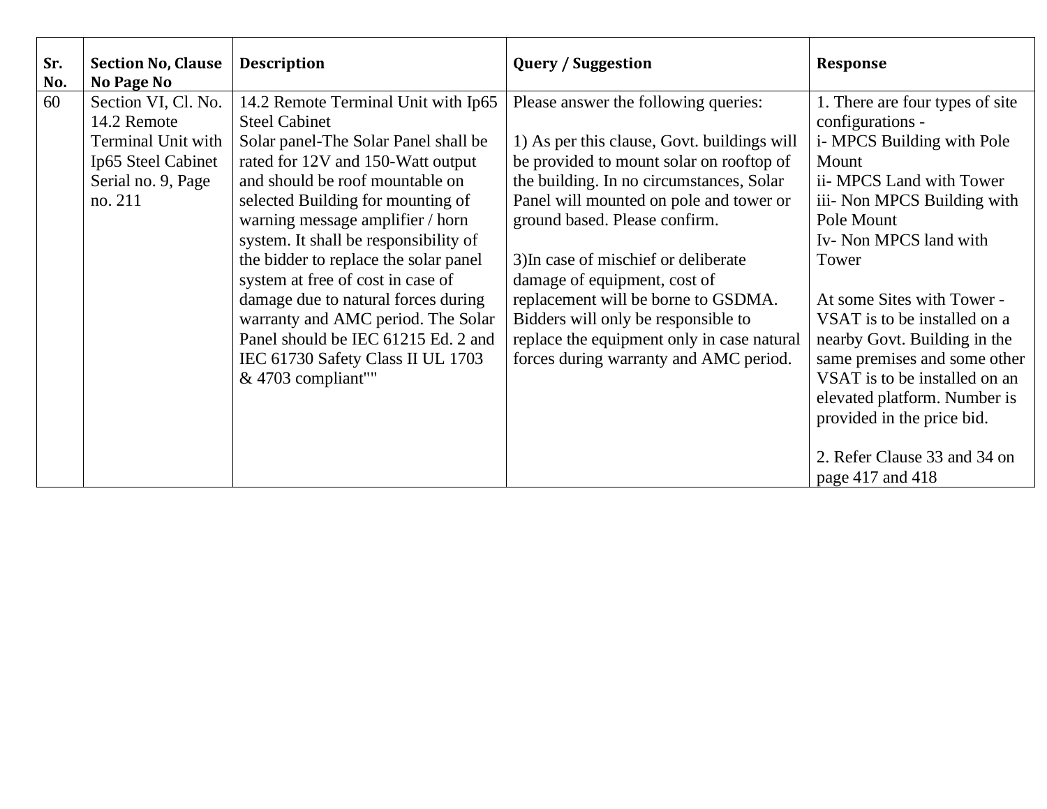| Sr. No. | Section No, Clause No Page No | Description | Query / Suggestion | Response |
|---|---|---|---|---|
| 60 | Section VI, Cl. No. 14.2 Remote Terminal Unit with Ip65 Steel Cabinet Serial no. 9, Page no. 211 | 14.2 Remote Terminal Unit with Ip65 Steel Cabinet<br>Solar panel-The Solar Panel shall be rated for 12V and 150-Watt output and should be roof mountable on selected Building for mounting of warning message amplifier / horn system. It shall be responsibility of the bidder to replace the solar panel system at free of cost in case of damage due to natural forces during warranty and AMC period. The Solar Panel should be IEC 61215 Ed. 2 and IEC 61730 Safety Class II UL 1703 & 4703 compliant"" | Please answer the following queries:<br><br>1) As per this clause, Govt. buildings will be provided to mount solar on rooftop of the building. In no circumstances, Solar Panel will mounted on pole and tower or ground based. Please confirm.<br><br>3)In case of mischief or deliberate damage of equipment, cost of replacement will be borne to GSDMA. Bidders will only be responsible to replace the equipment only in case natural forces during warranty and AMC period. | 1. There are four types of site configurations -<br>i- MPCS Building with Pole Mount<br>ii- MPCS Land with Tower<br>iii- Non MPCS Building with Pole Mount<br>Iv- Non MPCS land with Tower<br><br>At some Sites with Tower - VSAT is to be installed on a nearby Govt. Building in the same premises and some other VSAT is to be installed on an elevated platform. Number is provided in the price bid.<br><br>2. Refer Clause 33 and 34 on page 417 and 418 |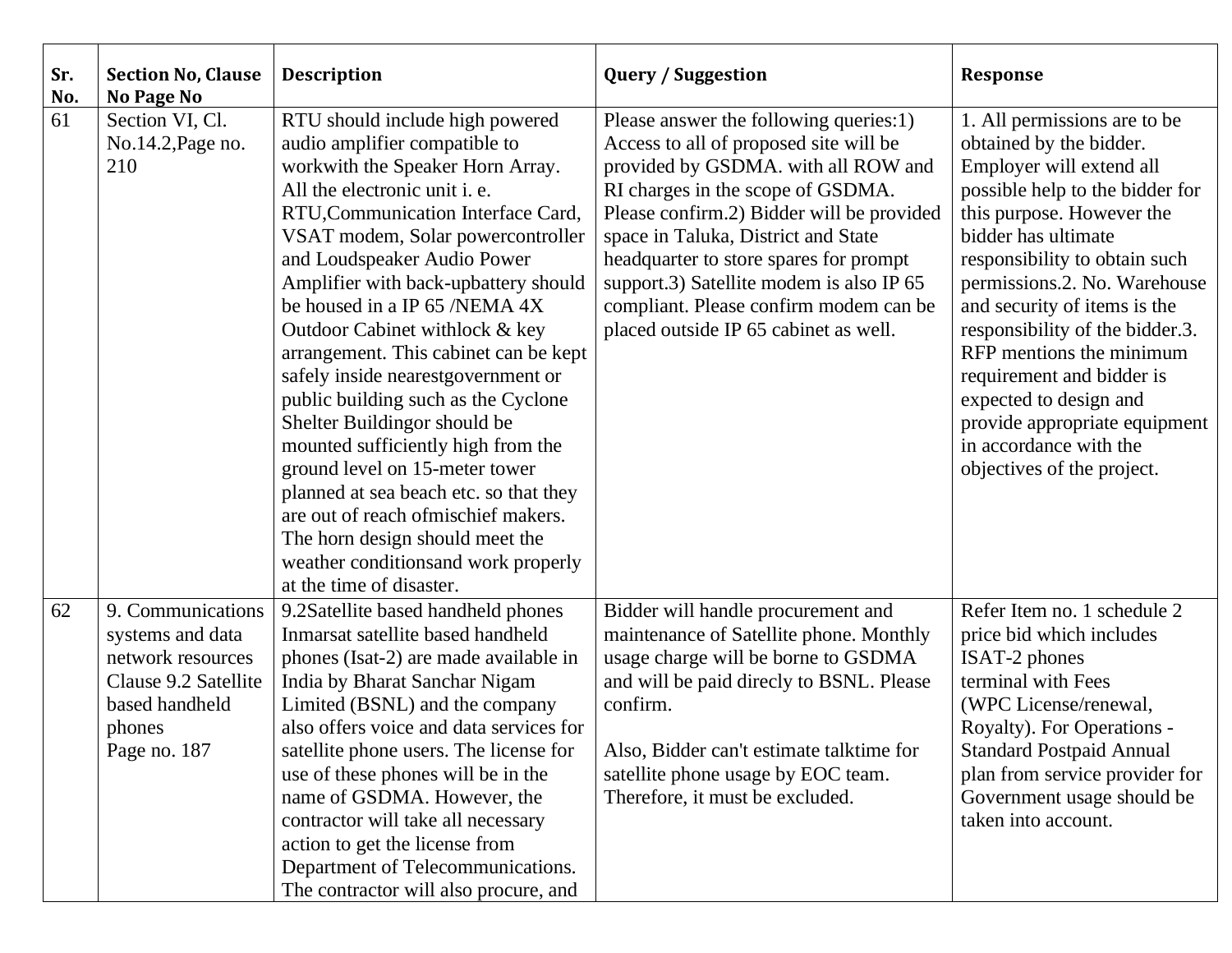| Sr. No. | Section No, Clause No Page No | Description | Query / Suggestion | Response |
|---|---|---|---|---|
| 61 | Section VI, Cl. No.14.2,Page no. 210 | RTU should include high powered audio amplifier compatible to workwith the Speaker Horn Array. All the electronic unit i. e. RTU,Communication Interface Card, VSAT modem, Solar powercontroller and Loudspeaker Audio Power Amplifier with back-upbattery should be housed in a IP 65 /NEMA 4X Outdoor Cabinet withlock & key arrangement. This cabinet can be kept safely inside nearestgovernment or public building such as the Cyclone Shelter Buildingor should be mounted sufficiently high from the ground level on 15-meter tower planned at sea beach etc. so that they are out of reach ofmischief makers. The horn design should meet the weather conditionsand work properly at the time of disaster. | Please answer the following queries:1) Access to all of proposed site will be provided by GSDMA. with all ROW and RI charges in the scope of GSDMA. Please confirm.2) Bidder will be provided space in Taluka, District and State headquarter to store spares for prompt support.3) Satellite modem is also IP 65 compliant. Please confirm modem can be placed outside IP 65 cabinet as well. | 1. All permissions are to be obtained by the bidder. Employer will extend all possible help to the bidder for this purpose. However the bidder has ultimate responsibility to obtain such permissions.2. No. Warehouse and security of items is the responsibility of the bidder.3. RFP mentions the minimum requirement and bidder is expected to design and provide appropriate equipment in accordance with the objectives of the project. |
| 62 | 9. Communications systems and data network resources Clause 9.2 Satellite based handheld phones Page no. 187 | 9.2Satellite based handheld phones Inmarsat satellite based handheld phones (Isat-2) are made available in India by Bharat Sanchar Nigam Limited (BSNL) and the company also offers voice and data services for satellite phone users. The license for use of these phones will be in the name of GSDMA. However, the contractor will take all necessary action to get the license from Department of Telecommunications. The contractor will also procure, and | Bidder will handle procurement and maintenance of Satellite phone. Monthly usage charge will be borne to GSDMA and will be paid direcly to BSNL. Please confirm.<br><br>Also, Bidder can't estimate talktime for satellite phone usage by EOC team. Therefore, it must be excluded. | Refer Item no. 1 schedule 2 price bid which includes ISAT-2 phones terminal with Fees (WPC License/renewal, Royalty). For Operations - Standard Postpaid Annual plan from service provider for Government usage should be taken into account. |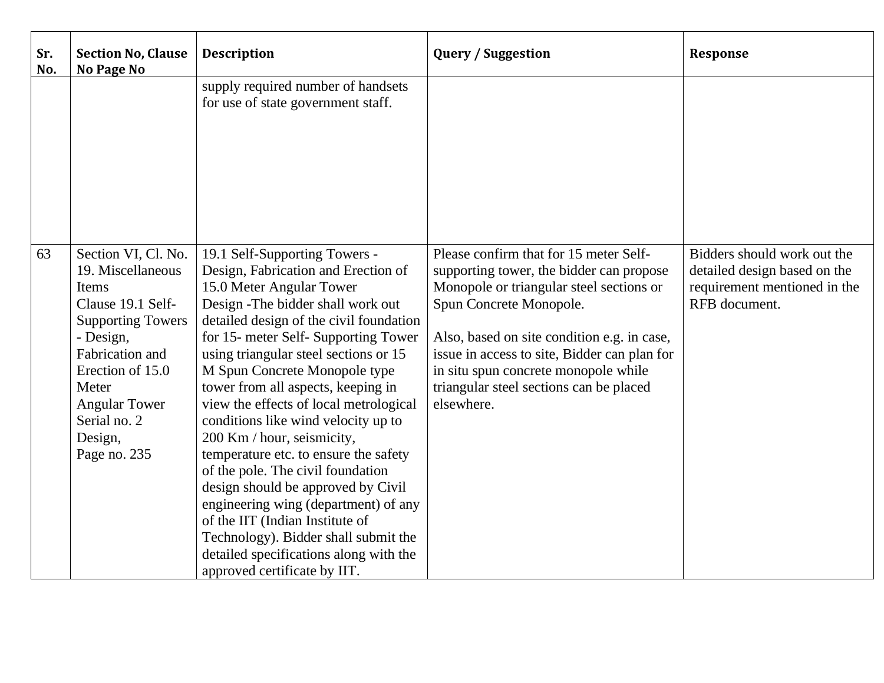| Sr. No. | Section No, Clause No Page No | Description | Query / Suggestion | Response |
|---|---|---|---|---|
| | | supply required number of handsets for use of state government staff. | | |
| 63 | Section VI, Cl. No. 19. Miscellaneous Items<br>Clause 19.1 Self-Supporting Towers - Design, Fabrication and Erection of 15.0 Meter<br>Angular Tower<br>Serial no. 2<br>Design,<br>Page no. 235 | 19.1 Self-Supporting Towers - Design, Fabrication and Erection of 15.0 Meter Angular Tower<br>Design -The bidder shall work out detailed design of the civil foundation for 15- meter Self- Supporting Tower using triangular steel sections or 15 M Spun Concrete Monopole type tower from all aspects, keeping in view the effects of local metrological conditions like wind velocity up to 200 Km / hour, seismicity, temperature etc. to ensure the safety of the pole. The civil foundation design should be approved by Civil engineering wing (department) of any of the IIT (Indian Institute of Technology). Bidder shall submit the detailed specifications along with the approved certificate by IIT. | Please confirm that for 15 meter Self-supporting tower, the bidder can propose Monopole or triangular steel sections or Spun Concrete Monopole.<br><br>Also, based on site condition e.g. in case, issue in access to site, Bidder can plan for in situ spun concrete monopole while triangular steel sections can be placed elsewhere. | Bidders should work out the detailed design based on the requirement mentioned in the RFB document. |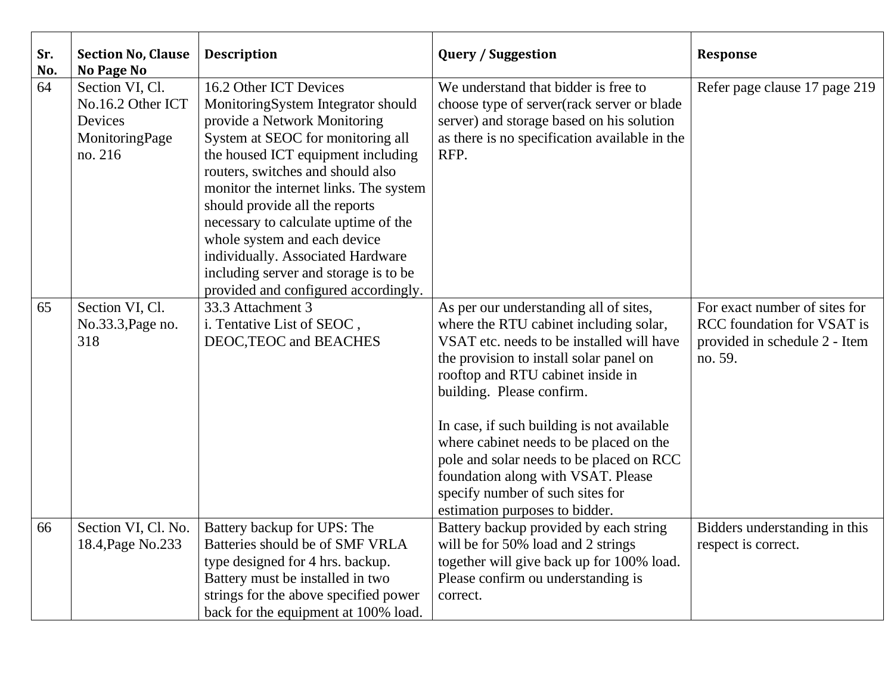| Sr. No. | Section No, Clause No Page No | Description | Query / Suggestion | Response |
| --- | --- | --- | --- | --- |
| 64 | Section VI, Cl. No.16.2 Other ICT Devices MonitoringPage no. 216 | 16.2 Other ICT Devices MonitoringSystem Integrator should provide a Network Monitoring System at SEOC for monitoring all the housed ICT equipment including routers, switches and should also monitor the internet links. The system should provide all the reports necessary to calculate uptime of the whole system and each device individually. Associated Hardware including server and storage is to be provided and configured accordingly. | We understand that bidder is free to choose type of server(rack server or blade server) and storage based on his solution as there is no specification available in the RFP. | Refer page clause 17 page 219 |
| 65 | Section VI, Cl. No.33.3,Page no. 318 | 33.3 Attachment 3<br>i. Tentative List of SEOC , DEOC,TEOC and BEACHES | As per our understanding all of sites, where the RTU cabinet including solar, VSAT etc. needs to be installed will have the provision to install solar panel on rooftop and RTU cabinet inside in building. Please confirm.<br><br>In case, if such building is not available where cabinet needs to be placed on the pole and solar needs to be placed on RCC foundation along with VSAT. Please specify number of such sites for estimation purposes to bidder. | For exact number of sites for RCC foundation for VSAT is provided in schedule 2 - Item no. 59. |
| 66 | Section VI, Cl. No. 18.4,Page No.233 | Battery backup for UPS: The Batteries should be of SMF VRLA type designed for 4 hrs. backup. Battery must be installed in two strings for the above specified power back for the equipment at 100% load. | Battery backup provided by each string will be for 50% load and 2 strings together will give back up for 100% load. Please confirm ou understanding is correct. | Bidders understanding in this respect is correct. |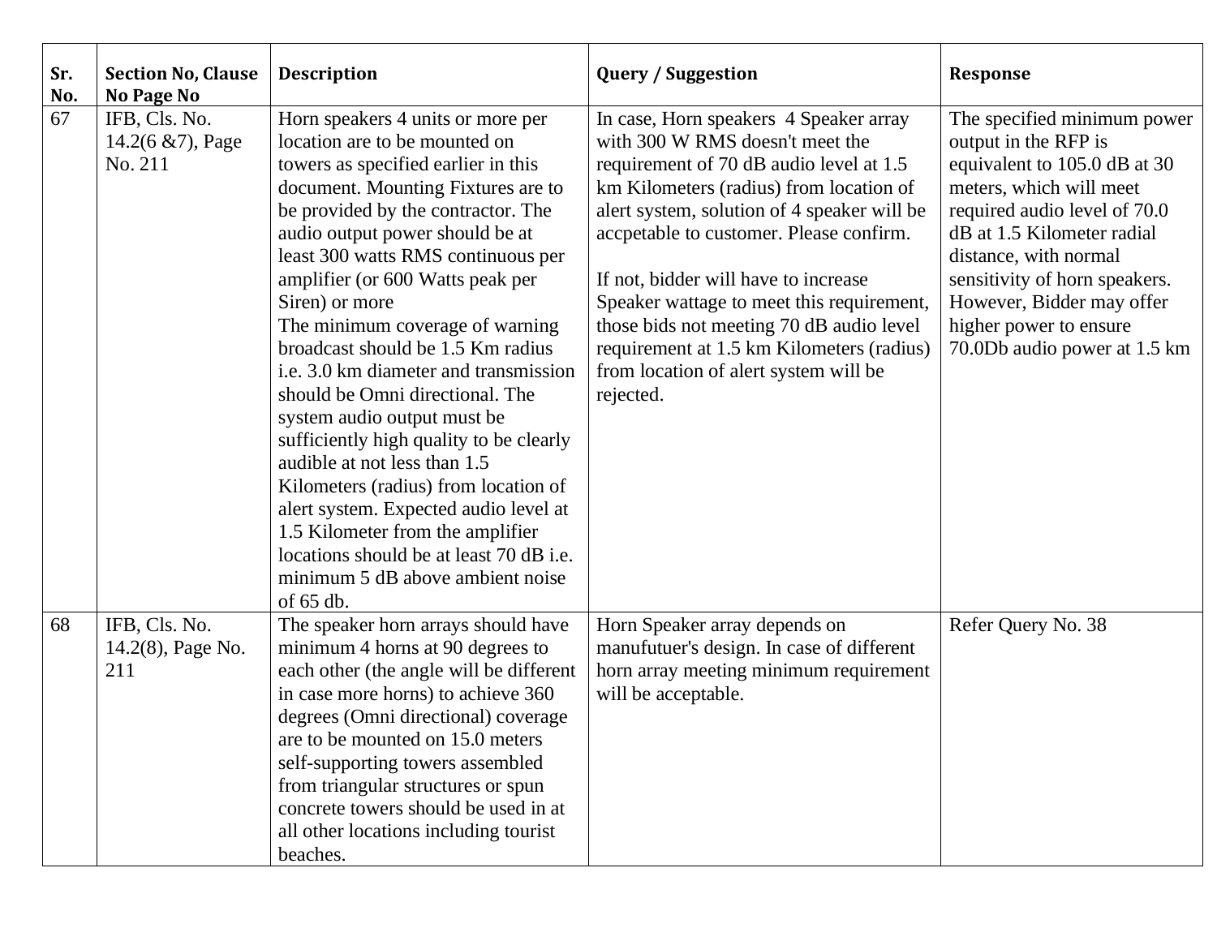| Sr. No. | Section No, Clause No Page No | Description | Query / Suggestion | Response |
|---|---|---|---|---|
| 67 | IFB, Cls. No. 14.2(6 &7), Page No. 211 | Horn speakers 4 units or more per location are to be mounted on towers as specified earlier in this document. Mounting Fixtures are to be provided by the contractor. The audio output power should be at least 300 watts RMS continuous per amplifier (or 600 Watts peak per Siren) or more<br>The minimum coverage of warning broadcast should be 1.5 Km radius i.e. 3.0 km diameter and transmission should be Omni directional. The system audio output must be sufficiently high quality to be clearly audible at not less than 1.5 Kilometers (radius) from location of alert system. Expected audio level at 1.5 Kilometer from the amplifier locations should be at least 70 dB i.e. minimum 5 dB above ambient noise of 65 db. | In case, Horn speakers 4 Speaker array with 300 W RMS doesn't meet the requirement of 70 dB audio level at 1.5 km Kilometers (radius) from location of alert system, solution of 4 speaker will be accpetable to customer. Please confirm.<br><br>If not, bidder will have to increase Speaker wattage to meet this requirement, those bids not meeting 70 dB audio level requirement at 1.5 km Kilometers (radius) from location of alert system will be rejected. | The specified minimum power output in the RFP is equivalent to 105.0 dB at 30 meters, which will meet required audio level of 70.0 dB at 1.5 Kilometer radial distance, with normal sensitivity of horn speakers. However, Bidder may offer higher power to ensure 70.0Db audio power at 1.5 km |
| 68 | IFB, Cls. No. 14.2(8), Page No. 211 | The speaker horn arrays should have minimum 4 horns at 90 degrees to each other (the angle will be different in case more horns) to achieve 360 degrees (Omni directional) coverage are to be mounted on 15.0 meters self-supporting towers assembled from triangular structures or spun concrete towers should be used in at all other locations including tourist beaches. | Horn Speaker array depends on manufutuer's design. In case of different horn array meeting minimum requirement will be acceptable. | Refer Query No. 38 |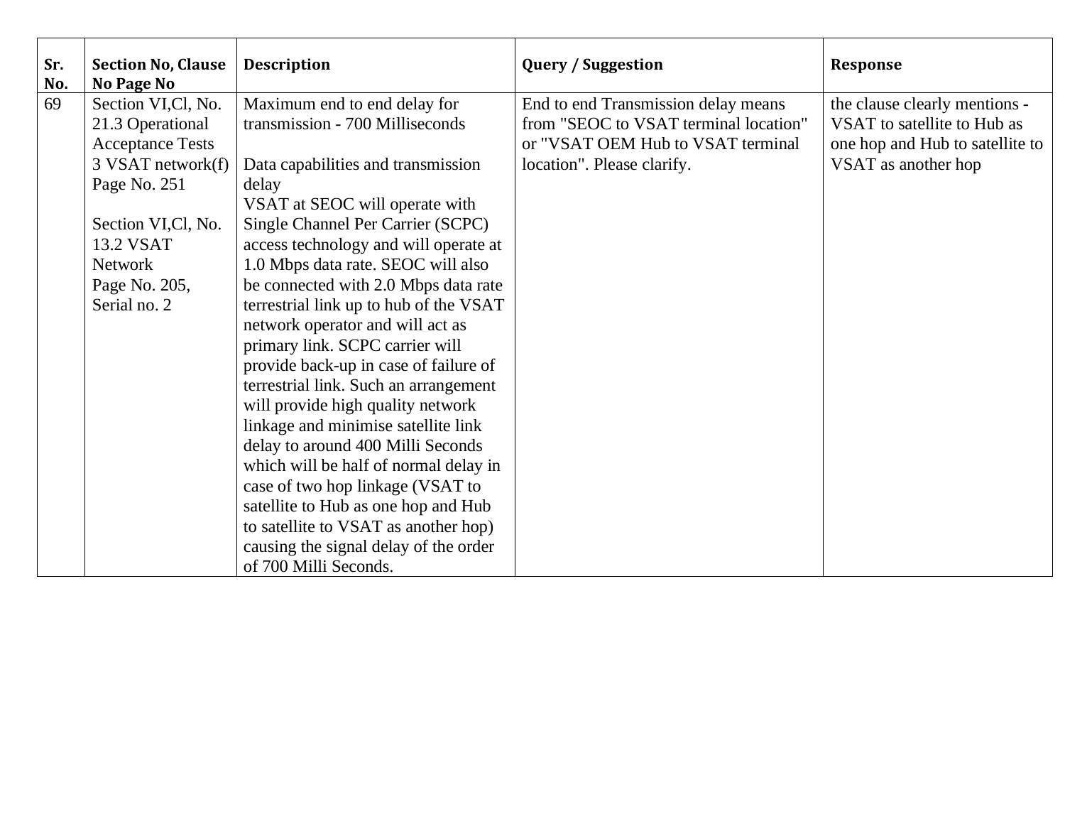| Sr. No. | Section No, Clause No Page No | Description | Query / Suggestion | Response |
|---|---|---|---|---|
| 69 | Section VI,Cl, No. 21.3 Operational Acceptance Tests 3 VSAT network(f) Page No. 251<br><br>Section VI,Cl, No. 13.2 VSAT Network Page No. 205, Serial no. 2 | Maximum end to end delay for transmission - 700 Milliseconds<br><br>Data capabilities and transmission delay<br>VSAT at SEOC will operate with Single Channel Per Carrier (SCPC) access technology and will operate at 1.0 Mbps data rate. SEOC will also be connected with 2.0 Mbps data rate terrestrial link up to hub of the VSAT network operator and will act as primary link. SCPC carrier will provide back-up in case of failure of terrestrial link. Such an arrangement will provide high quality network linkage and minimise satellite link delay to around 400 Milli Seconds which will be half of normal delay in case of two hop linkage (VSAT to satellite to Hub as one hop and Hub to satellite to VSAT as another hop) causing the signal delay of the order of 700 Milli Seconds. | End to end Transmission delay means from "SEOC to VSAT terminal location" or "VSAT OEM Hub to VSAT terminal location". Please clarify. | the clause clearly mentions - VSAT to satellite to Hub as one hop and Hub to satellite to VSAT as another hop |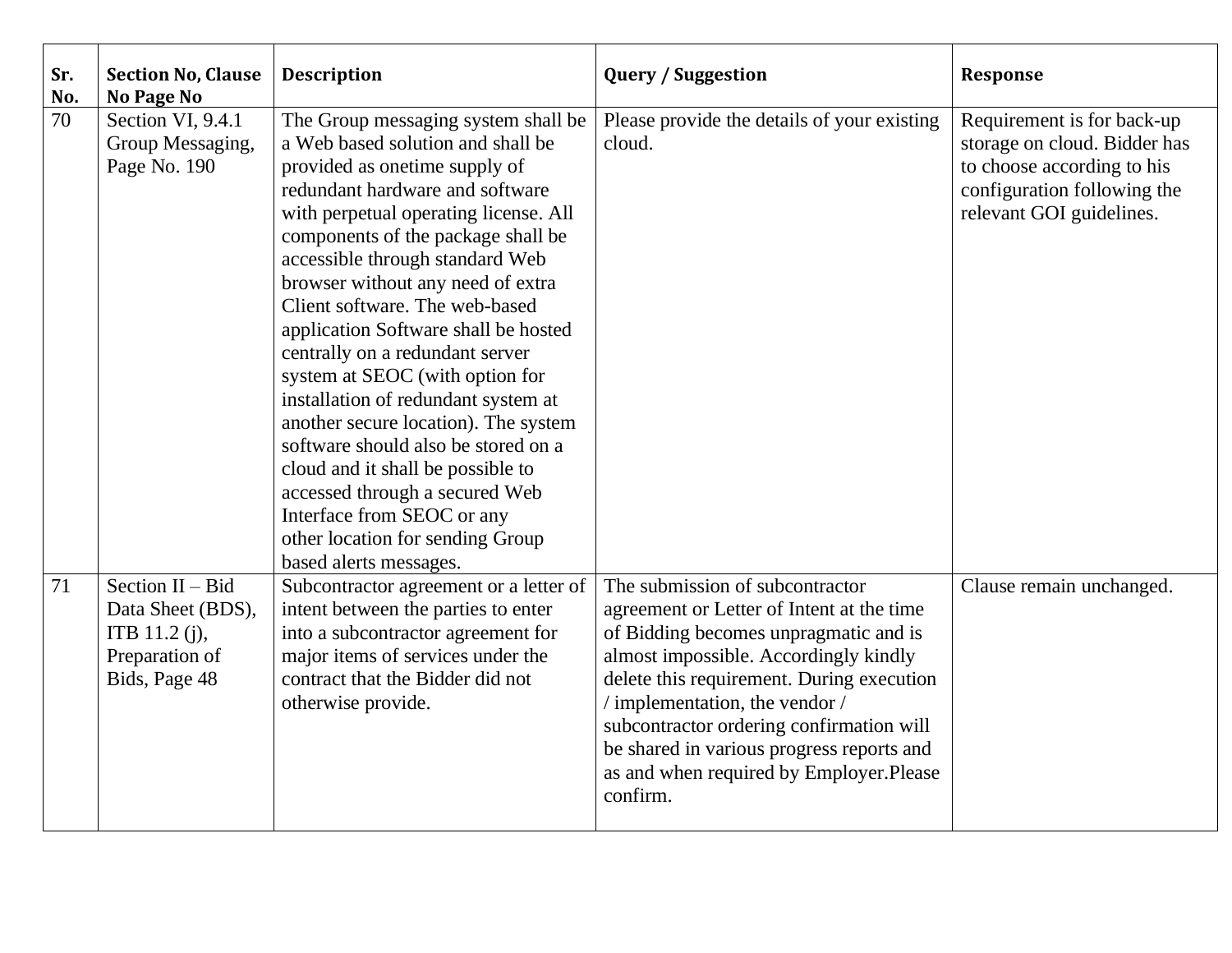| Sr. No. | Section No, Clause No Page No | Description | Query / Suggestion | Response |
|---|---|---|---|---|
| 70 | Section VI, 9.4.1 Group Messaging, Page No. 190 | The Group messaging system shall be a Web based solution and shall be provided as onetime supply of redundant hardware and software with perpetual operating license. All components of the package shall be accessible through standard Web browser without any need of extra Client software. The web-based application Software shall be hosted centrally on a redundant server system at SEOC (with option for installation of redundant system at another secure location). The system software should also be stored on a cloud and it shall be possible to accessed through a secured Web Interface from SEOC or any other location for sending Group based alerts messages. | Please provide the details of your existing cloud. | Requirement is for back-up storage on cloud. Bidder has to choose according to his configuration following the relevant GOI guidelines. |
| 71 | Section II – Bid Data Sheet (BDS), ITB 11.2 (j), Preparation of Bids, Page 48 | Subcontractor agreement or a letter of intent between the parties to enter into a subcontractor agreement for major items of services under the contract that the Bidder did not otherwise provide. | The submission of subcontractor agreement or Letter of Intent at the time of Bidding becomes unpragmatic and is almost impossible. Accordingly kindly delete this requirement. During execution / implementation, the vendor / subcontractor ordering confirmation will be shared in various progress reports and as and when required by Employer.Please confirm. | Clause remain unchanged. |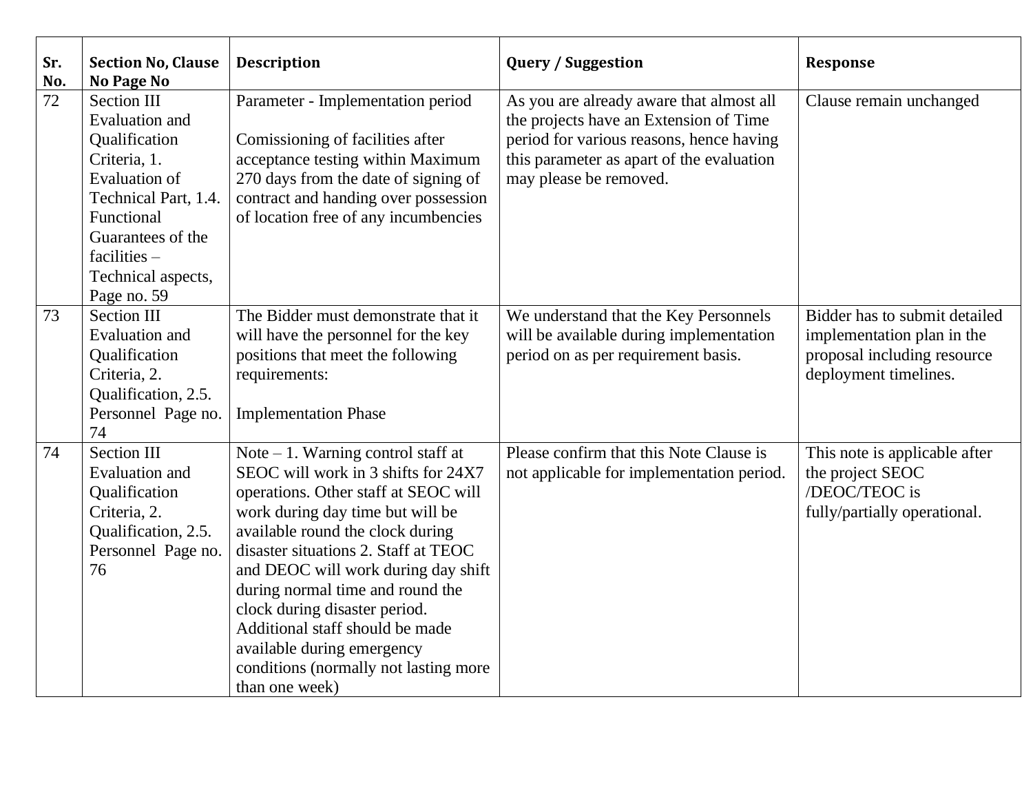| Sr. No. | Section No, Clause No Page No | Description | Query / Suggestion | Response |
|---|---|---|---|---|
| 72 | Section III Evaluation and Qualification Criteria, 1. Evaluation of Technical Part, 1.4. Functional Guarantees of the facilities – Technical aspects, Page no. 59 | Parameter - Implementation period<br><br>Comissioning of facilities after acceptance testing within Maximum 270 days from the date of signing of contract and handing over possession of location free of any incumbencies | As you are already aware that almost all the projects have an Extension of Time period for various reasons, hence having this parameter as apart of the evaluation may please be removed. | Clause remain unchanged |
| 73 | Section III Evaluation and Qualification Criteria, 2. Qualification, 2.5. Personnel Page no. 74 | The Bidder must demonstrate that it will have the personnel for the key positions that meet the following requirements:<br><br>Implementation Phase | We understand that the Key Personnels will be available during implementation period on as per requirement basis. | Bidder has to submit detailed implementation plan in the proposal including resource deployment timelines. |
| 74 | Section III Evaluation and Qualification Criteria, 2. Qualification, 2.5. Personnel Page no. 76 | Note – 1. Warning control staff at SEOC will work in 3 shifts for 24X7 operations. Other staff at SEOC will work during day time but will be available round the clock during disaster situations 2. Staff at TEOC and DEOC will work during day shift during normal time and round the clock during disaster period. Additional staff should be made available during emergency conditions (normally not lasting more than one week) | Please confirm that this Note Clause is not applicable for implementation period. | This note is applicable after the project SEOC /DEOC/TEOC is fully/partially operational. |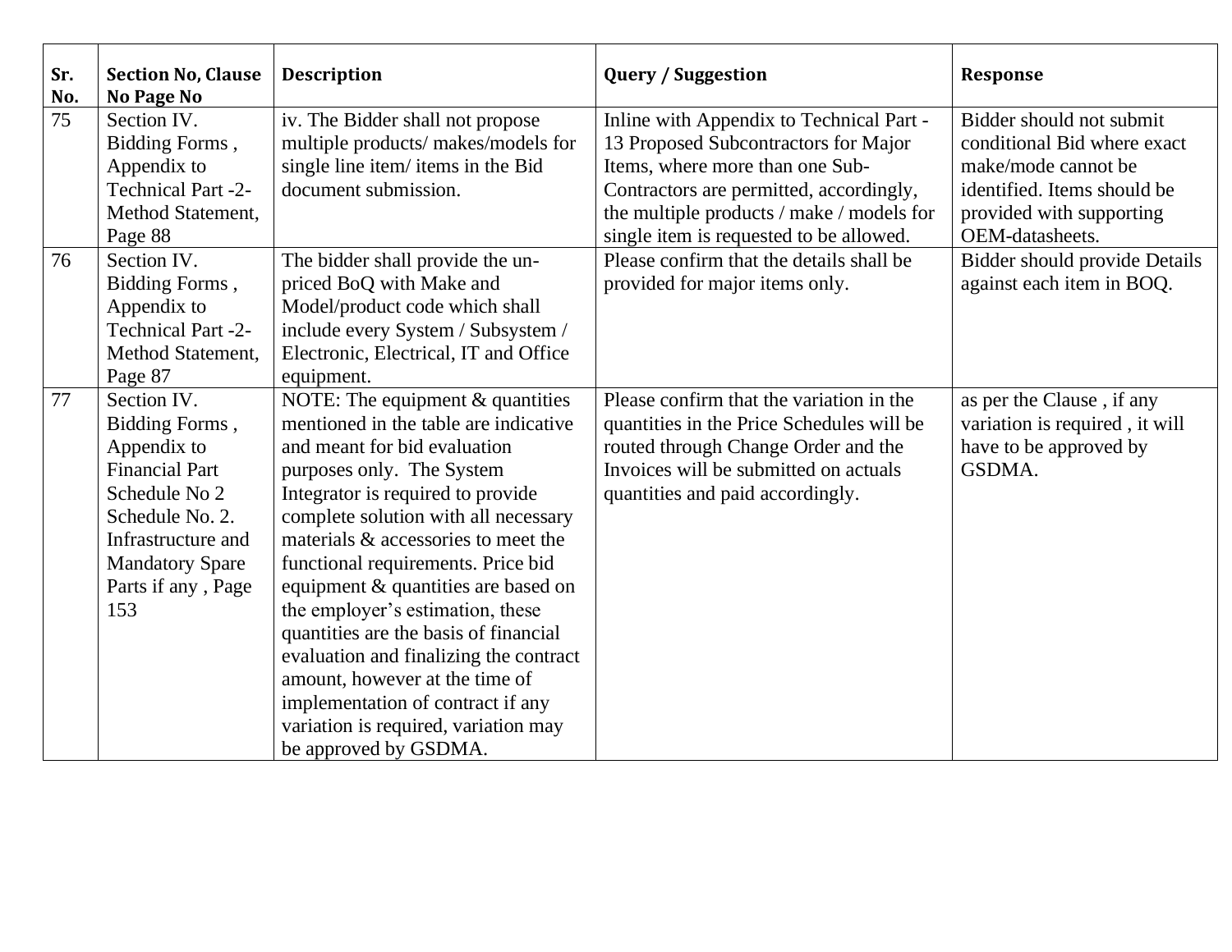| Sr. No. | Section No, Clause No Page No | Description | Query / Suggestion | Response |
|---|---|---|---|---|
| 75 | Section IV. Bidding Forms , Appendix to Technical Part -2- Method Statement, Page 88 | iv. The Bidder shall not propose multiple products/ makes/models for single line item/ items in the Bid document submission. | Inline with Appendix to Technical Part - 13 Proposed Subcontractors for Major Items, where more than one Sub-Contractors are permitted, accordingly, the multiple products / make / models for single item is requested to be allowed. | Bidder should not submit conditional Bid where exact make/mode cannot be identified. Items should be provided with supporting OEM-datasheets. |
| 76 | Section IV. Bidding Forms , Appendix to Technical Part -2- Method Statement, Page 87 | The bidder shall provide the un-priced BoQ with Make and Model/product code which shall include every System / Subsystem / Electronic, Electrical, IT and Office equipment. | Please confirm that the details shall be provided for major items only. | Bidder should provide Details against each item in BOQ. |
| 77 | Section IV. Bidding Forms , Appendix to Financial Part Schedule No 2 Schedule No. 2. Infrastructure and Mandatory Spare Parts if any , Page 153 | NOTE: The equipment & quantities mentioned in the table are indicative and meant for bid evaluation purposes only. The System Integrator is required to provide complete solution with all necessary materials & accessories to meet the functional requirements. Price bid equipment & quantities are based on the employer's estimation, these quantities are the basis of financial evaluation and finalizing the contract amount, however at the time of implementation of contract if any variation is required, variation may be approved by GSDMA. | Please confirm that the variation in the quantities in the Price Schedules will be routed through Change Order and the Invoices will be submitted on actuals quantities and paid accordingly. | as per the Clause , if any variation is required , it will have to be approved by GSDMA. |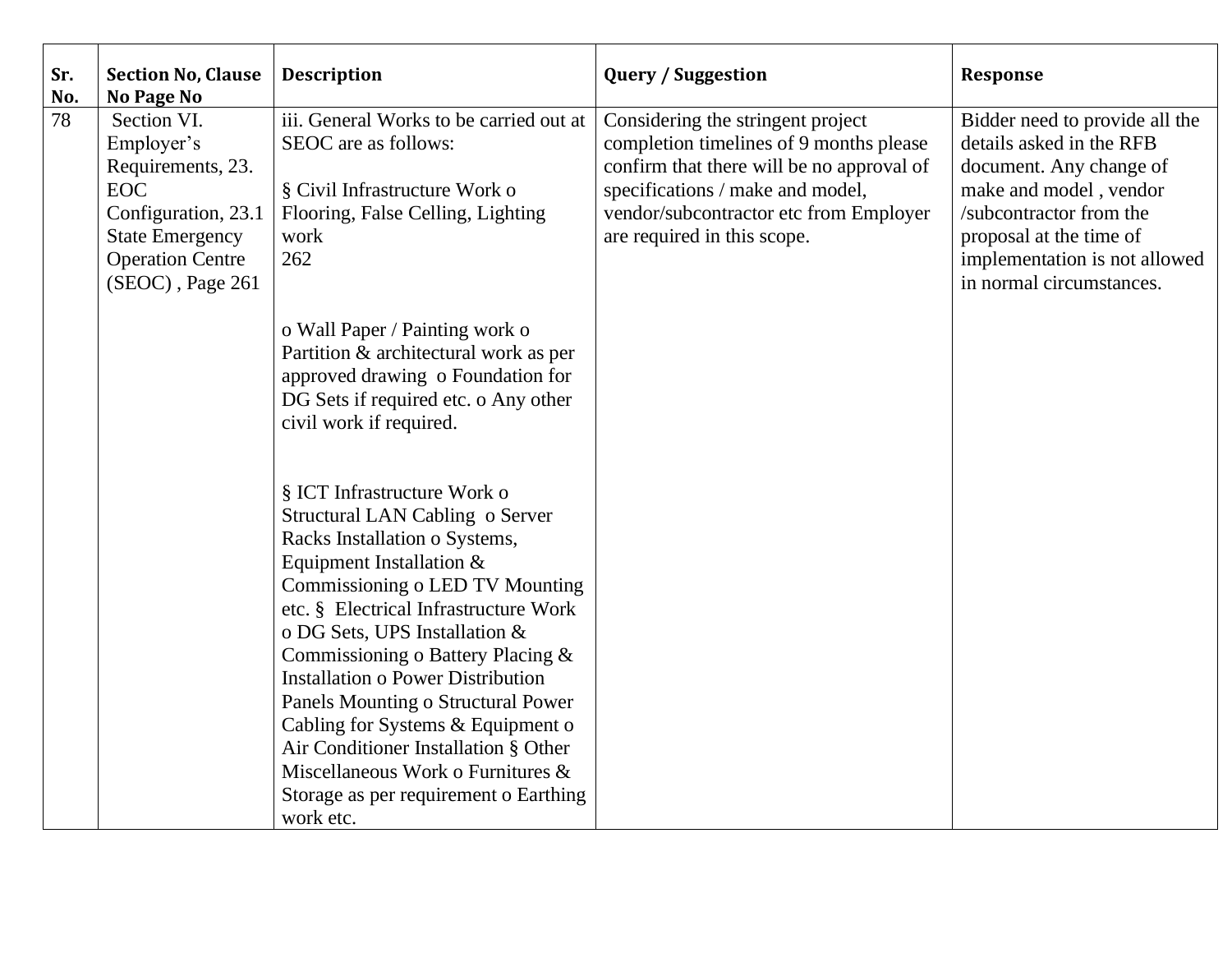| Sr. No. | Section No, Clause No Page No | Description | Query / Suggestion | Response |
|---|---|---|---|---|
| 78 | Section VI. Employer's Requirements, 23. EOC Configuration, 23.1 State Emergency Operation Centre (SEOC) , Page 261 | iii. General Works to be carried out at SEOC are as follows:<br><br>§ Civil Infrastructure Work o Flooring, False Celling, Lighting work<br>262<br><br>o Wall Paper / Painting work o Partition & architectural work as per approved drawing o Foundation for DG Sets if required etc. o Any other civil work if required.<br><br>§ ICT Infrastructure Work o Structural LAN Cabling o Server Racks Installation o Systems, Equipment Installation & Commissioning o LED TV Mounting etc. § Electrical Infrastructure Work o DG Sets, UPS Installation & Commissioning o Battery Placing & Installation o Power Distribution Panels Mounting o Structural Power Cabling for Systems & Equipment o Air Conditioner Installation § Other Miscellaneous Work o Furnitures & Storage as per requirement o Earthing work etc. | Considering the stringent project completion timelines of 9 months please confirm that there will be no approval of specifications / make and model, vendor/subcontractor etc from Employer are required in this scope. | Bidder need to provide all the details asked in the RFB document. Any change of make and model , vendor /subcontractor from the proposal at the time of implementation is not allowed in normal circumstances. |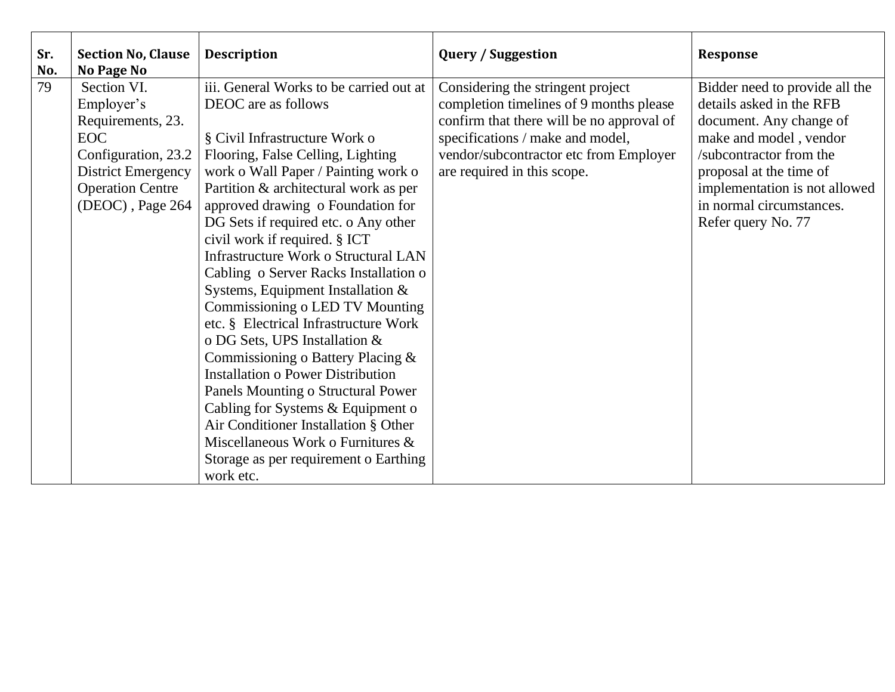| Sr. No. | Section No, Clause No Page No | Description | Query / Suggestion | Response |
|---|---|---|---|---|
| 79 | Section VI. Employer's Requirements, 23. EOC Configuration, 23.2 District Emergency Operation Centre (DEOC) , Page 264 | iii. General Works to be carried out at DEOC are as follows<br><br>§ Civil Infrastructure Work o Flooring, False Celling, Lighting work o Wall Paper / Painting work o Partition & architectural work as per approved drawing o Foundation for DG Sets if required etc. o Any other civil work if required. § ICT Infrastructure Work o Structural LAN Cabling o Server Racks Installation o Systems, Equipment Installation & Commissioning o LED TV Mounting etc. § Electrical Infrastructure Work o DG Sets, UPS Installation & Commissioning o Battery Placing & Installation o Power Distribution Panels Mounting o Structural Power Cabling for Systems & Equipment o Air Conditioner Installation § Other Miscellaneous Work o Furnitures & Storage as per requirement o Earthing work etc. | Considering the stringent project completion timelines of 9 months please confirm that there will be no approval of specifications / make and model, vendor/subcontractor etc from Employer are required in this scope. | Bidder need to provide all the details asked in the RFB document. Any change of make and model , vendor /subcontractor from the proposal at the time of implementation is not allowed in normal circumstances. Refer query No. 77 |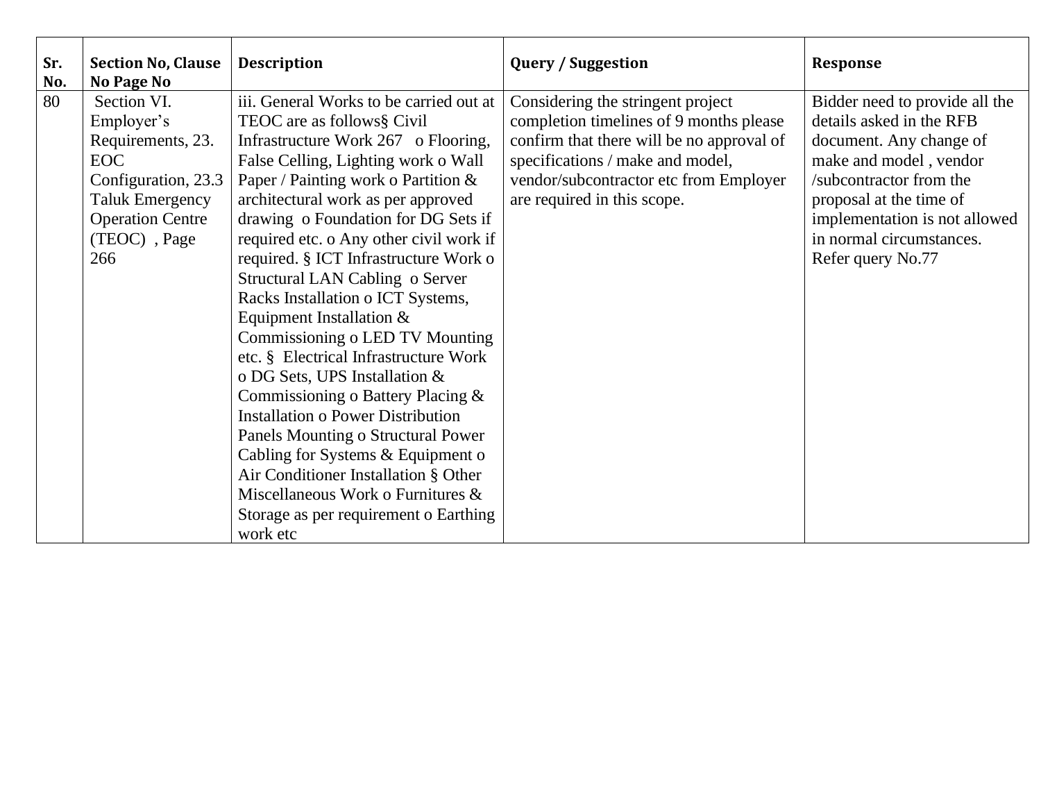| Sr. No. | Section No, Clause No Page No | Description | Query / Suggestion | Response |
|---|---|---|---|---|
| 80 | Section VI. Employer's Requirements, 23. EOC Configuration, 23.3 Taluk Emergency Operation Centre (TEOC) , Page 266 | iii. General Works to be carried out at TEOC are as follows§ Civil Infrastructure Work 267 o Flooring, False Celling, Lighting work o Wall Paper / Painting work o Partition & architectural work as per approved drawing o Foundation for DG Sets if required etc. o Any other civil work if required. § ICT Infrastructure Work o Structural LAN Cabling o Server Racks Installation o ICT Systems, Equipment Installation & Commissioning o LED TV Mounting etc. § Electrical Infrastructure Work o DG Sets, UPS Installation & Commissioning o Battery Placing & Installation o Power Distribution Panels Mounting o Structural Power Cabling for Systems & Equipment o Air Conditioner Installation § Other Miscellaneous Work o Furnitures & Storage as per requirement o Earthing work etc | Considering the stringent project completion timelines of 9 months please confirm that there will be no approval of specifications / make and model, vendor/subcontractor etc from Employer are required in this scope. | Bidder need to provide all the details asked in the RFB document. Any change of make and model , vendor /subcontractor from the proposal at the time of implementation is not allowed in normal circumstances. Refer query No.77 |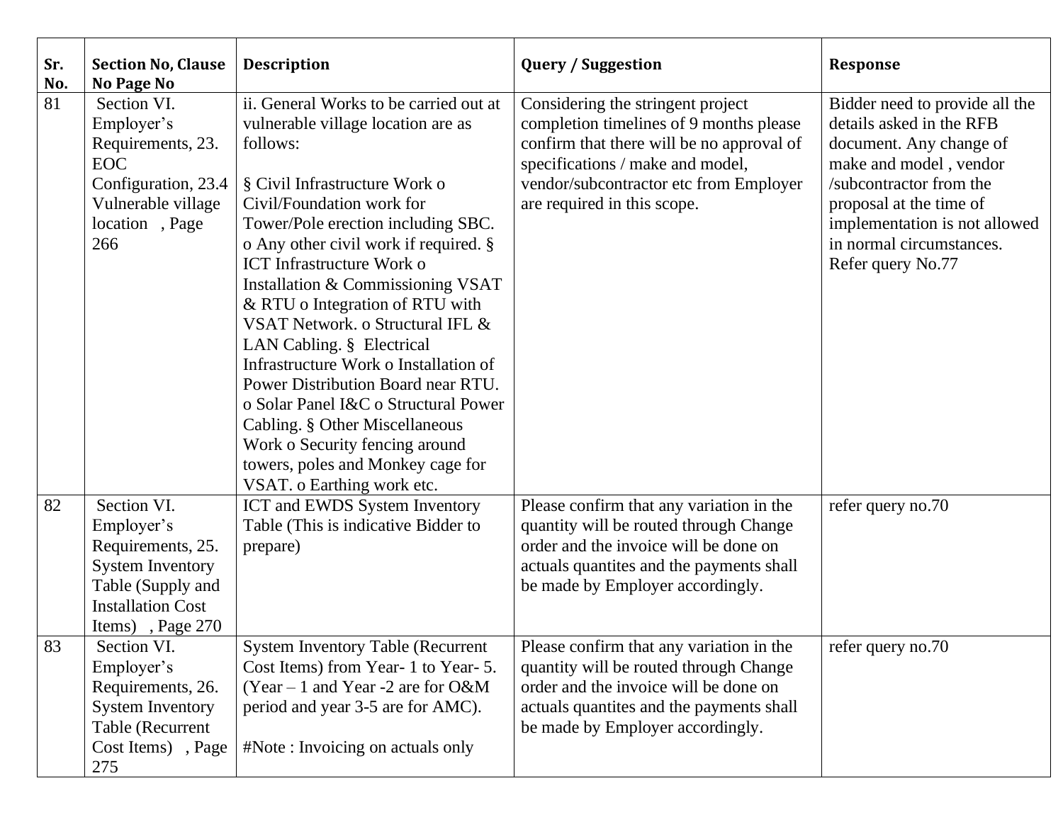| Sr. No. | Section No, Clause No Page No | Description | Query / Suggestion | Response |
|---|---|---|---|---|
| 81 | Section VI. Employer's Requirements, 23. EOC Configuration, 23.4 Vulnerable village location , Page 266 | ii. General Works to be carried out at vulnerable village location are as follows:<br><br>§ Civil Infrastructure Work o Civil/Foundation work for Tower/Pole erection including SBC. o Any other civil work if required. § ICT Infrastructure Work o Installation & Commissioning VSAT & RTU o Integration of RTU with VSAT Network. o Structural IFL & LAN Cabling. § Electrical Infrastructure Work o Installation of Power Distribution Board near RTU. o Solar Panel I&C o Structural Power Cabling. § Other Miscellaneous Work o Security fencing around towers, poles and Monkey cage for VSAT. o Earthing work etc. | Considering the stringent project completion timelines of 9 months please confirm that there will be no approval of specifications / make and model, vendor/subcontractor etc from Employer are required in this scope. | Bidder need to provide all the details asked in the RFB document. Any change of make and model , vendor /subcontractor from the proposal at the time of implementation is not allowed in normal circumstances. Refer query No.77 |
| 82 | Section VI. Employer's Requirements, 25. System Inventory Table (Supply and Installation Cost Items) , Page 270 | ICT and EWDS System Inventory Table (This is indicative Bidder to prepare) | Please confirm that any variation in the quantity will be routed through Change order and the invoice will be done on actuals quantites and the payments shall be made by Employer accordingly. | refer query no.70 |
| 83 | Section VI. Employer's Requirements, 26. System Inventory Table (Recurrent Cost Items) , Page 275 | System Inventory Table (Recurrent Cost Items) from Year- 1 to Year- 5. (Year – 1 and Year -2 are for O&M period and year 3-5 are for AMC).<br><br>#Note : Invoicing on actuals only | Please confirm that any variation in the quantity will be routed through Change order and the invoice will be done on actuals quantites and the payments shall be made by Employer accordingly. | refer query no.70 |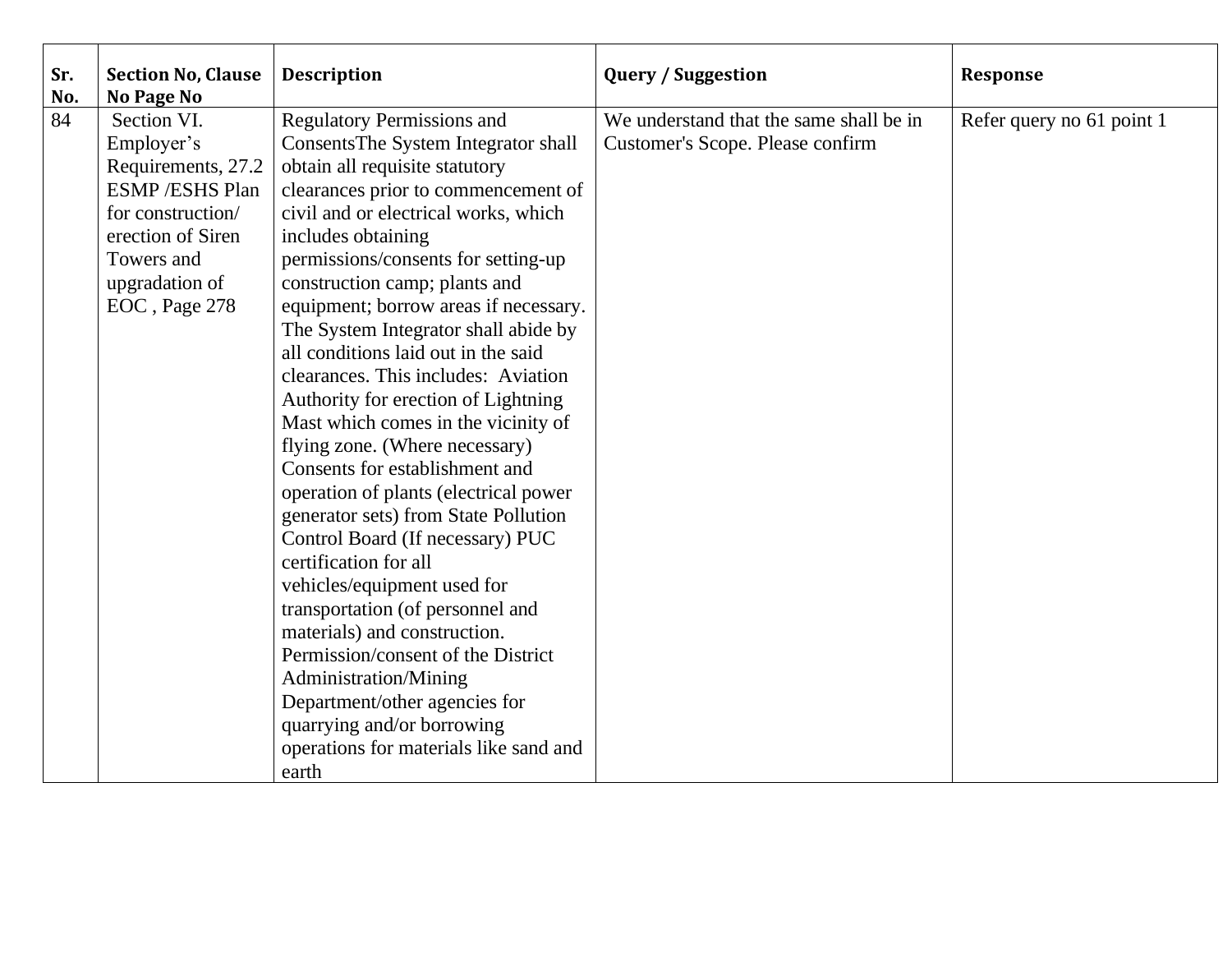| Sr. No. | Section No, Clause No Page No | Description | Query / Suggestion | Response |
|---|---|---|---|---|
| 84 | Section VI. Employer's Requirements, 27.2 ESMP /ESHS Plan for construction/ erection of Siren Towers and upgradation of EOC , Page 278 | Regulatory Permissions and ConsentsThe System Integrator shall obtain all requisite statutory clearances prior to commencement of civil and or electrical works, which includes obtaining permissions/consents for setting-up construction camp; plants and equipment; borrow areas if necessary. The System Integrator shall abide by all conditions laid out in the said clearances. This includes: Aviation Authority for erection of Lightning Mast which comes in the vicinity of flying zone. (Where necessary) Consents for establishment and operation of plants (electrical power generator sets) from State Pollution Control Board (If necessary) PUC certification for all vehicles/equipment used for transportation (of personnel and materials) and construction. Permission/consent of the District Administration/Mining Department/other agencies for quarrying and/or borrowing operations for materials like sand and earth | We understand that the same shall be in Customer's Scope. Please confirm | Refer query no 61 point 1 |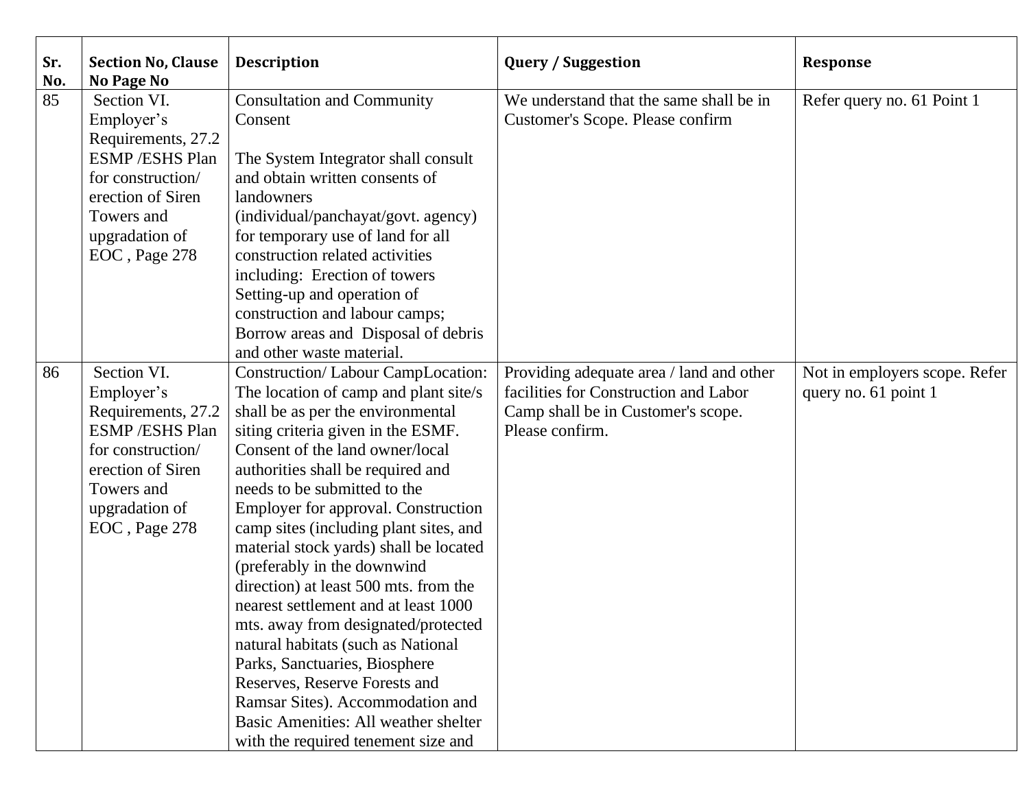| Sr. No. | Section No, Clause No Page No | Description | Query / Suggestion | Response |
|---|---|---|---|---|
| 85 | Section VI. Employer's Requirements, 27.2 ESMP /ESHS Plan for construction/ erection of Siren Towers and upgradation of EOC , Page 278 | Consultation and Community Consent<br><br>The System Integrator shall consult and obtain written consents of landowners (individual/panchayat/govt. agency) for temporary use of land for all construction related activities including: Erection of towers Setting-up and operation of construction and labour camps; Borrow areas and Disposal of debris and other waste material. | We understand that the same shall be in Customer's Scope. Please confirm | Refer query no. 61 Point 1 |
| 86 | Section VI. Employer's Requirements, 27.2 ESMP /ESHS Plan for construction/ erection of Siren Towers and upgradation of EOC , Page 278 | Construction/ Labour CampLocation: The location of camp and plant site/s shall be as per the environmental siting criteria given in the ESMF. Consent of the land owner/local authorities shall be required and needs to be submitted to the Employer for approval. Construction camp sites (including plant sites, and material stock yards) shall be located (preferably in the downwind direction) at least 500 mts. from the nearest settlement and at least 1000 mts. away from designated/protected natural habitats (such as National Parks, Sanctuaries, Biosphere Reserves, Reserve Forests and Ramsar Sites). Accommodation and Basic Amenities: All weather shelter with the required tenement size and | Providing adequate area / land and other facilities for Construction and Labor Camp shall be in Customer's scope. Please confirm. | Not in employers scope. Refer query no. 61 point 1 |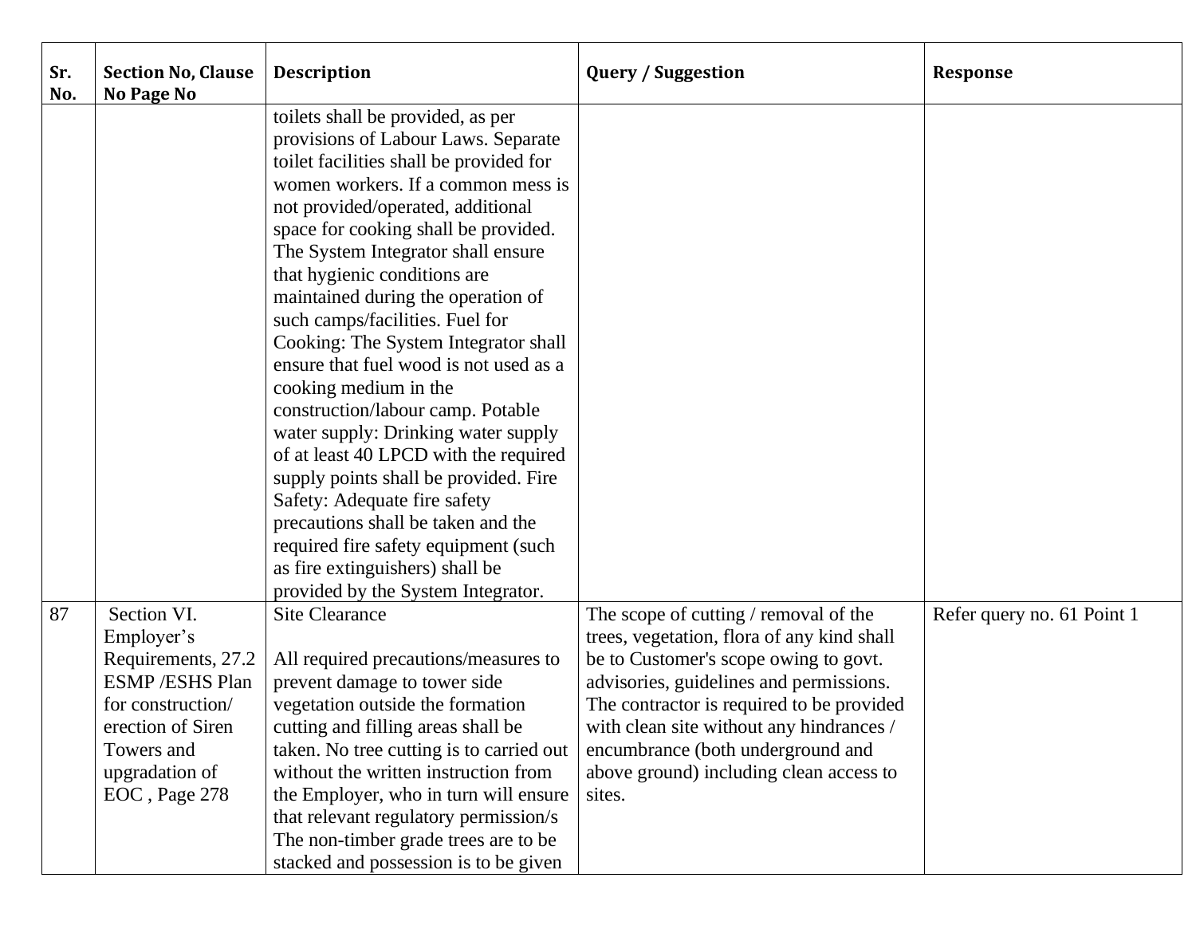| Sr. No. | Section No, Clause No Page No | Description | Query / Suggestion | Response |
|---|---|---|---|---|
| | | toilets shall be provided, as per provisions of Labour Laws. Separate toilet facilities shall be provided for women workers. If a common mess is not provided/operated, additional space for cooking shall be provided. The System Integrator shall ensure that hygienic conditions are maintained during the operation of such camps/facilities. Fuel for Cooking: The System Integrator shall ensure that fuel wood is not used as a cooking medium in the construction/labour camp. Potable water supply: Drinking water supply of at least 40 LPCD with the required supply points shall be provided. Fire Safety: Adequate fire safety precautions shall be taken and the required fire safety equipment (such as fire extinguishers) shall be provided by the System Integrator. | | |
| 87 | Section VI. Employer's Requirements, 27.2 ESMP /ESHS Plan for construction/ erection of Siren Towers and upgradation of EOC , Page 278 | Site Clearance<br><br>All required precautions/measures to prevent damage to tower side vegetation outside the formation cutting and filling areas shall be taken. No tree cutting is to carried out without the written instruction from the Employer, who in turn will ensure that relevant regulatory permission/s The non-timber grade trees are to be stacked and possession is to be given | The scope of cutting / removal of the trees, vegetation, flora of any kind shall be to Customer's scope owing to govt. advisories, guidelines and permissions. The contractor is required to be provided with clean site without any hindrances / encumbrance (both underground and above ground) including clean access to sites. | Refer query no. 61 Point 1 |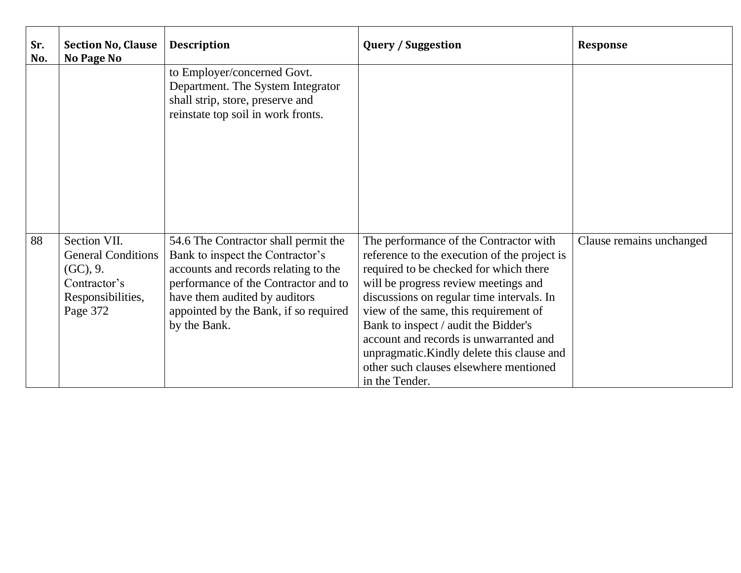| Sr. No. | Section No, Clause No Page No | Description | Query / Suggestion | Response |
|---|---|---|---|---|
| | | to Employer/concerned Govt. Department. The System Integrator shall strip, store, preserve and reinstate top soil in work fronts. | | |
| 88 | Section VII. General Conditions (GC), 9. Contractor's Responsibilities, Page 372 | 54.6 The Contractor shall permit the Bank to inspect the Contractor's accounts and records relating to the performance of the Contractor and to have them audited by auditors appointed by the Bank, if so required by the Bank. | The performance of the Contractor with reference to the execution of the project is required to be checked for which there will be progress review meetings and discussions on regular time intervals. In view of the same, this requirement of Bank to inspect / audit the Bidder's account and records is unwarranted and unpragmatic.Kindly delete this clause and other such clauses elsewhere mentioned in the Tender. | Clause remains unchanged |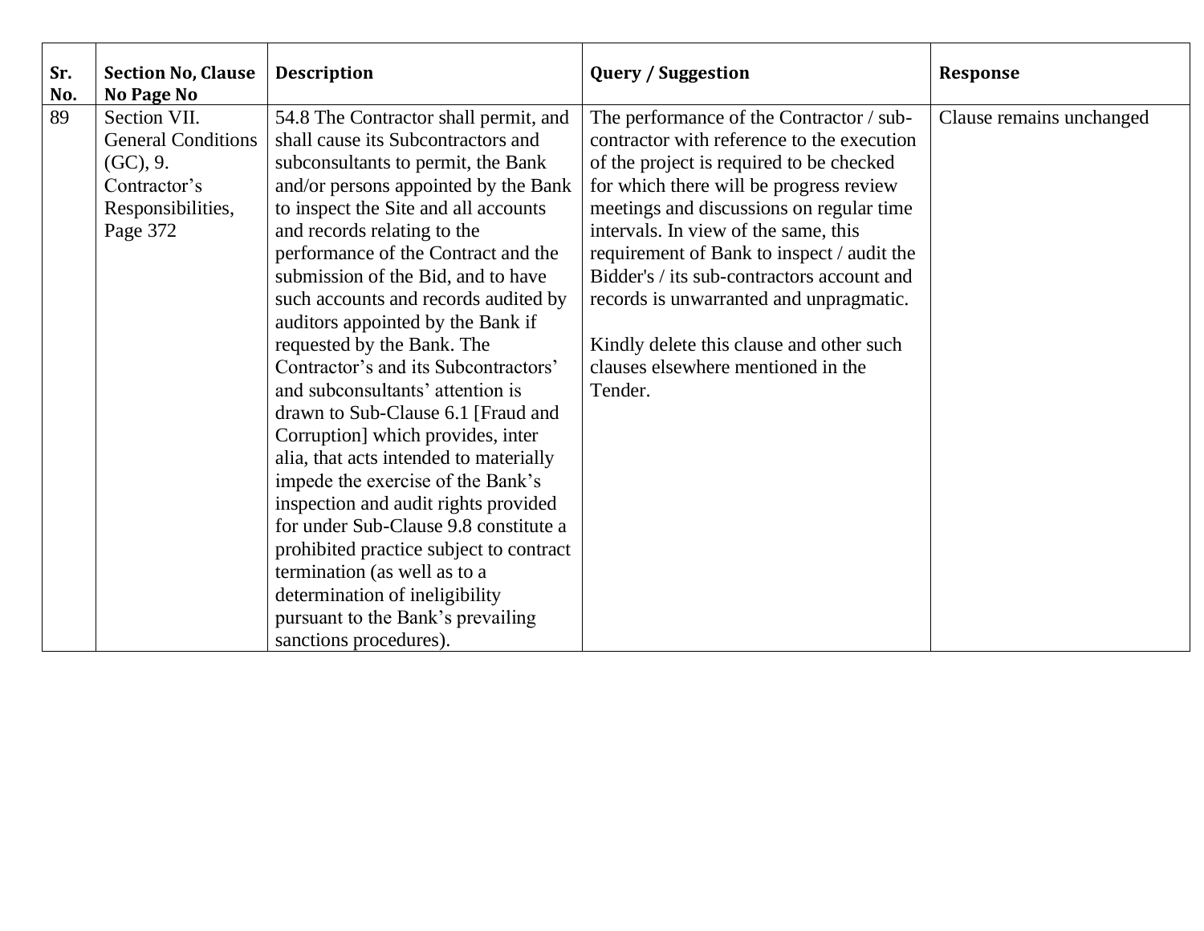| Sr. No. | Section No, Clause No Page No | Description | Query / Suggestion | Response |
| --- | --- | --- | --- | --- |
| 89 | Section VII. General Conditions (GC), 9. Contractor's Responsibilities, Page 372 | 54.8 The Contractor shall permit, and shall cause its Subcontractors and subconsultants to permit, the Bank and/or persons appointed by the Bank to inspect the Site and all accounts and records relating to the performance of the Contract and the submission of the Bid, and to have such accounts and records audited by auditors appointed by the Bank if requested by the Bank. The Contractor's and its Subcontractors' and subconsultants' attention is drawn to Sub-Clause 6.1 [Fraud and Corruption] which provides, inter alia, that acts intended to materially impede the exercise of the Bank's inspection and audit rights provided for under Sub-Clause 9.8 constitute a prohibited practice subject to contract termination (as well as to a determination of ineligibility pursuant to the Bank's prevailing sanctions procedures). | The performance of the Contractor / sub-contractor with reference to the execution of the project is required to be checked for which there will be progress review meetings and discussions on regular time intervals. In view of the same, this requirement of Bank to inspect / audit the Bidder's / its sub-contractors account and records is unwarranted and unpragmatic.<br><br>Kindly delete this clause and other such clauses elsewhere mentioned in the Tender. | Clause remains unchanged |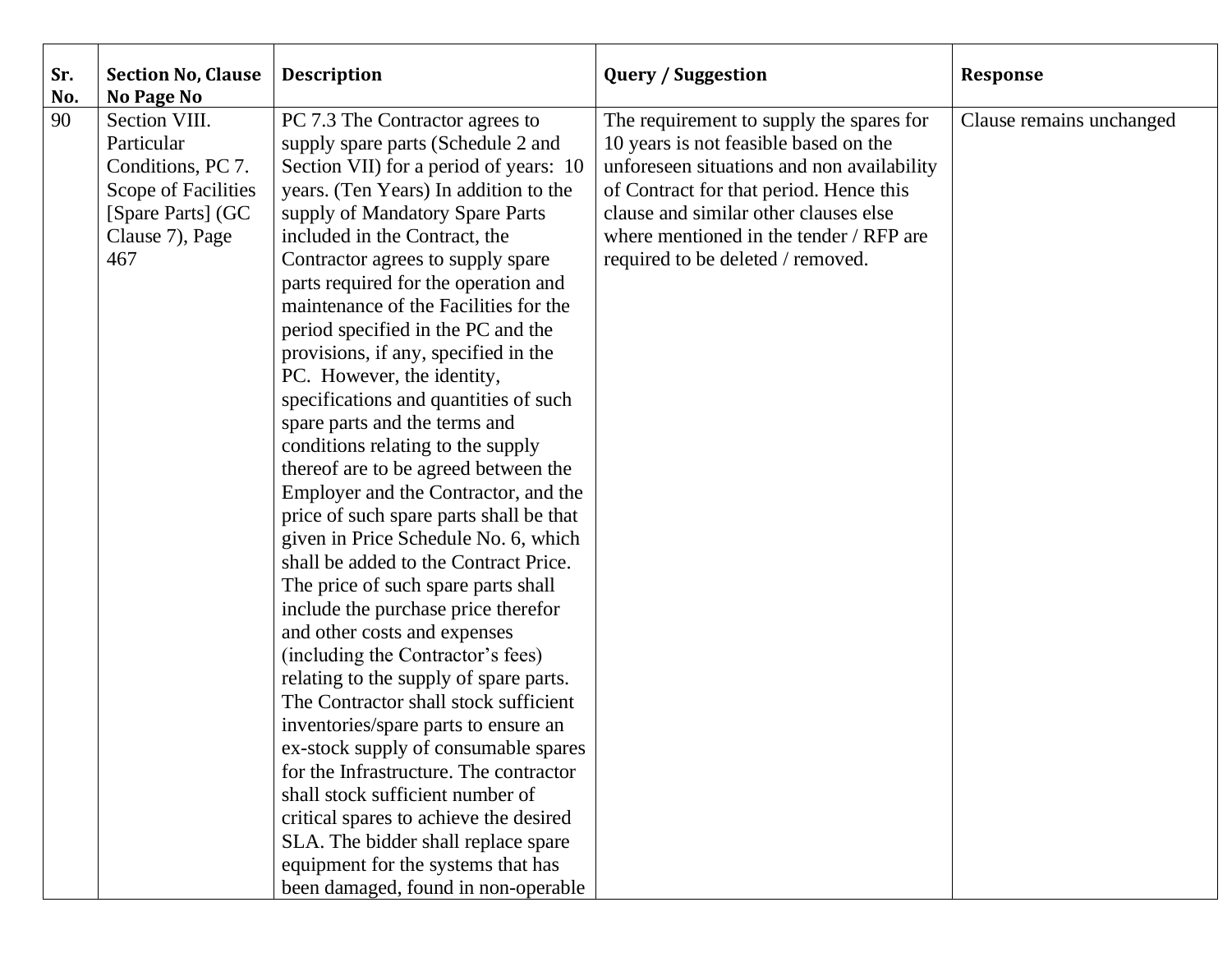| Sr. No. | Section No, Clause No Page No | Description | Query / Suggestion | Response |
|---|---|---|---|---|
| 90 | Section VIII. Particular Conditions, PC 7. Scope of Facilities [Spare Parts] (GC Clause 7), Page 467 | PC 7.3 The Contractor agrees to supply spare parts (Schedule 2 and Section VII) for a period of years: 10 years. (Ten Years) In addition to the supply of Mandatory Spare Parts included in the Contract, the Contractor agrees to supply spare parts required for the operation and maintenance of the Facilities for the period specified in the PC and the provisions, if any, specified in the PC. However, the identity, specifications and quantities of such spare parts and the terms and conditions relating to the supply thereof are to be agreed between the Employer and the Contractor, and the price of such spare parts shall be that given in Price Schedule No. 6, which shall be added to the Contract Price. The price of such spare parts shall include the purchase price therefor and other costs and expenses (including the Contractor's fees) relating to the supply of spare parts. The Contractor shall stock sufficient inventories/spare parts to ensure an ex-stock supply of consumable spares for the Infrastructure. The contractor shall stock sufficient number of critical spares to achieve the desired SLA. The bidder shall replace spare equipment for the systems that has been damaged, found in non-operable | The requirement to supply the spares for 10 years is not feasible based on the unforeseen situations and non availability of Contract for that period. Hence this clause and similar other clauses else where mentioned in the tender / RFP are required to be deleted / removed. | Clause remains unchanged |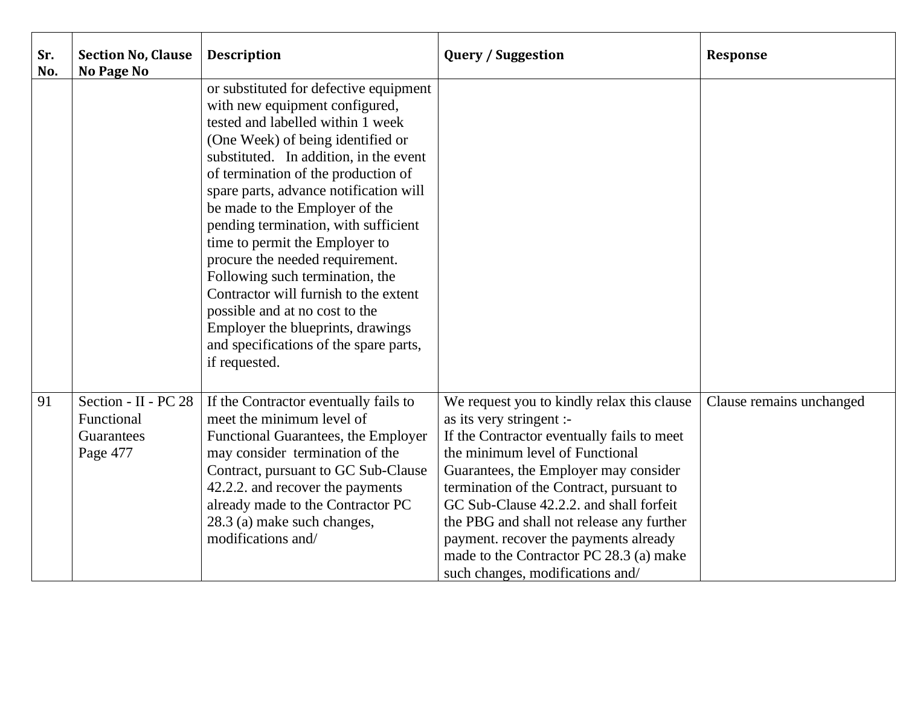| Sr. No. | Section No, Clause No Page No | Description | Query / Suggestion | Response |
|---|---|---|---|---|
| | | or substituted for defective equipment with new equipment configured, tested and labelled within 1 week (One Week) of being identified or substituted. In addition, in the event of termination of the production of spare parts, advance notification will be made to the Employer of the pending termination, with sufficient time to permit the Employer to procure the needed requirement. Following such termination, the Contractor will furnish to the extent possible and at no cost to the Employer the blueprints, drawings and specifications of the spare parts, if requested. | | |
| 91 | Section - II - PC 28 Functional Guarantees Page 477 | If the Contractor eventually fails to meet the minimum level of Functional Guarantees, the Employer may consider termination of the Contract, pursuant to GC Sub-Clause 42.2.2. and recover the payments already made to the Contractor PC 28.3 (a) make such changes, modifications and/ | We request you to kindly relax this clause as its very stringent :- If the Contractor eventually fails to meet the minimum level of Functional Guarantees, the Employer may consider termination of the Contract, pursuant to GC Sub-Clause 42.2.2. and shall forfeit the PBG and shall not release any further payment. recover the payments already made to the Contractor PC 28.3 (a) make such changes, modifications and/ | Clause remains unchanged |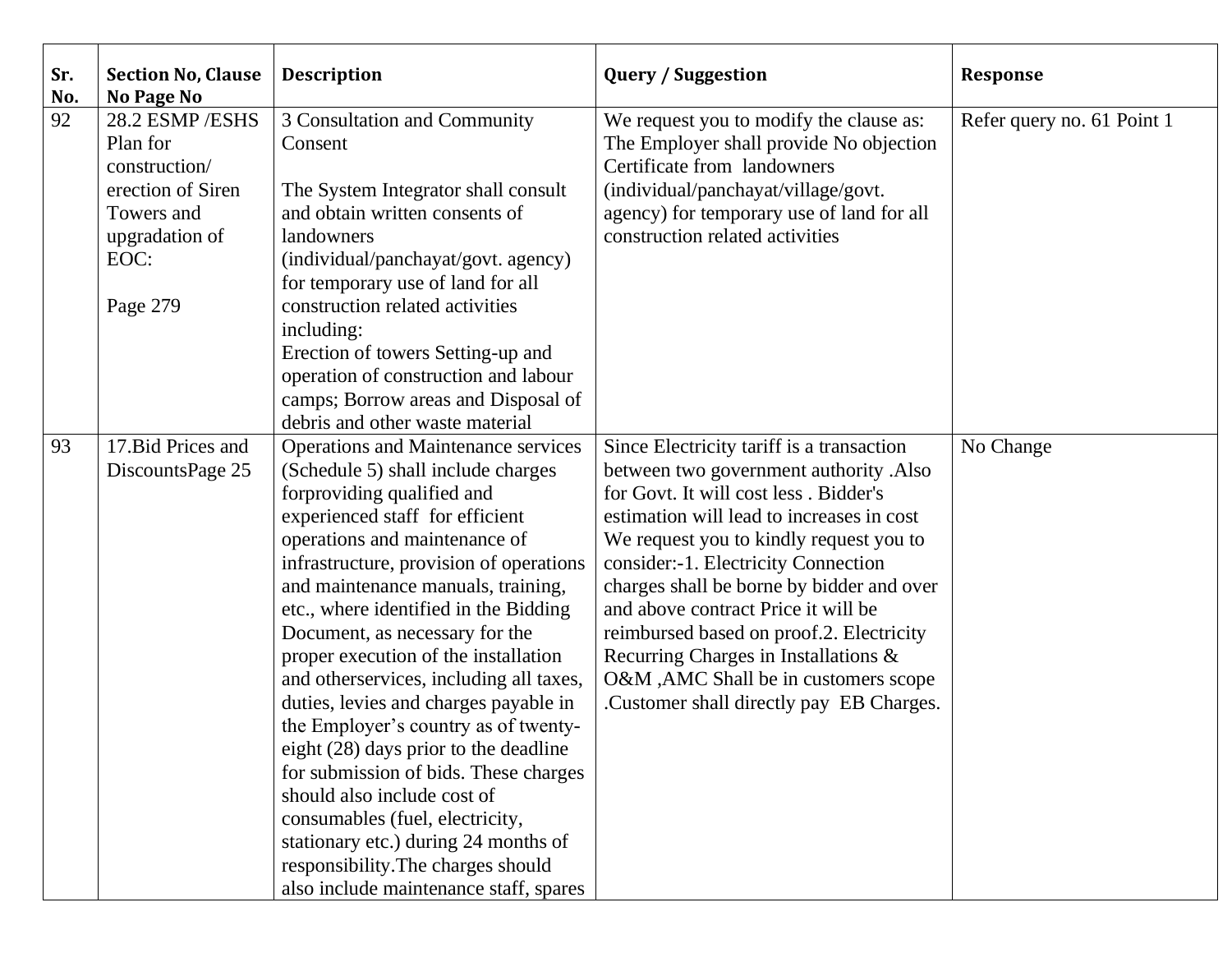| Sr. No. | Section No, Clause No Page No | Description | Query / Suggestion | Response |
|---|---|---|---|---|
| 92 | 28.2 ESMP /ESHS Plan for construction/ erection of Siren Towers and upgradation of EOC:<br><br>Page 279 | 3 Consultation and Community Consent<br><br>The System Integrator shall consult and obtain written consents of landowners (individual/panchayat/govt. agency) for temporary use of land for all construction related activities including:<br>Erection of towers Setting-up and operation of construction and labour camps; Borrow areas and Disposal of debris and other waste material | We request you to modify the clause as: The Employer shall provide No objection Certificate from landowners (individual/panchayat/village/govt. agency) for temporary use of land for all construction related activities | Refer query no. 61 Point 1 |
| 93 | 17.Bid Prices and DiscountsPage 25 | Operations and Maintenance services (Schedule 5) shall include charges forproviding qualified and experienced staff for efficient operations and maintenance of infrastructure, provision of operations and maintenance manuals, training, etc., where identified in the Bidding Document, as necessary for the proper execution of the installation and otherservices, including all taxes, duties, levies and charges payable in the Employer's country as of twenty-eight (28) days prior to the deadline for submission of bids. These charges should also include cost of consumables (fuel, electricity, stationary etc.) during 24 months of responsibility.The charges should also include maintenance staff, spares | Since Electricity tariff is a transaction between two government authority .Also for Govt. It will cost less . Bidder's estimation will lead to increases in cost We request you to kindly request you to consider:-1. Electricity Connection charges shall be borne by bidder and over and above contract Price it will be reimbursed based on proof.2. Electricity Recurring Charges in Installations & O&M ,AMC Shall be in customers scope .Customer shall directly pay EB Charges. | No Change |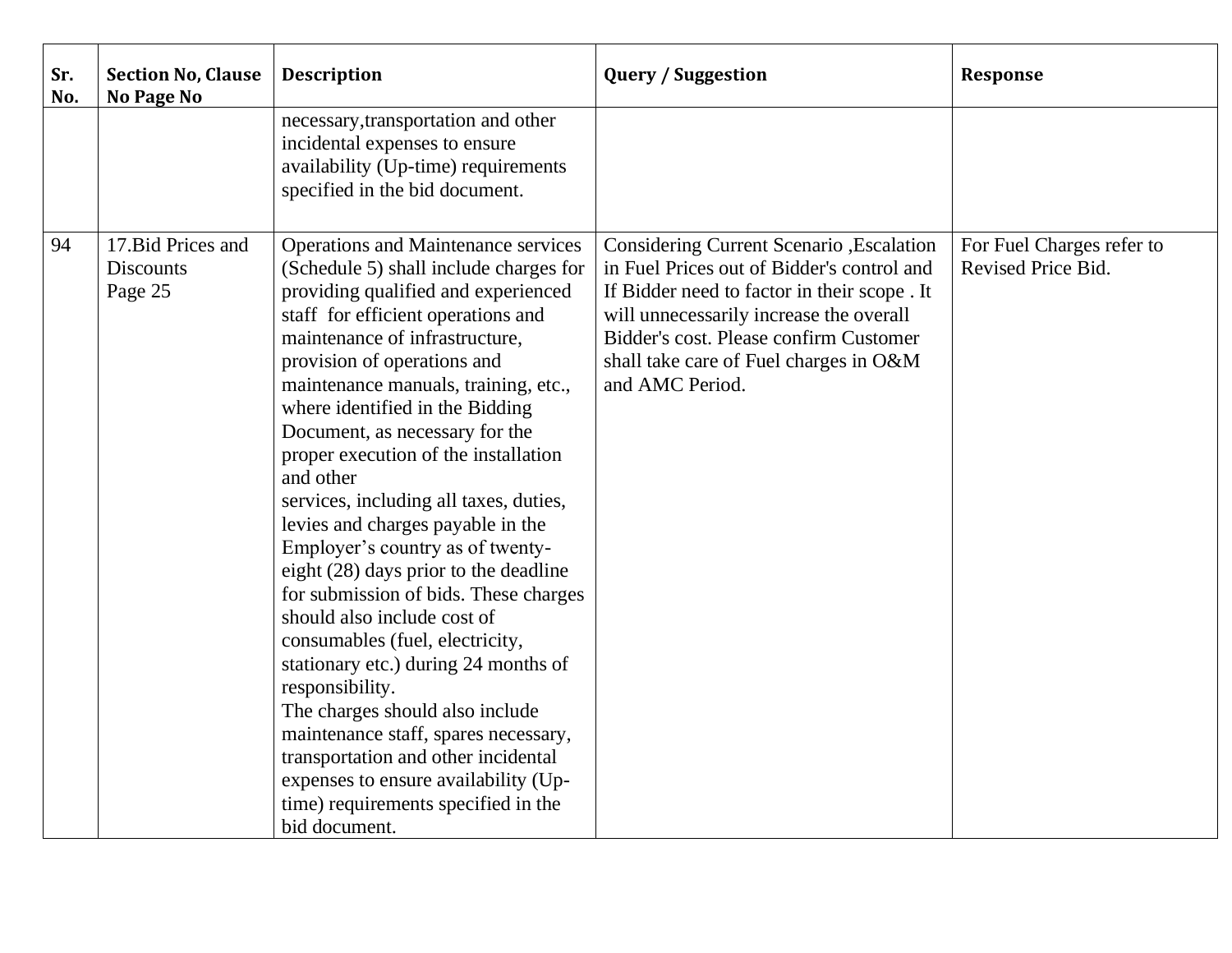| Sr. No. | Section No, Clause No Page No | Description | Query / Suggestion | Response |
|---|---|---|---|---|
| | | necessary,transportation and other incidental expenses to ensure availability (Up-time) requirements specified in the bid document. | | |
| 94 | 17.Bid Prices and Discounts Page 25 | Operations and Maintenance services (Schedule 5) shall include charges for providing qualified and experienced staff for efficient operations and maintenance of infrastructure, provision of operations and maintenance manuals, training, etc., where identified in the Bidding Document, as necessary for the proper execution of the installation and other services, including all taxes, duties, levies and charges payable in the Employer's country as of twenty-eight (28) days prior to the deadline for submission of bids. These charges should also include cost of consumables (fuel, electricity, stationary etc.) during 24 months of responsibility. The charges should also include maintenance staff, spares necessary, transportation and other incidental expenses to ensure availability (Up-time) requirements specified in the bid document. | Considering Current Scenario ,Escalation in Fuel Prices out of Bidder's control and If Bidder need to factor in their scope . It will unnecessarily increase the overall Bidder's cost. Please confirm Customer shall take care of Fuel charges in O&M and AMC Period. | For Fuel Charges refer to Revised Price Bid. |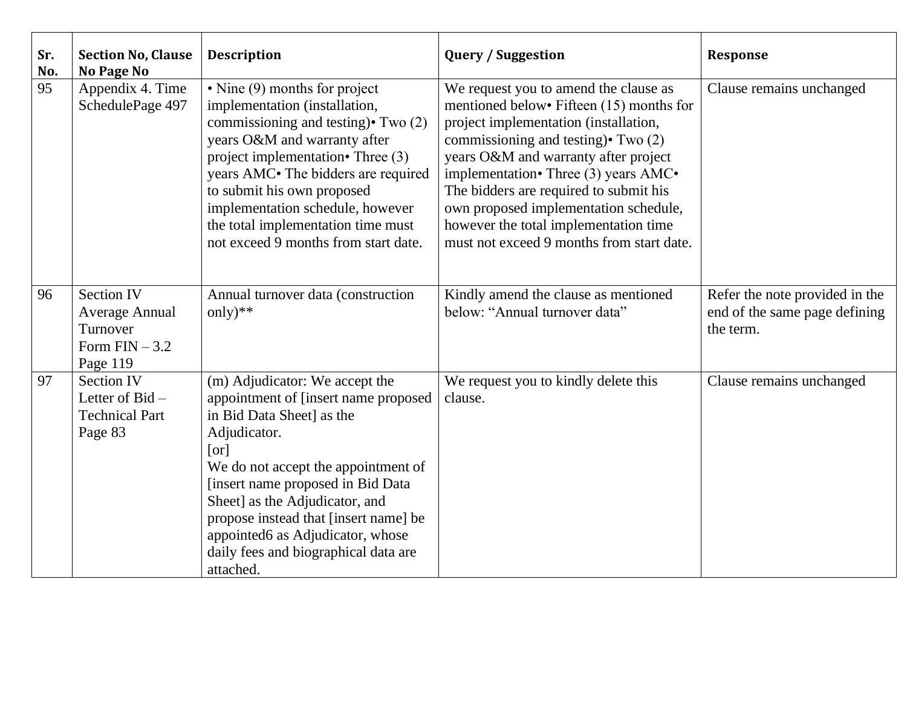| Sr. No. | Section No, Clause No Page No | Description | Query / Suggestion | Response |
|---|---|---|---|---|
| 95 | Appendix 4. Time SchedulePage 497 | • Nine (9) months for project implementation (installation, commissioning and testing)• Two (2) years O&M and warranty after project implementation• Three (3) years AMC• The bidders are required to submit his own proposed implementation schedule, however the total implementation time must not exceed 9 months from start date. | We request you to amend the clause as mentioned below• Fifteen (15) months for project implementation (installation, commissioning and testing)• Two (2) years O&M and warranty after project implementation• Three (3) years AMC• The bidders are required to submit his own proposed implementation schedule, however the total implementation time must not exceed 9 months from start date. | Clause remains unchanged |
| 96 | Section IV Average Annual Turnover Form FIN – 3.2 Page 119 | Annual turnover data (construction only)** | Kindly amend the clause as mentioned below: "Annual turnover data" | Refer the note provided in the end of the same page defining the term. |
| 97 | Section IV Letter of Bid – Technical Part Page 83 | (m) Adjudicator: We accept the appointment of [insert name proposed in Bid Data Sheet] as the Adjudicator. [or] We do not accept the appointment of [insert name proposed in Bid Data Sheet] as the Adjudicator, and propose instead that [insert name] be appointed6 as Adjudicator, whose daily fees and biographical data are attached. | We request you to kindly delete this clause. | Clause remains unchanged |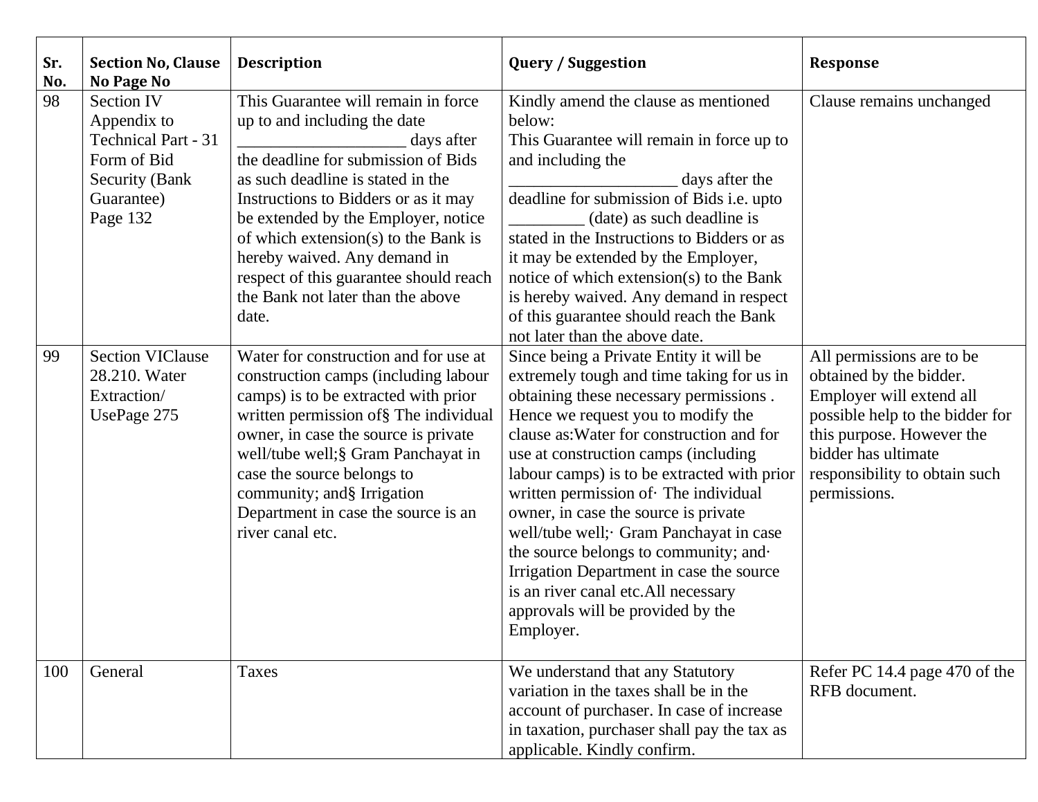| Sr. No. | Section No, Clause No Page No | Description | Query / Suggestion | Response |
|---|---|---|---|---|
| 98 | Section IV Appendix to Technical Part - 31 Form of Bid Security (Bank Guarantee) Page 132 | This Guarantee will remain in force up to and including the date ___________________ days after the deadline for submission of Bids as such deadline is stated in the Instructions to Bidders or as it may be extended by the Employer, notice of which extension(s) to the Bank is hereby waived. Any demand in respect of this guarantee should reach the Bank not later than the above date. | Kindly amend the clause as mentioned below: This Guarantee will remain in force up to and including the ___________________ days after the deadline for submission of Bids i.e. upto _________ (date) as such deadline is stated in the Instructions to Bidders or as it may be extended by the Employer, notice of which extension(s) to the Bank is hereby waived. Any demand in respect of this guarantee should reach the Bank not later than the above date. | Clause remains unchanged |
| 99 | Section VIClause 28.210. Water Extraction/ UsePage 275 | Water for construction and for use at construction camps (including labour camps) is to be extracted with prior written permission of§ The individual owner, in case the source is private well/tube well;§ Gram Panchayat in case the source belongs to community; and§ Irrigation Department in case the source is an river canal etc. | Since being a Private Entity it will be extremely tough and time taking for us in obtaining these necessary permissions . Hence we request you to modify the clause as:Water for construction and for use at construction camps (including labour camps) is to be extracted with prior written permission of· The individual owner, in case the source is private well/tube well;· Gram Panchayat in case the source belongs to community; and· Irrigation Department in case the source is an river canal etc.All necessary approvals will be provided by the Employer. | All permissions are to be obtained by the bidder. Employer will extend all possible help to the bidder for this purpose. However the bidder has ultimate responsibility to obtain such permissions. |
| 100 | General | Taxes | We understand that any Statutory variation in the taxes shall be in the account of purchaser. In case of increase in taxation, purchaser shall pay the tax as applicable. Kindly confirm. | Refer PC 14.4 page 470 of the RFB document. |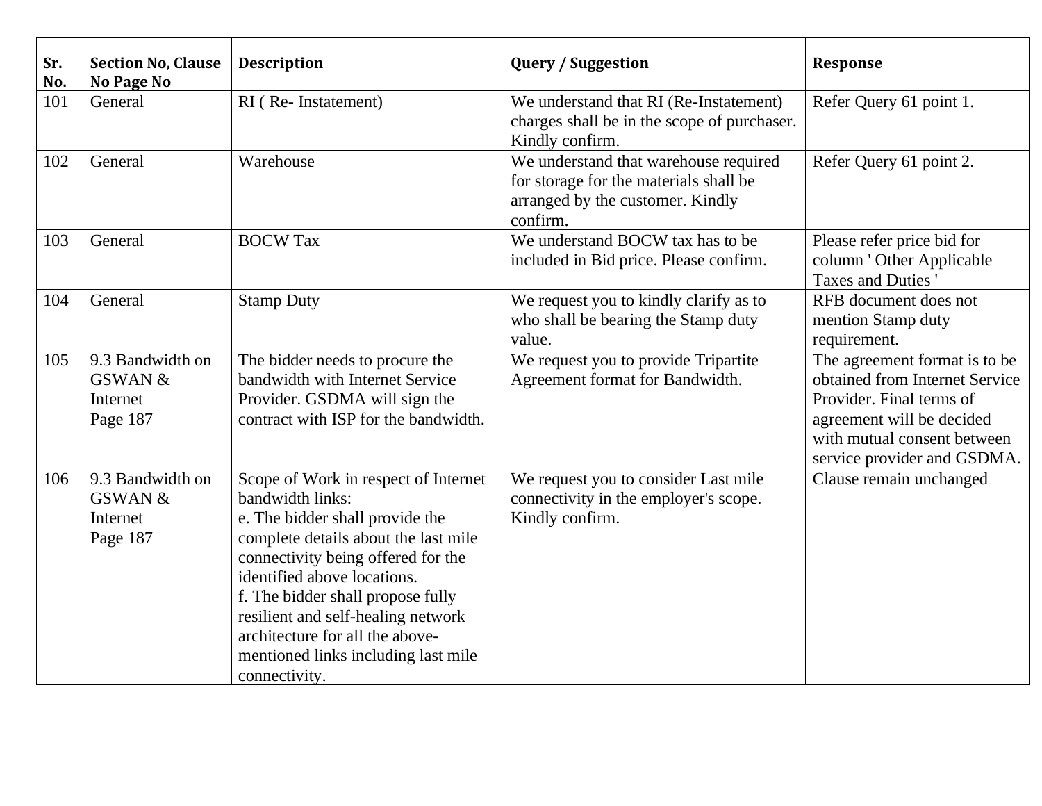| Sr. No. | Section No, Clause No Page No | Description | Query / Suggestion | Response |
|---|---|---|---|---|
| 101 | General | RI ( Re- Instatement) | We understand that RI (Re-Instatement) charges shall be in the scope of purchaser. Kindly confirm. | Refer Query 61 point 1. |
| 102 | General | Warehouse | We understand that warehouse required for storage for the materials shall be arranged by the customer. Kindly confirm. | Refer Query 61 point 2. |
| 103 | General | BOCW Tax | We understand BOCW tax has to be included in Bid price. Please confirm. | Please refer price bid for column ' Other Applicable Taxes and Duties ' |
| 104 | General | Stamp Duty | We request you to kindly clarify as to who shall be bearing the Stamp duty value. | RFB document does not mention Stamp duty requirement. |
| 105 | 9.3 Bandwidth on GSWAN & Internet Page 187 | The bidder needs to procure the bandwidth with Internet Service Provider. GSDMA will sign the contract with ISP for the bandwidth. | We request you to provide Tripartite Agreement format for Bandwidth. | The agreement format is to be obtained from Internet Service Provider. Final terms of agreement will be decided with mutual consent between service provider and GSDMA. |
| 106 | 9.3 Bandwidth on GSWAN & Internet Page 187 | Scope of Work in respect of Internet bandwidth links:<br>e. The bidder shall provide the complete details about the last mile connectivity being offered for the identified above locations.<br>f. The bidder shall propose fully resilient and self-healing network architecture for all the above-mentioned links including last mile connectivity. | We request you to consider Last mile connectivity in the employer's scope. Kindly confirm. | Clause remain unchanged |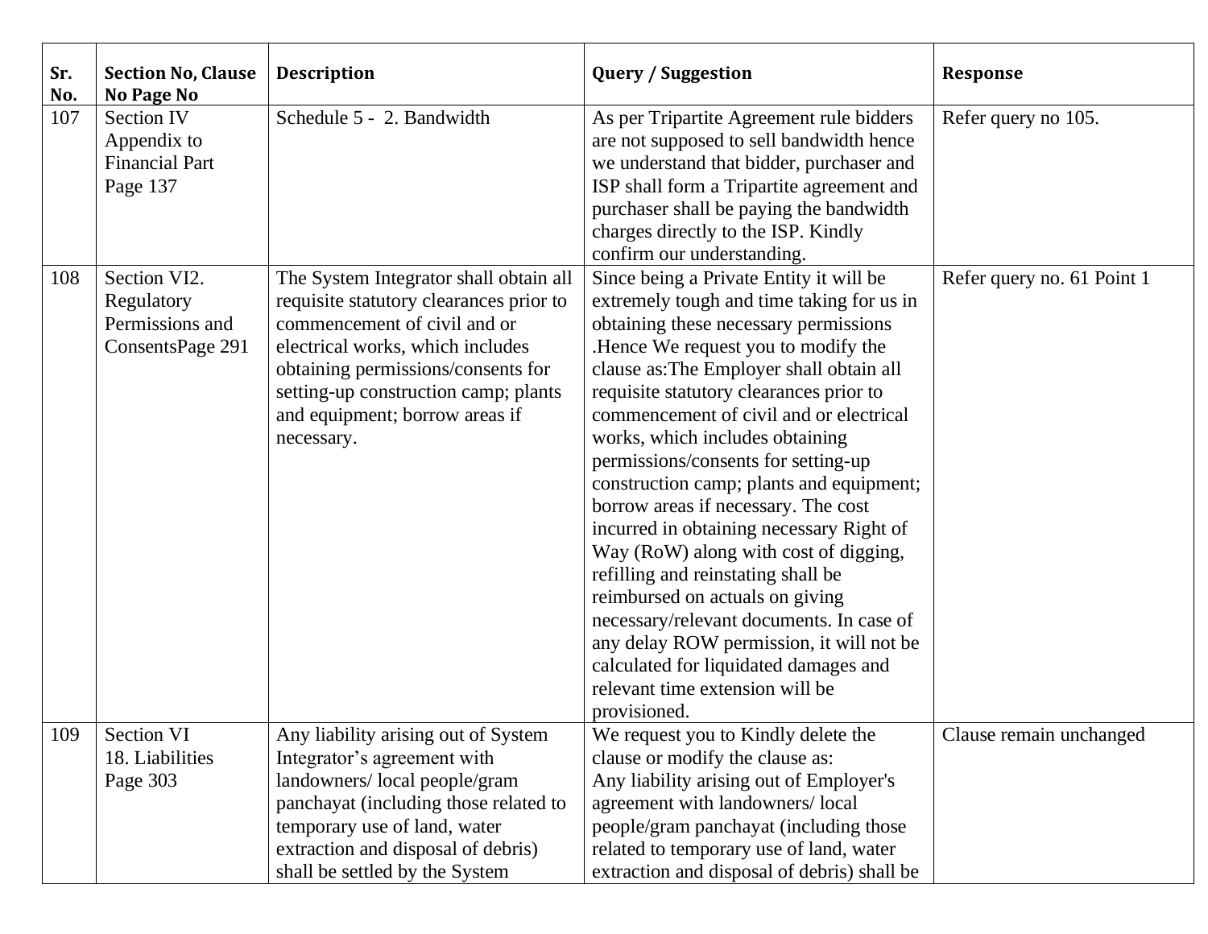| Sr. No. | Section No, Clause No Page No | Description | Query / Suggestion | Response |
|---|---|---|---|---|
| 107 | Section IV Appendix to Financial Part Page 137 | Schedule 5 - 2. Bandwidth | As per Tripartite Agreement rule bidders are not supposed to sell bandwidth hence we understand that bidder, purchaser and ISP shall form a Tripartite agreement and purchaser shall be paying the bandwidth charges directly to the ISP. Kindly confirm our understanding. | Refer query no 105. |
| 108 | Section VI2. Regulatory Permissions and ConsentsPage 291 | The System Integrator shall obtain all requisite statutory clearances prior to commencement of civil and or electrical works, which includes obtaining permissions/consents for setting-up construction camp; plants and equipment; borrow areas if necessary. | Since being a Private Entity it will be extremely tough and time taking for us in obtaining these necessary permissions .Hence We request you to modify the clause as:The Employer shall obtain all requisite statutory clearances prior to commencement of civil and or electrical works, which includes obtaining permissions/consents for setting-up construction camp; plants and equipment; borrow areas if necessary. The cost incurred in obtaining necessary Right of Way (RoW) along with cost of digging, refilling and reinstating shall be reimbursed on actuals on giving necessary/relevant documents. In case of any delay ROW permission, it will not be calculated for liquidated damages and relevant time extension will be provisioned. | Refer query no. 61 Point 1 |
| 109 | Section VI 18. Liabilities Page 303 | Any liability arising out of System Integrator's agreement with landowners/ local people/gram panchayat (including those related to temporary use of land, water extraction and disposal of debris) shall be settled by the System | We request you to Kindly delete the clause or modify the clause as: Any liability arising out of Employer's agreement with landowners/ local people/gram panchayat (including those related to temporary use of land, water extraction and disposal of debris) shall be | Clause remain unchanged |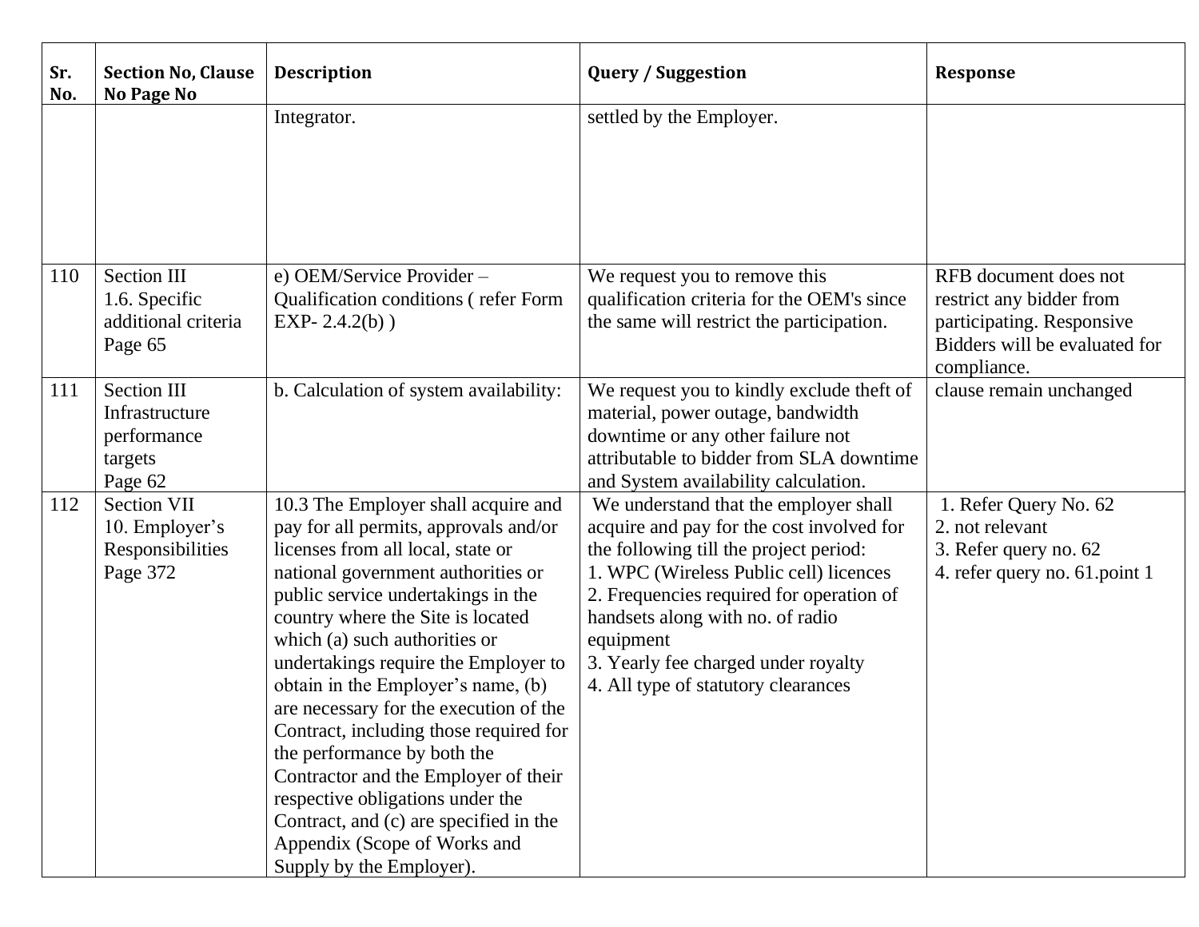| Sr. No. | Section No, Clause No Page No | Description | Query / Suggestion | Response |
|---|---|---|---|---|
| | | Integrator. | settled by the Employer. | |
| 110 | Section III<br>1.6. Specific additional criteria<br>Page 65 | e) OEM/Service Provider – Qualification conditions ( refer Form EXP- 2.4.2(b) ) | We request you to remove this qualification criteria for the OEM's since the same will restrict the participation. | RFB document does not restrict any bidder from participating. Responsive Bidders will be evaluated for compliance. |
| 111 | Section III<br>Infrastructure performance targets<br>Page 62 | b. Calculation of system availability: | We request you to kindly exclude theft of material, power outage, bandwidth downtime or any other failure not attributable to bidder from SLA downtime and System availability calculation. | clause remain unchanged |
| 112 | Section VII<br>10. Employer's Responsibilities<br>Page 372 | 10.3 The Employer shall acquire and pay for all permits, approvals and/or licenses from all local, state or national government authorities or public service undertakings in the country where the Site is located which (a) such authorities or undertakings require the Employer to obtain in the Employer's name, (b) are necessary for the execution of the Contract, including those required for the performance by both the Contractor and the Employer of their respective obligations under the Contract, and (c) are specified in the Appendix (Scope of Works and Supply by the Employer). | We understand that the employer shall acquire and pay for the cost involved for the following till the project period:<br>1. WPC (Wireless Public cell) licences<br>2. Frequencies required for operation of handsets along with no. of radio equipment<br>3. Yearly fee charged under royalty<br>4. All type of statutory clearances | 1. Refer Query No. 62<br>2. not relevant<br>3. Refer query no. 62<br>4. refer query no. 61.point 1 |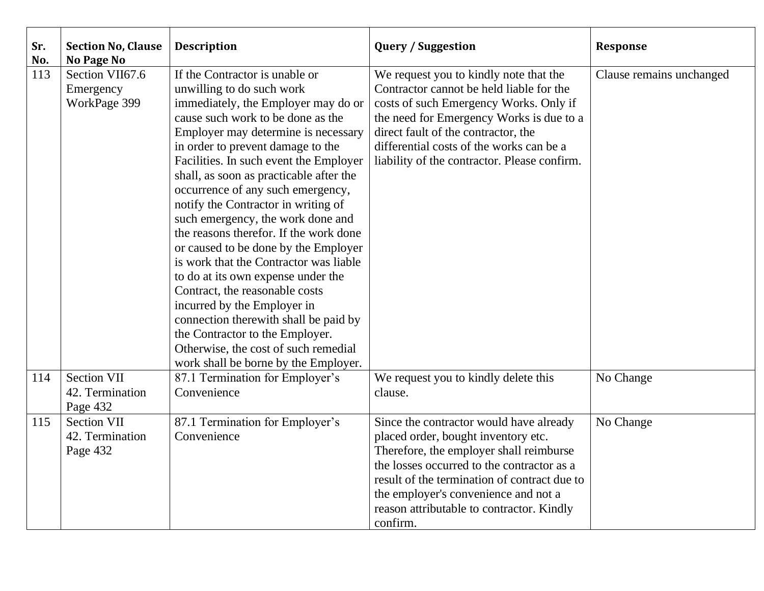| Sr. No. | Section No, Clause No Page No | Description | Query / Suggestion | Response |
|---|---|---|---|---|
| 113 | Section VII67.6 Emergency WorkPage 399 | If the Contractor is unable or unwilling to do such work immediately, the Employer may do or cause such work to be done as the Employer may determine is necessary in order to prevent damage to the Facilities. In such event the Employer shall, as soon as practicable after the occurrence of any such emergency, notify the Contractor in writing of such emergency, the work done and the reasons therefor. If the work done or caused to be done by the Employer is work that the Contractor was liable to do at its own expense under the Contract, the reasonable costs incurred by the Employer in connection therewith shall be paid by the Contractor to the Employer. Otherwise, the cost of such remedial work shall be borne by the Employer. | We request you to kindly note that the Contractor cannot be held liable for the costs of such Emergency Works. Only if the need for Emergency Works is due to a direct fault of the contractor, the differential costs of the works can be a liability of the contractor. Please confirm. | Clause remains unchanged |
| 114 | Section VII 42. Termination Page 432 | 87.1 Termination for Employer's Convenience | We request you to kindly delete this clause. | No Change |
| 115 | Section VII 42. Termination Page 432 | 87.1 Termination for Employer's Convenience | Since the contractor would have already placed order, bought inventory etc. Therefore, the employer shall reimburse the losses occurred to the contractor as a result of the termination of contract due to the employer's convenience and not a reason attributable to contractor. Kindly confirm. | No Change |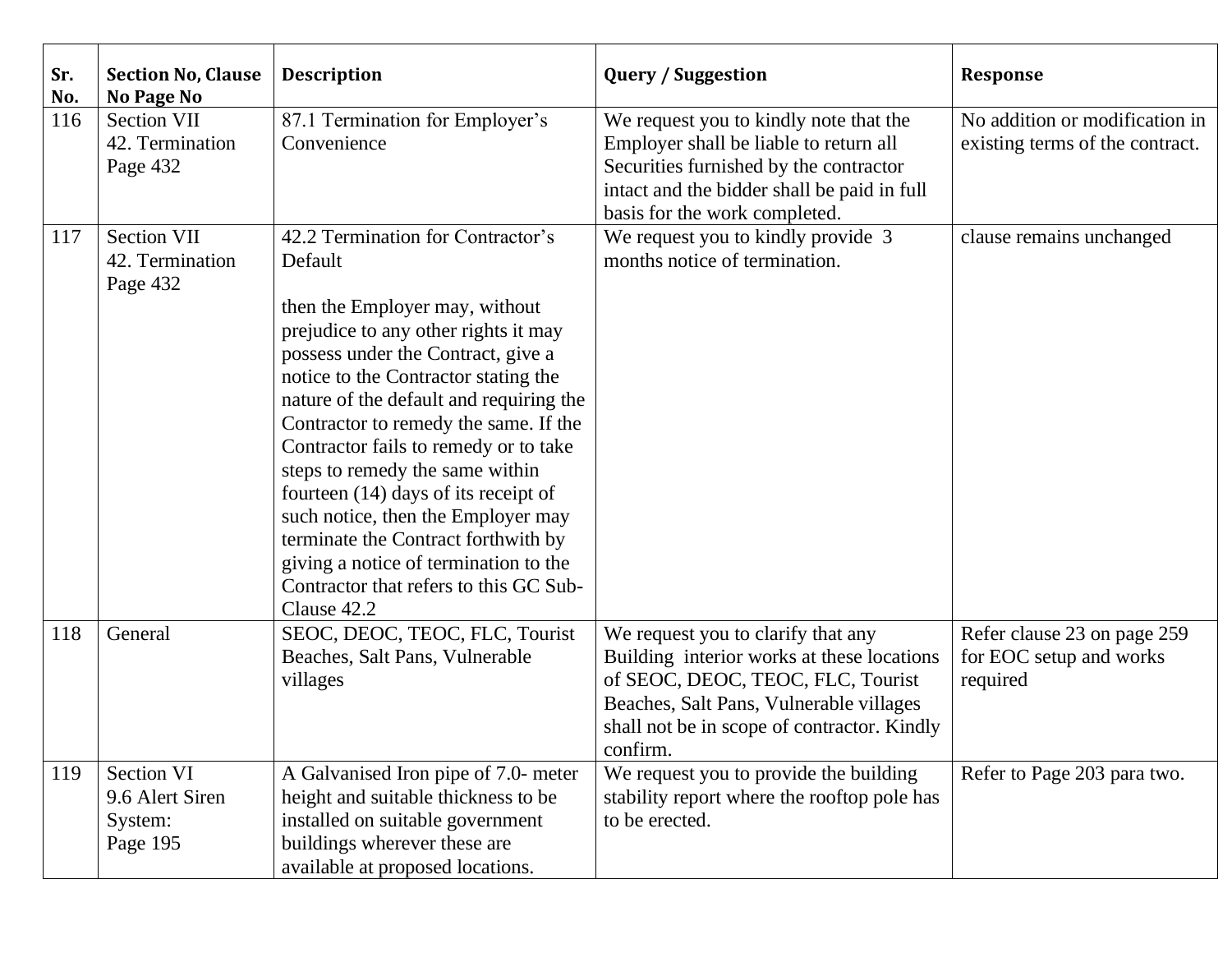| Sr. No. | Section No, Clause No Page No | Description | Query / Suggestion | Response |
|---|---|---|---|---|
| 116 | Section VII<br>42. Termination<br>Page 432 | 87.1 Termination for Employer's Convenience | We request you to kindly note that the Employer shall be liable to return all Securities furnished by the contractor intact and the bidder shall be paid in full basis for the work completed. | No addition or modification in existing terms of the contract. |
| 117 | Section VII<br>42. Termination<br>Page 432 | 42.2 Termination for Contractor's Default<br><br>then the Employer may, without prejudice to any other rights it may possess under the Contract, give a notice to the Contractor stating the nature of the default and requiring the Contractor to remedy the same. If the Contractor fails to remedy or to take steps to remedy the same within fourteen (14) days of its receipt of such notice, then the Employer may terminate the Contract forthwith by giving a notice of termination to the Contractor that refers to this GC Sub-Clause 42.2 | We request you to kindly provide 3 months notice of termination. | clause remains unchanged |
| 118 | General | SEOC, DEOC, TEOC, FLC, Tourist Beaches, Salt Pans, Vulnerable villages | We request you to clarify that any Building interior works at these locations of SEOC, DEOC, TEOC, FLC, Tourist Beaches, Salt Pans, Vulnerable villages shall not be in scope of contractor. Kindly confirm. | Refer clause 23 on page 259 for EOC setup and works required |
| 119 | Section VI<br>9.6 Alert Siren System:<br>Page 195 | A Galvanised Iron pipe of 7.0- meter height and suitable thickness to be installed on suitable government buildings wherever these are available at proposed locations. | We request you to provide the building stability report where the rooftop pole has to be erected. | Refer to Page 203 para two. |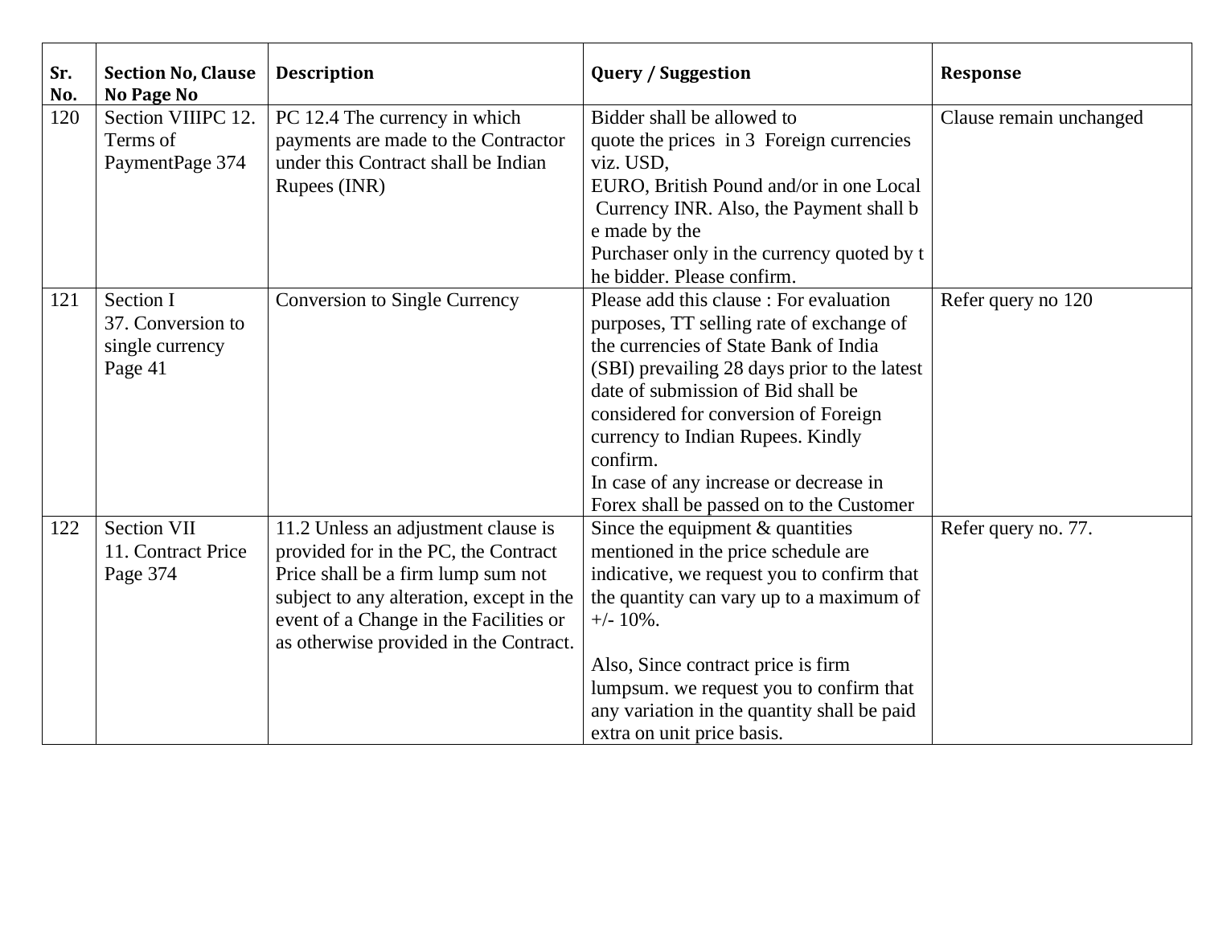| Sr. No. | Section No, Clause No Page No | Description | Query / Suggestion | Response |
|---|---|---|---|---|
| 120 | Section VIIIPC 12. Terms of PaymentPage 374 | PC 12.4 The currency in which payments are made to the Contractor under this Contract shall be Indian Rupees (INR) | Bidder shall be allowed to quote the prices in 3 Foreign currencies viz. USD, EURO, British Pound and/or in one Local Currency INR. Also, the Payment shall be made by the Purchaser only in the currency quoted by the bidder. Please confirm. | Clause remain unchanged |
| 121 | Section I 37. Conversion to single currency Page 41 | Conversion to Single Currency | Please add this clause : For evaluation purposes, TT selling rate of exchange of the currencies of State Bank of India (SBI) prevailing 28 days prior to the latest date of submission of Bid shall be considered for conversion of Foreign currency to Indian Rupees. Kindly confirm. In case of any increase or decrease in Forex shall be passed on to the Customer | Refer query no 120 |
| 122 | Section VII 11. Contract Price Page 374 | 11.2 Unless an adjustment clause is provided for in the PC, the Contract Price shall be a firm lump sum not subject to any alteration, except in the event of a Change in the Facilities or as otherwise provided in the Contract. | Since the equipment & quantities mentioned in the price schedule are indicative, we request you to confirm that the quantity can vary up to a maximum of +/- 10%.<br><br>Also, Since contract price is firm lumpsum. we request you to confirm that any variation in the quantity shall be paid extra on unit price basis. | Refer query no. 77. |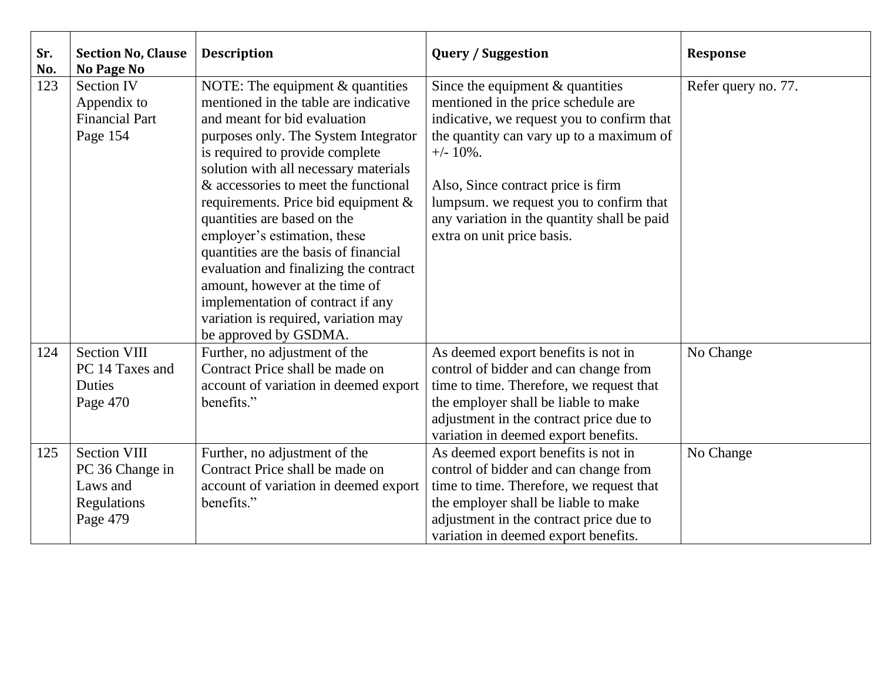| Sr. No. | Section No, Clause No Page No | Description | Query / Suggestion | Response |
|---|---|---|---|---|
| 123 | Section IV Appendix to Financial Part Page 154 | NOTE: The equipment & quantities mentioned in the table are indicative and meant for bid evaluation purposes only. The System Integrator is required to provide complete solution with all necessary materials & accessories to meet the functional requirements. Price bid equipment & quantities are based on the employer's estimation, these quantities are the basis of financial evaluation and finalizing the contract amount, however at the time of implementation of contract if any variation is required, variation may be approved by GSDMA. | Since the equipment & quantities mentioned in the price schedule are indicative, we request you to confirm that the quantity can vary up to a maximum of +/- 10%.<br><br>Also, Since contract price is firm lumpsum. we request you to confirm that any variation in the quantity shall be paid extra on unit price basis. | Refer query no. 77. |
| 124 | Section VIII PC 14 Taxes and Duties Page 470 | Further, no adjustment of the Contract Price shall be made on account of variation in deemed export benefits." | As deemed export benefits is not in control of bidder and can change from time to time. Therefore, we request that the employer shall be liable to make adjustment in the contract price due to variation in deemed export benefits. | No Change |
| 125 | Section VIII PC 36 Change in Laws and Regulations Page 479 | Further, no adjustment of the Contract Price shall be made on account of variation in deemed export benefits." | As deemed export benefits is not in control of bidder and can change from time to time. Therefore, we request that the employer shall be liable to make adjustment in the contract price due to variation in deemed export benefits. | No Change |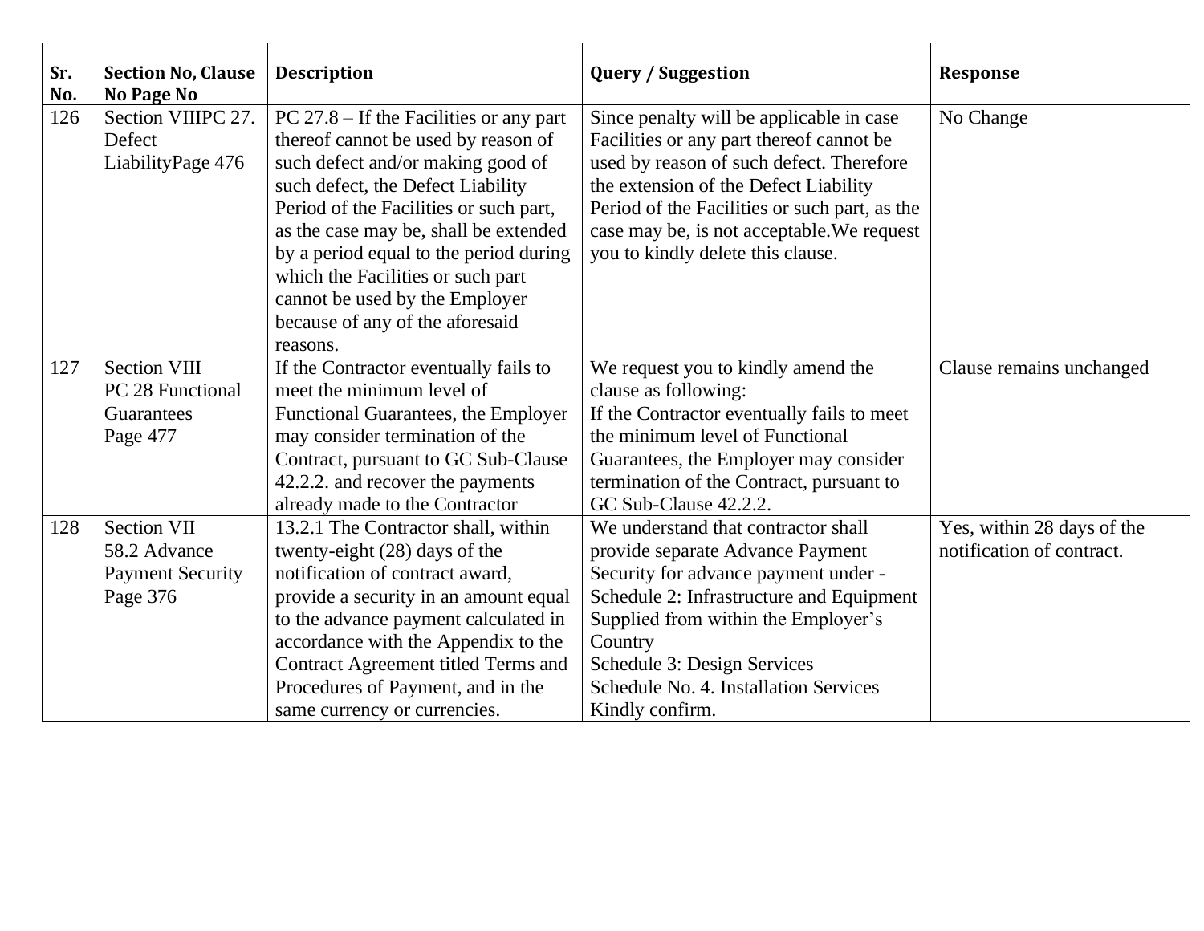| Sr. No. | Section No, Clause No Page No | Description | Query / Suggestion | Response |
| --- | --- | --- | --- | --- |
| 126 | Section VIIIPC 27. Defect LiabilityPage 476 | PC 27.8 – If the Facilities or any part thereof cannot be used by reason of such defect and/or making good of such defect, the Defect Liability Period of the Facilities or such part, as the case may be, shall be extended by a period equal to the period during which the Facilities or such part cannot be used by the Employer because of any of the aforesaid reasons. | Since penalty will be applicable in case Facilities or any part thereof cannot be used by reason of such defect. Therefore the extension of the Defect Liability Period of the Facilities or such part, as the case may be, is not acceptable.We request you to kindly delete this clause. | No Change |
| 127 | Section VIII PC 28 Functional Guarantees Page 477 | If the Contractor eventually fails to meet the minimum level of Functional Guarantees, the Employer may consider termination of the Contract, pursuant to GC Sub-Clause 42.2.2. and recover the payments already made to the Contractor | We request you to kindly amend the clause as following:<br>If the Contractor eventually fails to meet the minimum level of Functional Guarantees, the Employer may consider termination of the Contract, pursuant to GC Sub-Clause 42.2.2. | Clause remains unchanged |
| 128 | Section VII 58.2 Advance Payment Security Page 376 | 13.2.1 The Contractor shall, within twenty-eight (28) days of the notification of contract award, provide a security in an amount equal to the advance payment calculated in accordance with the Appendix to the Contract Agreement titled Terms and Procedures of Payment, and in the same currency or currencies. | We understand that contractor shall provide separate Advance Payment Security for advance payment under -<br>Schedule 2: Infrastructure and Equipment Supplied from within the Employer's Country<br>Schedule 3: Design Services<br>Schedule No. 4. Installation Services<br>Kindly confirm. | Yes, within 28 days of the notification of contract. |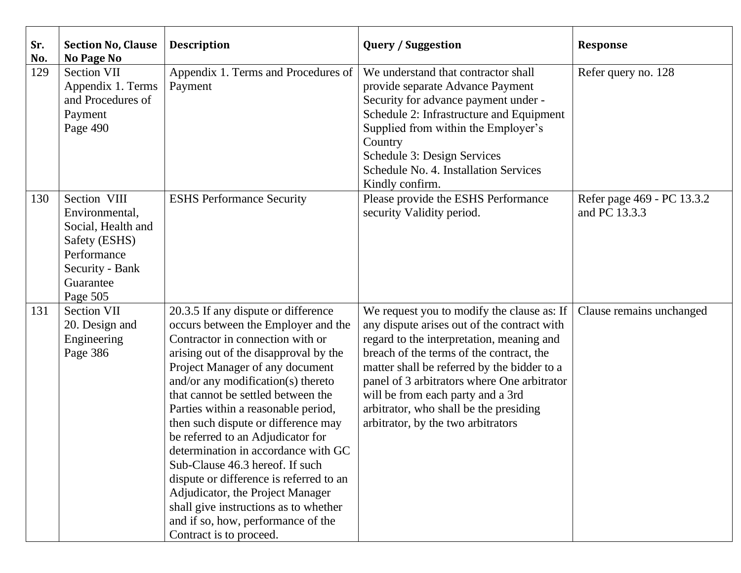| Sr. No. | Section No, Clause No Page No | Description | Query / Suggestion | Response |
|---|---|---|---|---|
| 129 | Section VII Appendix 1. Terms and Procedures of Payment Page 490 | Appendix 1. Terms and Procedures of Payment | We understand that contractor shall provide separate Advance Payment Security for advance payment under - Schedule 2: Infrastructure and Equipment Supplied from within the Employer's Country Schedule 3: Design Services Schedule No. 4. Installation Services Kindly confirm. | Refer query no. 128 |
| 130 | Section VIII Environmental, Social, Health and Safety (ESHS) Performance Security - Bank Guarantee Page 505 | ESHS Performance Security | Please provide the ESHS Performance security Validity period. | Refer page 469 - PC 13.3.2 and PC 13.3.3 |
| 131 | Section VII 20. Design and Engineering Page 386 | 20.3.5 If any dispute or difference occurs between the Employer and the Contractor in connection with or arising out of the disapproval by the Project Manager of any document and/or any modification(s) thereto that cannot be settled between the Parties within a reasonable period, then such dispute or difference may be referred to an Adjudicator for determination in accordance with GC Sub-Clause 46.3 hereof. If such dispute or difference is referred to an Adjudicator, the Project Manager shall give instructions as to whether and if so, how, performance of the Contract is to proceed. | We request you to modify the clause as: If any dispute arises out of the contract with regard to the interpretation, meaning and breach of the terms of the contract, the matter shall be referred by the bidder to a panel of 3 arbitrators where One arbitrator will be from each party and a 3rd arbitrator, who shall be the presiding arbitrator, by the two arbitrators | Clause remains unchanged |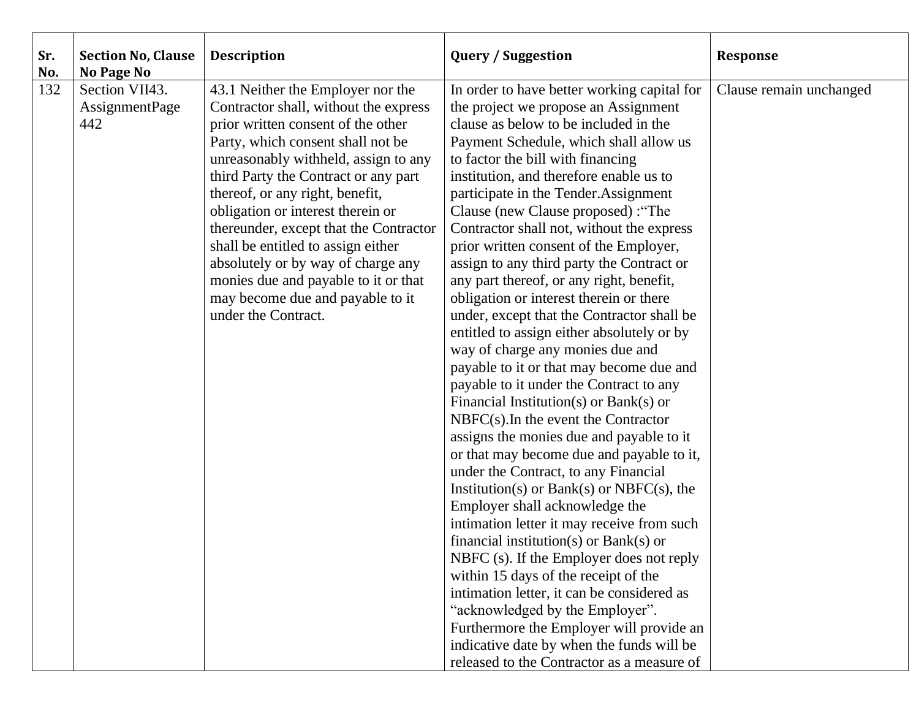| Sr. No. | Section No, Clause No Page No | Description | Query / Suggestion | Response |
|---|---|---|---|---|
| 132 | Section VII43. AssignmentPage 442 | 43.1 Neither the Employer nor the Contractor shall, without the express prior written consent of the other Party, which consent shall not be unreasonably withheld, assign to any third Party the Contract or any part thereof, or any right, benefit, obligation or interest therein or thereunder, except that the Contractor shall be entitled to assign either absolutely or by way of charge any monies due and payable to it or that may become due and payable to it under the Contract. | In order to have better working capital for the project we propose an Assignment clause as below to be included in the Payment Schedule, which shall allow us to factor the bill with financing institution, and therefore enable us to participate in the Tender.Assignment Clause (new Clause proposed) :"The Contractor shall not, without the express prior written consent of the Employer, assign to any third party the Contract or any part thereof, or any right, benefit, obligation or interest therein or there under, except that the Contractor shall be entitled to assign either absolutely or by way of charge any monies due and payable to it or that may become due and payable to it under the Contract to any Financial Institution(s) or Bank(s) or NBFC(s).In the event the Contractor assigns the monies due and payable to it or that may become due and payable to it, under the Contract, to any Financial Institution(s) or Bank(s) or NBFC(s), the Employer shall acknowledge the intimation letter it may receive from such financial institution(s) or Bank(s) or NBFC (s). If the Employer does not reply within 15 days of the receipt of the intimation letter, it can be considered as "acknowledged by the Employer". Furthermore the Employer will provide an indicative date by when the funds will be released to the Contractor as a measure of | Clause remain unchanged |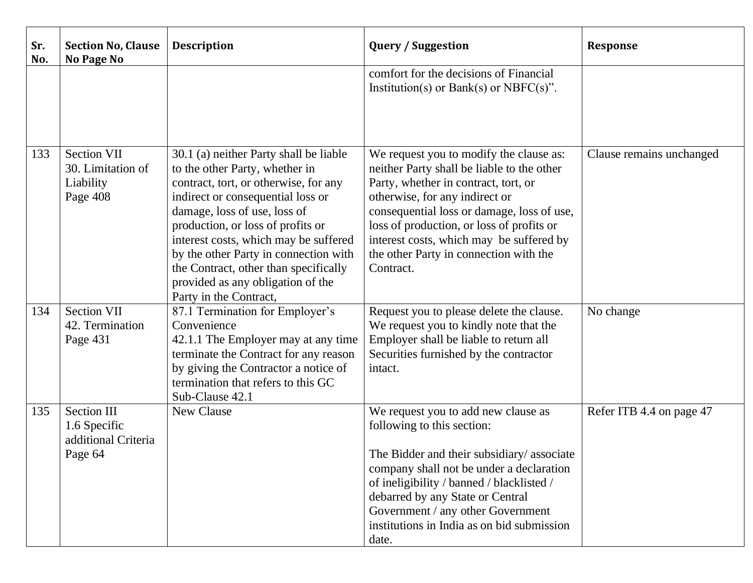| Sr. No. | Section No, Clause No Page No | Description | Query / Suggestion | Response |
|---|---|---|---|---|
| | | | comfort for the decisions of Financial Institution(s) or Bank(s) or NBFC(s)". | |
| 133 | Section VII<br>30. Limitation of Liability<br>Page 408 | 30.1 (a) neither Party shall be liable to the other Party, whether in contract, tort, or otherwise, for any indirect or consequential loss or damage, loss of use, loss of production, or loss of profits or interest costs, which may be suffered by the other Party in connection with the Contract, other than specifically provided as any obligation of the Party in the Contract, | We request you to modify the clause as: neither Party shall be liable to the other Party, whether in contract, tort, or otherwise, for any indirect or consequential loss or damage, loss of use, loss of production, or loss of profits or interest costs, which may be suffered by the other Party in connection with the Contract. | Clause remains unchanged |
| 134 | Section VII<br>42. Termination<br>Page 431 | 87.1 Termination for Employer's Convenience<br>42.1.1 The Employer may at any time terminate the Contract for any reason by giving the Contractor a notice of termination that refers to this GC Sub-Clause 42.1 | Request you to please delete the clause. We request you to kindly note that the Employer shall be liable to return all Securities furnished by the contractor intact. | No change |
| 135 | Section III<br>1.6 Specific additional Criteria<br>Page 64 | New Clause | We request you to add new clause as following to this section:<br><br>The Bidder and their subsidiary/ associate company shall not be under a declaration of ineligibility / banned / blacklisted / debarred by any State or Central Government / any other Government institutions in India as on bid submission date. | Refer ITB 4.4 on page 47 |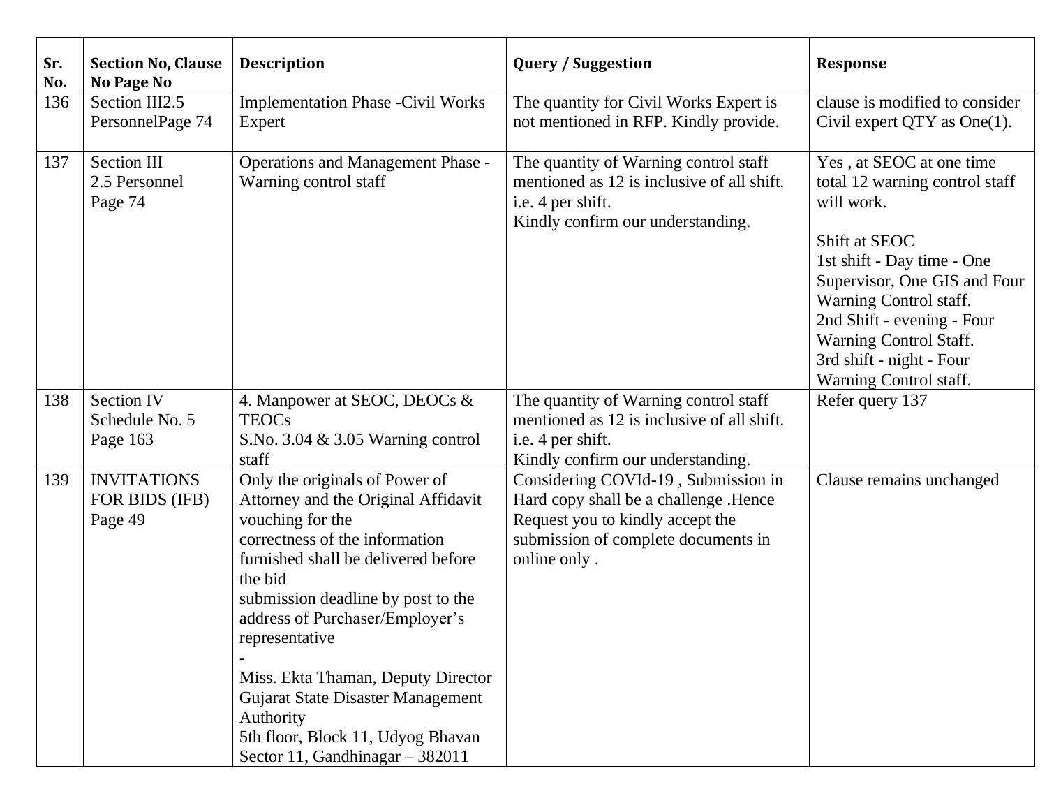| Sr. No. | Section No, Clause No Page No | Description | Query / Suggestion | Response |
|---|---|---|---|---|
| 136 | Section III2.5 PersonnelPage 74 | Implementation Phase -Civil Works Expert | The quantity for Civil Works Expert is not mentioned in RFP. Kindly provide. | clause is modified to consider Civil expert QTY as One(1). |
| 137 | Section III<br>2.5 Personnel<br>Page 74 | Operations and Management Phase - Warning control staff | The quantity of Warning control staff mentioned as 12 is inclusive of all shift. i.e. 4 per shift.<br>Kindly confirm our understanding. | Yes , at SEOC at one time total 12 warning control staff will work.<br><br>Shift at SEOC<br>1st shift - Day time - One Supervisor, One GIS and Four Warning Control staff.<br>2nd Shift - evening - Four Warning Control Staff.<br>3rd shift - night - Four Warning Control staff. |
| 138 | Section IV<br>Schedule No. 5<br>Page 163 | 4. Manpower at SEOC, DEOCs & TEOCs<br>S.No. 3.04 & 3.05 Warning control staff | The quantity of Warning control staff mentioned as 12 is inclusive of all shift. i.e. 4 per shift.<br>Kindly confirm our understanding. | Refer query 137 |
| 139 | INVITATIONS FOR BIDS (IFB)<br>Page 49 | Only the originals of Power of Attorney and the Original Affidavit vouching for the<br>correctness of the information furnished shall be delivered before the bid<br>submission deadline by post to the address of Purchaser/Employer's representative<br>-<br>Miss. Ekta Thaman, Deputy Director<br>Gujarat State Disaster Management Authority<br>5th floor, Block 11, Udyog Bhavan<br>Sector 11, Gandhinagar – 382011 | Considering COVId-19 , Submission in Hard copy shall be a challenge .Hence Request you to kindly accept the submission of complete documents in online only . | Clause remains unchanged |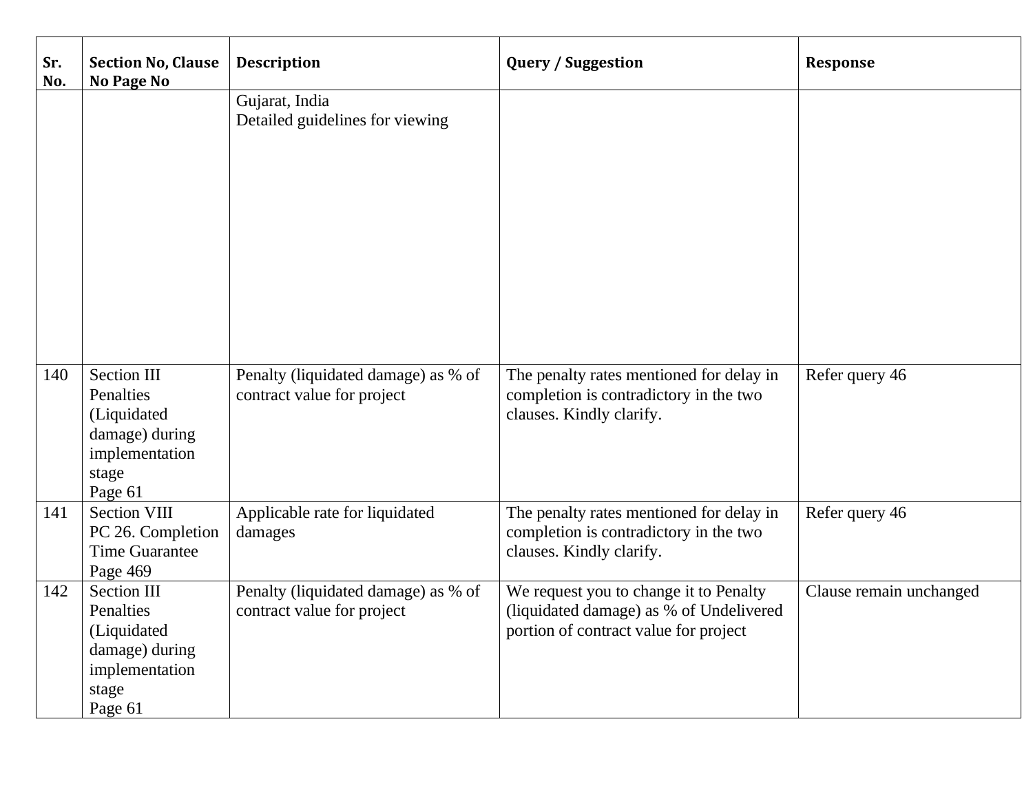| Sr. No. | Section No, Clause No Page No | Description | Query / Suggestion | Response |
|---|---|---|---|---|
| | | Gujarat, India<br>Detailed guidelines for viewing | | |
| 140 | Section III<br>Penalties (Liquidated damage) during implementation stage<br>Page 61 | Penalty (liquidated damage) as % of contract value for project | The penalty rates mentioned for delay in completion is contradictory in the two clauses. Kindly clarify. | Refer query 46 |
| 141 | Section VIII<br>PC 26. Completion Time Guarantee<br>Page 469 | Applicable rate for liquidated damages | The penalty rates mentioned for delay in completion is contradictory in the two clauses. Kindly clarify. | Refer query 46 |
| 142 | Section III<br>Penalties (Liquidated damage) during implementation stage<br>Page 61 | Penalty (liquidated damage) as % of contract value for project | We request you to change it to Penalty (liquidated damage) as % of Undelivered portion of contract value for project | Clause remain unchanged |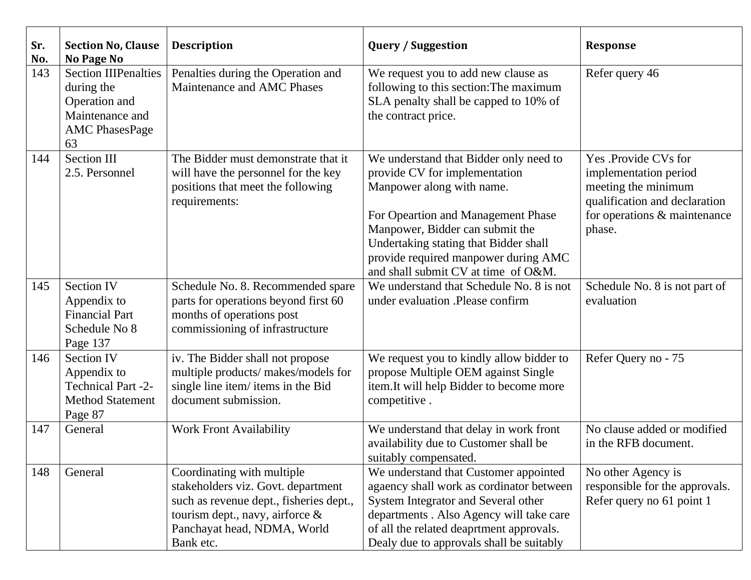| Sr. No. | Section No, Clause No Page No | Description | Query / Suggestion | Response |
|---|---|---|---|---|
| 143 | Section IIIPenalties during the Operation and Maintenance and AMC PhasesPage 63 | Penalties during the Operation and Maintenance and AMC Phases | We request you to add new clause as following to this section:The maximum SLA penalty shall be capped to 10% of the contract price. | Refer query 46 |
| 144 | Section III 2.5. Personnel | The Bidder must demonstrate that it will have the personnel for the key positions that meet the following requirements: | We understand that Bidder only need to provide CV for implementation Manpower along with name.<br><br>For Opeartion and Management Phase Manpower, Bidder can submit the Undertaking stating that Bidder shall provide required manpower during AMC and shall submit CV at time of O&M. | Yes .Provide CVs for implementation period meeting the minimum qualification and declaration for operations & maintenance phase. |
| 145 | Section IV Appendix to Financial Part Schedule No 8 Page 137 | Schedule No. 8. Recommended spare parts for operations beyond first 60 months of operations post commissioning of infrastructure | We understand that Schedule No. 8 is not under evaluation .Please confirm | Schedule No. 8 is not part of evaluation |
| 146 | Section IV Appendix to Technical Part -2-Method Statement Page 87 | iv. The Bidder shall not propose multiple products/ makes/models for single line item/ items in the Bid document submission. | We request you to kindly allow bidder to propose Multiple OEM against Single item.It will help Bidder to become more competitive . | Refer Query no - 75 |
| 147 | General | Work Front Availability | We understand that delay in work front availability due to Customer shall be suitably compensated. | No clause added or modified in the RFB document. |
| 148 | General | Coordinating with multiple stakeholders viz. Govt. department such as revenue dept., fisheries dept., tourism dept., navy, airforce & Panchayat head, NDMA, World Bank etc. | We understand that Customer appointed agaency shall work as cordinator between System Integrator and Several other departments . Also Agency will take care of all the related deaprtment approvals. Dealy due to approvals shall be suitably | No other Agency is responsible for the approvals. Refer query no 61 point 1 |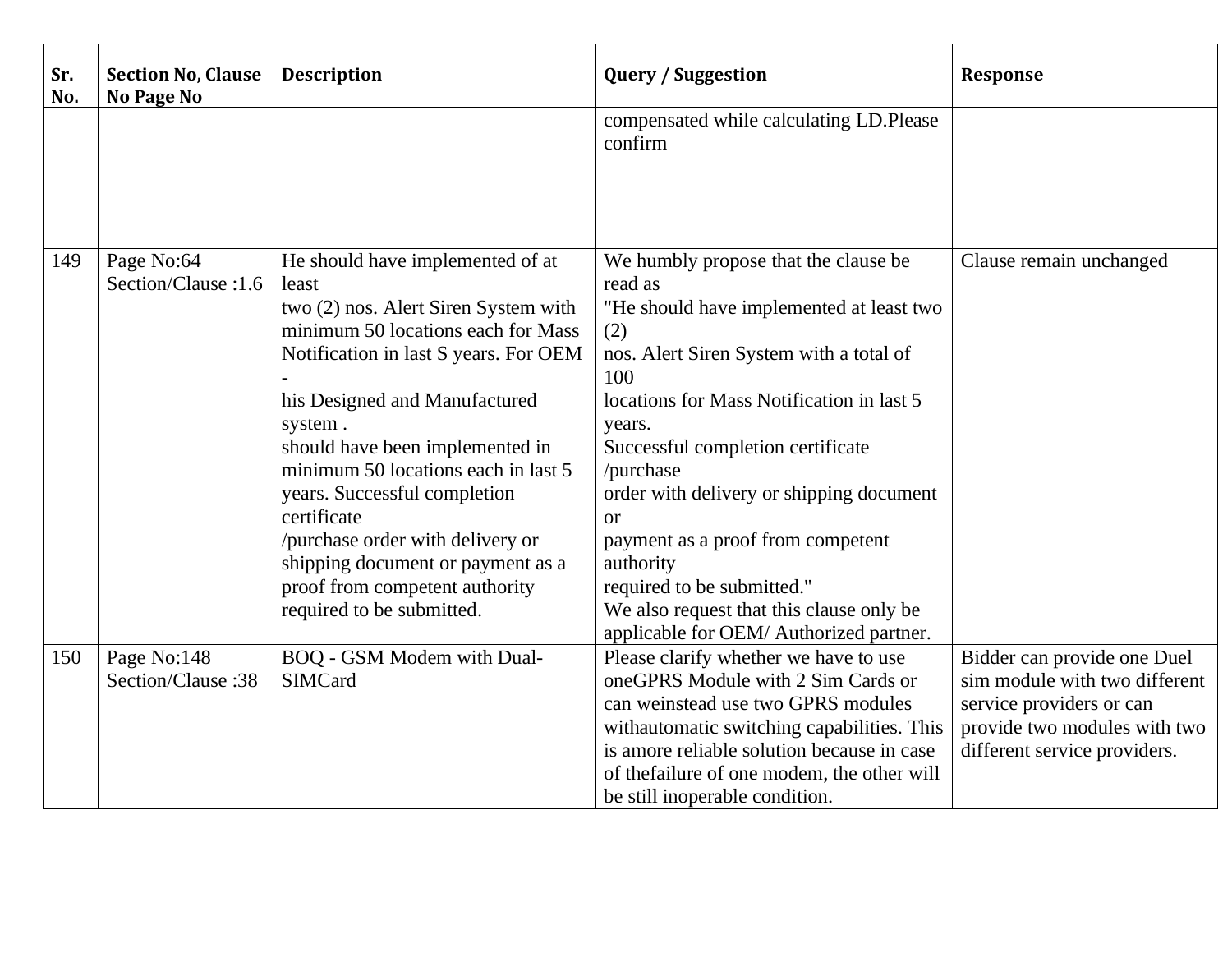| Sr. No. | Section No, Clause No Page No | Description | Query / Suggestion | Response |
|---|---|---|---|---|
| | | | compensated while calculating LD.Please confirm | |
| 149 | Page No:64 Section/Clause :1.6 | He should have implemented of at least two (2) nos. Alert Siren System with minimum 50 locations each for Mass Notification in last S years. For OEM - his Designed and Manufactured system . should have been implemented in minimum 50 locations each in last 5 years. Successful completion certificate /purchase order with delivery or shipping document or payment as a proof from competent authority required to be submitted. | We humbly propose that the clause be read as "He should have implemented at least two (2) nos. Alert Siren System with a total of 100 locations for Mass Notification in last 5 years. Successful completion certificate /purchase order with delivery or shipping document or payment as a proof from competent authority required to be submitted." We also request that this clause only be applicable for OEM/ Authorized partner. | Clause remain unchanged |
| 150 | Page No:148 Section/Clause :38 | BOQ - GSM Modem with Dual-SIMCard | Please clarify whether we have to use oneGPRS Module with 2 Sim Cards or can weinstead use two GPRS modules withautomatic switching capabilities. This is amore reliable solution because in case of thefailure of one modem, the other will be still inoperable condition. | Bidder can provide one Duel sim module with two different service providers or can provide two modules with two different service providers. |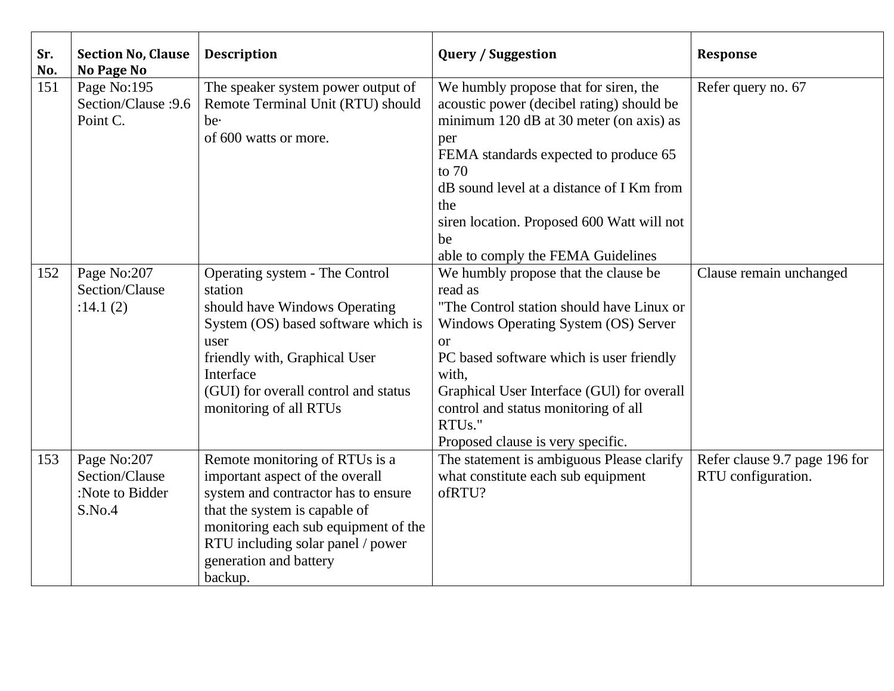| Sr. No. | Section No, Clause No Page No | Description | Query / Suggestion | Response |
|---|---|---|---|---|
| 151 | Page No:195 Section/Clause :9.6 Point C. | The speaker system power output of Remote Terminal Unit (RTU) should be· of 600 watts or more. | We humbly propose that for siren, the acoustic power (decibel rating) should be minimum 120 dB at 30 meter (on axis) as per FEMA standards expected to produce 65 to 70 dB sound level at a distance of I Km from the siren location. Proposed 600 Watt will not be able to comply the FEMA Guidelines | Refer query no. 67 |
| 152 | Page No:207 Section/Clause :14.1 (2) | Operating system - The Control station should have Windows Operating System (OS) based software which is user friendly with, Graphical User Interface (GUI) for overall control and status monitoring of all RTUs | We humbly propose that the clause be read as "The Control station should have Linux or Windows Operating System (OS) Server or PC based software which is user friendly with, Graphical User Interface (GUl) for overall control and status monitoring of all RTUs." Proposed clause is very specific. | Clause remain unchanged |
| 153 | Page No:207 Section/Clause :Note to Bidder S.No.4 | Remote monitoring of RTUs is a important aspect of the overall system and contractor has to ensure that the system is capable of monitoring each sub equipment of the RTU including solar panel / power generation and battery backup. | The statement is ambiguous Please clarify what constitute each sub equipment ofRTU? | Refer clause 9.7 page 196 for RTU configuration. |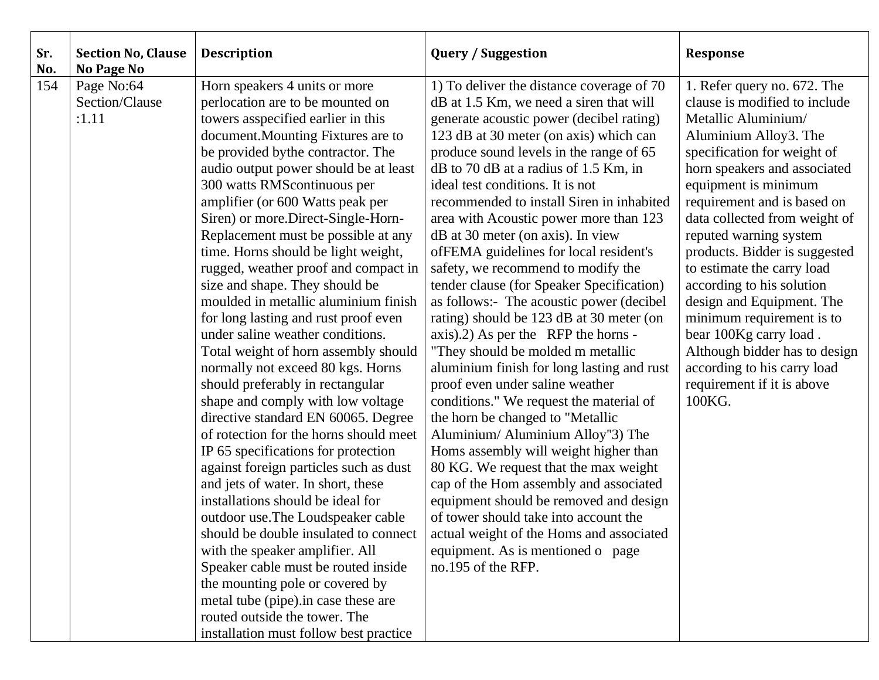| Sr. No. | Section No, Clause No Page No | Description | Query / Suggestion | Response |
|---|---|---|---|---|
| 154 | Page No:64 Section/Clause :1.11 | Horn speakers 4 units or more perlocation are to be mounted on towers asspecified earlier in this document.Mounting Fixtures are to be provided bythe contractor. The audio output power should be at least 300 watts RMScontinuous per amplifier (or 600 Watts peak per Siren) or more.Direct-Single-Horn-Replacement must be possible at any time. Horns should be light weight, rugged, weather proof and compact in size and shape. They should be moulded in metallic aluminium finish for long lasting and rust proof even under saline weather conditions. Total weight of horn assembly should normally not exceed 80 kgs. Horns should preferably in rectangular shape and comply with low voltage directive standard EN 60065. Degree of rotection for the horns should meet IP 65 specifications for protection against foreign particles such as dust and jets of water. In short, these installations should be ideal for outdoor use.The Loudspeaker cable should be double insulated to connect with the speaker amplifier. All Speaker cable must be routed inside the mounting pole or covered by metal tube (pipe).in case these are routed outside the tower. The installation must follow best practice | 1) To deliver the distance coverage of 70 dB at 1.5 Km, we need a siren that will generate acoustic power (decibel rating) 123 dB at 30 meter (on axis) which can produce sound levels in the range of 65 dB to 70 dB at a radius of 1.5 Km, in ideal test conditions. It is not recommended to install Siren in inhabited area with Acoustic power more than 123 dB at 30 meter (on axis). In view ofFEMA guidelines for local resident's safety, we recommend to modify the tender clause (for Speaker Specification) as follows:- The acoustic power (decibel rating) should be 123 dB at 30 meter (on axis).2) As per the RFP the horns - "They should be molded m metallic aluminium finish for long lasting and rust proof even under saline weather conditions." We request the material of the horn be changed to "Metallic Aluminium/ Aluminium Alloy"3) The Homs assembly will weight higher than 80 KG. We request that the max weight cap of the Hom assembly and associated equipment should be removed and design of tower should take into account the actual weight of the Homs and associated equipment. As is mentioned o page no.195 of the RFP. | 1. Refer query no. 672. The clause is modified to include Metallic Aluminium/ Aluminium Alloy3. The specification for weight of horn speakers and associated equipment is minimum requirement and is based on data collected from weight of reputed warning system products. Bidder is suggested to estimate the carry load according to his solution design and Equipment. The minimum requirement is to bear 100Kg carry load . Although bidder has to design according to his carry load requirement if it is above 100KG. |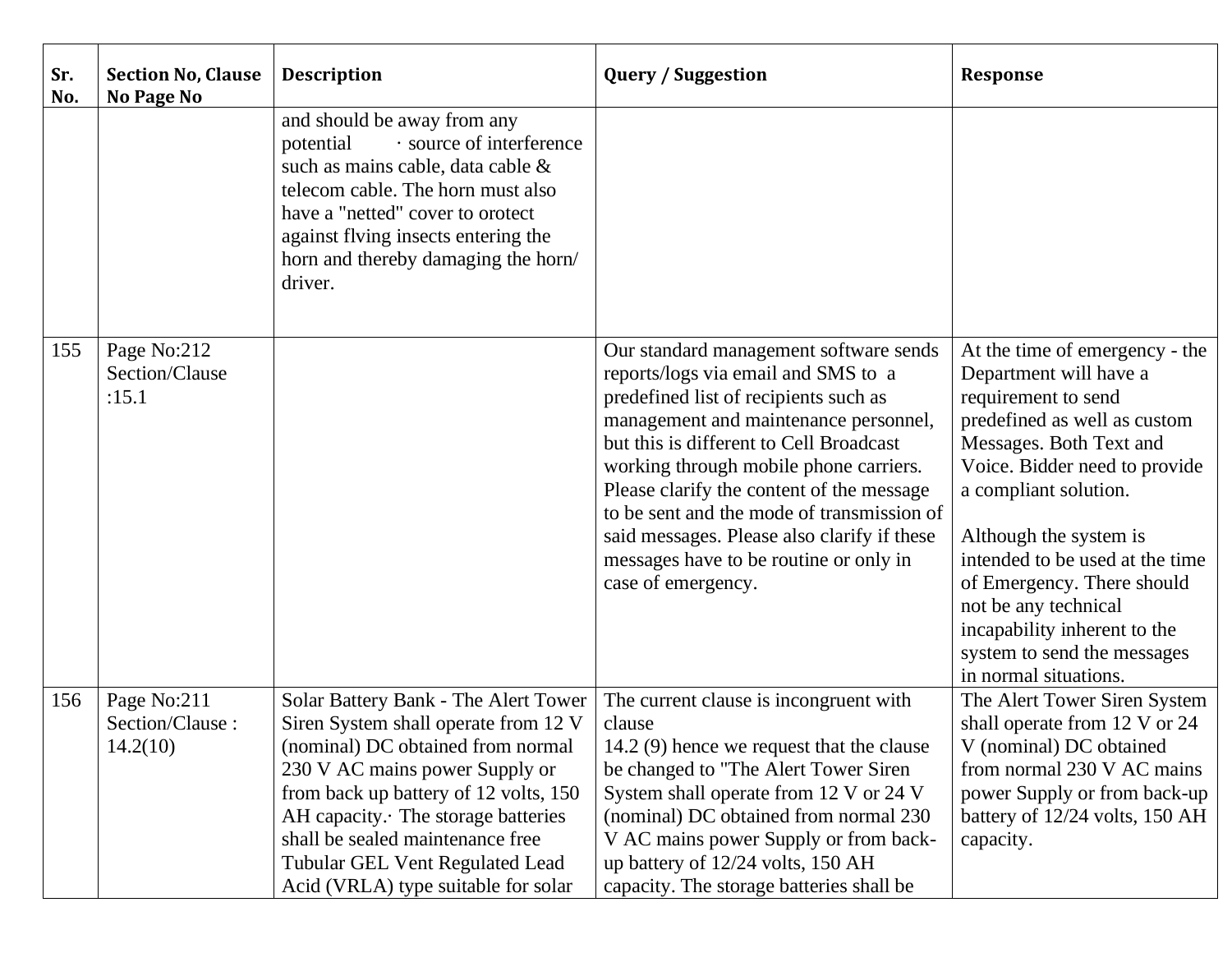| Sr. No. | Section No, Clause No Page No | Description | Query / Suggestion | Response |
|---|---|---|---|---|
| | | and should be away from any potential · source of interference such as mains cable, data cable & telecom cable. The horn must also have a "netted" cover to orotect against flving insects entering the horn and thereby damaging the horn/ driver. | | |
| 155 | Page No:212 Section/Clause :15.1 | | Our standard management software sends reports/logs via email and SMS to a predefined list of recipients such as management and maintenance personnel, but this is different to Cell Broadcast working through mobile phone carriers. Please clarify the content of the message to be sent and the mode of transmission of said messages. Please also clarify if these messages have to be routine or only in case of emergency. | At the time of emergency - the Department will have a requirement to send predefined as well as custom Messages. Both Text and Voice. Bidder need to provide a compliant solution.<br><br>Although the system is intended to be used at the time of Emergency. There should not be any technical incapability inherent to the system to send the messages in normal situations. |
| 156 | Page No:211 Section/Clause : 14.2(10) | Solar Battery Bank - The Alert Tower Siren System shall operate from 12 V (nominal) DC obtained from normal 230 V AC mains power Supply or from back up battery of 12 volts, 150 AH capacity.· The storage batteries shall be sealed maintenance free Tubular GEL Vent Regulated Lead Acid (VRLA) type suitable for solar | The current clause is incongruent with clause<br>14.2 (9) hence we request that the clause be changed to "The Alert Tower Siren System shall operate from 12 V or 24 V (nominal) DC obtained from normal 230 V AC mains power Supply or from back-up battery of 12/24 volts, 150 AH capacity. The storage batteries shall be | The Alert Tower Siren System shall operate from 12 V or 24 V (nominal) DC obtained from normal 230 V AC mains power Supply or from back-up battery of 12/24 volts, 150 AH capacity. |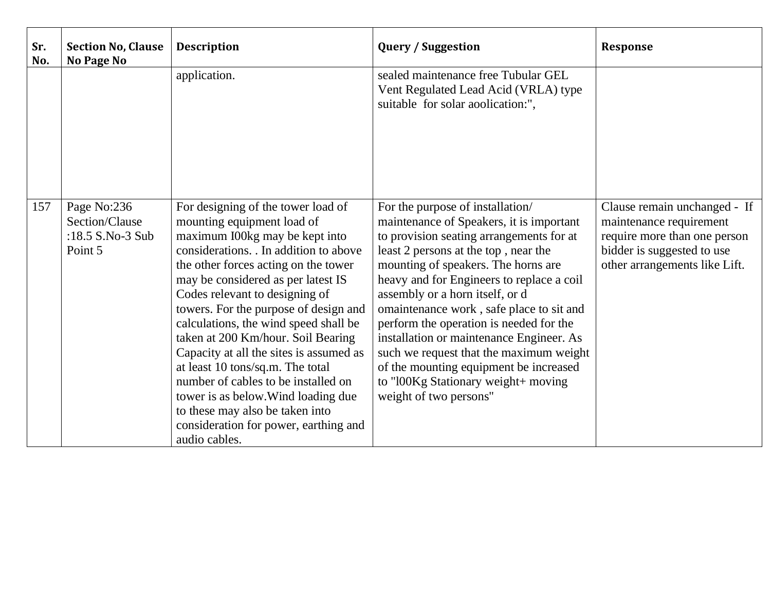| Sr. No. | Section No, Clause No Page No | Description | Query / Suggestion | Response |
|---|---|---|---|---|
| | | application. | sealed maintenance free Tubular GEL Vent Regulated Lead Acid (VRLA) type suitable for solar aoolication:", | |
| 157 | Page No:236 Section/Clause :18.5 S.No-3 Sub Point 5 | For designing of the tower load of mounting equipment load of maximum I00kg may be kept into considerations. . In addition to above the other forces acting on the tower may be considered as per latest IS Codes relevant to designing of towers. For the purpose of design and calculations, the wind speed shall be taken at 200 Km/hour. Soil Bearing Capacity at all the sites is assumed as at least 10 tons/sq.m. The total number of cables to be installed on tower is as below.Wind loading due to these may also be taken into consideration for power, earthing and audio cables. | For the purpose of installation/ maintenance of Speakers, it is important to provision seating arrangements for at least 2 persons at the top , near the mounting of speakers. The horns are heavy and for Engineers to replace a coil assembly or a horn itself, or d omaintenance work , safe place to sit and perform the operation is needed for the installation or maintenance Engineer. As such we request that the maximum weight of the mounting equipment be increased to "l00Kg Stationary weight+ moving weight of two persons" | Clause remain unchanged - If maintenance requirement require more than one person bidder is suggested to use other arrangements like Lift. |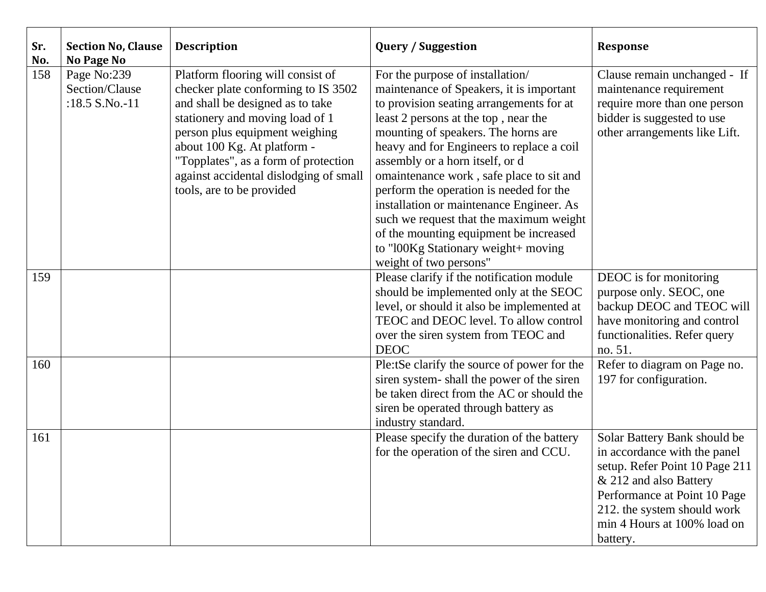| Sr. No. | Section No, Clause No Page No | Description | Query / Suggestion | Response |
|---|---|---|---|---|
| 158 | Page No:239 Section/Clause :18.5 S.No.-11 | Platform flooring will consist of checker plate conforming to IS 3502 and shall be designed as to take stationery and moving load of 1 person plus equipment weighing about 100 Kg. At platform - "Topplates", as a form of protection against accidental dislodging of small tools, are to be provided | For the purpose of installation/ maintenance of Speakers, it is important to provision seating arrangements for at least 2 persons at the top , near the mounting of speakers. The horns are heavy and for Engineers to replace a coil assembly or a horn itself, or d omaintenance work , safe place to sit and perform the operation is needed for the installation or maintenance Engineer. As such we request that the maximum weight of the mounting equipment be increased to "l00Kg Stationary weight+ moving weight of two persons" | Clause remain unchanged - If maintenance requirement require more than one person bidder is suggested to use other arrangements like Lift. |
| 159 | | | Please clarify if the notification module should be implemented only at the SEOC level, or should it also be implemented at TEOC and DEOC level. To allow control over the siren system from TEOC and DEOC | DEOC is for monitoring purpose only. SEOC, one backup DEOC and TEOC will have monitoring and control functionalities. Refer query no. 51. |
| 160 | | | Ple:tSe clarify the source of power for the siren system- shall the power of the siren be taken direct from the AC or should the siren be operated through battery as industry standard. | Refer to diagram on Page no. 197 for configuration. |
| 161 | | | Please specify the duration of the battery for the operation of the siren and CCU. | Solar Battery Bank should be in accordance with the panel setup. Refer Point 10 Page 211 & 212 and also Battery Performance at Point 10 Page 212. the system should work min 4 Hours at 100% load on battery. |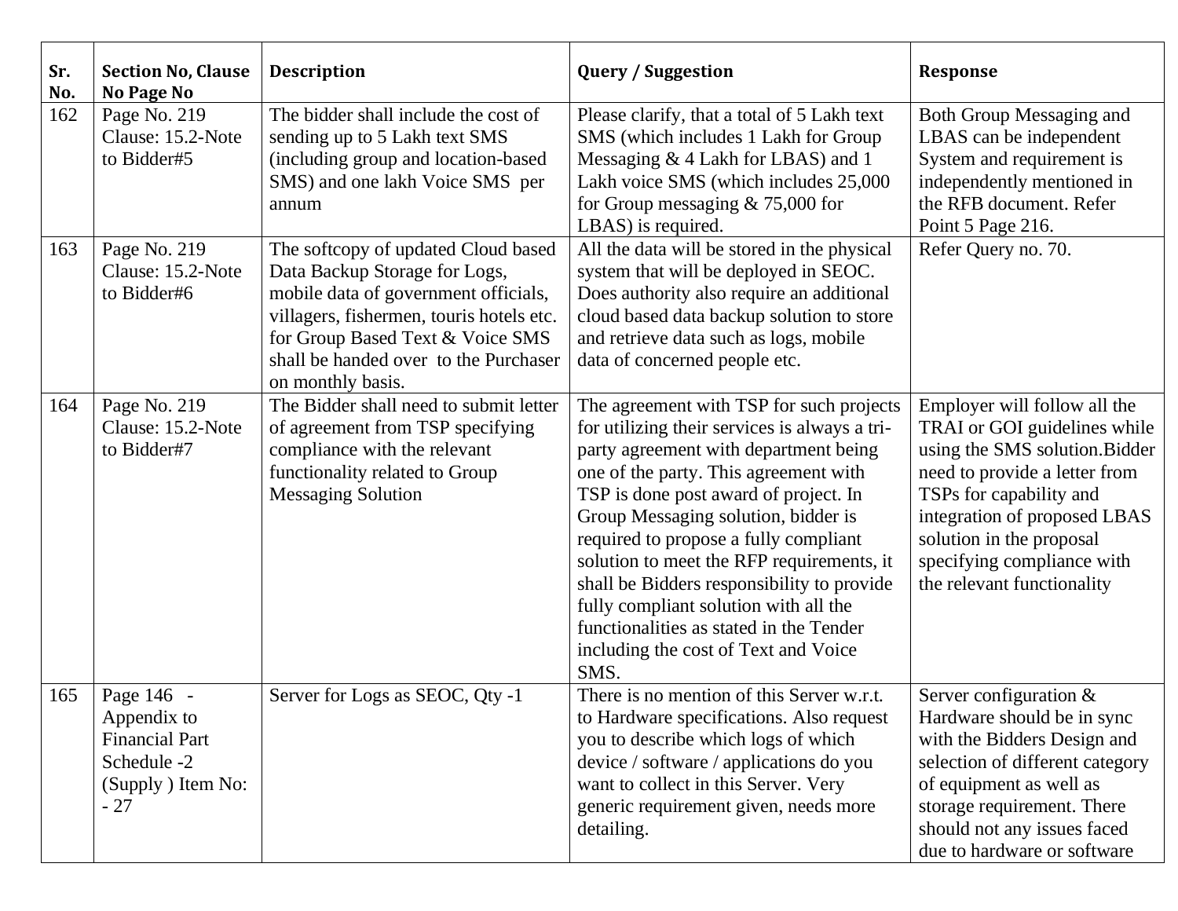| Sr. No. | Section No, Clause No Page No | Description | Query / Suggestion | Response |
|---|---|---|---|---|
| 162 | Page No. 219 Clause: 15.2-Note to Bidder#5 | The bidder shall include the cost of sending up to 5 Lakh text SMS (including group and location-based SMS) and one lakh Voice SMS per annum | Please clarify, that a total of 5 Lakh text SMS (which includes 1 Lakh for Group Messaging & 4 Lakh for LBAS) and 1 Lakh voice SMS (which includes 25,000 for Group messaging & 75,000 for LBAS) is required. | Both Group Messaging and LBAS can be independent System and requirement is independently mentioned in the RFB document. Refer Point 5 Page 216. |
| 163 | Page No. 219 Clause: 15.2-Note to Bidder#6 | The softcopy of updated Cloud based Data Backup Storage for Logs, mobile data of government officials, villagers, fishermen, touris hotels etc. for Group Based Text & Voice SMS shall be handed over to the Purchaser on monthly basis. | All the data will be stored in the physical system that will be deployed in SEOC. Does authority also require an additional cloud based data backup solution to store and retrieve data such as logs, mobile data of concerned people etc. | Refer Query no. 70. |
| 164 | Page No. 219 Clause: 15.2-Note to Bidder#7 | The Bidder shall need to submit letter of agreement from TSP specifying compliance with the relevant functionality related to Group Messaging Solution | The agreement with TSP for such projects for utilizing their services is always a tri-party agreement with department being one of the party. This agreement with TSP is done post award of project. In Group Messaging solution, bidder is required to propose a fully compliant solution to meet the RFP requirements, it shall be Bidders responsibility to provide fully compliant solution with all the functionalities as stated in the Tender including the cost of Text and Voice SMS. | Employer will follow all the TRAI or GOI guidelines while using the SMS solution.Bidder need to provide a letter from TSPs for capability and integration of proposed LBAS solution in the proposal specifying compliance with the relevant functionality |
| 165 | Page 146 - Appendix to Financial Part Schedule -2 (Supply ) Item No: - 27 | Server for Logs as SEOC, Qty -1 | There is no mention of this Server w.r.t. to Hardware specifications. Also request you to describe which logs of which device / software / applications do you want to collect in this Server. Very generic requirement given, needs more detailing. | Server configuration & Hardware should be in sync with the Bidders Design and selection of different category of equipment as well as storage requirement. There should not any issues faced due to hardware or software |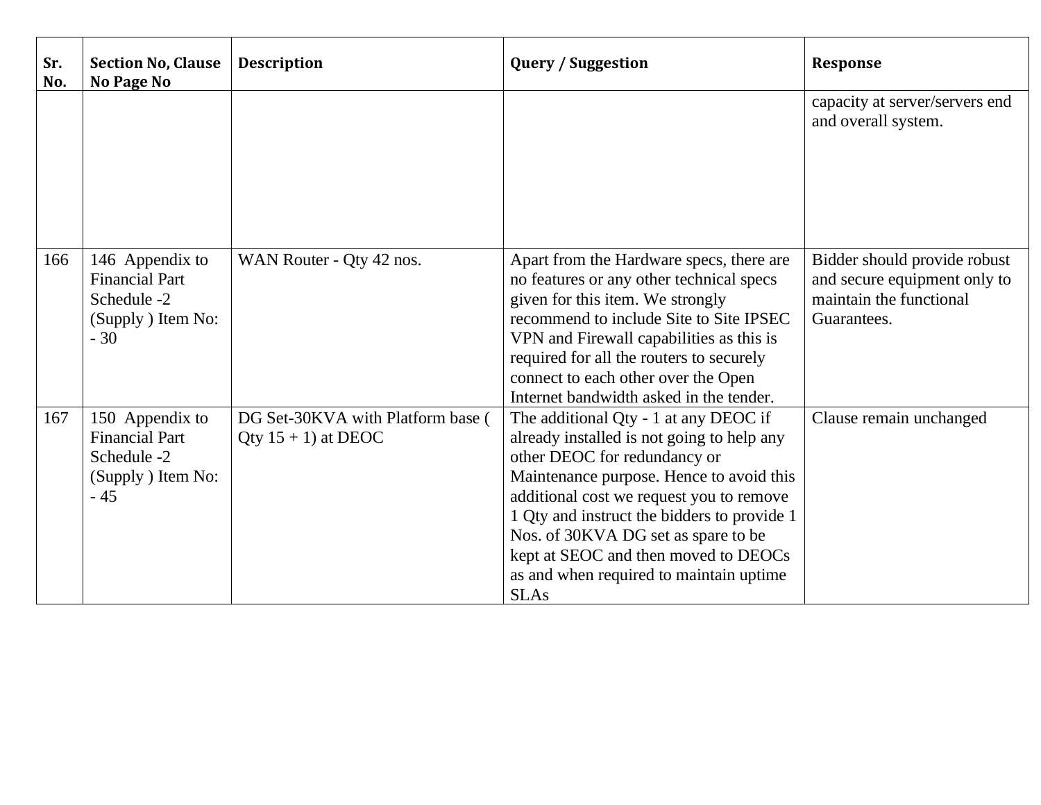| Sr. No. | Section No, Clause No Page No | Description | Query / Suggestion | Response |
|---|---|---|---|---|
| | | | | capacity at server/servers end and overall system. |
| 166 | 146 Appendix to Financial Part Schedule -2 (Supply ) Item No: - 30 | WAN Router - Qty 42 nos. | Apart from the Hardware specs, there are no features or any other technical specs given for this item. We strongly recommend to include Site to Site IPSEC VPN and Firewall capabilities as this is required for all the routers to securely connect to each other over the Open Internet bandwidth asked in the tender. | Bidder should provide robust and secure equipment only to maintain the functional Guarantees. |
| 167 | 150 Appendix to Financial Part Schedule -2 (Supply ) Item No: - 45 | DG Set-30KVA with Platform base ( Qty 15 + 1) at DEOC | The additional Qty - 1 at any DEOC if already installed is not going to help any other DEOC for redundancy or Maintenance purpose. Hence to avoid this additional cost we request you to remove 1 Qty and instruct the bidders to provide 1 Nos. of 30KVA DG set as spare to be kept at SEOC and then moved to DEOCs as and when required to maintain uptime SLAs | Clause remain unchanged |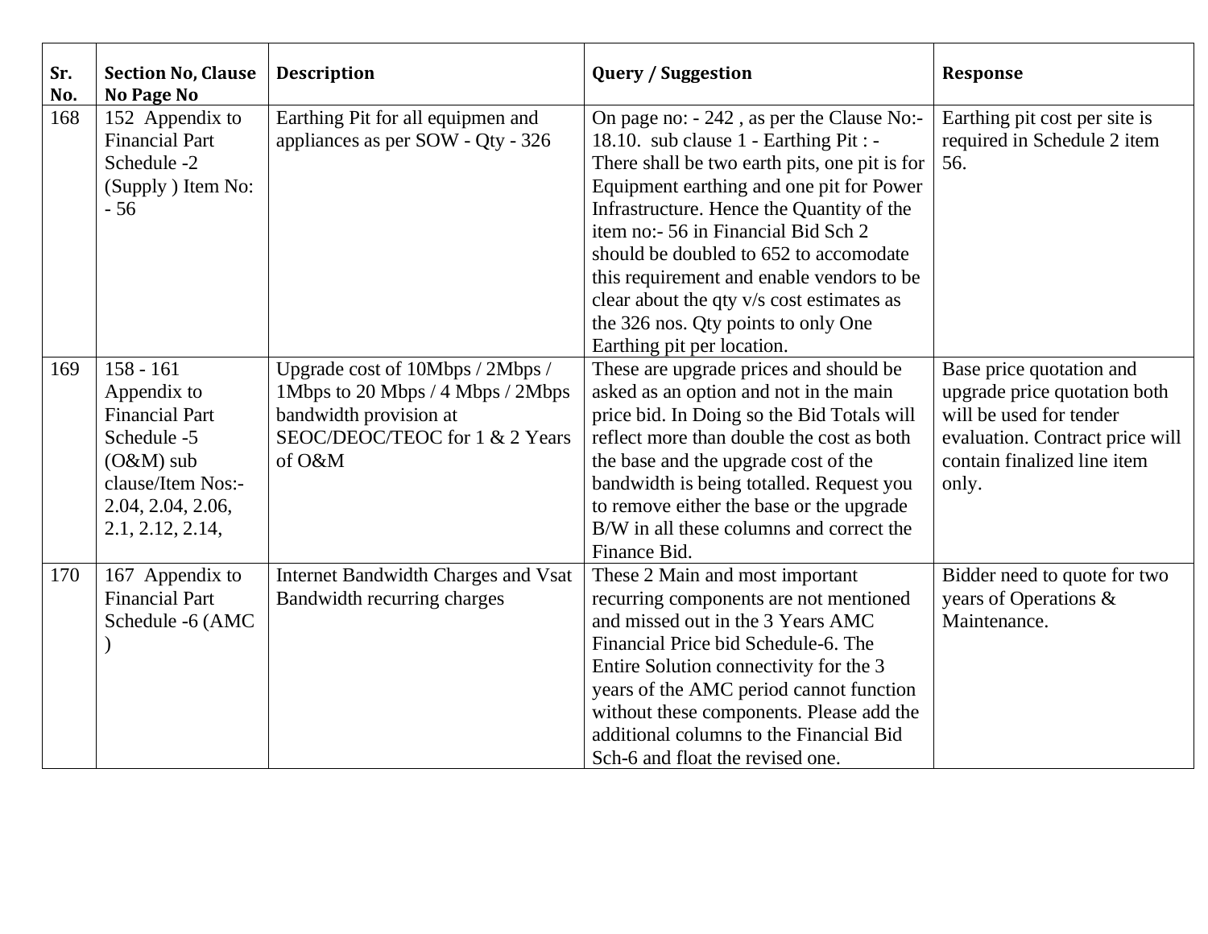| Sr. No. | Section No, Clause No Page No | Description | Query / Suggestion | Response |
|---|---|---|---|---|
| 168 | 152 Appendix to Financial Part Schedule -2 (Supply ) Item No: - 56 | Earthing Pit for all equipmen and appliances as per SOW - Qty - 326 | On page no: - 242 , as per the Clause No:- 18.10. sub clause 1 - Earthing Pit : - There shall be two earth pits, one pit is for Equipment earthing and one pit for Power Infrastructure. Hence the Quantity of the item no:- 56 in Financial Bid Sch 2 should be doubled to 652 to accomodate this requirement and enable vendors to be clear about the qty v/s cost estimates as the 326 nos. Qty points to only One Earthing pit per location. | Earthing pit cost per site is required in Schedule 2 item 56. |
| 169 | 158 - 161 Appendix to Financial Part Schedule -5 (O&M) sub clause/Item Nos:- 2.04, 2.04, 2.06, 2.1, 2.12, 2.14, | Upgrade cost of 10Mbps / 2Mbps / 1Mbps to 20 Mbps / 4 Mbps / 2Mbps bandwidth provision at SEOC/DEOC/TEOC for 1 & 2 Years of O&M | These are upgrade prices and should be asked as an option and not in the main price bid. In Doing so the Bid Totals will reflect more than double the cost as both the base and the upgrade cost of the bandwidth is being totalled. Request you to remove either the base or the upgrade B/W in all these columns and correct the Finance Bid. | Base price quotation and upgrade price quotation both will be used for tender evaluation. Contract price will contain finalized line item only. |
| 170 | 167 Appendix to Financial Part Schedule -6 (AMC ) | Internet Bandwidth Charges and Vsat Bandwidth recurring charges | These 2 Main and most important recurring components are not mentioned and missed out in the 3 Years AMC Financial Price bid Schedule-6. The Entire Solution connectivity for the 3 years of the AMC period cannot function without these components. Please add the additional columns to the Financial Bid Sch-6 and float the revised one. | Bidder need to quote for two years of Operations & Maintenance. |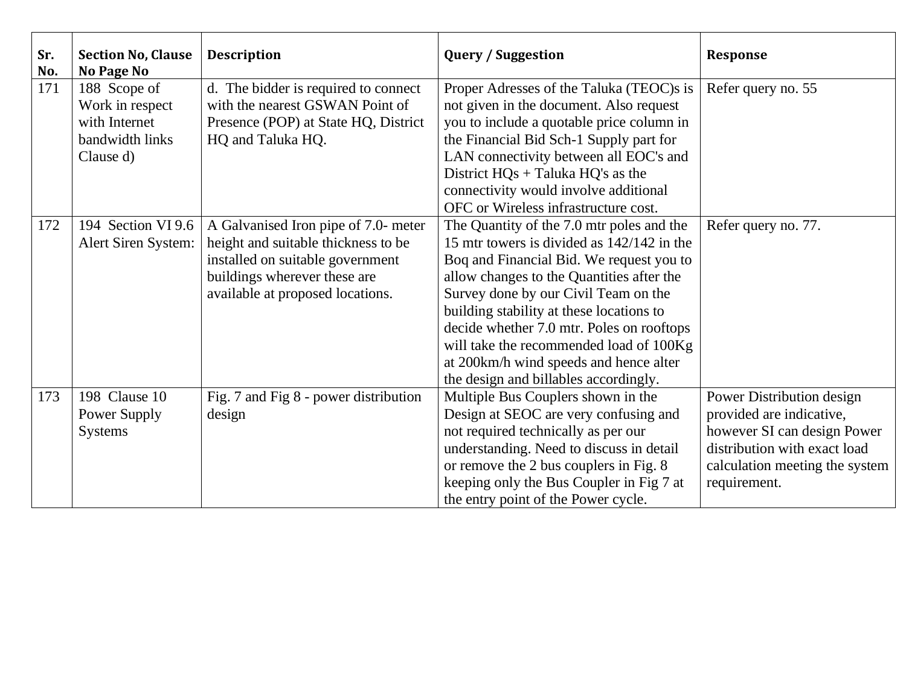| Sr. No. | Section No, Clause No Page No | Description | Query / Suggestion | Response |
|---|---|---|---|---|
| 171 | 188 Scope of Work in respect with Internet bandwidth links Clause d) | d. The bidder is required to connect with the nearest GSWAN Point of Presence (POP) at State HQ, District HQ and Taluka HQ. | Proper Adresses of the Taluka (TEOC)s is not given in the document. Also request you to include a quotable price column in the Financial Bid Sch-1 Supply part for LAN connectivity between all EOC's and District HQs + Taluka HQ's as the connectivity would involve additional OFC or Wireless infrastructure cost. | Refer query no. 55 |
| 172 | 194 Section VI 9.6 Alert Siren System: | A Galvanised Iron pipe of 7.0- meter height and suitable thickness to be installed on suitable government buildings wherever these are available at proposed locations. | The Quantity of the 7.0 mtr poles and the 15 mtr towers is divided as 142/142 in the Boq and Financial Bid. We request you to allow changes to the Quantities after the Survey done by our Civil Team on the building stability at these locations to decide whether 7.0 mtr. Poles on rooftops will take the recommended load of 100Kg at 200km/h wind speeds and hence alter the design and billables accordingly. | Refer query no. 77. |
| 173 | 198 Clause 10 Power Supply Systems | Fig. 7 and Fig 8 - power distribution design | Multiple Bus Couplers shown in the Design at SEOC are very confusing and not required technically as per our understanding. Need to discuss in detail or remove the 2 bus couplers in Fig. 8 keeping only the Bus Coupler in Fig 7 at the entry point of the Power cycle. | Power Distribution design provided are indicative, however SI can design Power distribution with exact load calculation meeting the system requirement. |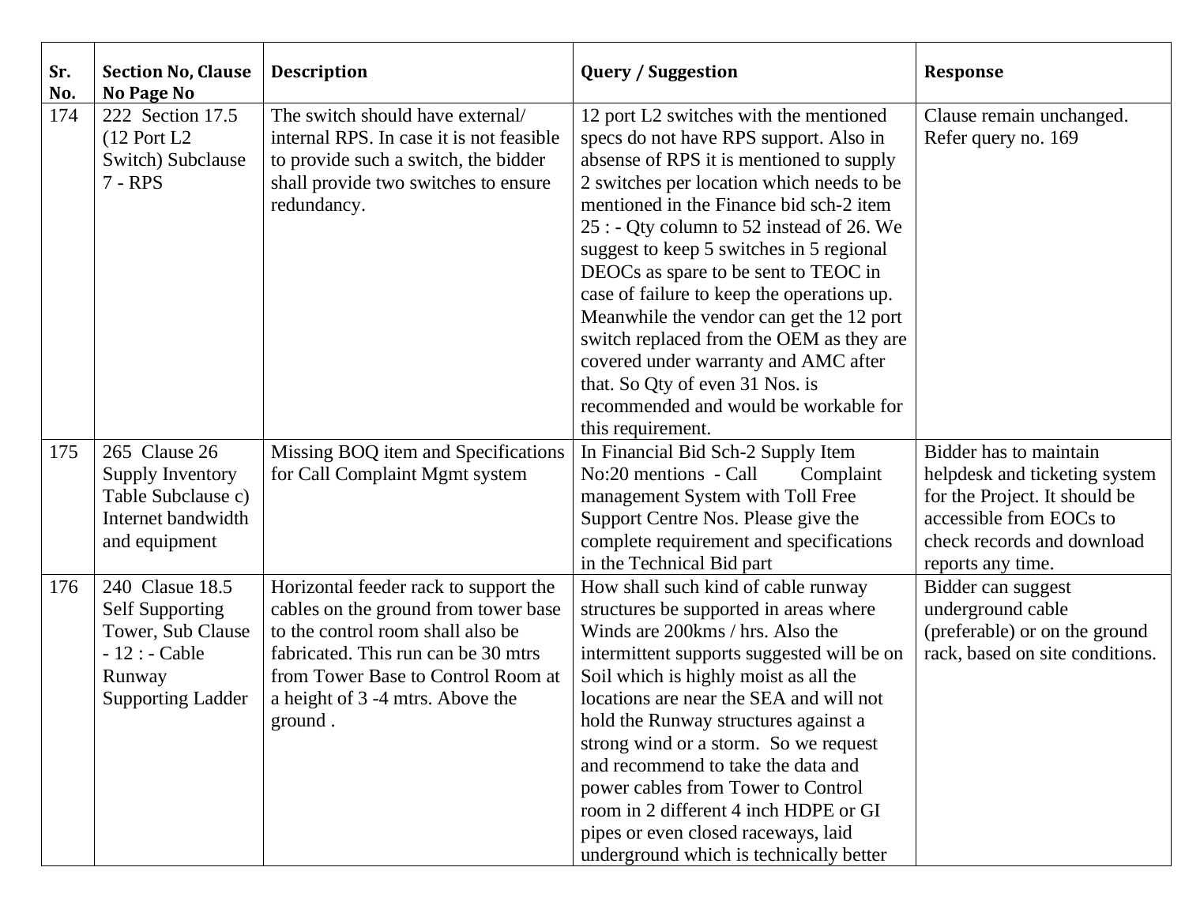| Sr. No. | Section No, Clause No Page No | Description | Query / Suggestion | Response |
|---|---|---|---|---|
| 174 | 222 Section 17.5 (12 Port L2 Switch) Subclause 7 - RPS | The switch should have external/ internal RPS. In case it is not feasible to provide such a switch, the bidder shall provide two switches to ensure redundancy. | 12 port L2 switches with the mentioned specs do not have RPS support. Also in absense of RPS it is mentioned to supply 2 switches per location which needs to be mentioned in the Finance bid sch-2 item 25 : - Qty column to 52 instead of 26. We suggest to keep 5 switches in 5 regional DEOCs as spare to be sent to TEOC in case of failure to keep the operations up. Meanwhile the vendor can get the 12 port switch replaced from the OEM as they are covered under warranty and AMC after that. So Qty of even 31 Nos. is recommended and would be workable for this requirement. | Clause remain unchanged. Refer query no. 169 |
| 175 | 265 Clause 26 Supply Inventory Table Subclause c) Internet bandwidth and equipment | Missing BOQ item and Specifications for Call Complaint Mgmt system | In Financial Bid Sch-2 Supply Item No:20 mentions - Call Complaint management System with Toll Free Support Centre Nos. Please give the complete requirement and specifications in the Technical Bid part | Bidder has to maintain helpdesk and ticketing system for the Project. It should be accessible from EOCs to check records and download reports any time. |
| 176 | 240 Clasue 18.5 Self Supporting Tower, Sub Clause - 12 : - Cable Runway Supporting Ladder | Horizontal feeder rack to support the cables on the ground from tower base to the control room shall also be fabricated. This run can be 30 mtrs from Tower Base to Control Room at a height of 3 -4 mtrs. Above the ground . | How shall such kind of cable runway structures be supported in areas where Winds are 200kms / hrs. Also the intermittent supports suggested will be on Soil which is highly moist as all the locations are near the SEA and will not hold the Runway structures against a strong wind or a storm. So we request and recommend to take the data and power cables from Tower to Control room in 2 different 4 inch HDPE or GI pipes or even closed raceways, laid underground which is technically better | Bidder can suggest underground cable (preferable) or on the ground rack, based on site conditions. |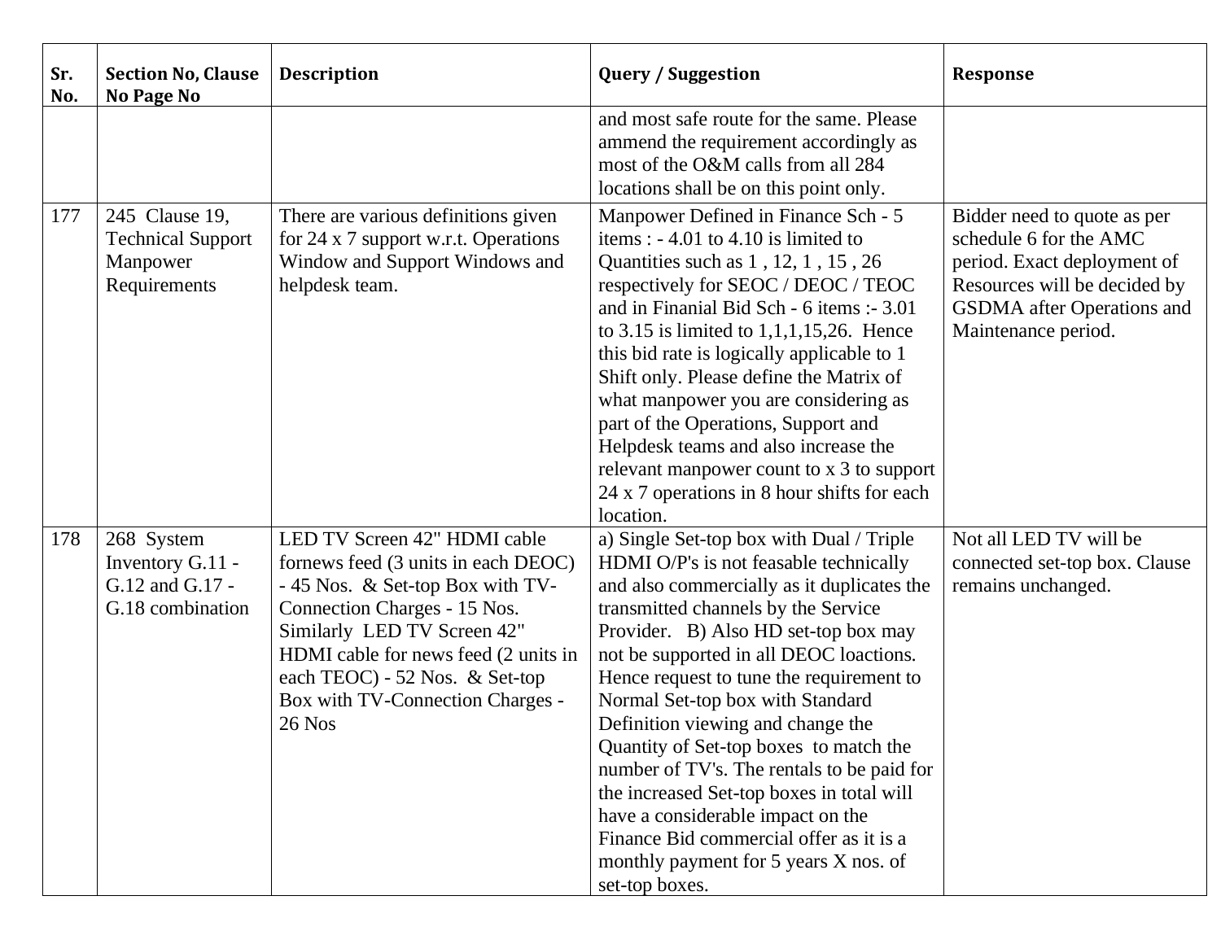| Sr. No. | Section No, Clause No Page No | Description | Query / Suggestion | Response |
|---|---|---|---|---|
| | | | and most safe route for the same. Please ammend the requirement accordingly as most of the O&M calls from all 284 locations shall be on this point only. | |
| 177 | 245 Clause 19, Technical Support Manpower Requirements | There are various definitions given for 24 x 7 support w.r.t. Operations Window and Support Windows and helpdesk team. | Manpower Defined in Finance Sch - 5 items : - 4.01 to 4.10 is limited to Quantities such as 1 , 12, 1 , 15 , 26 respectively for SEOC / DEOC / TEOC and in Finanial Bid Sch - 6 items :- 3.01 to 3.15 is limited to 1,1,1,15,26. Hence this bid rate is logically applicable to 1 Shift only. Please define the Matrix of what manpower you are considering as part of the Operations, Support and Helpdesk teams and also increase the relevant manpower count to x 3 to support 24 x 7 operations in 8 hour shifts for each location. | Bidder need to quote as per schedule 6 for the AMC period. Exact deployment of Resources will be decided by GSDMA after Operations and Maintenance period. |
| 178 | 268 System Inventory G.11 - G.12 and G.17 - G.18 combination | LED TV Screen 42" HDMI cable fornews feed (3 units in each DEOC) - 45 Nos. & Set-top Box with TV-Connection Charges - 15 Nos. Similarly LED TV Screen 42" HDMI cable for news feed (2 units in each TEOC) - 52 Nos. & Set-top Box with TV-Connection Charges - 26 Nos | a) Single Set-top box with Dual / Triple HDMI O/P's is not feasable technically and also commercially as it duplicates the transmitted channels by the Service Provider. B) Also HD set-top box may not be supported in all DEOC loactions. Hence request to tune the requirement to Normal Set-top box with Standard Definition viewing and change the Quantity of Set-top boxes to match the number of TV's. The rentals to be paid for the increased Set-top boxes in total will have a considerable impact on the Finance Bid commercial offer as it is a monthly payment for 5 years X nos. of set-top boxes. | Not all LED TV will be connected set-top box. Clause remains unchanged. |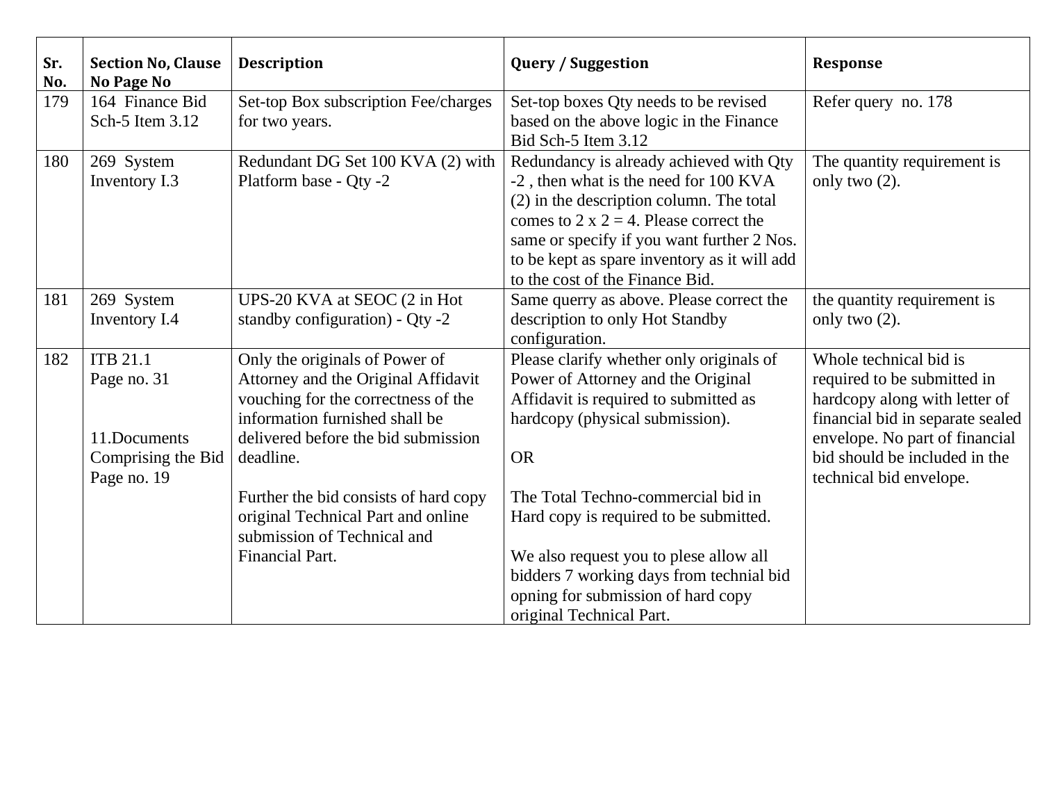| Sr. No. | Section No, Clause No Page No | Description | Query / Suggestion | Response |
|---|---|---|---|---|
| 179 | 164 Finance Bid Sch-5 Item 3.12 | Set-top Box subscription Fee/charges for two years. | Set-top boxes Qty needs to be revised based on the above logic in the Finance Bid Sch-5 Item 3.12 | Refer query no. 178 |
| 180 | 269 System Inventory I.3 | Redundant DG Set 100 KVA (2) with Platform base - Qty -2 | Redundancy is already achieved with Qty -2 , then what is the need for 100 KVA (2) in the description column. The total comes to 2 x 2 = 4. Please correct the same or specify if you want further 2 Nos. to be kept as spare inventory as it will add to the cost of the Finance Bid. | The quantity requirement is only two (2). |
| 181 | 269 System Inventory I.4 | UPS-20 KVA at SEOC (2 in Hot standby configuration) - Qty -2 | Same querry as above. Please correct the description to only Hot Standby configuration. | the quantity requirement is only two (2). |
| 182 | ITB 21.1<br>Page no. 31<br><br>11.Documents Comprising the Bid Page no. 19 | Only the originals of Power of Attorney and the Original Affidavit vouching for the correctness of the information furnished shall be delivered before the bid submission deadline.<br><br>Further the bid consists of hard copy original Technical Part and online submission of Technical and Financial Part. | Please clarify whether only originals of Power of Attorney and the Original Affidavit is required to submitted as hardcopy (physical submission).<br><br>OR<br><br>The Total Techno-commercial bid in Hard copy is required to be submitted.<br><br>We also request you to plese allow all bidders 7 working days from technial bid opning for submission of hard copy original Technical Part. | Whole technical bid is required to be submitted in hardcopy along with letter of financial bid in separate sealed envelope. No part of financial bid should be included in the technical bid envelope. |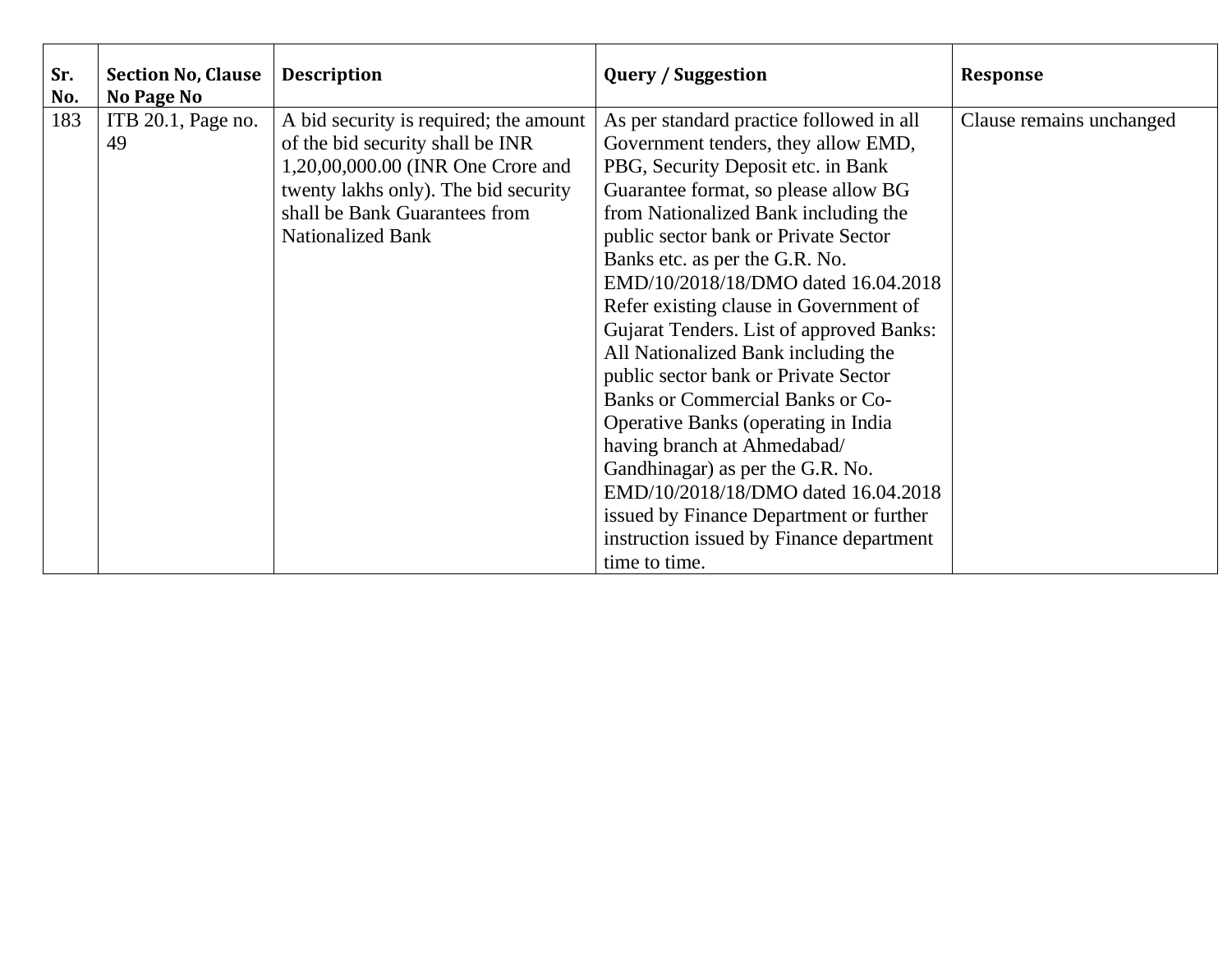| Sr. No. | Section No, Clause No Page No | Description | Query / Suggestion | Response |
|---|---|---|---|---|
| 183 | ITB 20.1, Page no. 49 | A bid security is required; the amount of the bid security shall be INR 1,20,00,000.00 (INR One Crore and twenty lakhs only). The bid security shall be Bank Guarantees from Nationalized Bank | As per standard practice followed in all Government tenders, they allow EMD, PBG, Security Deposit etc. in Bank Guarantee format, so please allow BG from Nationalized Bank including the public sector bank or Private Sector Banks etc. as per the G.R. No. EMD/10/2018/18/DMO dated 16.04.2018 Refer existing clause in Government of Gujarat Tenders. List of approved Banks: All Nationalized Bank including the public sector bank or Private Sector Banks or Commercial Banks or Co-Operative Banks (operating in India having branch at Ahmedabad/ Gandhinagar) as per the G.R. No. EMD/10/2018/18/DMO dated 16.04.2018 issued by Finance Department or further instruction issued by Finance department time to time. | Clause remains unchanged |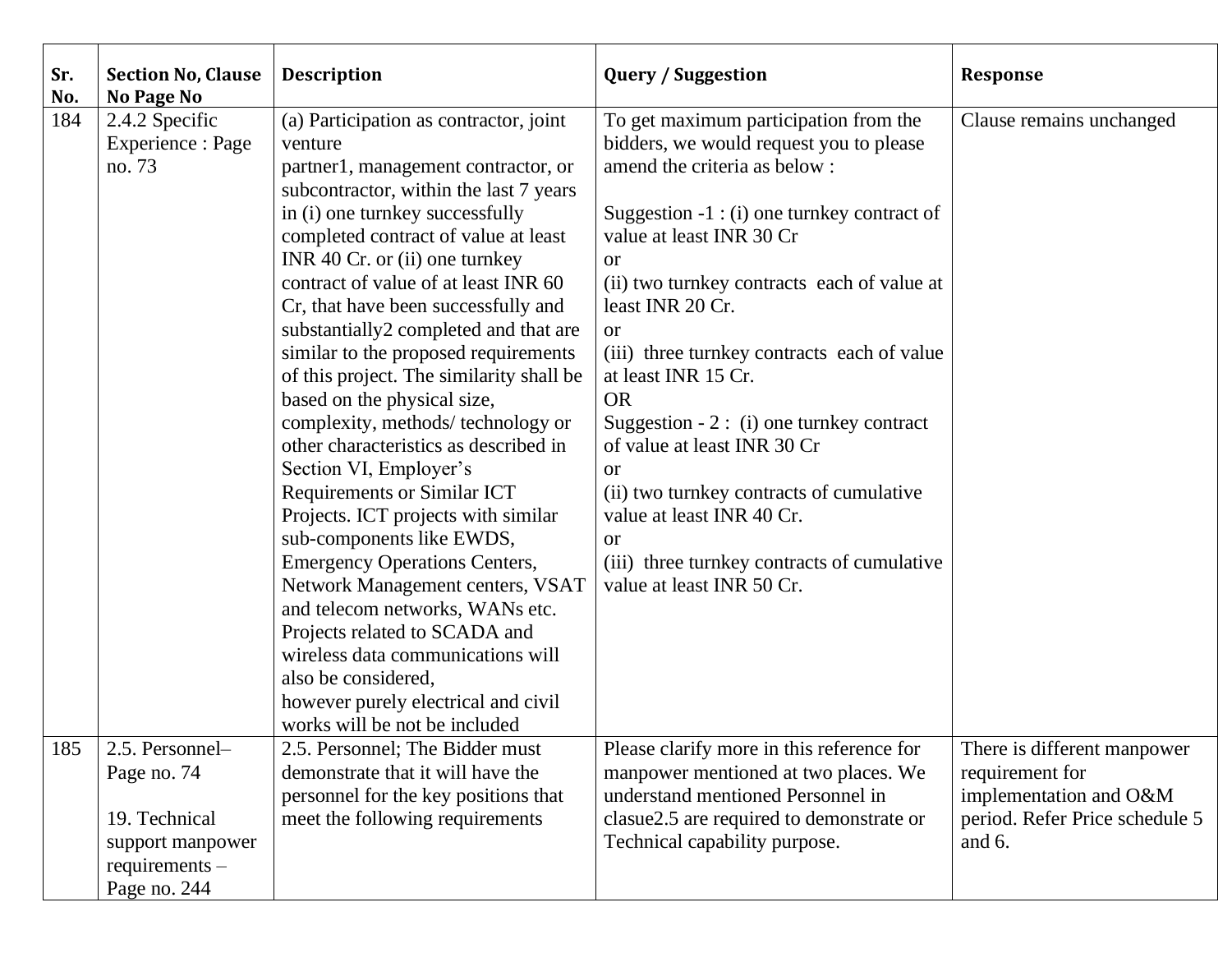| Sr. No. | Section No, Clause No Page No | Description | Query / Suggestion | Response |
|---|---|---|---|---|
| 184 | 2.4.2 Specific Experience : Page no. 73 | (a) Participation as contractor, joint venture partner1, management contractor, or subcontractor, within the last 7 years in (i) one turnkey successfully completed contract of value at least INR 40 Cr. or (ii) one turnkey contract of value of at least INR 60 Cr, that have been successfully and substantially2 completed and that are similar to the proposed requirements of this project. The similarity shall be based on the physical size, complexity, methods/ technology or other characteristics as described in Section VI, Employer's Requirements or Similar ICT Projects. ICT projects with similar sub-components like EWDS, Emergency Operations Centers, Network Management centers, VSAT and telecom networks, WANs etc. Projects related to SCADA and wireless data communications will also be considered, however purely electrical and civil works will be not be included | To get maximum participation from the bidders, we would request you to please amend the criteria as below :<br><br>Suggestion -1 : (i) one turnkey contract of value at least INR 30 Cr<br>or<br>(ii) two turnkey contracts each of value at least INR 20 Cr.<br>or<br>(iii) three turnkey contracts each of value at least INR 15 Cr.<br>OR<br>Suggestion - 2 : (i) one turnkey contract of value at least INR 30 Cr<br>or<br>(ii) two turnkey contracts of cumulative value at least INR 40 Cr.<br>or<br>(iii) three turnkey contracts of cumulative value at least INR 50 Cr. | Clause remains unchanged |
| 185 | 2.5. Personnel– Page no. 74<br><br>19. Technical support manpower requirements – Page no. 244 | 2.5. Personnel; The Bidder must demonstrate that it will have the personnel for the key positions that meet the following requirements | Please clarify more in this reference for manpower mentioned at two places. We understand mentioned Personnel in clasue2.5 are required to demonstrate or Technical capability purpose. | There is different manpower requirement for implementation and O&M period. Refer Price schedule 5 and 6. |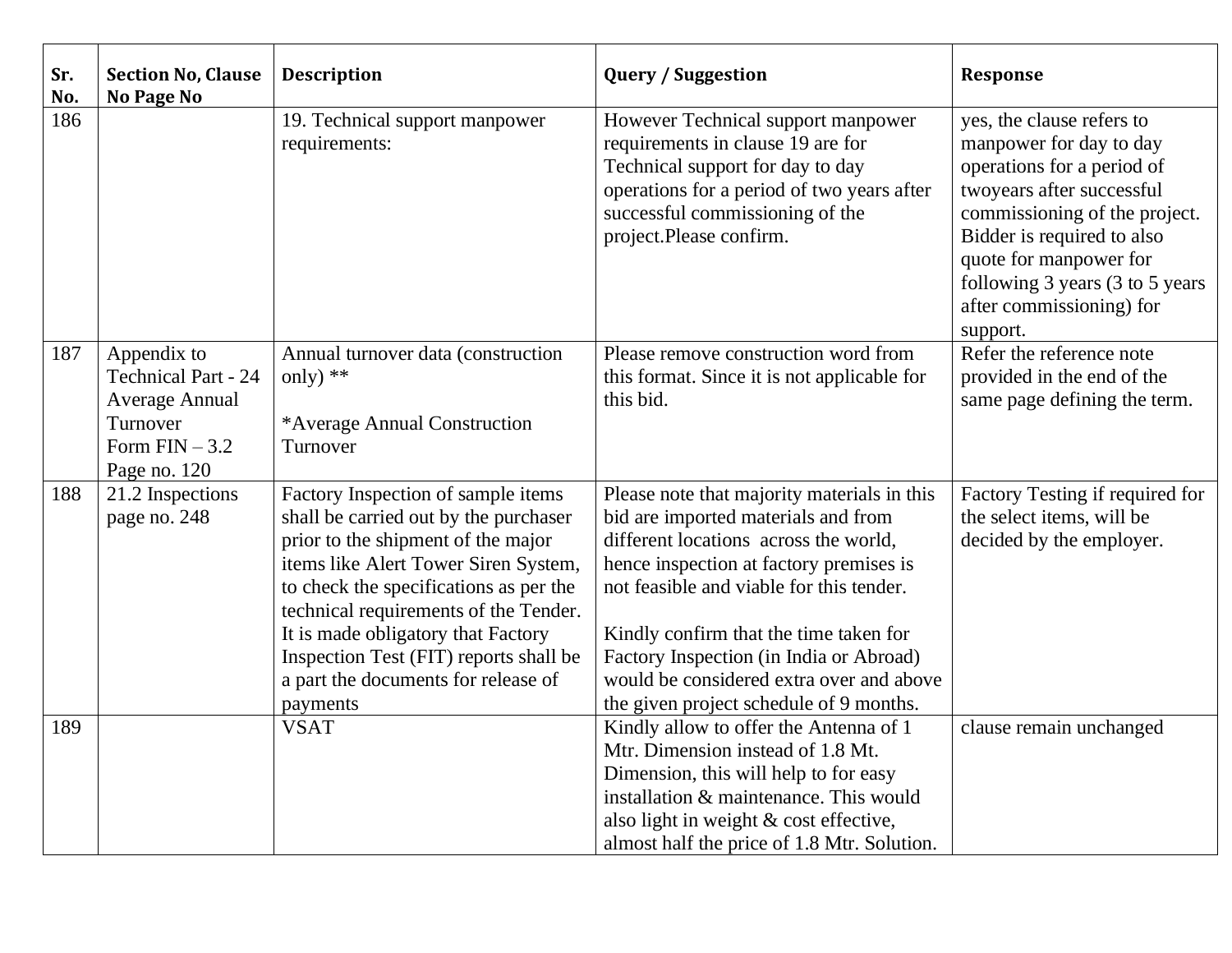| Sr. No. | Section No, Clause No Page No | Description | Query / Suggestion | Response |
|---|---|---|---|---|
| 186 | | 19. Technical support manpower requirements: | However Technical support manpower requirements in clause 19 are for Technical support for day to day operations for a period of two years after successful commissioning of the project.Please confirm. | yes, the clause refers to manpower for day to day operations for a period of twoyears after successful commissioning of the project. Bidder is required to also quote for manpower for following 3 years (3 to 5 years after commissioning) for support. |
| 187 | Appendix to Technical Part - 24 Average Annual Turnover Form FIN – 3.2 Page no. 120 | Annual turnover data (construction only) ** <br><br> *Average Annual Construction Turnover | Please remove construction word from this format. Since it is not applicable for this bid. | Refer the reference note provided in the end of the same page defining the term. |
| 188 | 21.2 Inspections page no. 248 | Factory Inspection of sample items shall be carried out by the purchaser prior to the shipment of the major items like Alert Tower Siren System, to check the specifications as per the technical requirements of the Tender. It is made obligatory that Factory Inspection Test (FIT) reports shall be a part the documents for release of payments | Please note that majority materials in this bid are imported materials and from different locations across the world, hence inspection at factory premises is not feasible and viable for this tender. <br><br> Kindly confirm that the time taken for Factory Inspection (in India or Abroad) would be considered extra over and above the given project schedule of 9 months. | Factory Testing if required for the select items, will be decided by the employer. |
| 189 | | VSAT | Kindly allow to offer the Antenna of 1 Mtr. Dimension instead of 1.8 Mt. Dimension, this will help to for easy installation & maintenance. This would also light in weight & cost effective, almost half the price of 1.8 Mtr. Solution. | clause remain unchanged |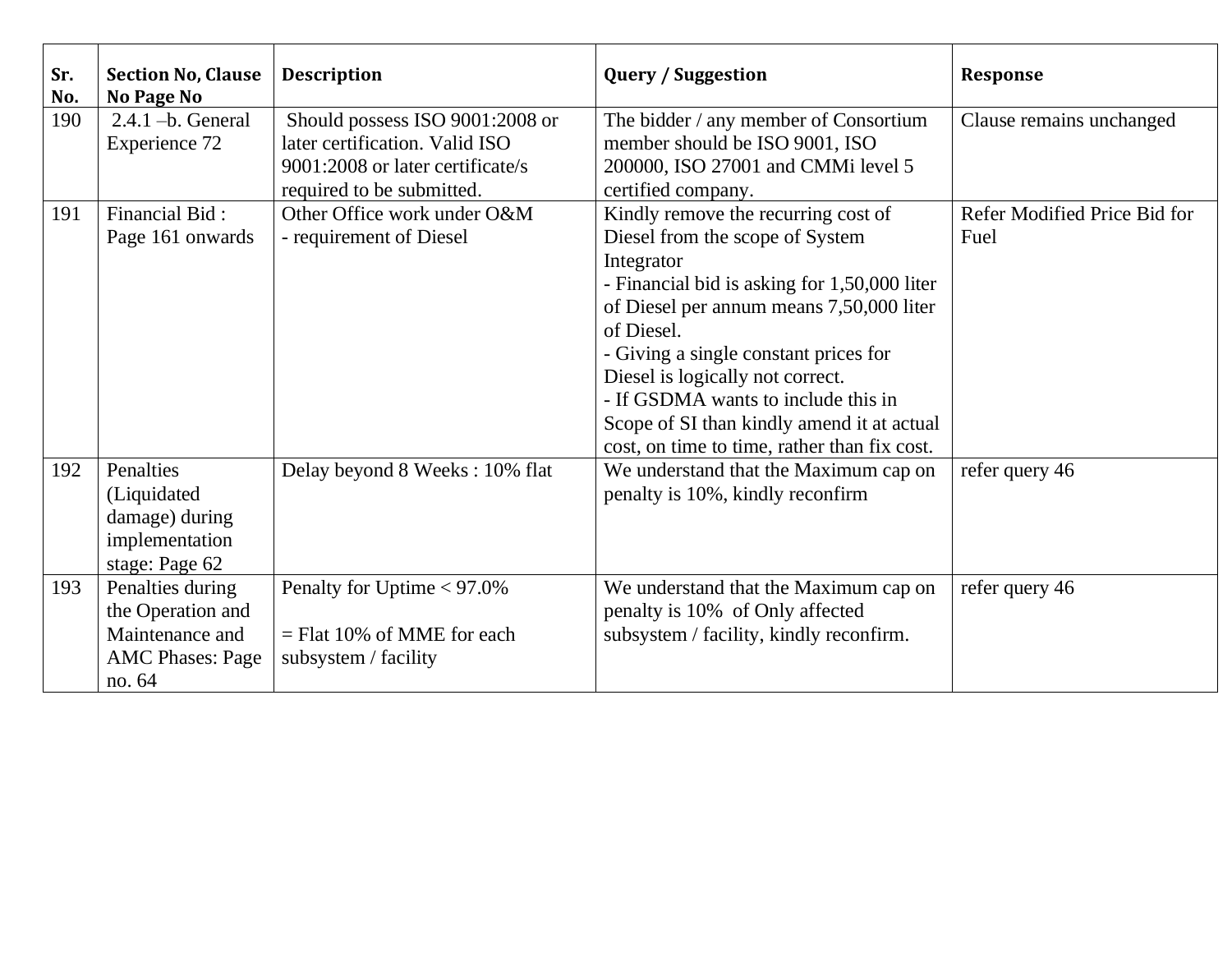| Sr. No. | Section No, Clause No Page No | Description | Query / Suggestion | Response |
|---|---|---|---|---|
| 190 | 2.4.1 –b. General Experience 72 | Should possess ISO 9001:2008 or later certification. Valid ISO 9001:2008 or later certificate/s required to be submitted. | The bidder / any member of Consortium member should be ISO 9001, ISO 200000, ISO 27001 and CMMi level 5 certified company. | Clause remains unchanged |
| 191 | Financial Bid : Page 161 onwards | Other Office work under O&M<br>- requirement of Diesel | Kindly remove the recurring cost of Diesel from the scope of System Integrator<br>- Financial bid is asking for 1,50,000 liter of Diesel per annum means 7,50,000 liter of Diesel.<br>- Giving a single constant prices for Diesel is logically not correct.<br>- If GSDMA wants to include this in Scope of SI than kindly amend it at actual cost, on time to time, rather than fix cost. | Refer Modified Price Bid for Fuel |
| 192 | Penalties (Liquidated damage) during implementation stage: Page 62 | Delay beyond 8 Weeks : 10% flat | We understand that the Maximum cap on penalty is 10%, kindly reconfirm | refer query 46 |
| 193 | Penalties during the Operation and Maintenance and AMC Phases: Page no. 64 | Penalty for Uptime < 97.0%<br><br>= Flat 10% of MME for each subsystem / facility | We understand that the Maximum cap on penalty is 10% of Only affected subsystem / facility, kindly reconfirm. | refer query 46 |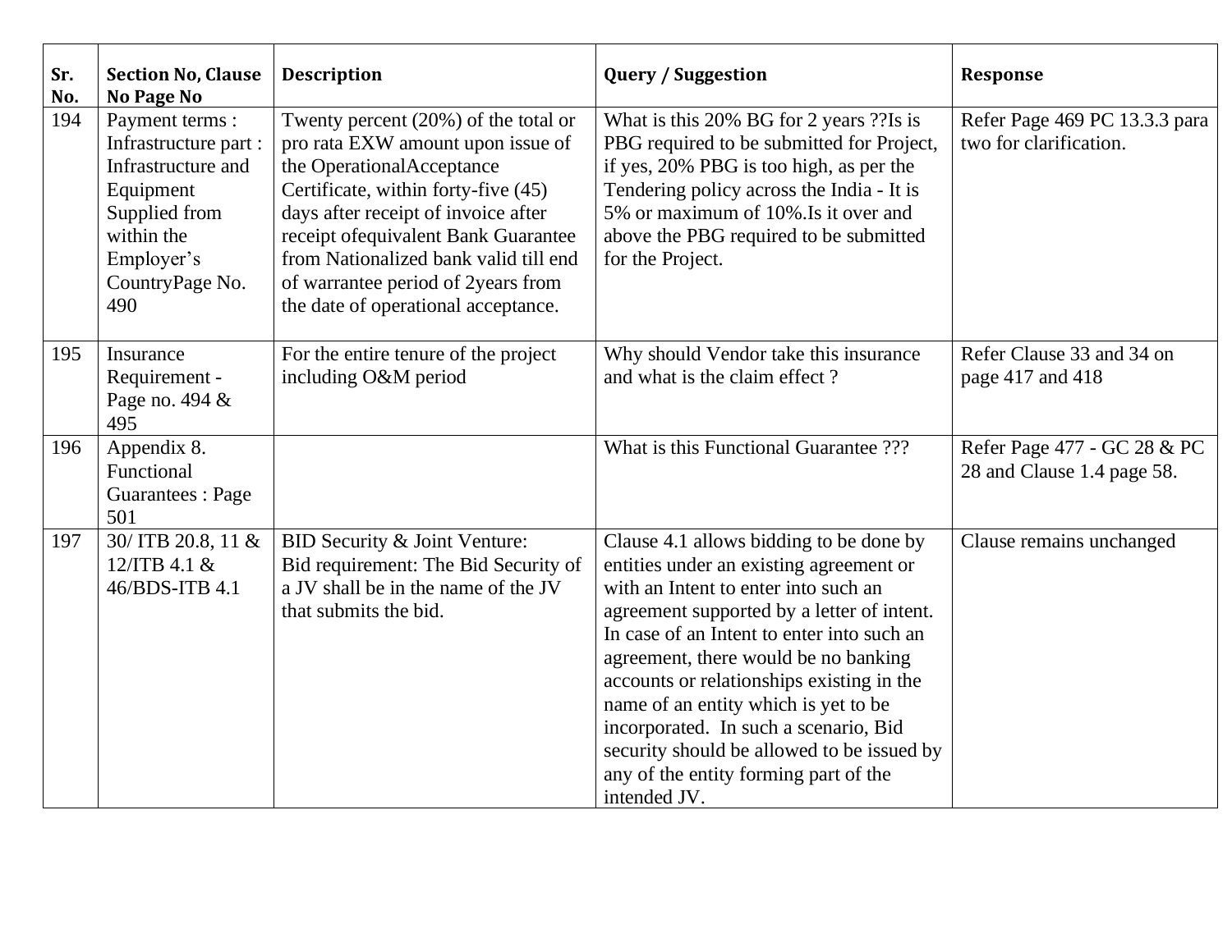| Sr. No. | Section No, Clause No Page No | Description | Query / Suggestion | Response |
| --- | --- | --- | --- | --- |
| 194 | Payment terms : Infrastructure part : Infrastructure and Equipment Supplied from within the Employer's CountryPage No. 490 | Twenty percent (20%) of the total or pro rata EXW amount upon issue of the OperationalAcceptance Certificate, within forty-five (45) days after receipt of invoice after receipt ofequivalent Bank Guarantee from Nationalized bank valid till end of warrantee period of 2years from the date of operational acceptance. | What is this 20% BG for 2 years ??Is is PBG required to be submitted for Project, if yes, 20% PBG is too high, as per the Tendering policy across the India - It is 5% or maximum of 10%.Is it over and above the PBG required to be submitted for the Project. | Refer Page 469 PC 13.3.3 para two for clarification. |
| 195 | Insurance Requirement - Page no. 494 & 495 | For the entire tenure of the project including O&M period | Why should Vendor take this insurance and what is the claim effect ? | Refer Clause 33 and 34 on page 417 and 418 |
| 196 | Appendix 8. Functional Guarantees : Page 501 | | What is this Functional Guarantee ??? | Refer Page 477 - GC 28 & PC 28 and Clause 1.4 page 58. |
| 197 | 30/ ITB 20.8, 11 & 12/ITB 4.1 & 46/BDS-ITB 4.1 | BID Security & Joint Venture: Bid requirement: The Bid Security of a JV shall be in the name of the JV that submits the bid. | Clause 4.1 allows bidding to be done by entities under an existing agreement or with an Intent to enter into such an agreement supported by a letter of intent. In case of an Intent to enter into such an agreement, there would be no banking accounts or relationships existing in the name of an entity which is yet to be incorporated. In such a scenario, Bid security should be allowed to be issued by any of the entity forming part of the intended JV. | Clause remains unchanged |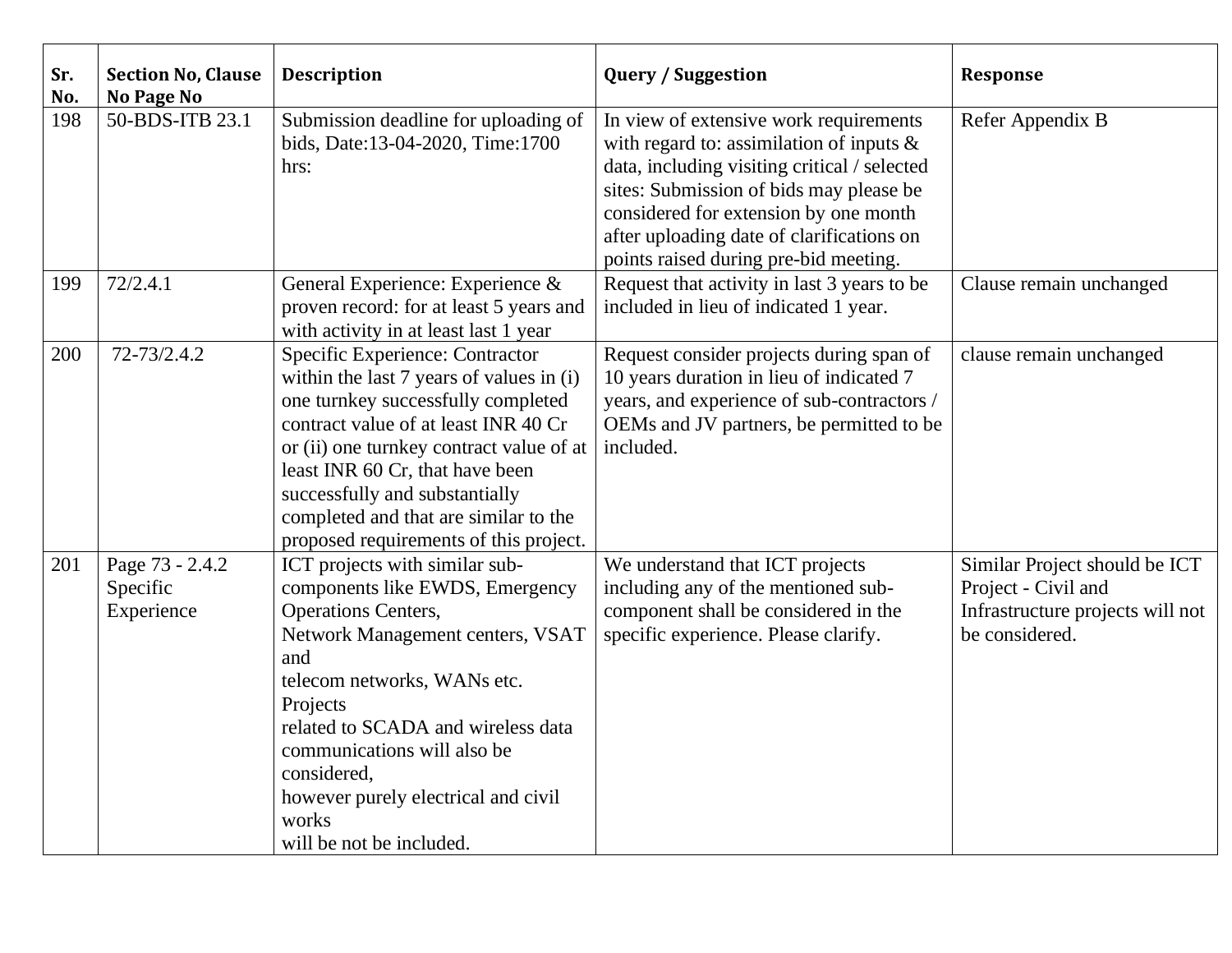| Sr. No. | Section No, Clause No Page No | Description | Query / Suggestion | Response |
|---|---|---|---|---|
| 198 | 50-BDS-ITB 23.1 | Submission deadline for uploading of bids, Date:13-04-2020, Time:1700 hrs: | In view of extensive work requirements with regard to: assimilation of inputs & data, including visiting critical / selected sites: Submission of bids may please be considered for extension by one month after uploading date of clarifications on points raised during pre-bid meeting. | Refer Appendix B |
| 199 | 72/2.4.1 | General Experience: Experience & proven record: for at least 5 years and with activity in at least last 1 year | Request that activity in last 3 years to be included in lieu of indicated 1 year. | Clause remain unchanged |
| 200 | 72-73/2.4.2 | Specific Experience: Contractor within the last 7 years of values in (i) one turnkey successfully completed contract value of at least INR 40 Cr or (ii) one turnkey contract value of at least INR 60 Cr, that have been successfully and substantially completed and that are similar to the proposed requirements of this project. | Request consider projects during span of 10 years duration in lieu of indicated 7 years, and experience of sub-contractors / OEMs and JV partners, be permitted to be included. | clause remain unchanged |
| 201 | Page 73 - 2.4.2 Specific Experience | ICT projects with similar sub-components like EWDS, Emergency Operations Centers, Network Management centers, VSAT and telecom networks, WANs etc. Projects related to SCADA and wireless data communications will also be considered, however purely electrical and civil works will be not be included. | We understand that ICT projects including any of the mentioned sub-component shall be considered in the specific experience. Please clarify. | Similar Project should be ICT Project - Civil and Infrastructure projects will not be considered. |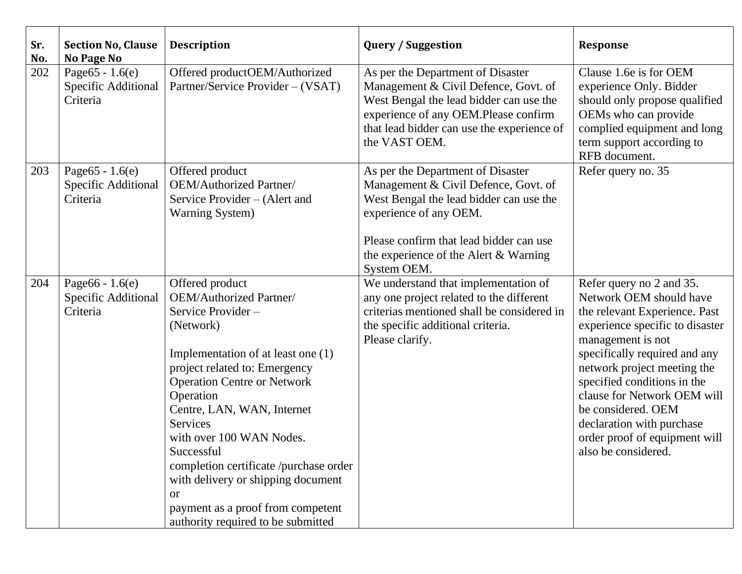| Sr. No. | Section No, Clause No Page No | Description | Query / Suggestion | Response |
|---|---|---|---|---|
| 202 | Page65 - 1.6(e) Specific Additional Criteria | Offered productOEM/Authorized Partner/Service Provider – (VSAT) | As per the Department of Disaster Management & Civil Defence, Govt. of West Bengal the lead bidder can use the experience of any OEM.Please confirm that lead bidder can use the experience of the VAST OEM. | Clause 1.6e is for OEM experience Only. Bidder should only propose qualified OEMs who can provide complied equipment and long term support according to RFB document. |
| 203 | Page65 - 1.6(e) Specific Additional Criteria | Offered product OEM/Authorized Partner/ Service Provider – (Alert and Warning System) | As per the Department of Disaster Management & Civil Defence, Govt. of West Bengal the lead bidder can use the experience of any OEM.<br><br>Please confirm that lead bidder can use the experience of the Alert & Warning System OEM. | Refer query no. 35 |
| 204 | Page66 - 1.6(e) Specific Additional Criteria | Offered product OEM/Authorized Partner/ Service Provider – (Network)<br><br>Implementation of at least one (1) project related to: Emergency Operation Centre or Network Operation Centre, LAN, WAN, Internet Services with over 100 WAN Nodes. Successful completion certificate /purchase order with delivery or shipping document or payment as a proof from competent authority required to be submitted | We understand that implementation of any one project related to the different criterias mentioned shall be considered in the specific additional criteria.<br>Please clarify. | Refer query no 2 and 35. Network OEM should have the relevant Experience. Past experience specific to disaster management is not specifically required and any network project meeting the specified conditions in the clause for Network OEM will be considered. OEM declaration with purchase order proof of equipment will also be considered. |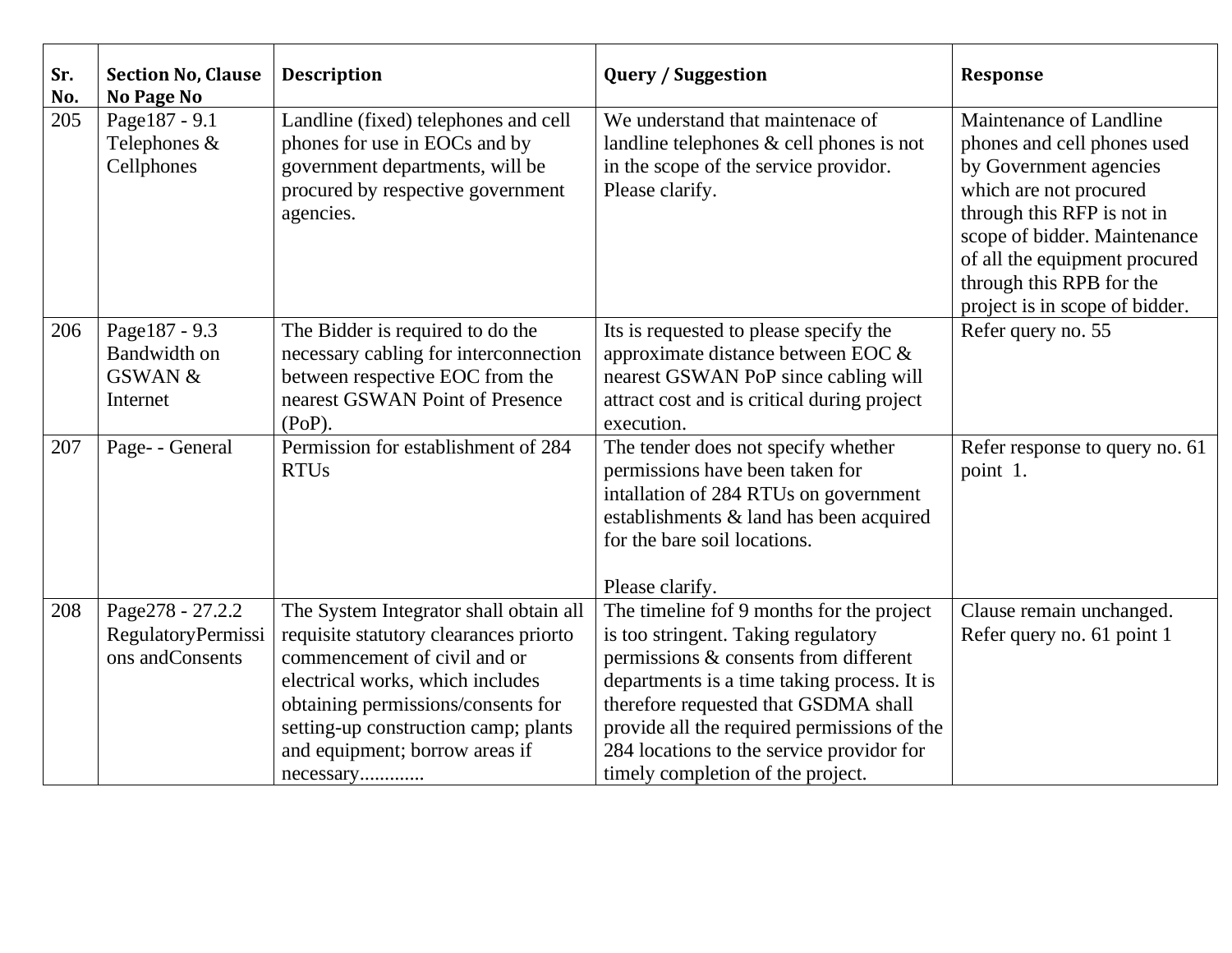| Sr. No. | Section No, Clause No Page No | Description | Query / Suggestion | Response |
|---|---|---|---|---|
| 205 | Page187 - 9.1 Telephones & Cellphones | Landline (fixed) telephones and cell phones for use in EOCs and by government departments, will be procured by respective government agencies. | We understand that maintenace of landline telephones & cell phones is not in the scope of the service providor. Please clarify. | Maintenance of Landline phones and cell phones used by Government agencies which are not procured through this RFP is not in scope of bidder. Maintenance of all the equipment procured through this RPB for the project is in scope of bidder. |
| 206 | Page187 - 9.3 Bandwidth on GSWAN & Internet | The Bidder is required to do the necessary cabling for interconnection between respective EOC from the nearest GSWAN Point of Presence (PoP). | Its is requested to please specify the approximate distance between EOC & nearest GSWAN PoP since cabling will attract cost and is critical during project execution. | Refer query no. 55 |
| 207 | Page- - General | Permission for establishment of 284 RTUs | The tender does not specify whether permissions have been taken for intallation of 284 RTUs on government establishments & land has been acquired for the bare soil locations.<br><br>Please clarify. | Refer response to query no. 61 point 1. |
| 208 | Page278 - 27.2.2 RegulatoryPermissions andConsents | The System Integrator shall obtain all requisite statutory clearances priorto commencement of civil and or electrical works, which includes obtaining permissions/consents for setting-up construction camp; plants and equipment; borrow areas if necessary............ | The timeline fof 9 months for the project is too stringent. Taking regulatory permissions & consents from different departments is a time taking process. It is therefore requested that GSDMA shall provide all the required permissions of the 284 locations to the service providor for timely completion of the project. | Clause remain unchanged. Refer query no. 61 point 1 |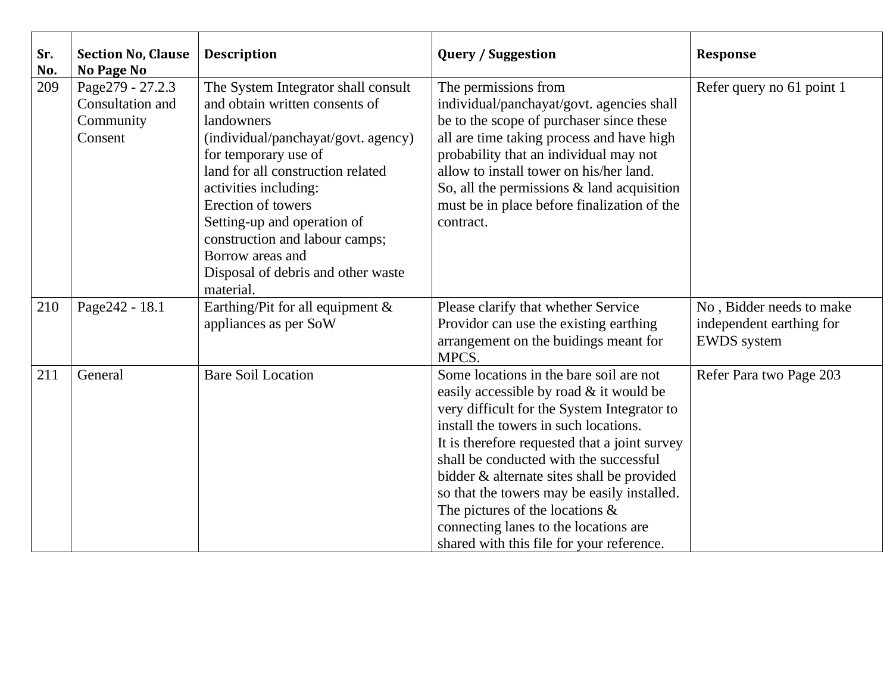| Sr. No. | Section No, Clause No Page No | Description | Query / Suggestion | Response |
|---|---|---|---|---|
| 209 | Page279 - 27.2.3 Consultation and Community Consent | The System Integrator shall consult and obtain written consents of landowners (individual/panchayat/govt. agency) for temporary use of land for all construction related activities including: Erection of towers Setting-up and operation of construction and labour camps; Borrow areas and Disposal of debris and other waste material. | The permissions from individual/panchayat/govt. agencies shall be to the scope of purchaser since these all are time taking process and have high probability that an individual may not allow to install tower on his/her land. So, all the permissions & land acquisition must be in place before finalization of the contract. | Refer query no 61 point 1 |
| 210 | Page242 - 18.1 | Earthing/Pit for all equipment & appliances as per SoW | Please clarify that whether Service Providor can use the existing earthing arrangement on the buidings meant for MPCS. | No , Bidder needs to make independent earthing for EWDS system |
| 211 | General | Bare Soil Location | Some locations in the bare soil are not easily accessible by road & it would be very difficult for the System Integrator to install the towers in such locations. It is therefore requested that a joint survey shall be conducted with the successful bidder & alternate sites shall be provided so that the towers may be easily installed. The pictures of the locations & connecting lanes to the locations are shared with this file for your reference. | Refer Para two Page 203 |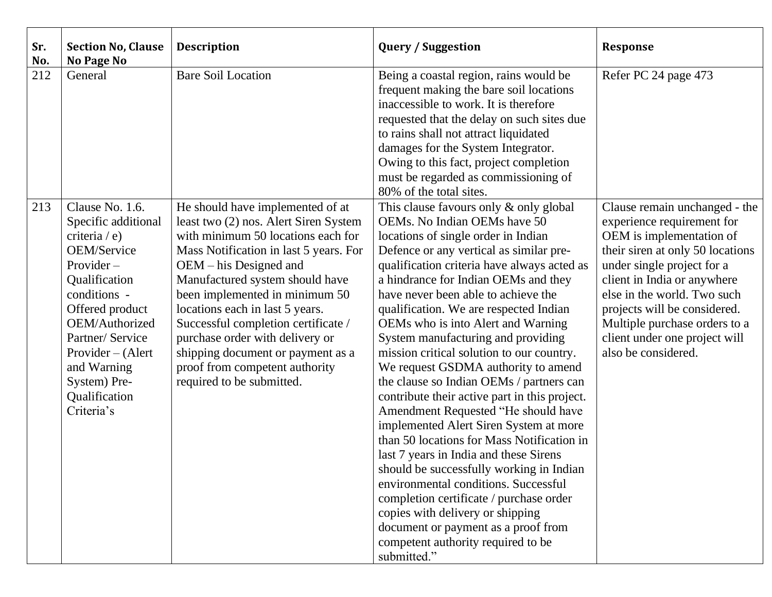| Sr. No. | Section No, Clause No Page No | Description | Query / Suggestion | Response |
|---|---|---|---|---|
| 212 | General | Bare Soil Location | Being a coastal region, rains would be frequent making the bare soil locations inaccessible to work. It is therefore requested that the delay on such sites due to rains shall not attract liquidated damages for the System Integrator. Owing to this fact, project completion must be regarded as commissioning of 80% of the total sites. | Refer PC 24 page 473 |
| 213 | Clause No. 1.6. Specific additional criteria / e) OEM/Service Provider – Qualification conditions - Offered product OEM/Authorized Partner/ Service Provider – (Alert and Warning System) Pre-Qualification Criteria's | He should have implemented of at least two (2) nos. Alert Siren System with minimum 50 locations each for Mass Notification in last 5 years. For OEM – his Designed and Manufactured system should have been implemented in minimum 50 locations each in last 5 years. Successful completion certificate / purchase order with delivery or shipping document or payment as a proof from competent authority required to be submitted. | This clause favours only & only global OEMs. No Indian OEMs have 50 locations of single order in Indian Defence or any vertical as similar pre-qualification criteria have always acted as a hindrance for Indian OEMs and they have never been able to achieve the qualification. We are respected Indian OEMs who is into Alert and Warning System manufacturing and providing mission critical solution to our country. We request GSDMA authority to amend the clause so Indian OEMs / partners can contribute their active part in this project. Amendment Requested "He should have implemented Alert Siren System at more than 50 locations for Mass Notification in last 7 years in India and these Sirens should be successfully working in Indian environmental conditions. Successful completion certificate / purchase order copies with delivery or shipping document or payment as a proof from competent authority required to be submitted." | Clause remain unchanged - the experience requirement for OEM is implementation of their siren at only 50 locations under single project for a client in India or anywhere else in the world. Two such projects will be considered. Multiple purchase orders to a client under one project will also be considered. |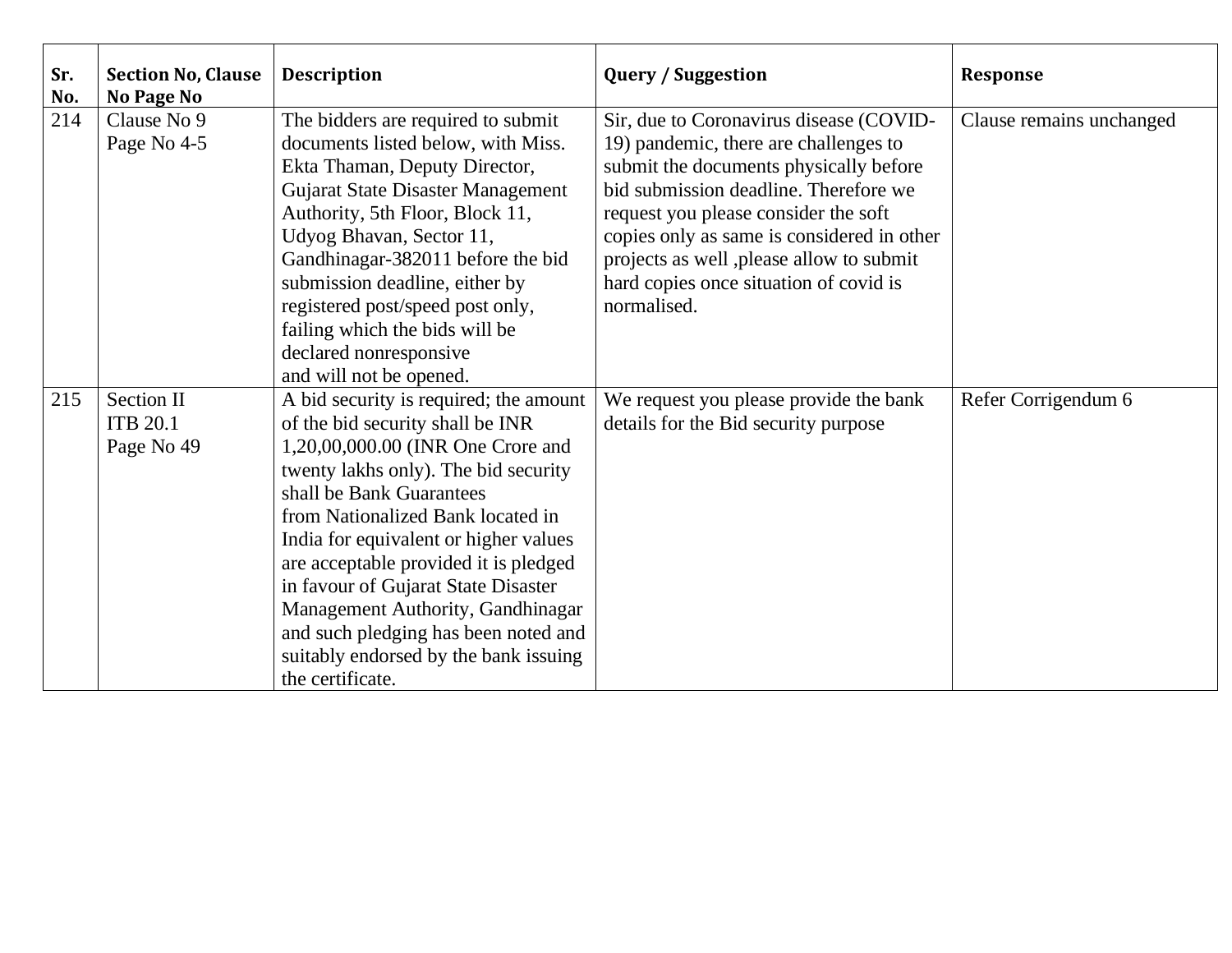| Sr. No. | Section No, Clause No Page No | Description | Query / Suggestion | Response |
|---|---|---|---|---|
| 214 | Clause No 9<br>Page No 4-5 | The bidders are required to submit documents listed below, with Miss. Ekta Thaman, Deputy Director, Gujarat State Disaster Management Authority, 5th Floor, Block 11, Udyog Bhavan, Sector 11, Gandhinagar-382011 before the bid submission deadline, either by registered post/speed post only, failing which the bids will be declared nonresponsive and will not be opened. | Sir, due to Coronavirus disease (COVID-19) pandemic, there are challenges to submit the documents physically before bid submission deadline. Therefore we request you please consider the soft copies only as same is considered in other projects as well ,please allow to submit hard copies once situation of covid is normalised. | Clause remains unchanged |
| 215 | Section II<br>ITB 20.1<br>Page No 49 | A bid security is required; the amount of the bid security shall be INR 1,20,00,000.00 (INR One Crore and twenty lakhs only). The bid security shall be Bank Guarantees from Nationalized Bank located in India for equivalent or higher values are acceptable provided it is pledged in favour of Gujarat State Disaster Management Authority, Gandhinagar and such pledging has been noted and suitably endorsed by the bank issuing the certificate. | We request you please provide the bank details for the Bid security purpose | Refer Corrigendum 6 |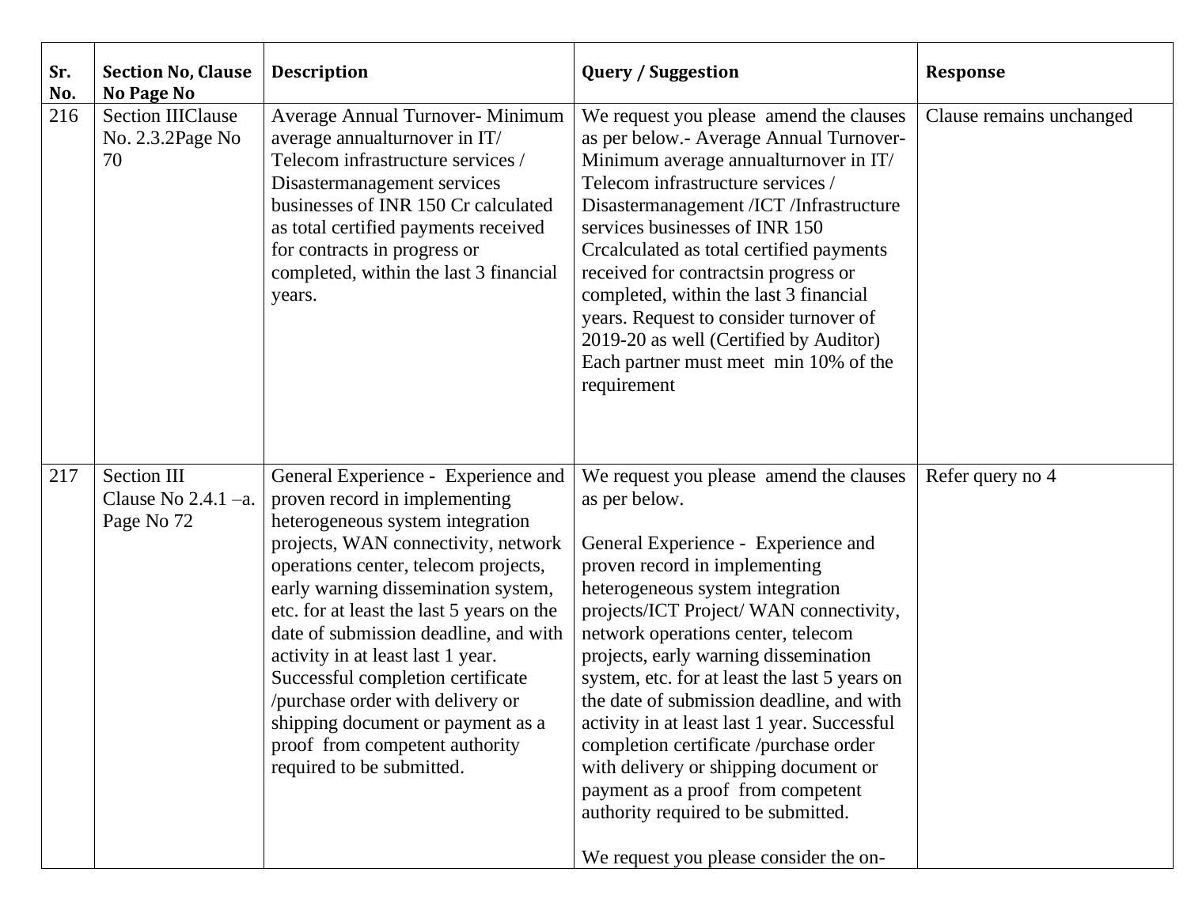| Sr. No. | Section No, Clause No Page No | Description | Query / Suggestion | Response |
|---|---|---|---|---|
| 216 | Section IIIClause No. 2.3.2Page No 70 | Average Annual Turnover- Minimum average annualturnover in IT/ Telecom infrastructure services / Disastermanagement services businesses of INR 150 Cr calculated as total certified payments received for contracts in progress or completed, within the last 3 financial years. | We request you please amend the clauses as per below.- Average Annual Turnover- Minimum average annualturnover in IT/ Telecom infrastructure services / Disastermanagement /ICT /Infrastructure services businesses of INR 150 Crcalculated as total certified payments received for contractsin progress or completed, within the last 3 financial years. Request to consider turnover of 2019-20 as well (Certified by Auditor) Each partner must meet min 10% of the requirement | Clause remains unchanged |
| 217 | Section III Clause No 2.4.1 –a. Page No 72 | General Experience - Experience and proven record in implementing heterogeneous system integration projects, WAN connectivity, network operations center, telecom projects, early warning dissemination system, etc. for at least the last 5 years on the date of submission deadline, and with activity in at least last 1 year. Successful completion certificate /purchase order with delivery or shipping document or payment as a proof from competent authority required to be submitted. | We request you please amend the clauses as per below.<br><br>General Experience - Experience and proven record in implementing heterogeneous system integration projects/ICT Project/ WAN connectivity, network operations center, telecom projects, early warning dissemination system, etc. for at least the last 5 years on the date of submission deadline, and with activity in at least last 1 year. Successful completion certificate /purchase order with delivery or shipping document or payment as a proof from competent authority required to be submitted.<br><br>We request you please consider the on- | Refer query no 4 |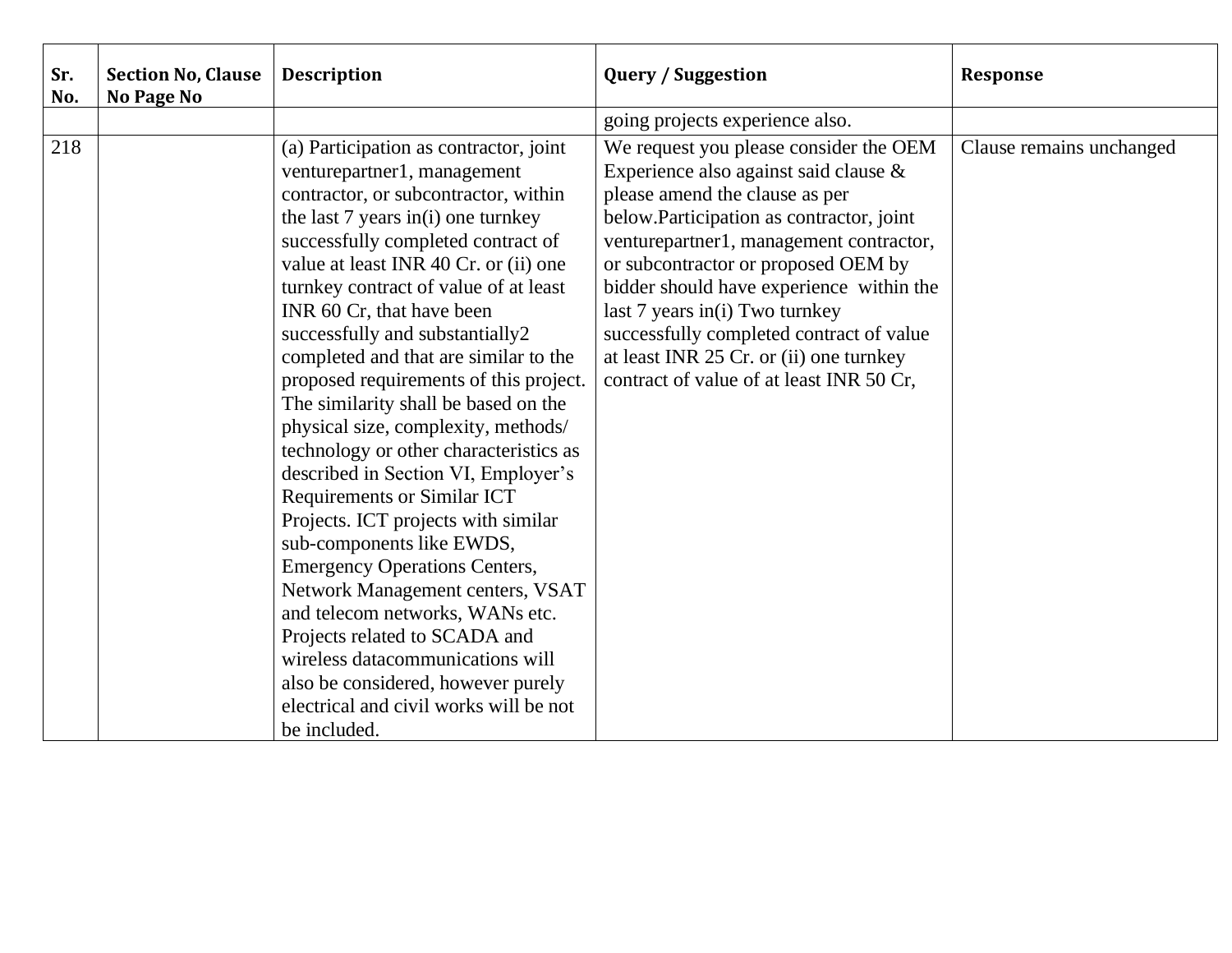| Sr. No. | Section No, Clause No Page No | Description | Query / Suggestion | Response |
|---|---|---|---|---|
| | | | going projects experience also. | |
| 218 | | (a) Participation as contractor, joint venturepartner1, management contractor, or subcontractor, within the last 7 years in(i) one turnkey successfully completed contract of value at least INR 40 Cr. or (ii) one turnkey contract of value of at least INR 60 Cr, that have been successfully and substantially2 completed and that are similar to the proposed requirements of this project. The similarity shall be based on the physical size, complexity, methods/ technology or other characteristics as described in Section VI, Employer's Requirements or Similar ICT Projects. ICT projects with similar sub-components like EWDS, Emergency Operations Centers, Network Management centers, VSAT and telecom networks, WANs etc. Projects related to SCADA and wireless datacommunications will also be considered, however purely electrical and civil works will be not be included. | We request you please consider the OEM Experience also against said clause & please amend the clause as per below.Participation as contractor, joint venturepartner1, management contractor, or subcontractor or proposed OEM by bidder should have experience within the last 7 years in(i) Two turnkey successfully completed contract of value at least INR 25 Cr. or (ii) one turnkey contract of value of at least INR 50 Cr, | Clause remains unchanged |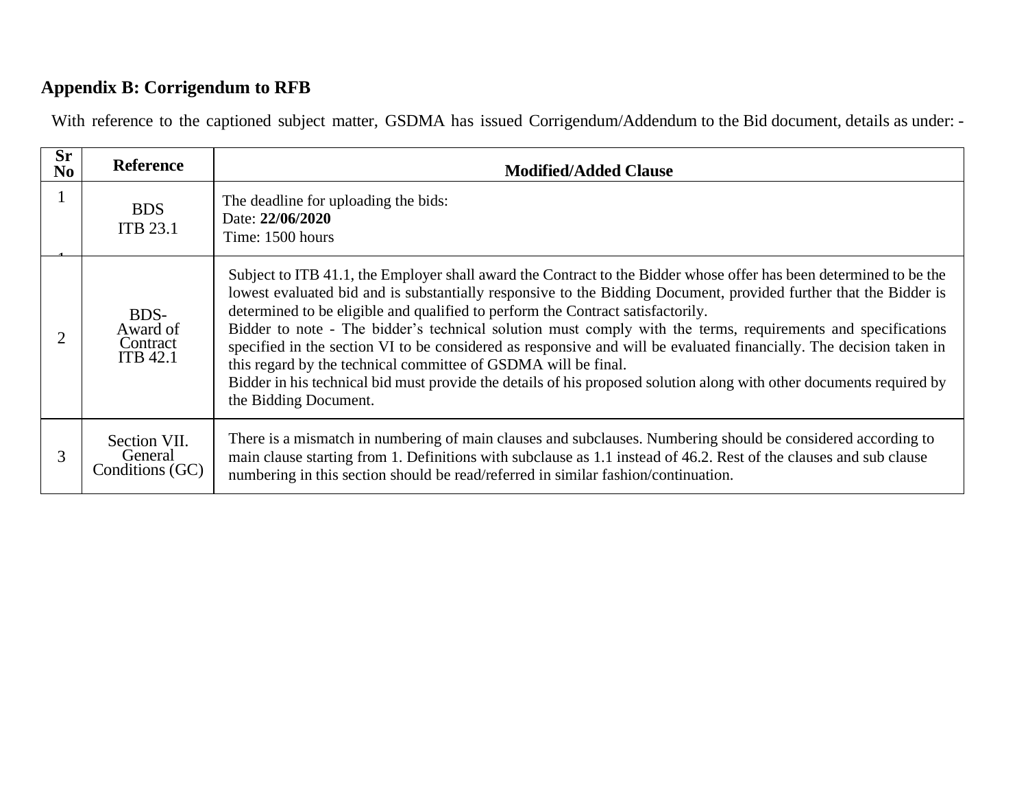## Appendix B: Corrigendum to RFB

With reference to the captioned subject matter, GSDMA has issued Corrigendum/Addendum to the Bid document, details as under: -

| Sr No | Reference | Modified/Added Clause |
|---|---|---|
| 1 | BDS ITB 23.1 | The deadline for uploading the bids:<br>Date: **22/06/2020**<br>Time: 1500 hours |
| 2 | BDS- Award of Contract ITB 42.1 | Subject to ITB 41.1, the Employer shall award the Contract to the Bidder whose offer has been determined to be the lowest evaluated bid and is substantially responsive to the Bidding Document, provided further that the Bidder is determined to be eligible and qualified to perform the Contract satisfactorily.<br>Bidder to note - The bidder's technical solution must comply with the terms, requirements and specifications specified in the section VI to be considered as responsive and will be evaluated financially. The decision taken in this regard by the technical committee of GSDMA will be final.<br>Bidder in his technical bid must provide the details of his proposed solution along with other documents required by the Bidding Document. |
| 3 | Section VII. General Conditions (GC) | There is a mismatch in numbering of main clauses and subclauses. Numbering should be considered according to main clause starting from 1. Definitions with subclause as 1.1 instead of 46.2. Rest of the clauses and sub clause numbering in this section should be read/referred in similar fashion/continuation. |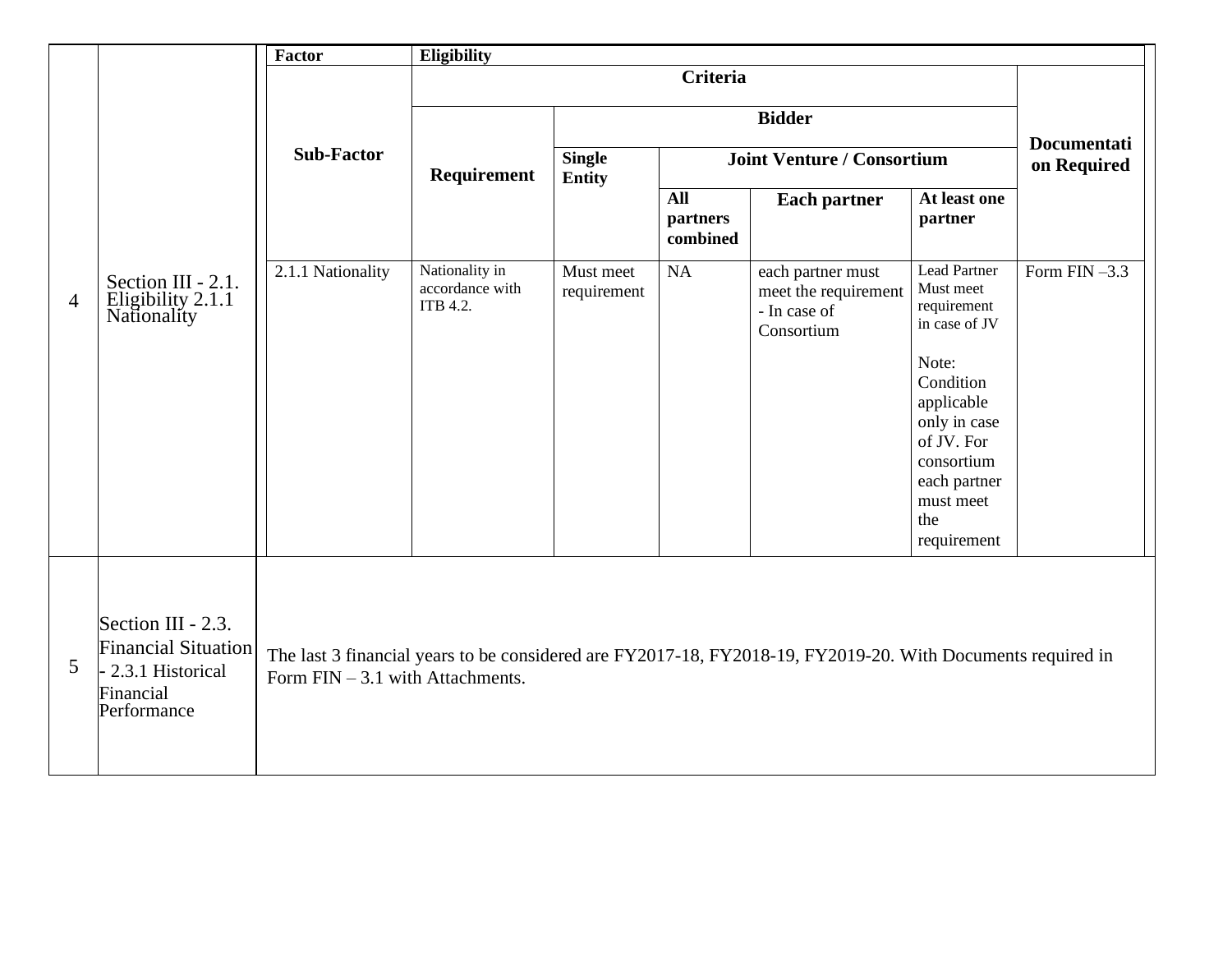<table>
<tr>
<td rowspan="6">4</td>
<td rowspan="6">Section III - 2.1. Eligibility 2.1.1 Nationality</td>
<th>Factor</th>
<th colspan="6">Eligibility</th>
</tr>
<tr>
<th rowspan="4">Sub-Factor</th>
<th colspan="5">Criteria</th>
<th rowspan="4">Documentation Required</th>
</tr>
<tr>
<th rowspan="3">Requirement</th>
<th colspan="4">Bidder</th>
</tr>
<tr>
<th rowspan="2">Single Entity</th>
<th colspan="3">Joint Venture / Consortium</th>
</tr>
<tr>
<th>All partners combined</th>
<th>Each partner</th>
<th>At least one partner</th>
</tr>
<tr>
<td>2.1.1 Nationality</td>
<td>Nationality in accordance with ITB 4.2.</td>
<td>Must meet requirement</td>
<td>NA</td>
<td>each partner must meet the requirement - In case of Consortium</td>
<td>Lead Partner Must meet requirement in case of JV<br><br>Note: Condition applicable only in case of JV. For consortium each partner must meet the requirement</td>
<td>Form FIN –3.3</td>
</tr>
<tr>
<td>5</td>
<td>Section III - 2.3. Financial Situation - 2.3.1 Historical Financial Performance</td>
<td colspan="7">The last 3 financial years to be considered are FY2017-18, FY2018-19, FY2019-20. With Documents required in Form FIN – 3.1 with Attachments.</td>
</tr>
</table>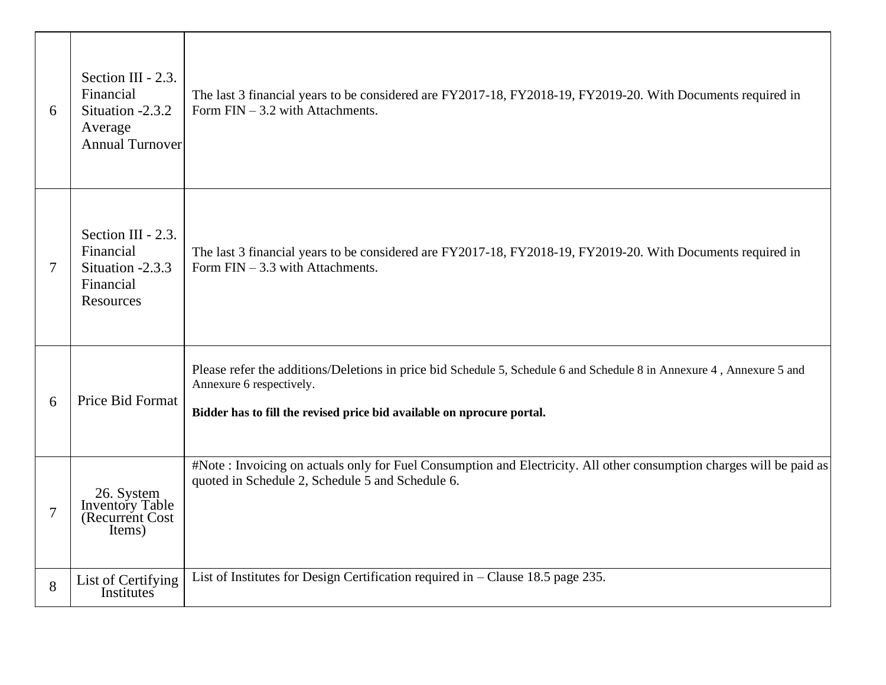| 6 | Section III - 2.3. Financial Situation -2.3.2 Average Annual Turnover | The last 3 financial years to be considered are FY2017-18, FY2018-19, FY2019-20. With Documents required in Form FIN – 3.2 with Attachments. |
|---|---|---|
| 7 | Section III - 2.3. Financial Situation -2.3.3 Financial Resources | The last 3 financial years to be considered are FY2017-18, FY2018-19, FY2019-20. With Documents required in Form FIN – 3.3 with Attachments. |
| 6 | Price Bid Format | Please refer the additions/Deletions in price bid Schedule 5, Schedule 6 and Schedule 8 in Annexure 4 , Annexure 5 and Annexure 6 respectively.<br><br>**Bidder has to fill the revised price bid available on nprocure portal.** |
| 7 | 26. System Inventory Table (Recurrent Cost Items) | #Note : Invoicing on actuals only for Fuel Consumption and Electricity. All other consumption charges will be paid as quoted in Schedule 2, Schedule 5 and Schedule 6. |
| 8 | List of Certifying Institutes | List of Institutes for Design Certification required in – Clause 18.5 page 235. |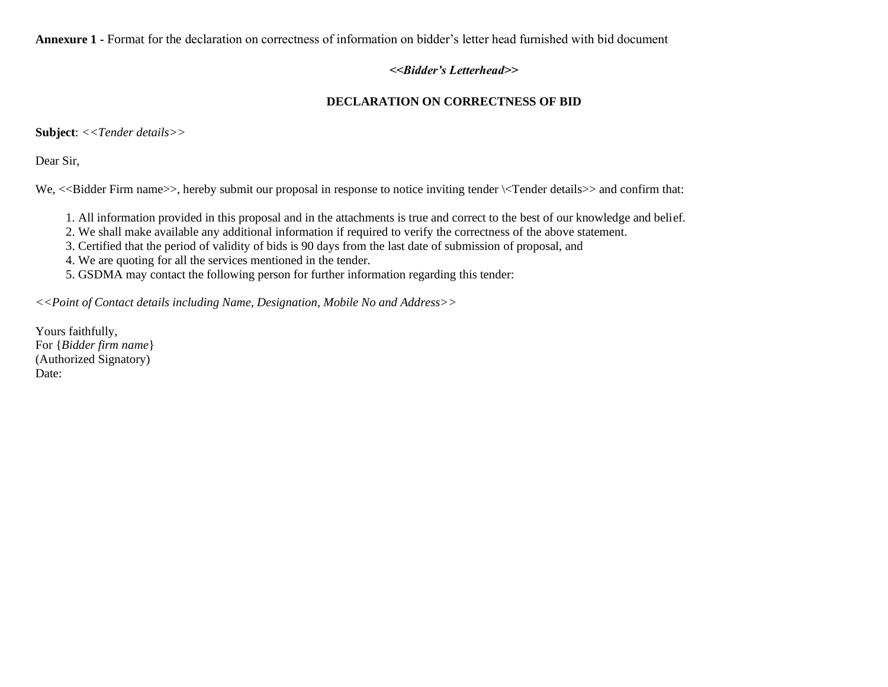**Annexure 1 -** Format for the declaration on correctness of information on bidder's letter head furnished with bid document

***<<Bidder's Letterhead>>***

**DECLARATION ON CORRECTNESS OF BID**

**Subject**: *<<Tender details>>*

Dear Sir,

We, <<Bidder Firm name>>, hereby submit our proposal in response to notice inviting tender \<Tender details>> and confirm that:

1. All information provided in this proposal and in the attachments is true and correct to the best of our knowledge and belief.
2. We shall make available any additional information if required to verify the correctness of the above statement.
3. Certified that the period of validity of bids is 90 days from the last date of submission of proposal, and
4. We are quoting for all the services mentioned in the tender.
5. GSDMA may contact the following person for further information regarding this tender:

*<<Point of Contact details including Name, Designation, Mobile No and Address>>*

Yours faithfully,
For {*Bidder firm name*}
(Authorized Signatory)
Date: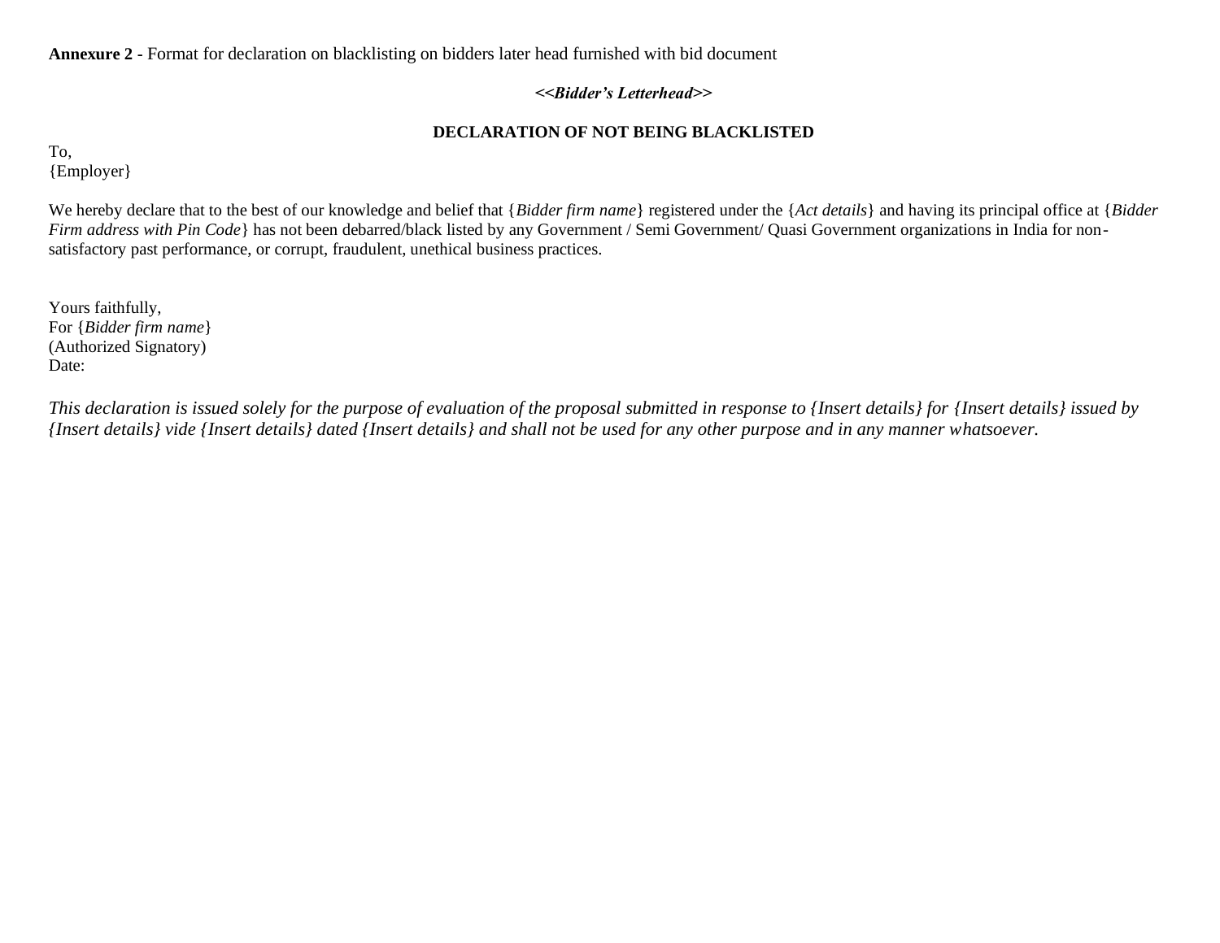**Annexure 2 -** Format for declaration on blacklisting on bidders later head furnished with bid document

***<<Bidder's Letterhead>>***

**DECLARATION OF NOT BEING BLACKLISTED**

To,
{Employer}

We hereby declare that to the best of our knowledge and belief that {*Bidder firm name*} registered under the {*Act details*} and having its principal office at {*Bidder Firm address with Pin Code*} has not been debarred/black listed by any Government / Semi Government/ Quasi Government organizations in India for non-satisfactory past performance, or corrupt, fraudulent, unethical business practices.

Yours faithfully,
For {*Bidder firm name*}
(Authorized Signatory)
Date:

*This declaration is issued solely for the purpose of evaluation of the proposal submitted in response to {Insert details} for {Insert details} issued by {Insert details} vide {Insert details} dated {Insert details} and shall not be used for any other purpose and in any manner whatsoever.*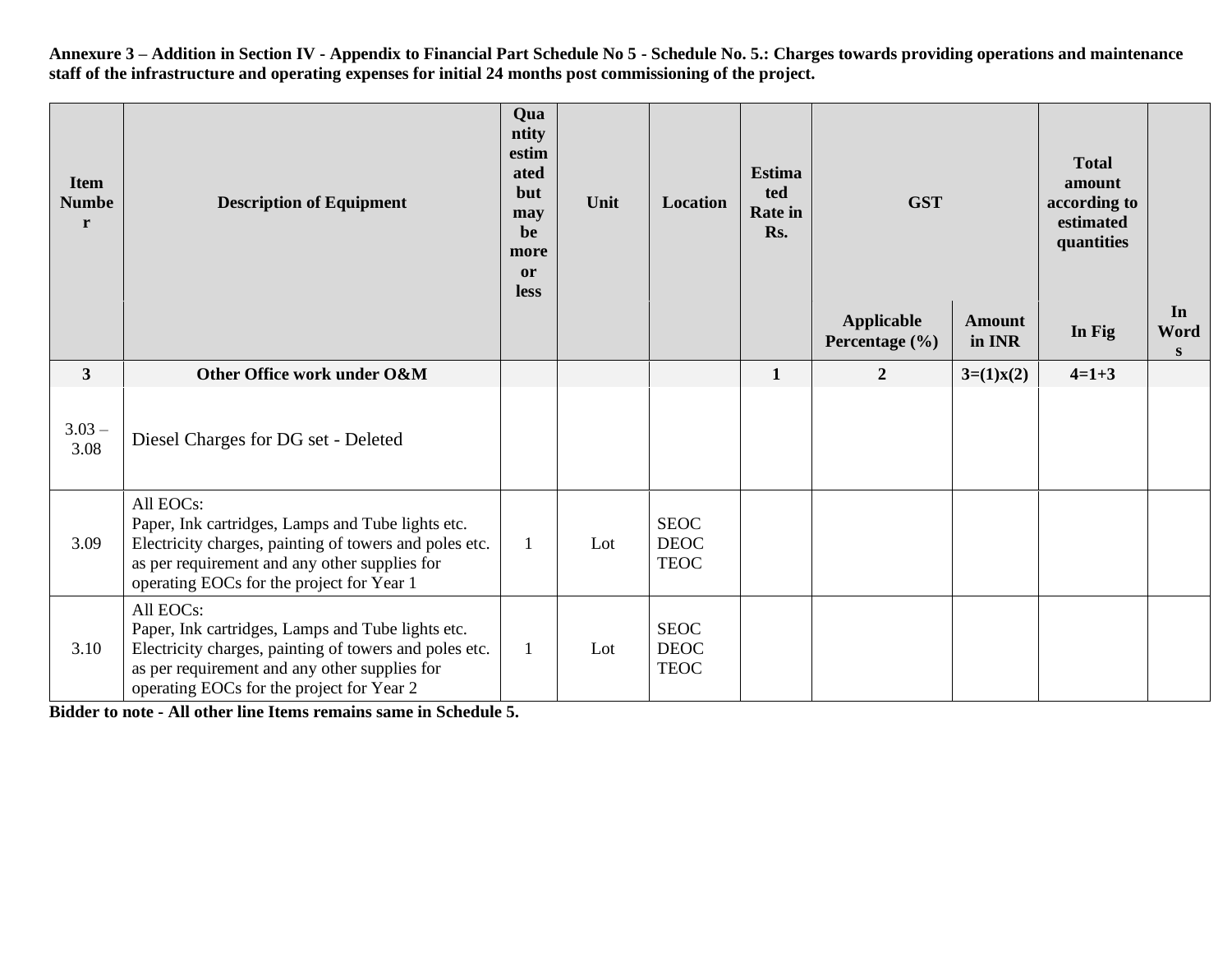**Annexure 3 – Addition in Section IV - Appendix to Financial Part Schedule No 5 - Schedule No. 5.: Charges towards providing operations and maintenance staff of the infrastructure and operating expenses for initial 24 months post commissioning of the project.**

| Item Number | Description of Equipment | Quantity estimated but may be more or less | Unit | Location | Estimated Rate in Rs. | GST | | Total amount according to estimated quantities | |
|---|---|---|---|---|---|---|---|---|---|
| | | | | | | Applicable Percentage (%) | Amount in INR | In Fig | In Words |
| **3** | **Other Office work under O&M** | | | | **1** | **2** | **3=(1)x(2)** | **4=1+3** | |
| 3.03 – 3.08 | Diesel Charges for DG set - Deleted | | | | | | | | |
| 3.09 | All EOCs:<br>Paper, Ink cartridges, Lamps and Tube lights etc. Electricity charges, painting of towers and poles etc. as per requirement and any other supplies for operating EOCs for the project for Year 1 | 1 | Lot | SEOC<br>DEOC<br>TEOC | | | | | |
| 3.10 | All EOCs:<br>Paper, Ink cartridges, Lamps and Tube lights etc. Electricity charges, painting of towers and poles etc. as per requirement and any other supplies for operating EOCs for the project for Year 2 | 1 | Lot | SEOC<br>DEOC<br>TEOC | | | | | |

**Bidder to note - All other line Items remains same in Schedule 5.**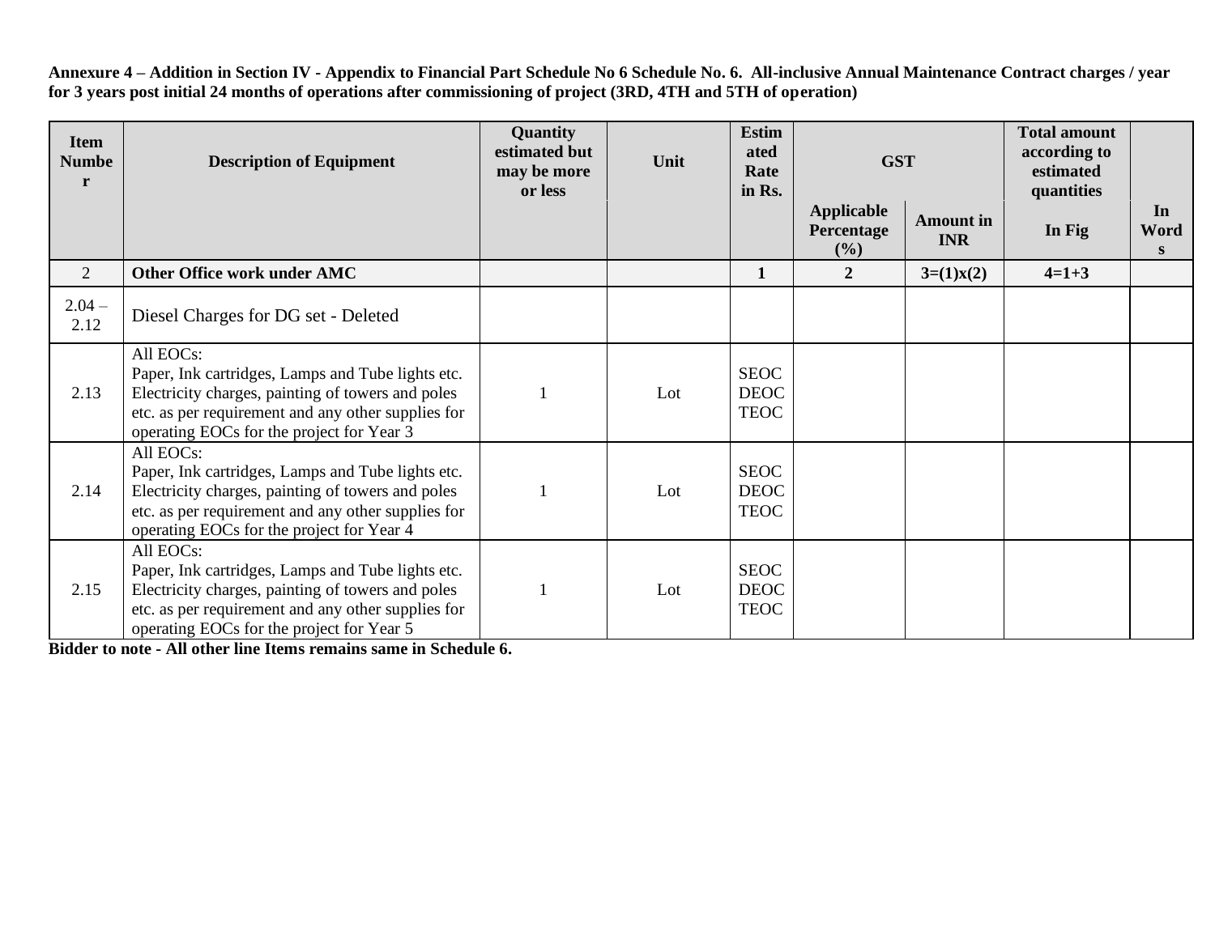**Annexure 4 – Addition in Section IV - Appendix to Financial Part Schedule No 6 Schedule No. 6. All-inclusive Annual Maintenance Contract charges / year for 3 years post initial 24 months of operations after commissioning of project (3RD, 4TH and 5TH of operation)**

| Item Number | Description of Equipment | Quantity estimated but may be more or less | Unit | Estimated Rate in Rs. | GST | | Total amount according to estimated quantities | |
|---|---|---|---|---|---|---|---|---|
| | | | | | Applicable Percentage (%) | Amount in INR | In Fig | In Words |
| 2 | **Other Office work under AMC** | | | **1** | **2** | **3=(1)x(2)** | **4=1+3** | |
| 2.04 – 2.12 | Diesel Charges for DG set - Deleted | | | | | | | |
| 2.13 | All EOCs:<br>Paper, Ink cartridges, Lamps and Tube lights etc. Electricity charges, painting of towers and poles etc. as per requirement and any other supplies for operating EOCs for the project for Year 3 | 1 | Lot | SEOC<br>DEOC<br>TEOC | | | | |
| 2.14 | All EOCs:<br>Paper, Ink cartridges, Lamps and Tube lights etc. Electricity charges, painting of towers and poles etc. as per requirement and any other supplies for operating EOCs for the project for Year 4 | 1 | Lot | SEOC<br>DEOC<br>TEOC | | | | |
| 2.15 | All EOCs:<br>Paper, Ink cartridges, Lamps and Tube lights etc. Electricity charges, painting of towers and poles etc. as per requirement and any other supplies for operating EOCs for the project for Year 5 | 1 | Lot | SEOC<br>DEOC<br>TEOC | | | | |

**Bidder to note - All other line Items remains same in Schedule 6.**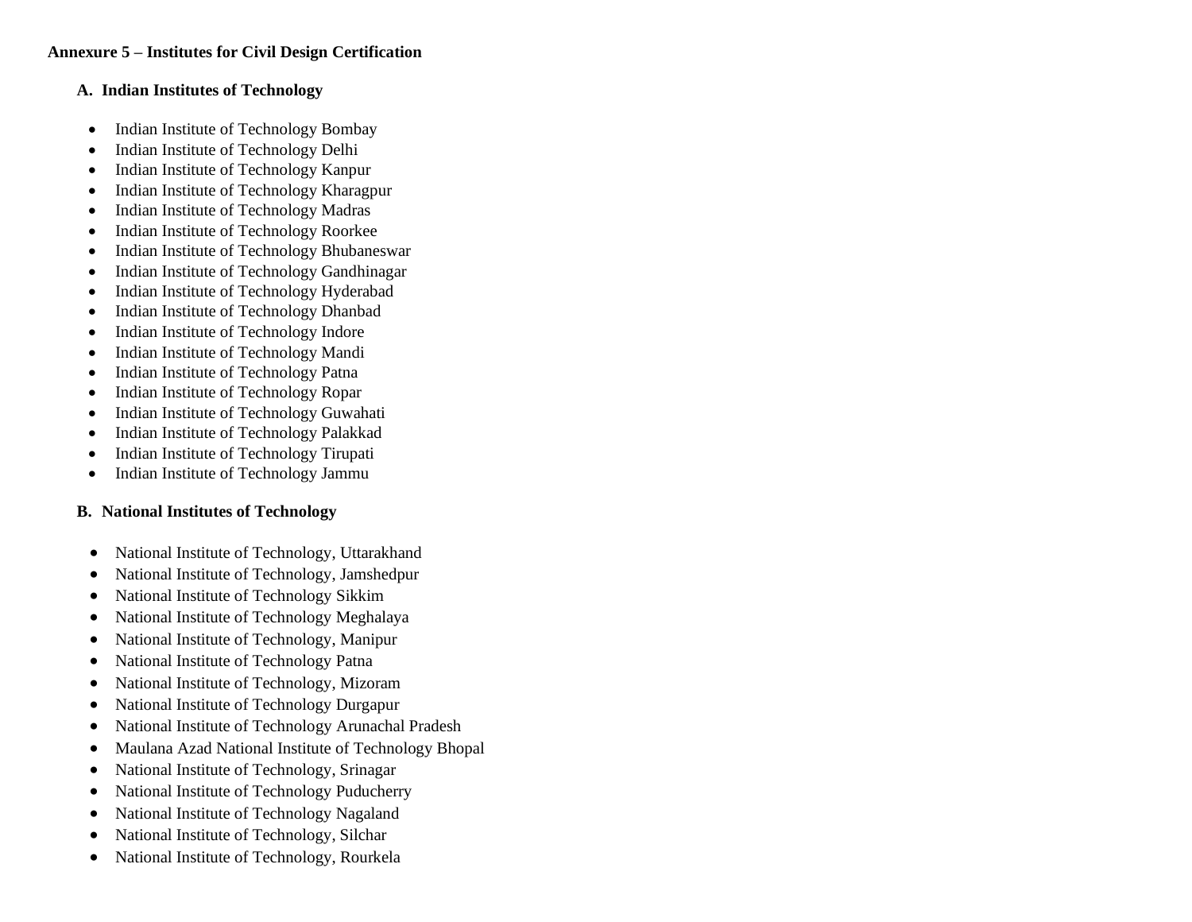**Annexure 5 – Institutes for Civil Design Certification**

**A. Indian Institutes of Technology**

- Indian Institute of Technology Bombay
- Indian Institute of Technology Delhi
- Indian Institute of Technology Kanpur
- Indian Institute of Technology Kharagpur
- Indian Institute of Technology Madras
- Indian Institute of Technology Roorkee
- Indian Institute of Technology Bhubaneswar
- Indian Institute of Technology Gandhinagar
- Indian Institute of Technology Hyderabad
- Indian Institute of Technology Dhanbad
- Indian Institute of Technology Indore
- Indian Institute of Technology Mandi
- Indian Institute of Technology Patna
- Indian Institute of Technology Ropar
- Indian Institute of Technology Guwahati
- Indian Institute of Technology Palakkad
- Indian Institute of Technology Tirupati
- Indian Institute of Technology Jammu

**B. National Institutes of Technology**

- National Institute of Technology, Uttarakhand
- National Institute of Technology, Jamshedpur
- National Institute of Technology Sikkim
- National Institute of Technology Meghalaya
- National Institute of Technology, Manipur
- National Institute of Technology Patna
- National Institute of Technology, Mizoram
- National Institute of Technology Durgapur
- National Institute of Technology Arunachal Pradesh
- Maulana Azad National Institute of Technology Bhopal
- National Institute of Technology, Srinagar
- National Institute of Technology Puducherry
- National Institute of Technology Nagaland
- National Institute of Technology, Silchar
- National Institute of Technology, Rourkela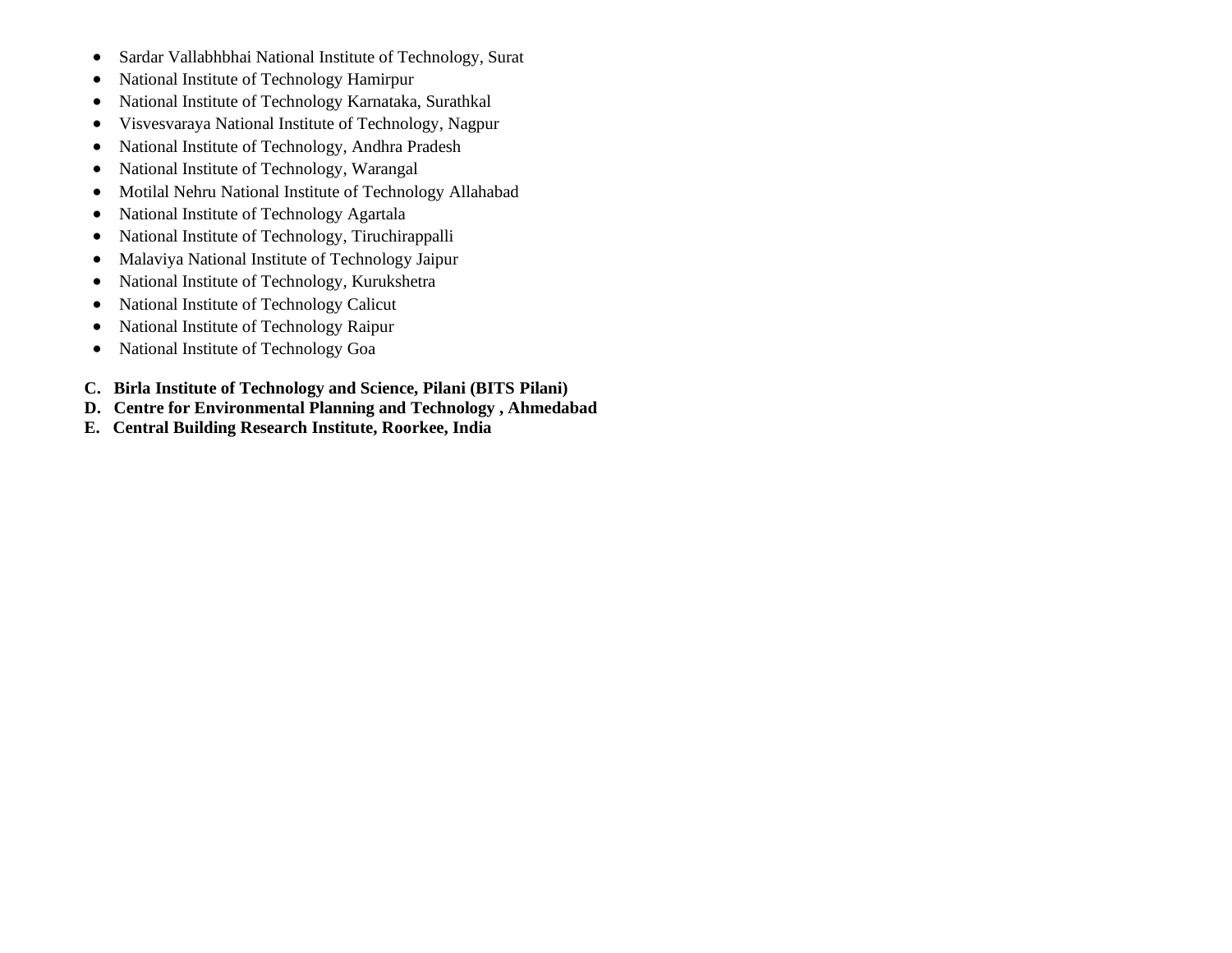- Sardar Vallabhbhai National Institute of Technology, Surat
- National Institute of Technology Hamirpur
- National Institute of Technology Karnataka, Surathkal
- Visvesvaraya National Institute of Technology, Nagpur
- National Institute of Technology, Andhra Pradesh
- National Institute of Technology, Warangal
- Motilal Nehru National Institute of Technology Allahabad
- National Institute of Technology Agartala
- National Institute of Technology, Tiruchirappalli
- Malaviya National Institute of Technology Jaipur
- National Institute of Technology, Kurukshetra
- National Institute of Technology Calicut
- National Institute of Technology Raipur
- National Institute of Technology Goa

**C. Birla Institute of Technology and Science, Pilani (BITS Pilani)**

**D. Centre for Environmental Planning and Technology , Ahmedabad**

**E. Central Building Research Institute, Roorkee, India**